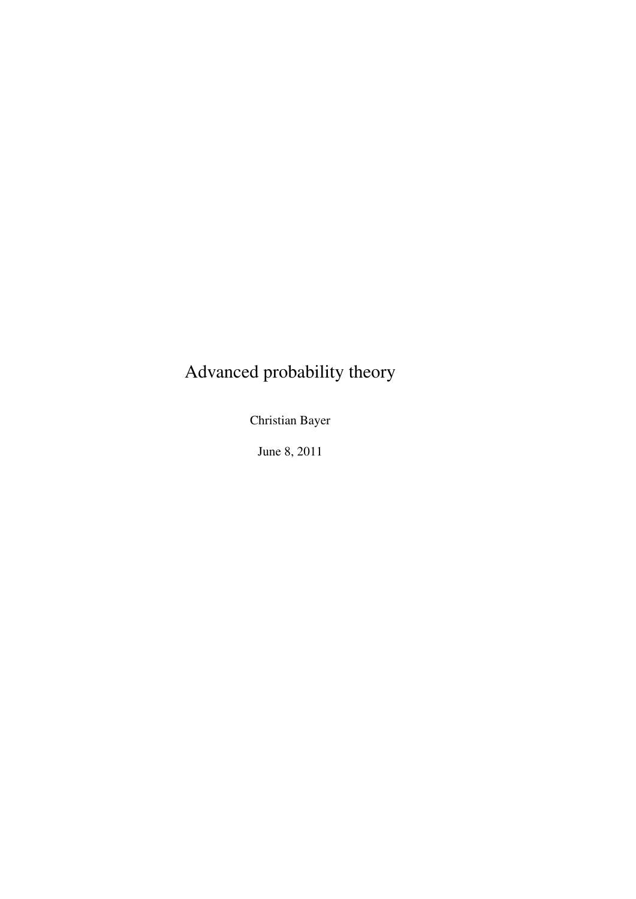# Advanced probability theory

Christian Bayer

June 8, 2011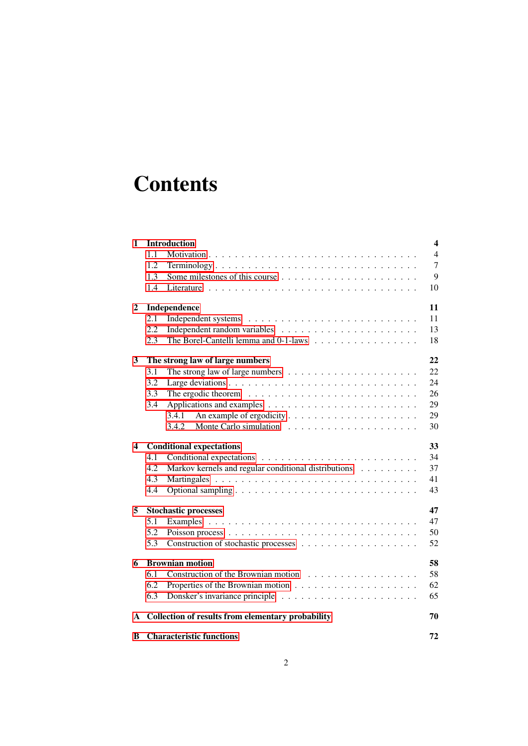# Contents

**1 Introduction** — **4**
- 1.1 Motivation — 4
- 1.2 Terminology — 7
- 1.3 Some milestones of this course — 9
- 1.4 Literature — 10

**2 Independence** — **11**
- 2.1 Independent systems — 11
- 2.2 Independent random variables — 13
- 2.3 The Borel-Cantelli lemma and 0-1-laws — 18

**3 The strong law of large numbers** — **22**
- 3.1 The strong law of large numbers — 22
- 3.2 Large deviations — 24
- 3.3 The ergodic theorem — 26
- 3.4 Applications and examples — 29
  - 3.4.1 An example of ergodicity — 29
  - 3.4.2 Monte Carlo simulation — 30

**4 Conditional expectations** — **33**
- 4.1 Conditional expectations — 34
- 4.2 Markov kernels and regular conditional distributions — 37
- 4.3 Martingales — 41
- 4.4 Optional sampling — 43

**5 Stochastic processes** — **47**
- 5.1 Examples — 47
- 5.2 Poisson process — 50
- 5.3 Construction of stochastic processes — 52

**6 Brownian motion** — **58**
- 6.1 Construction of the Brownian motion — 58
- 6.2 Properties of the Brownian motion — 62
- 6.3 Donsker's invariance principle — 65

**A Collection of results from elementary probability** — **70**

**B Characteristic functions** — **72**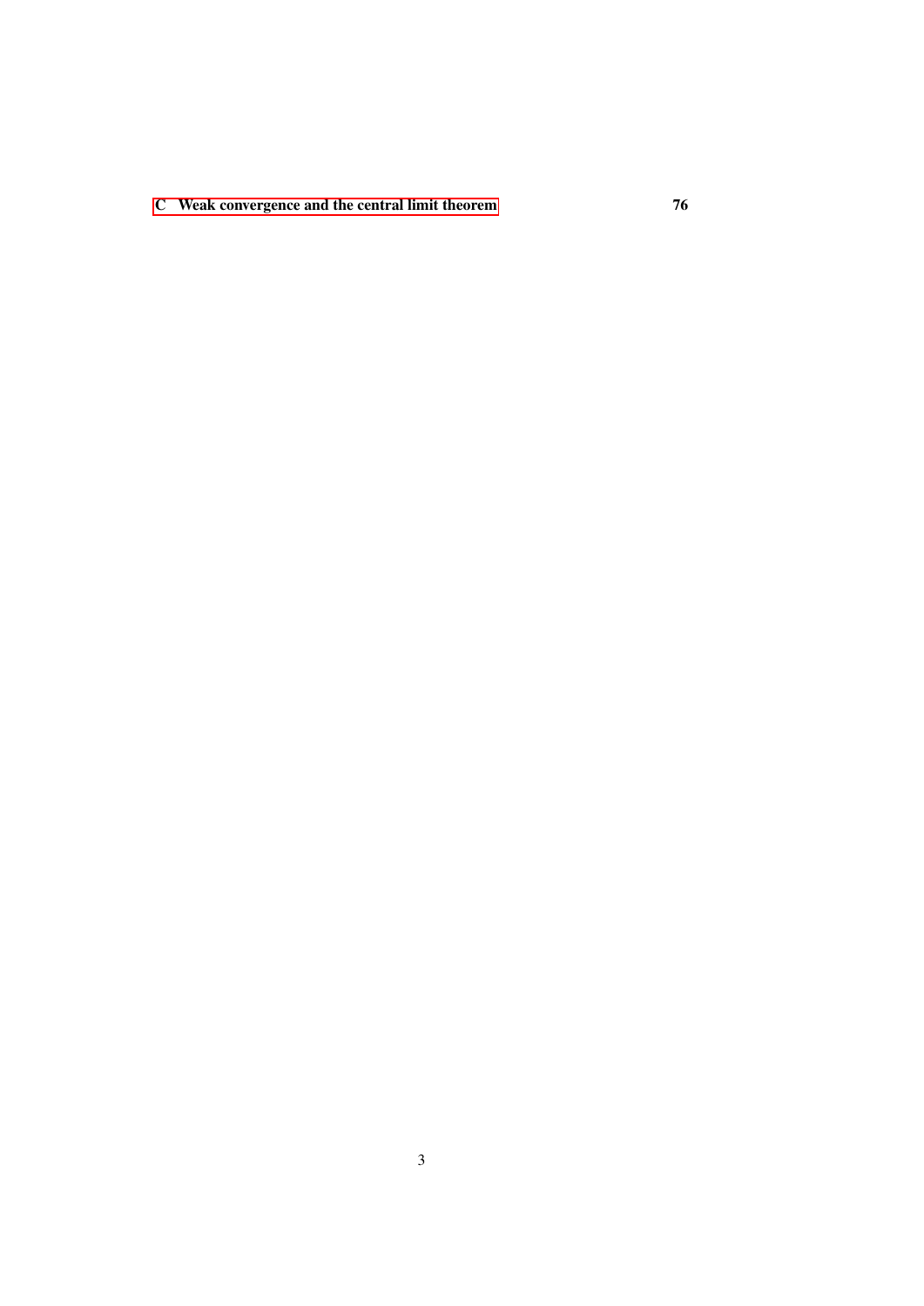**C Weak convergence and the central limit theorem** **76**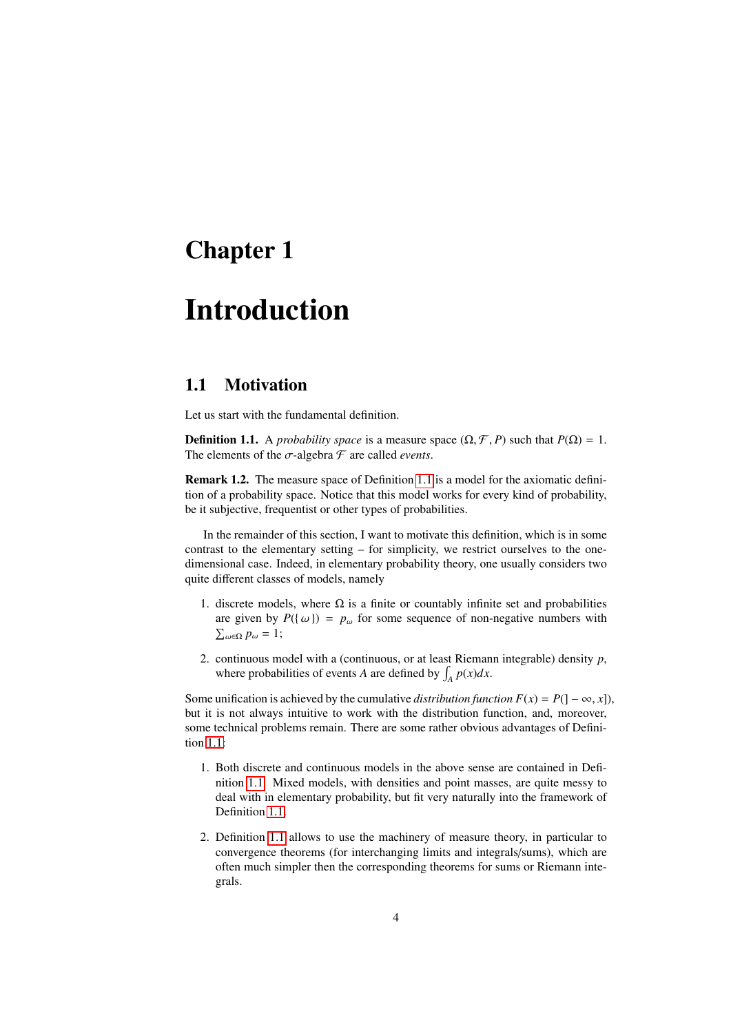# Chapter 1

# Introduction

## 1.1 Motivation

Let us start with the fundamental definition.

**Definition 1.1.** A *probability space* is a measure space $(\Omega, \mathcal{F}, P)$ such that $P(\Omega) = 1$. The elements of the $\sigma$-algebra $\mathcal{F}$ are called *events*.

**Remark 1.2.** The measure space of Definition 1.1 is a model for the axiomatic definition of a probability space. Notice that this model works for every kind of probability, be it subjective, frequentist or other types of probabilities.

In the remainder of this section, I want to motivate this definition, which is in some contrast to the elementary setting – for simplicity, we restrict ourselves to the one-dimensional case. Indeed, in elementary probability theory, one usually considers two quite different classes of models, namely

1. discrete models, where $\Omega$ is a finite or countably infinite set and probabilities are given by $P(\{\omega\}) = p_\omega$ for some sequence of non-negative numbers with $\sum_{\omega\in\Omega} p_\omega = 1$;

2. continuous model with a (continuous, or at least Riemann integrable) density $p$, where probabilities of events $A$ are defined by $\int_A p(x)dx$.

Some unification is achieved by the cumulative *distribution function* $F(x) = P(]-\infty, x])$, but it is not always intuitive to work with the distribution function, and, moreover, some technical problems remain. There are some rather obvious advantages of Definition 1.1:

1. Both discrete and continuous models in the above sense are contained in Definition 1.1. Mixed models, with densities and point masses, are quite messy to deal with in elementary probability, but fit very naturally into the framework of Definition 1.1.

2. Definition 1.1 allows to use the machinery of measure theory, in particular to convergence theorems (for interchanging limits and integrals/sums), which are often much simpler then the corresponding theorems for sums or Riemann integrals.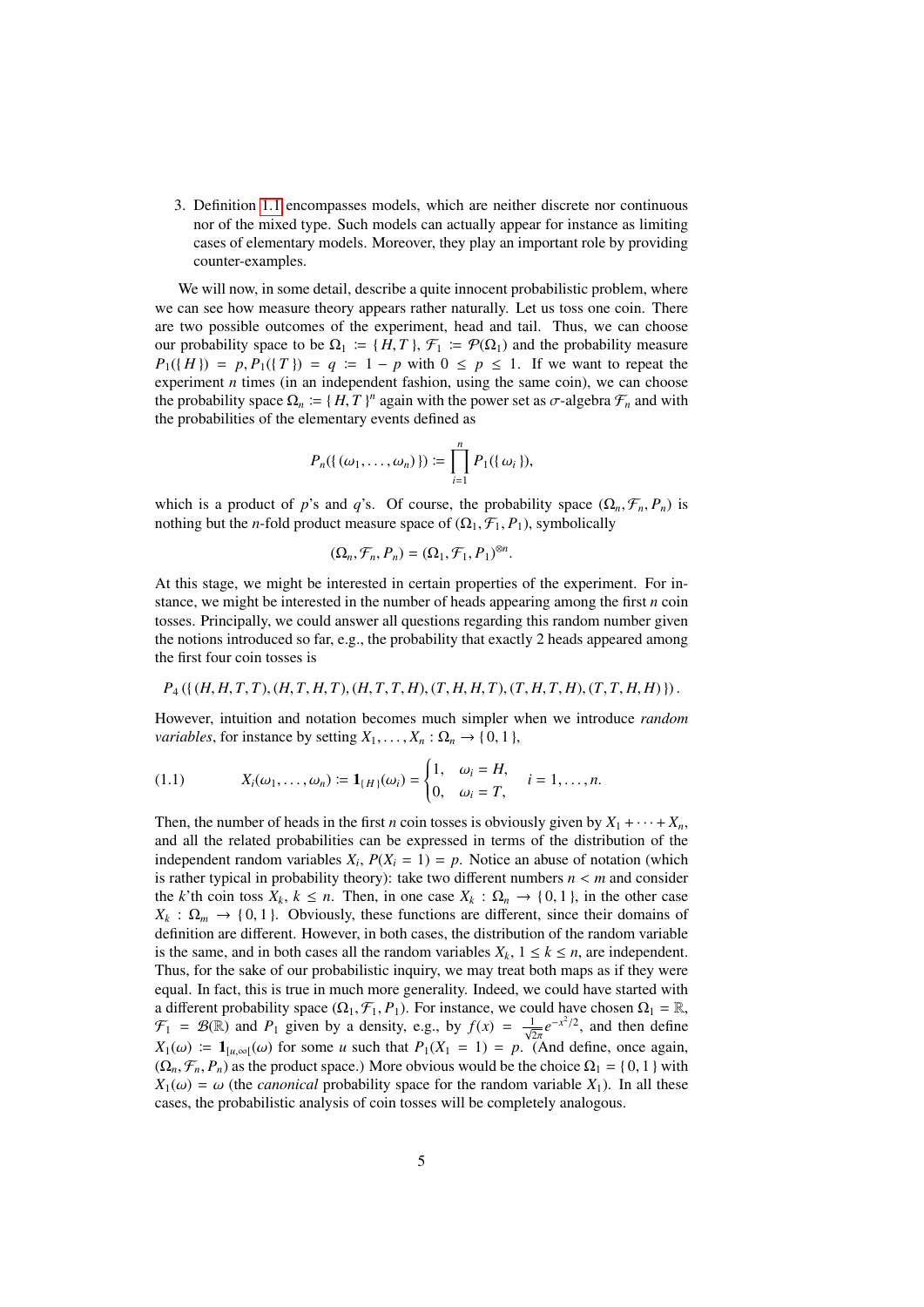3. Definition 1.1 encompasses models, which are neither discrete nor continuous nor of the mixed type. Such models can actually appear for instance as limiting cases of elementary models. Moreover, they play an important role by providing counter-examples.

We will now, in some detail, describe a quite innocent probabilistic problem, where we can see how measure theory appears rather naturally. Let us toss one coin. There are two possible outcomes of the experiment, head and tail. Thus, we can choose our probability space to be $\Omega_1 := \{H, T\}$, $\mathcal{F}_1 := \mathcal{P}(\Omega_1)$ and the probability measure $P_1(\{H\}) = p, P_1(\{T\}) = q := 1 - p$ with $0 \leq p \leq 1$. If we want to repeat the experiment $n$ times (in an independent fashion, using the same coin), we can choose the probability space $\Omega_n := \{H, T\}^n$ again with the power set as $\sigma$-algebra $\mathcal{F}_n$ and with the probabilities of the elementary events defined as

$$P_n(\{(\omega_1, \ldots, \omega_n)\}) := \prod_{i=1}^{n} P_1(\{\omega_i\}),$$

which is a product of $p$'s and $q$'s. Of course, the probability space $(\Omega_n, \mathcal{F}_n, P_n)$ is nothing but the $n$-fold product measure space of $(\Omega_1, \mathcal{F}_1, P_1)$, symbolically

$$(\Omega_n, \mathcal{F}_n, P_n) = (\Omega_1, \mathcal{F}_1, P_1)^{\otimes n}.$$

At this stage, we might be interested in certain properties of the experiment. For instance, we might be interested in the number of heads appearing among the first $n$ coin tosses. Principally, we could answer all questions regarding this random number given the notions introduced so far, e.g., the probability that exactly 2 heads appeared among the first four coin tosses is

$$P_4(\{(H, H, T, T), (H, T, H, T), (H, T, T, H), (T, H, H, T), (T, H, T, H), (T, T, H, H)\}).$$

However, intuition and notation becomes much simpler when we introduce *random variables*, for instance by setting $X_1, \ldots, X_n : \Omega_n \to \{0, 1\}$,

$$X_i(\omega_1, \ldots, \omega_n) := \mathbf{1}_{\{H\}}(\omega_i) = \begin{cases} 1, & \omega_i = H, \\ 0, & \omega_i = T, \end{cases} \quad i = 1, \ldots, n. \tag{1.1}$$

Then, the number of heads in the first $n$ coin tosses is obviously given by $X_1 + \cdots + X_n$, and all the related probabilities can be expressed in terms of the distribution of the independent random variables $X_i$, $P(X_i = 1) = p$. Notice an abuse of notation (which is rather typical in probability theory): take two different numbers $n < m$ and consider the $k$'th coin toss $X_k$, $k \leq n$. Then, in one case $X_k : \Omega_n \to \{0, 1\}$, in the other case $X_k : \Omega_m \to \{0, 1\}$. Obviously, these functions are different, since their domains of definition are different. However, in both cases, the distribution of the random variable is the same, and in both cases all the random variables $X_k$, $1 \leq k \leq n$, are independent. Thus, for the sake of our probabilistic inquiry, we may treat both maps as if they were equal. In fact, this is true in much more generality. Indeed, we could have started with a different probability space $(\Omega_1, \mathcal{F}_1, P_1)$. For instance, we could have chosen $\Omega_1 = \mathbb{R}$, $\mathcal{F}_1 = \mathcal{B}(\mathbb{R})$ and $P_1$ given by a density, e.g., by $f(x) = \frac{1}{\sqrt{2\pi}} e^{-x^2/2}$, and then define $X_1(\omega) := \mathbf{1}_{[u,\infty[}(\omega)$ for some $u$ such that $P_1(X_1 = 1) = p$. (And define, once again, $(\Omega_n, \mathcal{F}_n, P_n)$ as the product space.) More obvious would be the choice $\Omega_1 = \{0, 1\}$ with $X_1(\omega) = \omega$ (the *canonical* probability space for the random variable $X_1$). In all these cases, the probabilistic analysis of coin tosses will be completely analogous.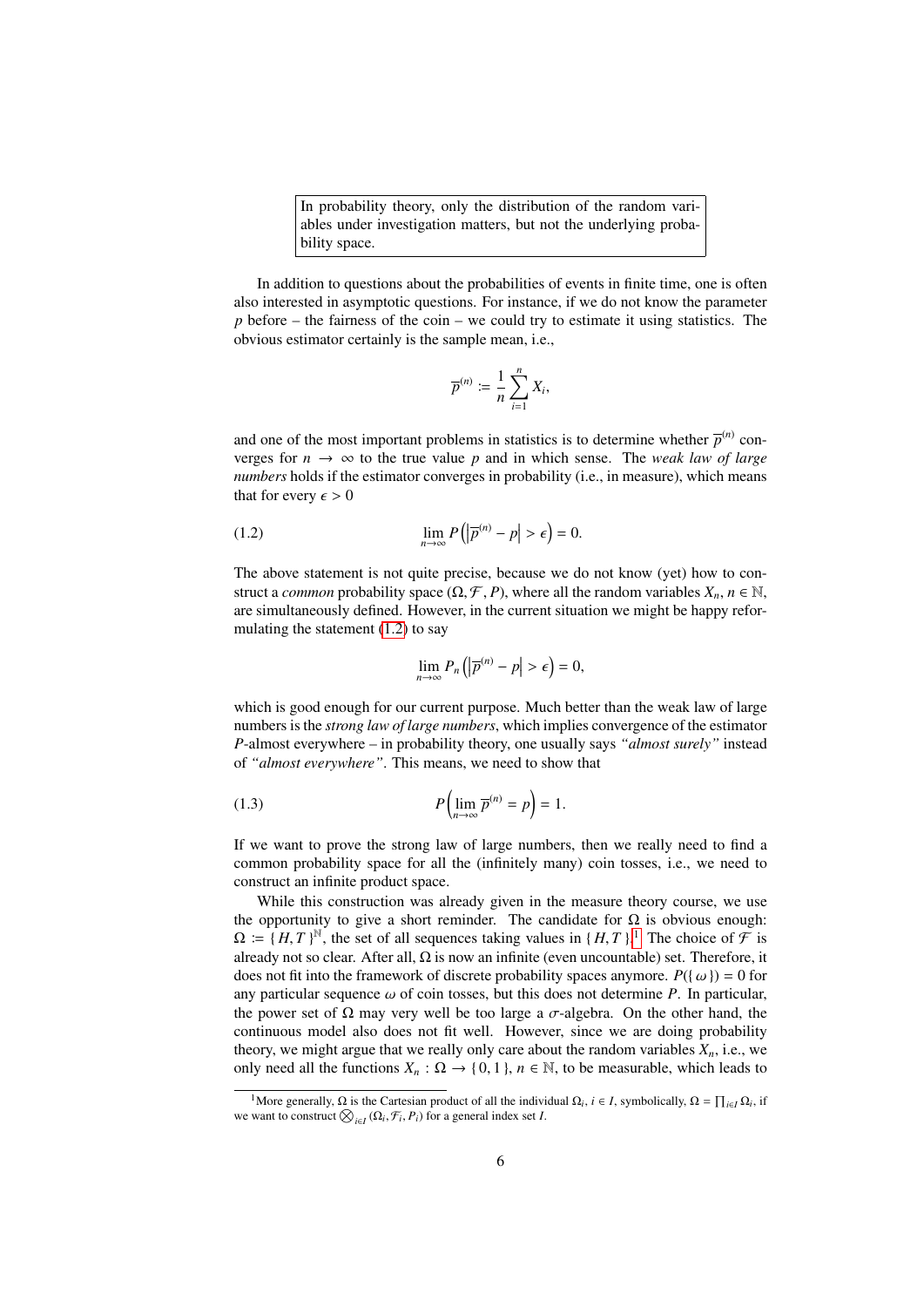> In probability theory, only the distribution of the random variables under investigation matters, but not the underlying probability space.

In addition to questions about the probabilities of events in finite time, one is often also interested in asymptotic questions. For instance, if we do not know the parameter $p$ before – the fairness of the coin – we could try to estimate it using statistics. The obvious estimator certainly is the sample mean, i.e.,

$$\overline{p}^{(n)} \coloneqq \frac{1}{n} \sum_{i=1}^{n} X_i,$$

and one of the most important problems in statistics is to determine whether $\overline{p}^{(n)}$ converges for $n \to \infty$ to the true value $p$ and in which sense. The *weak law of large numbers* holds if the estimator converges in probability (i.e., in measure), which means that for every $\epsilon > 0$

$$\lim_{n\to\infty} P\left(\left|\overline{p}^{(n)} - p\right| > \epsilon\right) = 0. \tag{1.2}$$

The above statement is not quite precise, because we do not know (yet) how to construct a *common* probability space $(\Omega, \mathcal{F}, P)$, where all the random variables $X_n$, $n \in \mathbb{N}$, are simultaneously defined. However, in the current situation we might be happy reformulating the statement (1.2) to say

$$\lim_{n\to\infty} P_n\left(\left|\overline{p}^{(n)} - p\right| > \epsilon\right) = 0,$$

which is good enough for our current purpose. Much better than the weak law of large numbers is the *strong law of large numbers*, which implies convergence of the estimator $P$-almost everywhere – in probability theory, one usually says *"almost surely"* instead of *"almost everywhere"*. This means, we need to show that

$$P\left(\lim_{n\to\infty} \overline{p}^{(n)} = p\right) = 1. \tag{1.3}$$

If we want to prove the strong law of large numbers, then we really need to find a common probability space for all the (infinitely many) coin tosses, i.e., we need to construct an infinite product space.

While this construction was already given in the measure theory course, we use the opportunity to give a short reminder. The candidate for $\Omega$ is obvious enough: $\Omega \coloneqq \{H, T\}^{\mathbb{N}}$, the set of all sequences taking values in $\{H, T\}$.[1] The choice of $\mathcal{F}$ is already not so clear. After all, $\Omega$ is now an infinite (even uncountable) set. Therefore, it does not fit into the framework of discrete probability spaces anymore. $P(\{\omega\}) = 0$ for any particular sequence $\omega$ of coin tosses, but this does not determine $P$. In particular, the power set of $\Omega$ may very well be too large a $\sigma$-algebra. On the other hand, the continuous model also does not fit well. However, since we are doing probability theory, we might argue that we really only care about the random variables $X_n$, i.e., we only need all the functions $X_n : \Omega \to \{0, 1\}$, $n \in \mathbb{N}$, to be measurable, which leads to

[1] More generally, $\Omega$ is the Cartesian product of all the individual $\Omega_i$, $i \in I$, symbolically, $\Omega = \prod_{i\in I} \Omega_i$, if we want to construct $\bigotimes_{i\in I} (\Omega_i, \mathcal{F}_i, P_i)$ for a general index set $I$.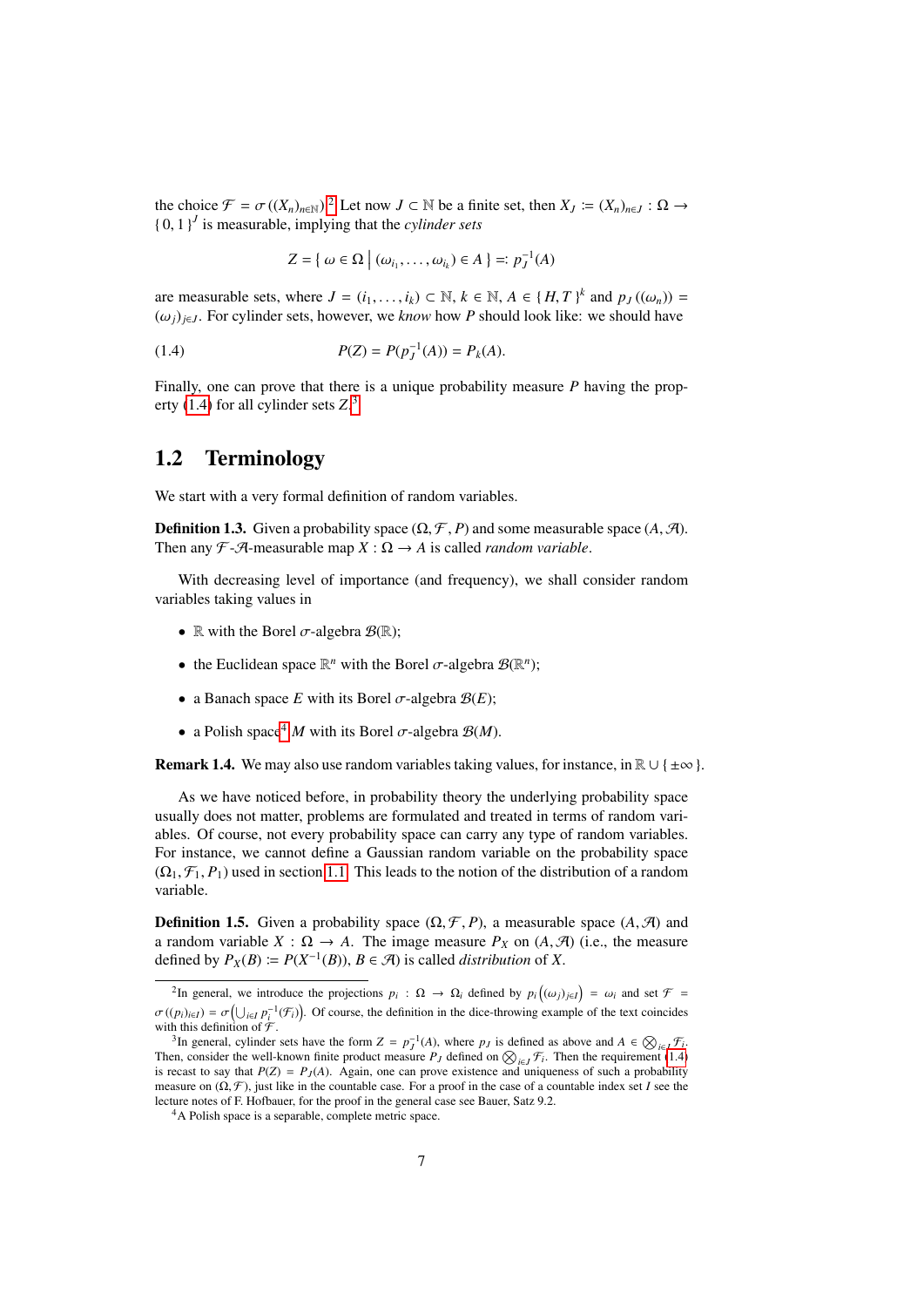the choice $\mathcal{F} = \sigma((X_n)_{n\in\mathbb{N}})$.[2] Let now $J \subset \mathbb{N}$ be a finite set, then $X_J := (X_n)_{n\in J} : \Omega \to \{0,1\}^J$ is measurable, implying that the *cylinder sets*

$$Z = \{\, \omega \in \Omega \,\big|\, (\omega_{i_1}, \dots, \omega_{i_k}) \in A \,\} =: p_J^{-1}(A)$$

are measurable sets, where $J = (i_1, \dots, i_k) \subset \mathbb{N}$, $k \in \mathbb{N}$, $A \in \{H, T\}^k$ and $p_J((\omega_n)) = (\omega_j)_{j\in J}$. For cylinder sets, however, we *know* how $P$ should look like: we should have

$$P(Z) = P(p_J^{-1}(A)) = P_k(A). \tag{1.4}$$

Finally, one can prove that there is a unique probability measure $P$ having the property (1.4) for all cylinder sets $Z$.[3]

## 1.2 Terminology

We start with a very formal definition of random variables.

**Definition 1.3.** Given a probability space $(\Omega, \mathcal{F}, P)$ and some measurable space $(A, \mathcal{A})$. Then any $\mathcal{F}$-$\mathcal{A}$-measurable map $X : \Omega \to A$ is called *random variable*.

With decreasing level of importance (and frequency), we shall consider random variables taking values in

- $\mathbb{R}$ with the Borel $\sigma$-algebra $\mathcal{B}(\mathbb{R})$;
- the Euclidean space $\mathbb{R}^n$ with the Borel $\sigma$-algebra $\mathcal{B}(\mathbb{R}^n)$;
- a Banach space $E$ with its Borel $\sigma$-algebra $\mathcal{B}(E)$;
- a Polish space[4] $M$ with its Borel $\sigma$-algebra $\mathcal{B}(M)$.

**Remark 1.4.** We may also use random variables taking values, for instance, in $\mathbb{R} \cup \{\pm\infty\}$.

As we have noticed before, in probability theory the underlying probability space usually does not matter, problems are formulated and treated in terms of random variables. Of course, not every probability space can carry any type of random variables. For instance, we cannot define a Gaussian random variable on the probability space $(\Omega_1, \mathcal{F}_1, P_1)$ used in section 1.1. This leads to the notion of the distribution of a random variable.

**Definition 1.5.** Given a probability space $(\Omega, \mathcal{F}, P)$, a measurable space $(A, \mathcal{A})$ and a random variable $X : \Omega \to A$. The image measure $P_X$ on $(A, \mathcal{A})$ (i.e., the measure defined by $P_X(B) := P(X^{-1}(B))$, $B \in \mathcal{A}$) is called *distribution* of $X$.

---

[2] In general, we introduce the projections $p_i : \Omega \to \Omega_i$ defined by $p_i\left((\omega_j)_{j\in I}\right) = \omega_i$ and set $\mathcal{F} = \sigma((p_i)_{i\in I}) = \sigma\left(\bigcup_{i\in I} p_i^{-1}(\mathcal{F}_i)\right)$. Of course, the definition in the dice-throwing example of the text coincides with this definition of $\mathcal{F}$.

[3] In general, cylinder sets have the form $Z = p_J^{-1}(A)$, where $p_J$ is defined as above and $A \in \bigotimes_{i\in J} \mathcal{F}_i$. Then, consider the well-known finite product measure $P_J$ defined on $\bigotimes_{i\in J} \mathcal{F}_i$. Then the requirement (1.4) is recast to say that $P(Z) = P_J(A)$. Again, one can prove existence and uniqueness of such a probability measure on $(\Omega, \mathcal{F})$, just like in the countable case. For a proof in the case of a countable index set $I$ see the lecture notes of F. Hofbauer, for the proof in the general case see Bauer, Satz 9.2.

[4] A Polish space is a separable, complete metric space.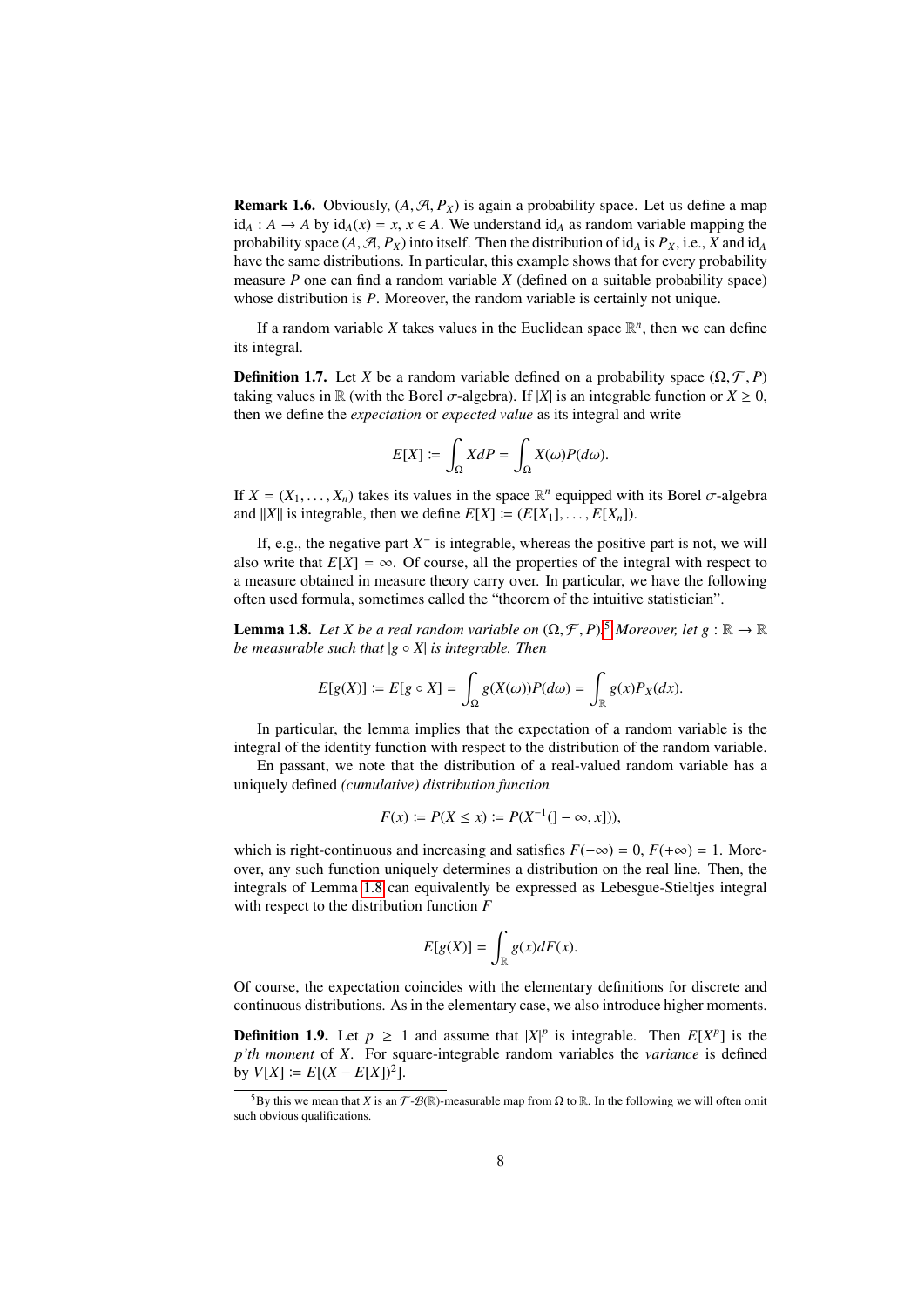**Remark 1.6.** Obviously, $(A, \mathcal{A}, P_X)$ is again a probability space. Let us define a map $\mathrm{id}_A : A \to A$ by $\mathrm{id}_A(x) = x$, $x \in A$. We understand $\mathrm{id}_A$ as random variable mapping the probability space $(A, \mathcal{A}, P_X)$ into itself. Then the distribution of $\mathrm{id}_A$ is $P_X$, i.e., $X$ and $\mathrm{id}_A$ have the same distributions. In particular, this example shows that for every probability measure $P$ one can find a random variable $X$ (defined on a suitable probability space) whose distribution is $P$. Moreover, the random variable is certainly not unique.

If a random variable $X$ takes values in the Euclidean space $\mathbb{R}^n$, then we can define its integral.

**Definition 1.7.** Let $X$ be a random variable defined on a probability space $(\Omega, \mathcal{F}, P)$ taking values in $\mathbb{R}$ (with the Borel $\sigma$-algebra). If $|X|$ is an integrable function or $X \geq 0$, then we define the *expectation* or *expected value* as its integral and write

$$E[X] := \int_\Omega X dP = \int_\Omega X(\omega) P(d\omega).$$

If $X = (X_1, \ldots, X_n)$ takes its values in the space $\mathbb{R}^n$ equipped with its Borel $\sigma$-algebra and $\|X\|$ is integrable, then we define $E[X] := (E[X_1], \ldots, E[X_n])$.

If, e.g., the negative part $X^-$ is integrable, whereas the positive part is not, we will also write that $E[X] = \infty$. Of course, all the properties of the integral with respect to a measure obtained in measure theory carry over. In particular, we have the following often used formula, sometimes called the "theorem of the intuitive statistician".

**Lemma 1.8.** *Let $X$ be a real random variable on $(\Omega, \mathcal{F}, P)$.*[5] *Moreover, let $g : \mathbb{R} \to \mathbb{R}$ be measurable such that $|g \circ X|$ is integrable. Then*

$$E[g(X)] := E[g \circ X] = \int_\Omega g(X(\omega)) P(d\omega) = \int_\mathbb{R} g(x) P_X(dx).$$

In particular, the lemma implies that the expectation of a random variable is the integral of the identity function with respect to the distribution of the random variable.

En passant, we note that the distribution of a real-valued random variable has a uniquely defined *(cumulative) distribution function*

$$F(x) := P(X \leq x) := P(X^{-1}(]-\infty, x])),$$

which is right-continuous and increasing and satisfies $F(-\infty) = 0$, $F(+\infty) = 1$. Moreover, any such function uniquely determines a distribution on the real line. Then, the integrals of Lemma 1.8 can equivalently be expressed as Lebesgue-Stieltjes integral with respect to the distribution function $F$

$$E[g(X)] = \int_\mathbb{R} g(x) dF(x).$$

Of course, the expectation coincides with the elementary definitions for discrete and continuous distributions. As in the elementary case, we also introduce higher moments.

**Definition 1.9.** Let $p \geq 1$ and assume that $|X|^p$ is integrable. Then $E[X^p]$ is the *p'th moment* of $X$. For square-integrable random variables the *variance* is defined by $V[X] := E[(X - E[X])^2]$.

---

[5] By this we mean that $X$ is an $\mathcal{F}$-$\mathcal{B}(\mathbb{R})$-measurable map from $\Omega$ to $\mathbb{R}$. In the following we will often omit such obvious qualifications.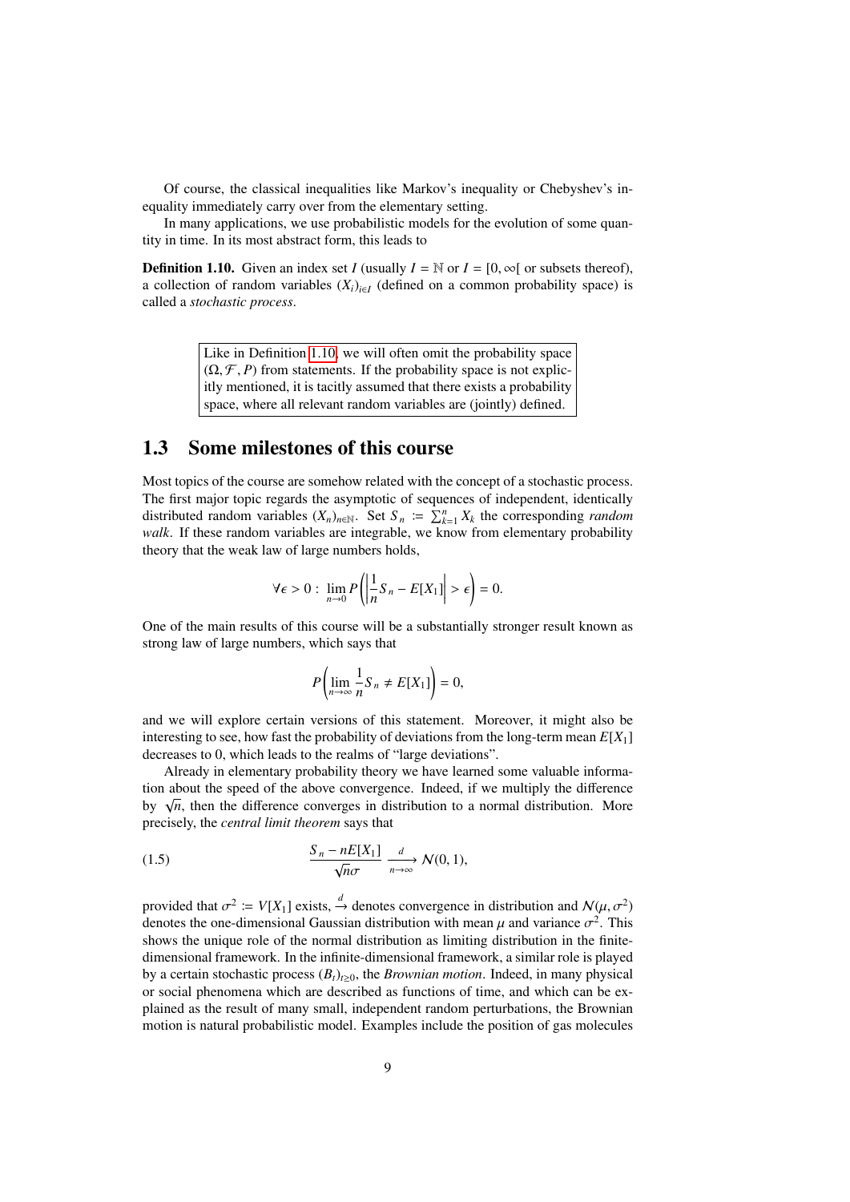Of course, the classical inequalities like Markov's inequality or Chebyshev's inequality immediately carry over from the elementary setting.

In many applications, we use probabilistic models for the evolution of some quantity in time. In its most abstract form, this leads to

**Definition 1.10.** Given an index set $I$ (usually $I = \mathbb{N}$ or $I = [0, \infty[$ or subsets thereof), a collection of random variables $(X_i)_{i \in I}$ (defined on a common probability space) is called a *stochastic process*.

> Like in Definition 1.10, we will often omit the probability space $(\Omega, \mathcal{F}, P)$ from statements. If the probability space is not explicitly mentioned, it is tacitly assumed that there exists a probability space, where all relevant random variables are (jointly) defined.

## 1.3 Some milestones of this course

Most topics of the course are somehow related with the concept of a stochastic process. The first major topic regards the asymptotic of sequences of independent, identically distributed random variables $(X_n)_{n \in \mathbb{N}}$. Set $S_n := \sum_{k=1}^n X_k$ the corresponding *random walk*. If these random variables are integrable, we know from elementary probability theory that the weak law of large numbers holds,

$$\forall \epsilon > 0 : \lim_{n \to 0} P\left( \left| \frac{1}{n} S_n - E[X_1] \right| > \epsilon \right) = 0.$$

One of the main results of this course will be a substantially stronger result known as strong law of large numbers, which says that

$$P\left( \lim_{n \to \infty} \frac{1}{n} S_n \neq E[X_1] \right) = 0,$$

and we will explore certain versions of this statement. Moreover, it might also be interesting to see, how fast the probability of deviations from the long-term mean $E[X_1]$ decreases to 0, which leads to the realms of "large deviations".

Already in elementary probability theory we have learned some valuable information about the speed of the above convergence. Indeed, if we multiply the difference by $\sqrt{n}$, then the difference converges in distribution to a normal distribution. More precisely, the *central limit theorem* says that

$$\frac{S_n - nE[X_1]}{\sqrt{n}\sigma} \xrightarrow[n \to \infty]{d} \mathcal{N}(0, 1), \tag{1.5}$$

provided that $\sigma^2 := V[X_1]$ exists, $\xrightarrow{d}$ denotes convergence in distribution and $\mathcal{N}(\mu, \sigma^2)$ denotes the one-dimensional Gaussian distribution with mean $\mu$ and variance $\sigma^2$. This shows the unique role of the normal distribution as limiting distribution in the finite-dimensional framework. In the infinite-dimensional framework, a similar role is played by a certain stochastic process $(B_t)_{t \geq 0}$, the *Brownian motion*. Indeed, in many physical or social phenomena which are described as functions of time, and which can be explained as the result of many small, independent random perturbations, the Brownian motion is natural probabilistic model. Examples include the position of gas molecules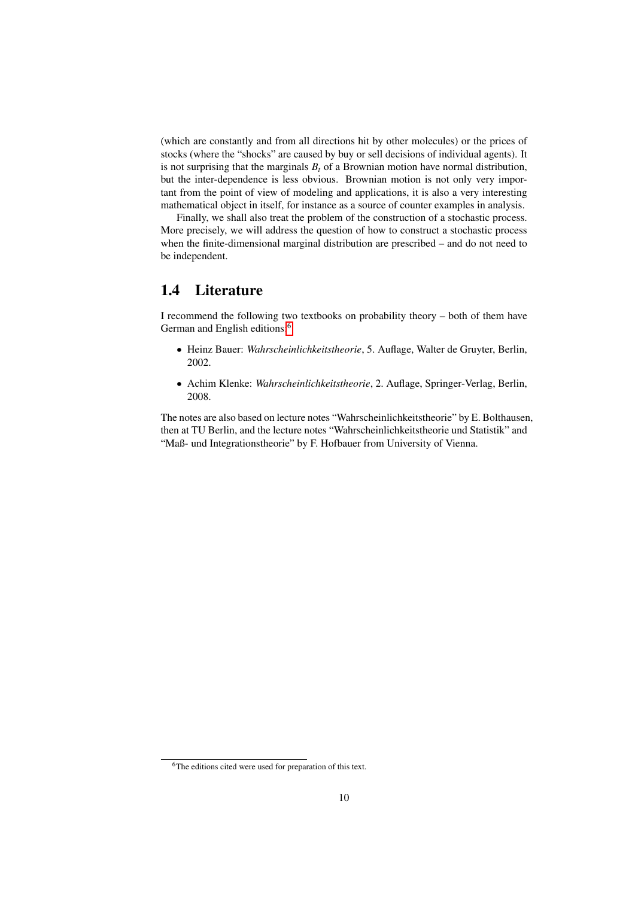(which are constantly and from all directions hit by other molecules) or the prices of stocks (where the "shocks" are caused by buy or sell decisions of individual agents). It is not surprising that the marginals $B_t$ of a Brownian motion have normal distribution, but the inter-dependence is less obvious. Brownian motion is not only very important from the point of view of modeling and applications, it is also a very interesting mathematical object in itself, for instance as a source of counter examples in analysis.

Finally, we shall also treat the problem of the construction of a stochastic process. More precisely, we will address the question of how to construct a stochastic process when the finite-dimensional marginal distribution are prescribed – and do not need to be independent.

## 1.4 Literature

I recommend the following two textbooks on probability theory – both of them have German and English editions:[6]

- Heinz Bauer: *Wahrscheinlichkeitstheorie*, 5. Auflage, Walter de Gruyter, Berlin, 2002.
- Achim Klenke: *Wahrscheinlichkeitstheorie*, 2. Auflage, Springer-Verlag, Berlin, 2008.

The notes are also based on lecture notes "Wahrscheinlichkeitstheorie" by E. Bolthausen, then at TU Berlin, and the lecture notes "Wahrscheinlichkeitstheorie und Statistik" and "Maß- und Integrationstheorie" by F. Hofbauer from University of Vienna.

[6] The editions cited were used for preparation of this text.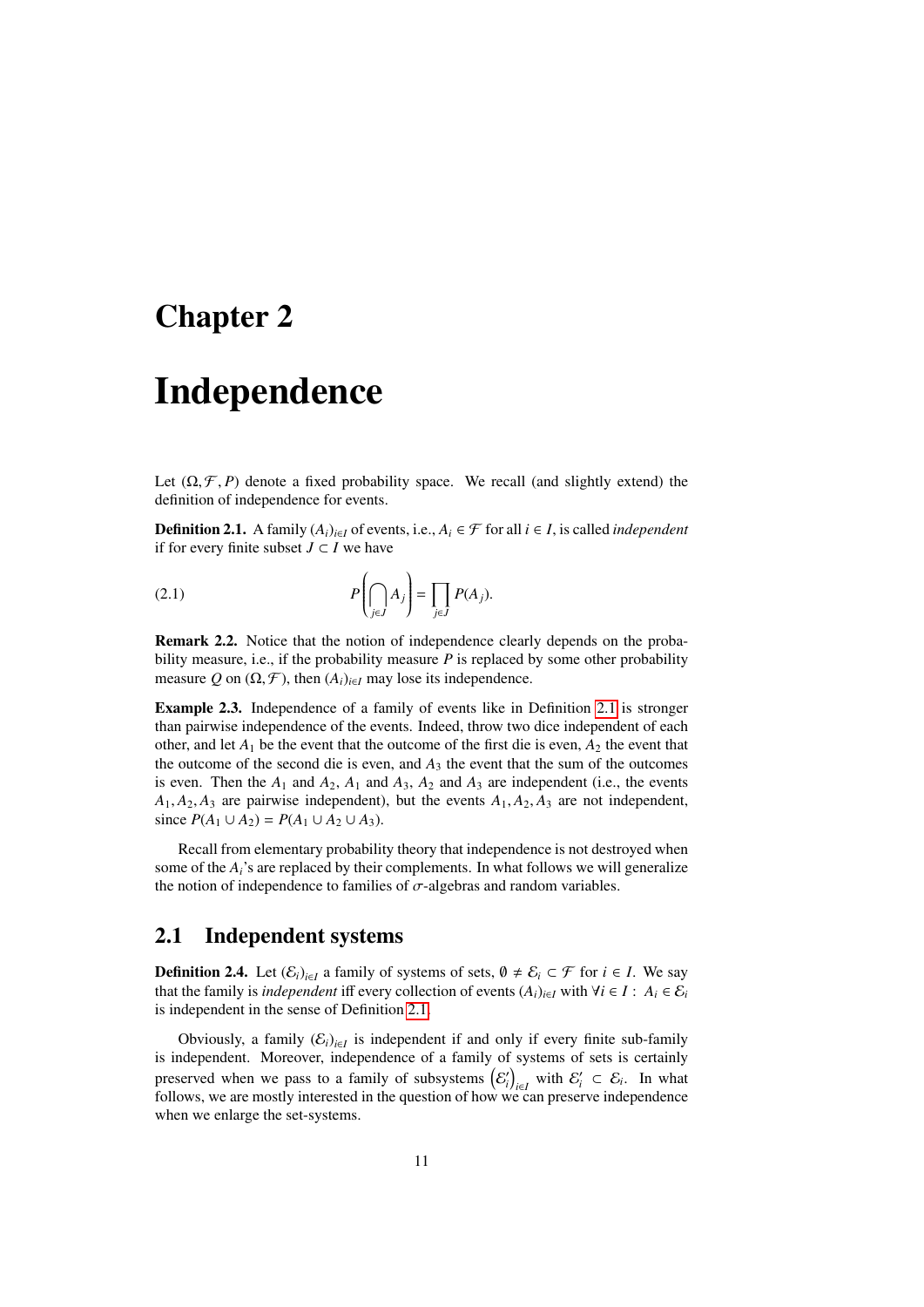# Chapter 2

# Independence

Let $(\Omega, \mathcal{F}, P)$ denote a fixed probability space. We recall (and slightly extend) the definition of independence for events.

**Definition 2.1.** A family $(A_i)_{i\in I}$ of events, i.e., $A_i \in \mathcal{F}$ for all $i \in I$, is called *independent* if for every finite subset $J \subset I$ we have

$$P\left(\bigcap_{j\in J} A_j\right) = \prod_{j\in J} P(A_j). \tag{2.1}$$

**Remark 2.2.** Notice that the notion of independence clearly depends on the probability measure, i.e., if the probability measure $P$ is replaced by some other probability measure $Q$ on $(\Omega, \mathcal{F})$, then $(A_i)_{i\in I}$ may lose its independence.

**Example 2.3.** Independence of a family of events like in Definition 2.1 is stronger than pairwise independence of the events. Indeed, throw two dice independent of each other, and let $A_1$ be the event that the outcome of the first die is even, $A_2$ the event that the outcome of the second die is even, and $A_3$ the event that the sum of the outcomes is even. Then the $A_1$ and $A_2$, $A_1$ and $A_3$, $A_2$ and $A_3$ are independent (i.e., the events $A_1, A_2, A_3$ are pairwise independent), but the events $A_1, A_2, A_3$ are not independent, since $P(A_1 \cup A_2) = P(A_1 \cup A_2 \cup A_3)$.

Recall from elementary probability theory that independence is not destroyed when some of the $A_i$'s are replaced by their complements. In what follows we will generalize the notion of independence to families of $\sigma$-algebras and random variables.

## 2.1 Independent systems

**Definition 2.4.** Let $(\mathcal{E}_i)_{i\in I}$ a family of systems of sets, $\emptyset \neq \mathcal{E}_i \subset \mathcal{F}$ for $i \in I$. We say that the family is *independent* iff every collection of events $(A_i)_{i\in I}$ with $\forall i \in I : \ A_i \in \mathcal{E}_i$ is independent in the sense of Definition 2.1.

Obviously, a family $(\mathcal{E}_i)_{i\in I}$ is independent if and only if every finite sub-family is independent. Moreover, independence of a family of systems of sets is certainly preserved when we pass to a family of subsystems $\left(\mathcal{E}_i'\right)_{i\in I}$ with $\mathcal{E}_i' \subset \mathcal{E}_i$. In what follows, we are mostly interested in the question of how we can preserve independence when we enlarge the set-systems.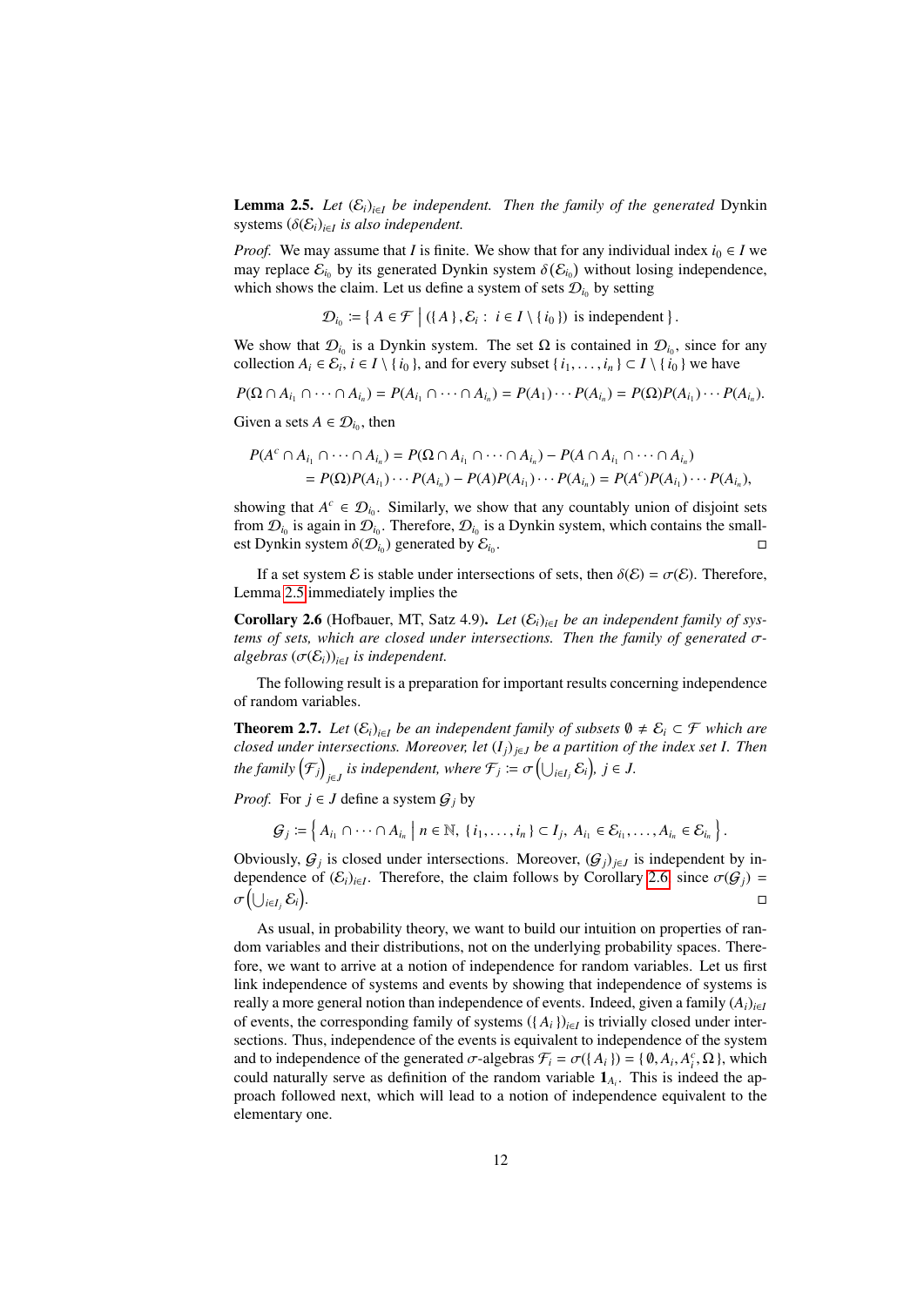**Lemma 2.5.** *Let $(\mathcal{E}_i)_{i\in I}$ be independent. Then the family of the generated* Dynkin systems $(\delta(\mathcal{E}_i))_{i\in I}$ *is also independent.*

*Proof.* We may assume that $I$ is finite. We show that for any individual index $i_0 \in I$ we may replace $\mathcal{E}_{i_0}$ by its generated Dynkin system $\delta(\mathcal{E}_{i_0})$ without losing independence, which shows the claim. Let us define a system of sets $\mathcal{D}_{i_0}$ by setting

$$\mathcal{D}_{i_0} := \left\{ A \in \mathcal{F} \;\middle|\; (\{A\}, \mathcal{E}_i : \; i \in I \setminus \{i_0\}) \text{ is independent} \right\}.$$

We show that $\mathcal{D}_{i_0}$ is a Dynkin system. The set $\Omega$ is contained in $\mathcal{D}_{i_0}$, since for any collection $A_i \in \mathcal{E}_i$, $i \in I \setminus \{i_0\}$, and for every subset $\{i_1, \ldots, i_n\} \subset I \setminus \{i_0\}$ we have

$$P(\Omega \cap A_{i_1} \cap \cdots \cap A_{i_n}) = P(A_{i_1} \cap \cdots \cap A_{i_n}) = P(A_1) \cdots P(A_{i_n}) = P(\Omega) P(A_{i_1}) \cdots P(A_{i_n}).$$

Given a sets $A \in \mathcal{D}_{i_0}$, then

$$\begin{aligned} P(A^c \cap A_{i_1} \cap \cdots \cap A_{i_n}) &= P(\Omega \cap A_{i_1} \cap \cdots \cap A_{i_n}) - P(A \cap A_{i_1} \cap \cdots \cap A_{i_n}) \\ &= P(\Omega)P(A_{i_1}) \cdots P(A_{i_n}) - P(A)P(A_{i_1}) \cdots P(A_{i_n}) = P(A^c)P(A_{i_1}) \cdots P(A_{i_n}), \end{aligned}$$

showing that $A^c \in \mathcal{D}_{i_0}$. Similarly, we show that any countably union of disjoint sets from $\mathcal{D}_{i_0}$ is again in $\mathcal{D}_{i_0}$. Therefore, $\mathcal{D}_{i_0}$ is a Dynkin system, which contains the smallest Dynkin system $\delta(\mathcal{D}_{i_0})$ generated by $\mathcal{E}_{i_0}$. $\square$

If a set system $\mathcal{E}$ is stable under intersections of sets, then $\delta(\mathcal{E}) = \sigma(\mathcal{E})$. Therefore, Lemma 2.5 immediately implies the

**Corollary 2.6** (Hofbauer, MT, Satz 4.9)**.** *Let $(\mathcal{E}_i)_{i\in I}$ be an independent family of systems of sets, which are closed under intersections. Then the family of generated $\sigma$-algebras $(\sigma(\mathcal{E}_i))_{i\in I}$ is independent.*

The following result is a preparation for important results concerning independence of random variables.

**Theorem 2.7.** *Let $(\mathcal{E}_i)_{i\in I}$ be an independent family of subsets $\emptyset \neq \mathcal{E}_i \subset \mathcal{F}$ which are closed under intersections. Moreover, let $(I_j)_{j\in J}$ be a partition of the index set $I$. Then the family $\left(\mathcal{F}_j\right)_{j\in J}$ is independent, where $\mathcal{F}_j := \sigma\left(\bigcup_{i\in I_j} \mathcal{E}_i\right)$, $j \in J$.*

*Proof.* For $j \in J$ define a system $\mathcal{G}_j$ by

$$\mathcal{G}_j := \left\{ A_{i_1} \cap \cdots \cap A_{i_n} \;\middle|\; n \in \mathbb{N},\ \{i_1, \ldots, i_n\} \subset I_j,\ A_{i_1} \in \mathcal{E}_{i_1}, \ldots, A_{i_n} \in \mathcal{E}_{i_n} \right\}.$$

Obviously, $\mathcal{G}_j$ is closed under intersections. Moreover, $(\mathcal{G}_j)_{j\in J}$ is independent by independence of $(\mathcal{E}_i)_{i\in I}$. Therefore, the claim follows by Corollary 2.6 since $\sigma(\mathcal{G}_j) = \sigma\left(\bigcup_{i\in I_j} \mathcal{E}_i\right)$. $\square$

As usual, in probability theory, we want to build our intuition on properties of random variables and their distributions, not on the underlying probability spaces. Therefore, we want to arrive at a notion of independence for random variables. Let us first link independence of systems and events by showing that independence of systems is really a more general notion than independence of events. Indeed, given a family $(A_i)_{i\in I}$ of events, the corresponding family of systems $(\{A_i\})_{i\in I}$ is trivially closed under intersections. Thus, independence of the events is equivalent to independence of the system and to independence of the generated $\sigma$-algebras $\mathcal{F}_i = \sigma(\{A_i\}) = \{\emptyset, A_i, A_i^c, \Omega\}$, which could naturally serve as definition of the random variable $\mathbf{1}_{A_i}$. This is indeed the approach followed next, which will lead to a notion of independence equivalent to the elementary one.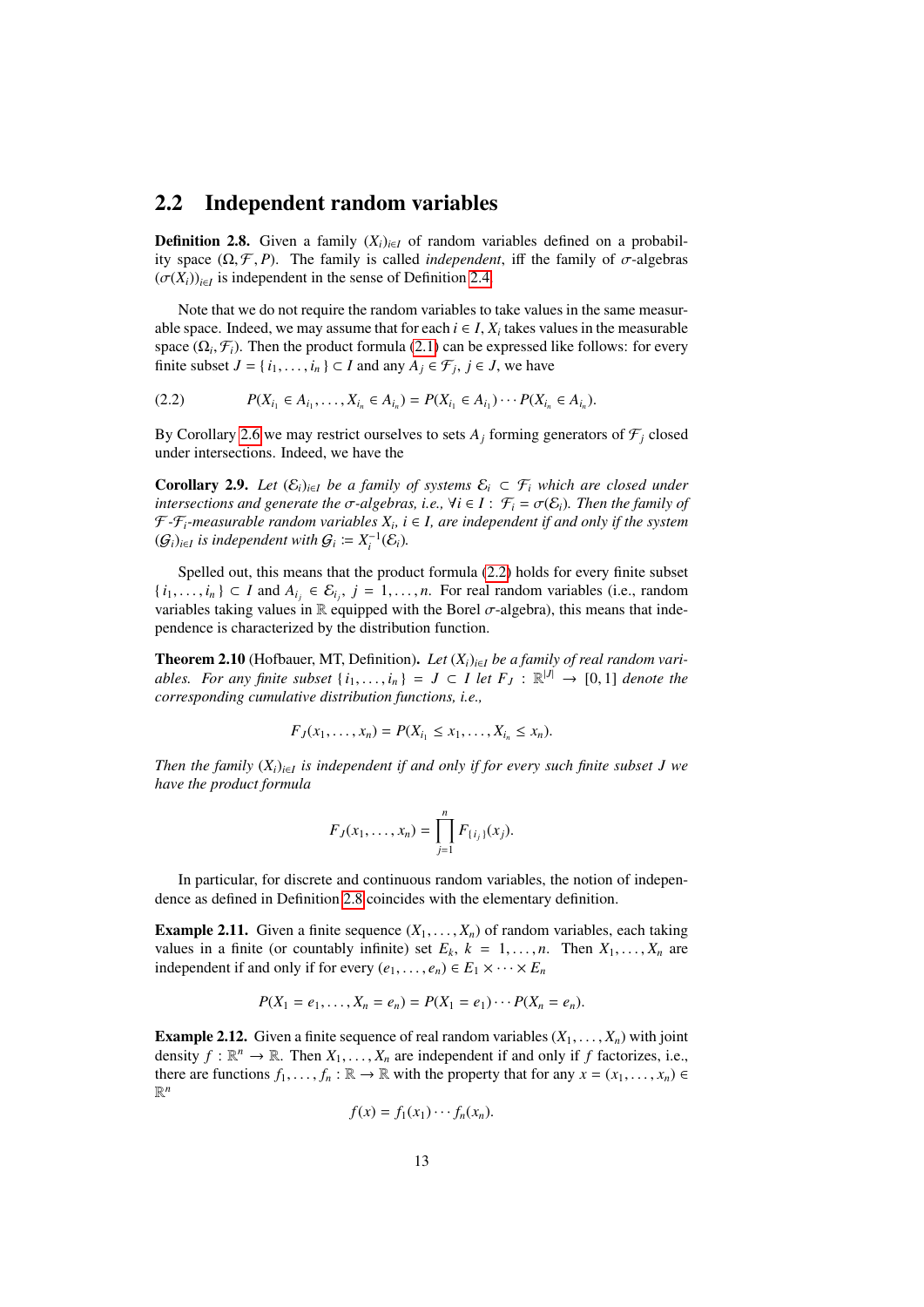## 2.2 Independent random variables

**Definition 2.8.** Given a family $(X_i)_{i\in I}$ of random variables defined on a probability space $(\Omega, \mathcal{F}, P)$. The family is called *independent*, iff the family of $\sigma$-algebras $(\sigma(X_i))_{i\in I}$ is independent in the sense of Definition 2.4.

Note that we do not require the random variables to take values in the same measurable space. Indeed, we may assume that for each $i \in I$, $X_i$ takes values in the measurable space $(\Omega_i, \mathcal{F}_i)$. Then the product formula (2.1) can be expressed like follows: for every finite subset $J = \{ i_1, \dots, i_n \} \subset I$ and any $A_j \in \mathcal{F}_j$, $j \in J$, we have

$$P(X_{i_1} \in A_{i_1}, \dots, X_{i_n} \in A_{i_n}) = P(X_{i_1} \in A_{i_1}) \cdots P(X_{i_n} \in A_{i_n}). \tag{2.2}$$

By Corollary 2.6 we may restrict ourselves to sets $A_j$ forming generators of $\mathcal{F}_j$ closed under intersections. Indeed, we have the

**Corollary 2.9.** *Let $(\mathcal{E}_i)_{i\in I}$ be a family of systems $\mathcal{E}_i \subset \mathcal{F}_i$ which are closed under intersections and generate the $\sigma$-algebras, i.e., $\forall i \in I : \mathcal{F}_i = \sigma(\mathcal{E}_i)$. Then the family of $\mathcal{F}$-$\mathcal{F}_i$-measurable random variables $X_i$, $i \in I$, are independent if and only if the system $(\mathcal{G}_i)_{i\in I}$ is independent with $\mathcal{G}_i \coloneqq X_i^{-1}(\mathcal{E}_i)$.*

Spelled out, this means that the product formula (2.2) holds for every finite subset $\{ i_1, \dots, i_n \} \subset I$ and $A_{i_j} \in \mathcal{E}_{i_j}$, $j = 1, \dots, n$. For real random variables (i.e., random variables taking values in $\mathbb{R}$ equipped with the Borel $\sigma$-algebra), this means that independence is characterized by the distribution function.

**Theorem 2.10** (Hofbauer, MT, Definition)**.** *Let $(X_i)_{i\in I}$ be a family of real random variables. For any finite subset $\{ i_1, \dots, i_n \} = J \subset I$ let $F_J : \mathbb{R}^{|J|} \to [0, 1]$ denote the corresponding cumulative distribution functions, i.e.,*

$$F_J(x_1, \dots, x_n) = P(X_{i_1} \le x_1, \dots, X_{i_n} \le x_n).$$

*Then the family $(X_i)_{i\in I}$ is independent if and only if for every such finite subset $J$ we have the product formula*

$$F_J(x_1, \dots, x_n) = \prod_{j=1}^{n} F_{\{ i_j \}}(x_j).$$

In particular, for discrete and continuous random variables, the notion of independence as defined in Definition 2.8 coincides with the elementary definition.

**Example 2.11.** Given a finite sequence $(X_1, \dots, X_n)$ of random variables, each taking values in a finite (or countably infinite) set $E_k$, $k = 1, \dots, n$. Then $X_1, \dots, X_n$ are independent if and only if for every $(e_1, \dots, e_n) \in E_1 \times \cdots \times E_n$

$$P(X_1 = e_1, \dots, X_n = e_n) = P(X_1 = e_1) \cdots P(X_n = e_n).$$

**Example 2.12.** Given a finite sequence of real random variables $(X_1, \dots, X_n)$ with joint density $f : \mathbb{R}^n \to \mathbb{R}$. Then $X_1, \dots, X_n$ are independent if and only if $f$ factorizes, i.e., there are functions $f_1, \dots, f_n : \mathbb{R} \to \mathbb{R}$ with the property that for any $x = (x_1, \dots, x_n) \in \mathbb{R}^n$

$$f(x) = f_1(x_1) \cdots f_n(x_n).$$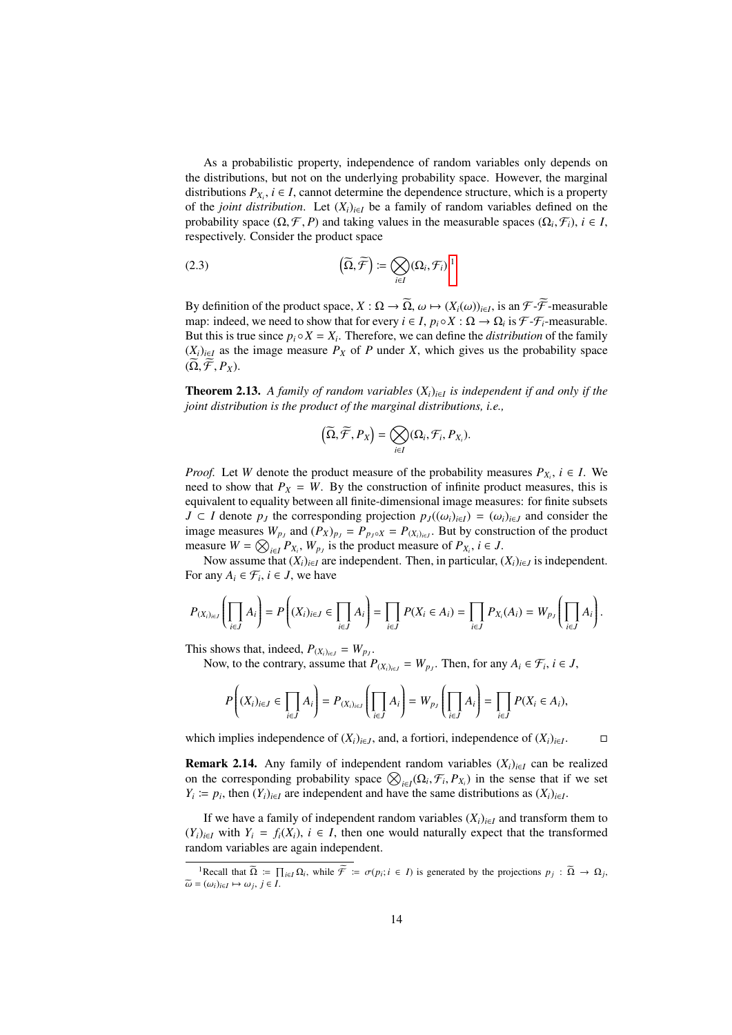As a probabilistic property, independence of random variables only depends on the distributions, but not on the underlying probability space. However, the marginal distributions $P_{X_i}$, $i \in I$, cannot determine the dependence structure, which is a property of the *joint distribution*. Let $(X_i)_{i\in I}$ be a family of random variables defined on the probability space $(\Omega, \mathcal{F}, P)$ and taking values in the measurable spaces $(\Omega_i, \mathcal{F}_i)$, $i \in I$, respectively. Consider the product space

$$\left(\widetilde{\Omega}, \widetilde{\mathcal{F}}\right) := \bigotimes_{i\in I} (\Omega_i, \mathcal{F}_i) \tag{2.3}$$

[1]

By definition of the product space, $X : \Omega \to \widetilde{\Omega}$, $\omega \mapsto (X_i(\omega))_{i\in I}$, is an $\mathcal{F}$-$\widetilde{\mathcal{F}}$-measurable map: indeed, we need to show that for every $i \in I$, $p_i \circ X : \Omega \to \Omega_i$ is $\mathcal{F}$-$\mathcal{F}_i$-measurable. But this is true since $p_i \circ X = X_i$. Therefore, we can define the *distribution* of the family $(X_i)_{i\in I}$ as the image measure $P_X$ of $P$ under $X$, which gives us the probability space $(\widetilde{\Omega}, \widetilde{\mathcal{F}}, P_X)$.

**Theorem 2.13.** *A family of random variables $(X_i)_{i\in I}$ is independent if and only if the joint distribution is the product of the marginal distributions, i.e.,*

$$\left(\widetilde{\Omega}, \widetilde{\mathcal{F}}, P_X\right) = \bigotimes_{i\in I} (\Omega_i, \mathcal{F}_i, P_{X_i}).$$

*Proof.* Let $W$ denote the product measure of the probability measures $P_{X_i}$, $i \in I$. We need to show that $P_X = W$. By the construction of infinite product measures, this is equivalent to equality between all finite-dimensional image measures: for finite subsets $J \subset I$ denote $p_J$ the corresponding projection $p_J((\omega_i)_{i\in I}) = (\omega_i)_{i\in J}$ and consider the image measures $W_{p_J}$ and $(P_X)_{p_J} = P_{p_J \circ X} = P_{(X_i)_{i\in J}}$. But by construction of the product measure $W = \bigotimes_{i\in I} P_{X_i}$, $W_{p_J}$ is the product measure of $P_{X_i}$, $i \in J$.

Now assume that $(X_i)_{i\in I}$ are independent. Then, in particular, $(X_i)_{i\in J}$ is independent. For any $A_i \in \mathcal{F}_i$, $i \in J$, we have

$$P_{(X_i)_{i\in J}}\left(\prod_{i\in J} A_i\right) = P\left((X_i)_{i\in J} \in \prod_{i\in J} A_i\right) = \prod_{i\in J} P(X_i \in A_i) = \prod_{i\in J} P_{X_i}(A_i) = W_{p_J}\left(\prod_{i\in J} A_i\right).$$

This shows that, indeed, $P_{(X_i)_{i\in J}} = W_{p_J}$.

Now, to the contrary, assume that $P_{(X_i)_{i\in J}} = W_{p_J}$. Then, for any $A_i \in \mathcal{F}_i$, $i \in J$,

$$P\left((X_i)_{i\in J} \in \prod_{i\in J} A_i\right) = P_{(X_i)_{i\in J}}\left(\prod_{i\in J} A_i\right) = W_{p_J}\left(\prod_{i\in J} A_i\right) = \prod_{i\in J} P(X_i \in A_i),$$

which implies independence of $(X_i)_{i\in J}$, and, a fortiori, independence of $(X_i)_{i\in I}$. $\square$

**Remark 2.14.** Any family of independent random variables $(X_i)_{i\in I}$ can be realized on the corresponding probability space $\bigotimes_{i\in I} (\Omega_i, \mathcal{F}_i, P_{X_i})$ in the sense that if we set $Y_i := p_i$, then $(Y_i)_{i\in I}$ are independent and have the same distributions as $(X_i)_{i\in I}$.

If we have a family of independent random variables $(X_i)_{i\in I}$ and transform them to $(Y_i)_{i\in I}$ with $Y_i = f_i(X_i)$, $i \in I$, then one would naturally expect that the transformed random variables are again independent.

---

[1] Recall that $\widetilde{\Omega} := \prod_{i\in I} \Omega_i$, while $\widetilde{\mathcal{F}} := \sigma(p_i; i \in I)$ is generated by the projections $p_j : \widetilde{\Omega} \to \Omega_j$, $\widetilde{\omega} = (\omega_i)_{i\in I} \mapsto \omega_j$, $j \in I$.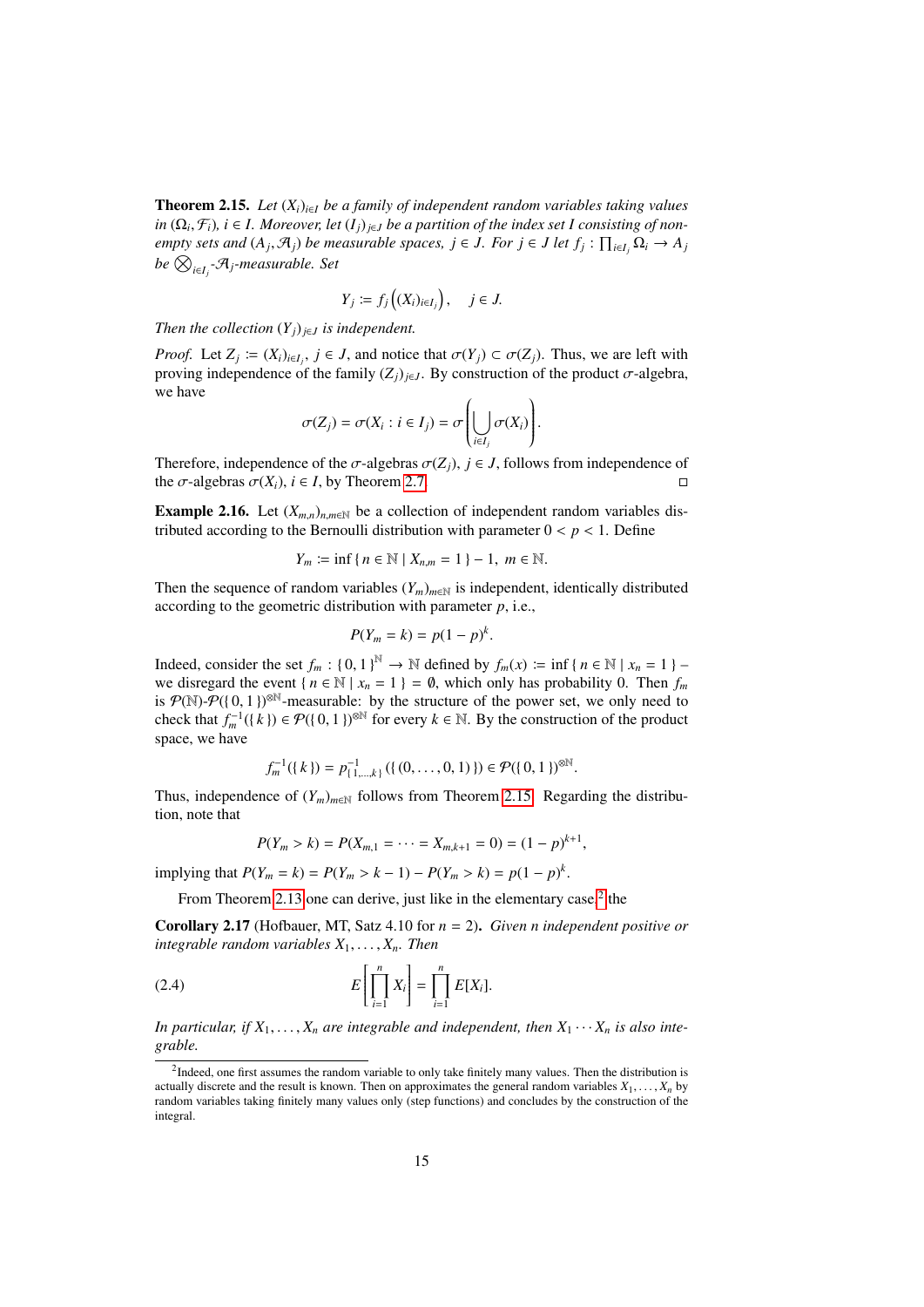**Theorem 2.15.** *Let $(X_i)_{i\in I}$ be a family of independent random variables taking values in $(\Omega_i, \mathcal{F}_i)$, $i \in I$. Moreover, let $(I_j)_{j\in J}$ be a partition of the index set $I$ consisting of non-empty sets and $(A_j, \mathcal{A}_j)$ be measurable spaces, $j \in J$. For $j \in J$ let $f_j : \prod_{i\in I_j} \Omega_i \to A_j$ be $\bigotimes_{i\in I_j}$-$\mathcal{A}_j$-measurable. Set*

$$Y_j := f_j\left((X_i)_{i\in I_j}\right), \quad j \in J.$$

*Then the collection $(Y_j)_{j\in J}$ is independent.*

*Proof.* Let $Z_j := (X_i)_{i\in I_j}$, $j \in J$, and notice that $\sigma(Y_j) \subset \sigma(Z_j)$. Thus, we are left with proving independence of the family $(Z_j)_{j\in J}$. By construction of the product $\sigma$-algebra, we have

$$\sigma(Z_j) = \sigma(X_i : i \in I_j) = \sigma\left(\bigcup_{i\in I_j} \sigma(X_i)\right).$$

Therefore, independence of the $\sigma$-algebras $\sigma(Z_j)$, $j \in J$, follows from independence of the $\sigma$-algebras $\sigma(X_i)$, $i \in I$, by Theorem 2.7. □

**Example 2.16.** Let $(X_{m,n})_{n,m\in\mathbb{N}}$ be a collection of independent random variables distributed according to the Bernoulli distribution with parameter $0 < p < 1$. Define

$$Y_m := \inf \{ n \in \mathbb{N} \mid X_{n,m} = 1 \} - 1, \; m \in \mathbb{N}.$$

Then the sequence of random variables $(Y_m)_{m\in\mathbb{N}}$ is independent, identically distributed according to the geometric distribution with parameter $p$, i.e.,

$$P(Y_m = k) = p(1-p)^k.$$

Indeed, consider the set $f_m : \{0,1\}^{\mathbb{N}} \to \mathbb{N}$ defined by $f_m(x) := \inf \{ n \in \mathbb{N} \mid x_n = 1 \}$ – we disregard the event $\{ n \in \mathbb{N} \mid x_n = 1 \} = \emptyset$, which only has probability 0. Then $f_m$ is $\mathcal{P}(\mathbb{N})$-$\mathcal{P}(\{0,1\})^{\otimes\mathbb{N}}$-measurable: by the structure of the power set, we only need to check that $f_m^{-1}(\{k\}) \in \mathcal{P}(\{0,1\})^{\otimes\mathbb{N}}$ for every $k \in \mathbb{N}$. By the construction of the product space, we have

$$f_m^{-1}(\{k\}) = p^{-1}_{\{1,\dots,k\}}(\{(0,\dots,0,1)\}) \in \mathcal{P}(\{0,1\})^{\otimes\mathbb{N}}.$$

Thus, independence of $(Y_m)_{m\in\mathbb{N}}$ follows from Theorem 2.15. Regarding the distribution, note that

$$P(Y_m > k) = P(X_{m,1} = \cdots = X_{m,k+1} = 0) = (1-p)^{k+1},$$

implying that $P(Y_m = k) = P(Y_m > k-1) - P(Y_m > k) = p(1-p)^k$.

From Theorem 2.13 one can derive, just like in the elementary case[2] the

**Corollary 2.17** (Hofbauer, MT, Satz 4.10 for $n = 2$)**.** *Given $n$ independent positive or integrable random variables $X_1, \dots, X_n$. Then*

$$E\left[\prod_{i=1}^n X_i\right] = \prod_{i=1}^n E[X_i]. \tag{2.4}$$

*In particular, if $X_1, \dots, X_n$ are integrable and independent, then $X_1 \cdots X_n$ is also integrable.*

---

[2] Indeed, one first assumes the random variable to only take finitely many values. Then the distribution is actually discrete and the result is known. Then on approximates the general random variables $X_1, \dots, X_n$ by random variables taking finitely many values only (step functions) and concludes by the construction of the integral.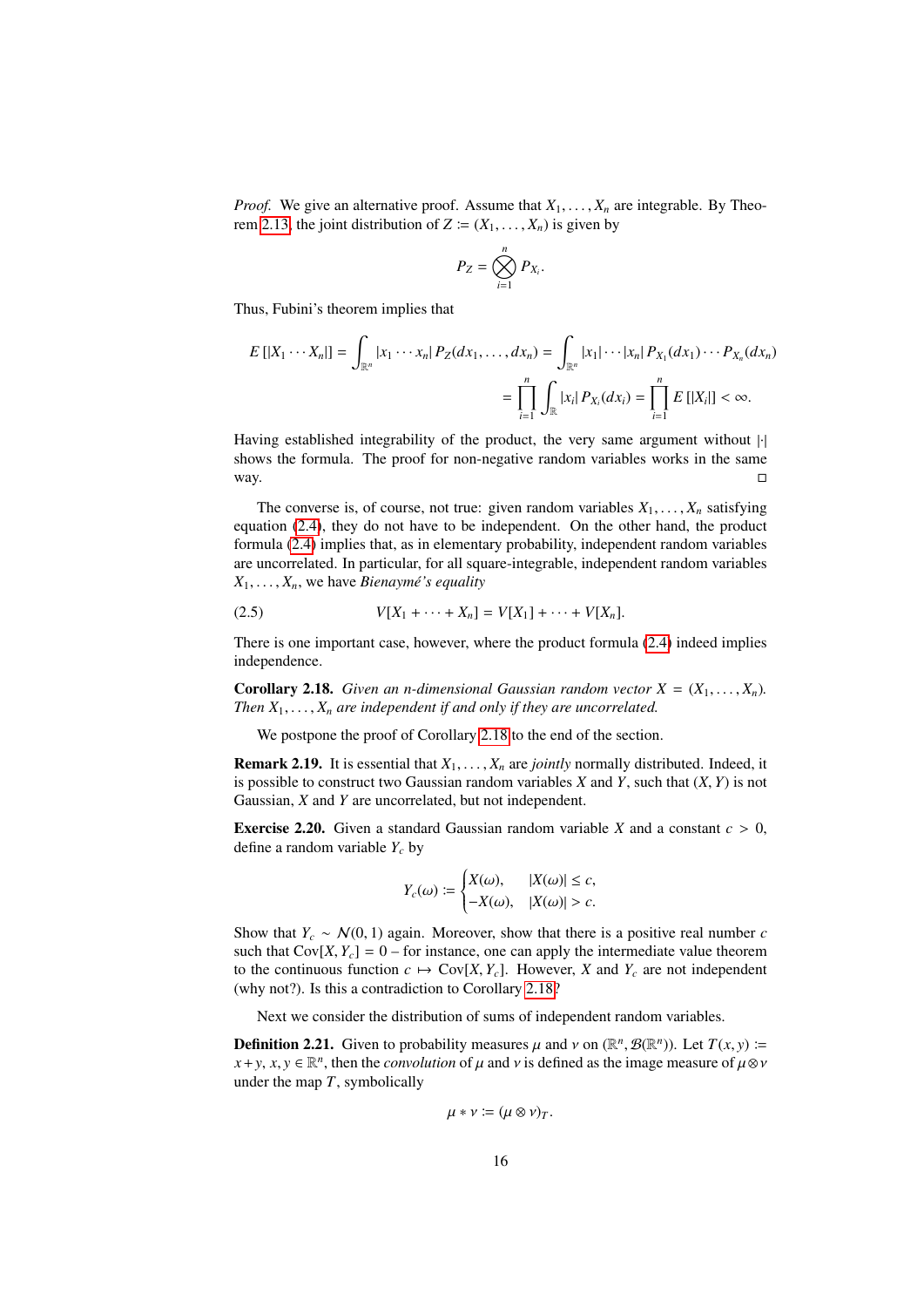*Proof.* We give an alternative proof. Assume that $X_1, \ldots, X_n$ are integrable. By Theorem 2.13, the joint distribution of $Z := (X_1, \ldots, X_n)$ is given by

$$P_Z = \bigotimes_{i=1}^{n} P_{X_i}.$$

Thus, Fubini's theorem implies that

$$E[|X_1 \cdots X_n|] = \int_{\mathbb{R}^n} |x_1 \cdots x_n| \, P_Z(dx_1, \ldots, dx_n) = \int_{\mathbb{R}^n} |x_1| \cdots |x_n| \, P_{X_1}(dx_1) \cdots P_{X_n}(dx_n)$$
$$= \prod_{i=1}^{n} \int_{\mathbb{R}} |x_i| \, P_{X_i}(dx_i) = \prod_{i=1}^{n} E[|X_i|] < \infty.$$

Having established integrability of the product, the very same argument without $|\cdot|$ shows the formula. The proof for non-negative random variables works in the same way. □

The converse is, of course, not true: given random variables $X_1, \ldots, X_n$ satisfying equation (2.4), they do not have to be independent. On the other hand, the product formula (2.4) implies that, as in elementary probability, independent random variables are uncorrelated. In particular, for all square-integrable, independent random variables $X_1, \ldots, X_n$, we have *Bienaymé's equality*

$$V[X_1 + \cdots + X_n] = V[X_1] + \cdots + V[X_n]. \tag{2.5}$$

There is one important case, however, where the product formula (2.4) indeed implies independence.

**Corollary 2.18.** *Given an $n$-dimensional Gaussian random vector $X = (X_1, \ldots, X_n)$. Then $X_1, \ldots, X_n$ are independent if and only if they are uncorrelated.*

We postpone the proof of Corollary 2.18 to the end of the section.

**Remark 2.19.** It is essential that $X_1, \ldots, X_n$ are *jointly* normally distributed. Indeed, it is possible to construct two Gaussian random variables $X$ and $Y$, such that $(X, Y)$ is not Gaussian, $X$ and $Y$ are uncorrelated, but not independent.

**Exercise 2.20.** Given a standard Gaussian random variable $X$ and a constant $c > 0$, define a random variable $Y_c$ by

$$Y_c(\omega) := \begin{cases} X(\omega), & |X(\omega)| \leq c, \\ -X(\omega), & |X(\omega)| > c. \end{cases}$$

Show that $Y_c \sim \mathcal{N}(0, 1)$ again. Moreover, show that there is a positive real number $c$ such that $\mathrm{Cov}[X, Y_c] = 0$ – for instance, one can apply the intermediate value theorem to the continuous function $c \mapsto \mathrm{Cov}[X, Y_c]$. However, $X$ and $Y_c$ are not independent (why not?). Is this a contradiction to Corollary 2.18?

Next we consider the distribution of sums of independent random variables.

**Definition 2.21.** Given to probability measures $\mu$ and $\nu$ on $(\mathbb{R}^n, \mathcal{B}(\mathbb{R}^n))$. Let $T(x, y) := x + y$, $x, y \in \mathbb{R}^n$, then the *convolution* of $\mu$ and $\nu$ is defined as the image measure of $\mu \otimes \nu$ under the map $T$, symbolically

$$\mu * \nu := (\mu \otimes \nu)_T.$$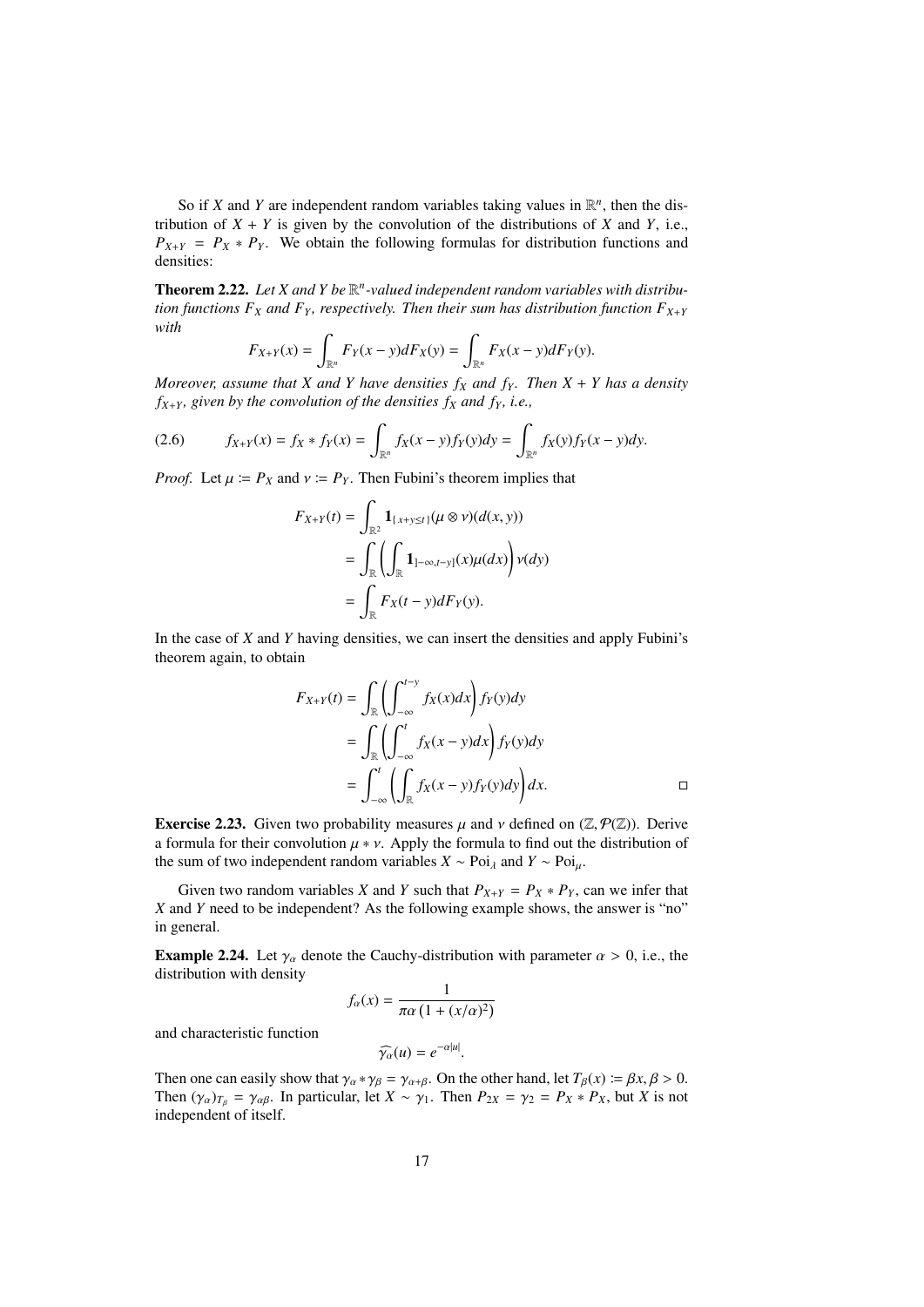So if $X$ and $Y$ are independent random variables taking values in $\mathbb{R}^n$, then the distribution of $X + Y$ is given by the convolution of the distributions of $X$ and $Y$, i.e., $P_{X+Y} = P_X * P_Y$. We obtain the following formulas for distribution functions and densities:

**Theorem 2.22.** *Let $X$ and $Y$ be $\mathbb{R}^n$-valued independent random variables with distribution functions $F_X$ and $F_Y$, respectively. Then their sum has distribution function $F_{X+Y}$ with*

$$F_{X+Y}(x) = \int_{\mathbb{R}^n} F_Y(x-y)dF_X(y) = \int_{\mathbb{R}^n} F_X(x-y)dF_Y(y).$$

*Moreover, assume that $X$ and $Y$ have densities $f_X$ and $f_Y$. Then $X + Y$ has a density $f_{X+Y}$, given by the convolution of the densities $f_X$ and $f_Y$, i.e.,*

$$f_{X+Y}(x) = f_X * f_Y(x) = \int_{\mathbb{R}^n} f_X(x-y)f_Y(y)dy = \int_{\mathbb{R}^n} f_X(y)f_Y(x-y)dy. \tag{2.6}$$

*Proof.* Let $\mu \coloneqq P_X$ and $\nu \coloneqq P_Y$. Then Fubini's theorem implies that

$$\begin{aligned}
F_{X+Y}(t) &= \int_{\mathbb{R}^2} \mathbf{1}_{\{x+y\le t\}}(\mu\otimes\nu)(d(x,y)) \\
&= \int_{\mathbb{R}} \left( \int_{\mathbb{R}} \mathbf{1}_{]-\infty,t-y]}(x)\mu(dx) \right) \nu(dy) \\
&= \int_{\mathbb{R}} F_X(t-y)dF_Y(y).
\end{aligned}$$

In the case of $X$ and $Y$ having densities, we can insert the densities and apply Fubini's theorem again, to obtain

$$\begin{aligned}
F_{X+Y}(t) &= \int_{\mathbb{R}} \left( \int_{-\infty}^{t-y} f_X(x)dx \right) f_Y(y)dy \\
&= \int_{\mathbb{R}} \left( \int_{-\infty}^{t} f_X(x-y)dx \right) f_Y(y)dy \\
&= \int_{-\infty}^{t} \left( \int_{\mathbb{R}} f_X(x-y)f_Y(y)dy \right) dx.
\end{aligned}$$

□

**Exercise 2.23.** Given two probability measures $\mu$ and $\nu$ defined on $(\mathbb{Z}, \mathcal{P}(\mathbb{Z}))$. Derive a formula for their convolution $\mu * \nu$. Apply the formula to find out the distribution of the sum of two independent random variables $X \sim \mathrm{Poi}_\lambda$ and $Y \sim \mathrm{Poi}_\mu$.

Given two random variables $X$ and $Y$ such that $P_{X+Y} = P_X * P_Y$, can we infer that $X$ and $Y$ need to be independent? As the following example shows, the answer is "no" in general.

**Example 2.24.** Let $\gamma_\alpha$ denote the Cauchy-distribution with parameter $\alpha > 0$, i.e., the distribution with density

$$f_\alpha(x) = \frac{1}{\pi\alpha\left(1 + (x/\alpha)^2\right)}$$

and characteristic function

$$\widehat{\gamma_\alpha}(u) = e^{-\alpha|u|}.$$

Then one can easily show that $\gamma_\alpha * \gamma_\beta = \gamma_{\alpha+\beta}$. On the other hand, let $T_\beta(x) \coloneqq \beta x$, $\beta > 0$. Then $(\gamma_\alpha)_{T_\beta} = \gamma_{\alpha\beta}$. In particular, let $X \sim \gamma_1$. Then $P_{2X} = \gamma_2 = P_X * P_X$, but $X$ is not independent of itself.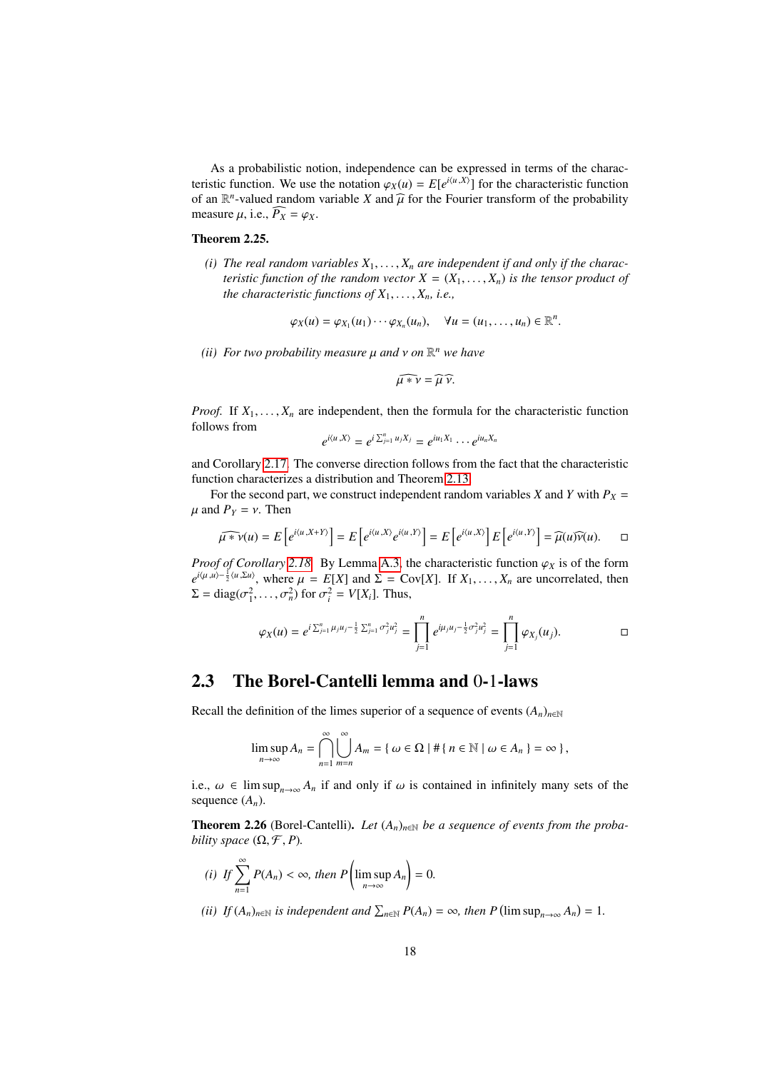As a probabilistic notion, independence can be expressed in terms of the characteristic function. We use the notation $\varphi_X(u) = E[e^{i\langle u, X\rangle}]$ for the characteristic function of an $\mathbb{R}^n$-valued random variable $X$ and $\widehat{\mu}$ for the Fourier transform of the probability measure $\mu$, i.e., $\widehat{P_X} = \varphi_X$.

**Theorem 2.25.**

*(i) The real random variables $X_1, \ldots, X_n$ are independent if and only if the characteristic function of the random vector $X = (X_1, \ldots, X_n)$ is the tensor product of the characteristic functions of $X_1, \ldots, X_n$, i.e.,*

$$\varphi_X(u) = \varphi_{X_1}(u_1) \cdots \varphi_{X_n}(u_n), \quad \forall u = (u_1, \ldots, u_n) \in \mathbb{R}^n.$$

*(ii) For two probability measure $\mu$ and $\nu$ on $\mathbb{R}^n$ we have*

$$\widehat{\mu * \nu} = \widehat{\mu}\,\widehat{\nu}.$$

*Proof.* If $X_1, \ldots, X_n$ are independent, then the formula for the characteristic function follows from

$$e^{i\langle u, X\rangle} = e^{i\sum_{j=1}^n u_j X_j} = e^{iu_1X_1} \cdots e^{iu_nX_n}$$

and Corollary 2.17. The converse direction follows from the fact that the characteristic function characterizes a distribution and Theorem 2.13.

For the second part, we construct independent random variables $X$ and $Y$ with $P_X = \mu$ and $P_Y = \nu$. Then

$$\widehat{\mu * \nu}(u) = E\left[e^{i\langle u, X+Y\rangle}\right] = E\left[e^{i\langle u, X\rangle}e^{i\langle u, Y\rangle}\right] = E\left[e^{i\langle u, X\rangle}\right]E\left[e^{i\langle u, Y\rangle}\right] = \widehat{\mu}(u)\widehat{\nu}(u). \qquad \square$$

*Proof of Corollary 2.18.* By Lemma A.3, the characteristic function $\varphi_X$ is of the form $e^{i\langle \mu, u\rangle - \frac{1}{2}\langle u, \Sigma u\rangle}$, where $\mu = E[X]$ and $\Sigma = \mathrm{Cov}[X]$. If $X_1, \ldots, X_n$ are uncorrelated, then $\Sigma = \mathrm{diag}(\sigma_1^2, \ldots, \sigma_n^2)$ for $\sigma_i^2 = V[X_i]$. Thus,

$$\varphi_X(u) = e^{i\sum_{j=1}^n \mu_j u_j - \frac{1}{2}\sum_{j=1}^n \sigma_j^2 u_j^2} = \prod_{j=1}^n e^{i\mu_j u_j - \frac{1}{2}\sigma_j^2 u_j^2} = \prod_{j=1}^n \varphi_{X_j}(u_j). \qquad \square$$

## 2.3 The Borel-Cantelli lemma and 0-1-laws

Recall the definition of the limes superior of a sequence of events $(A_n)_{n\in\mathbb{N}}$

$$\limsup_{n\to\infty} A_n = \bigcap_{n=1}^{\infty}\bigcup_{m=n}^{\infty} A_m = \{\, \omega \in \Omega \mid \#\{\, n \in \mathbb{N} \mid \omega \in A_n \,\} = \infty \,\},$$

i.e., $\omega \in \limsup_{n\to\infty} A_n$ if and only if $\omega$ is contained in infinitely many sets of the sequence $(A_n)$.

**Theorem 2.26** (Borel-Cantelli). *Let $(A_n)_{n\in\mathbb{N}}$ be a sequence of events from the probability space $(\Omega, \mathcal{F}, P)$.*

*(i) If $\sum_{n=1}^{\infty} P(A_n) < \infty$, then $P\left(\limsup_{n\to\infty} A_n\right) = 0$.*

*(ii) If $(A_n)_{n\in\mathbb{N}}$ is independent and $\sum_{n\in\mathbb{N}} P(A_n) = \infty$, then $P\left(\limsup_{n\to\infty} A_n\right) = 1$.*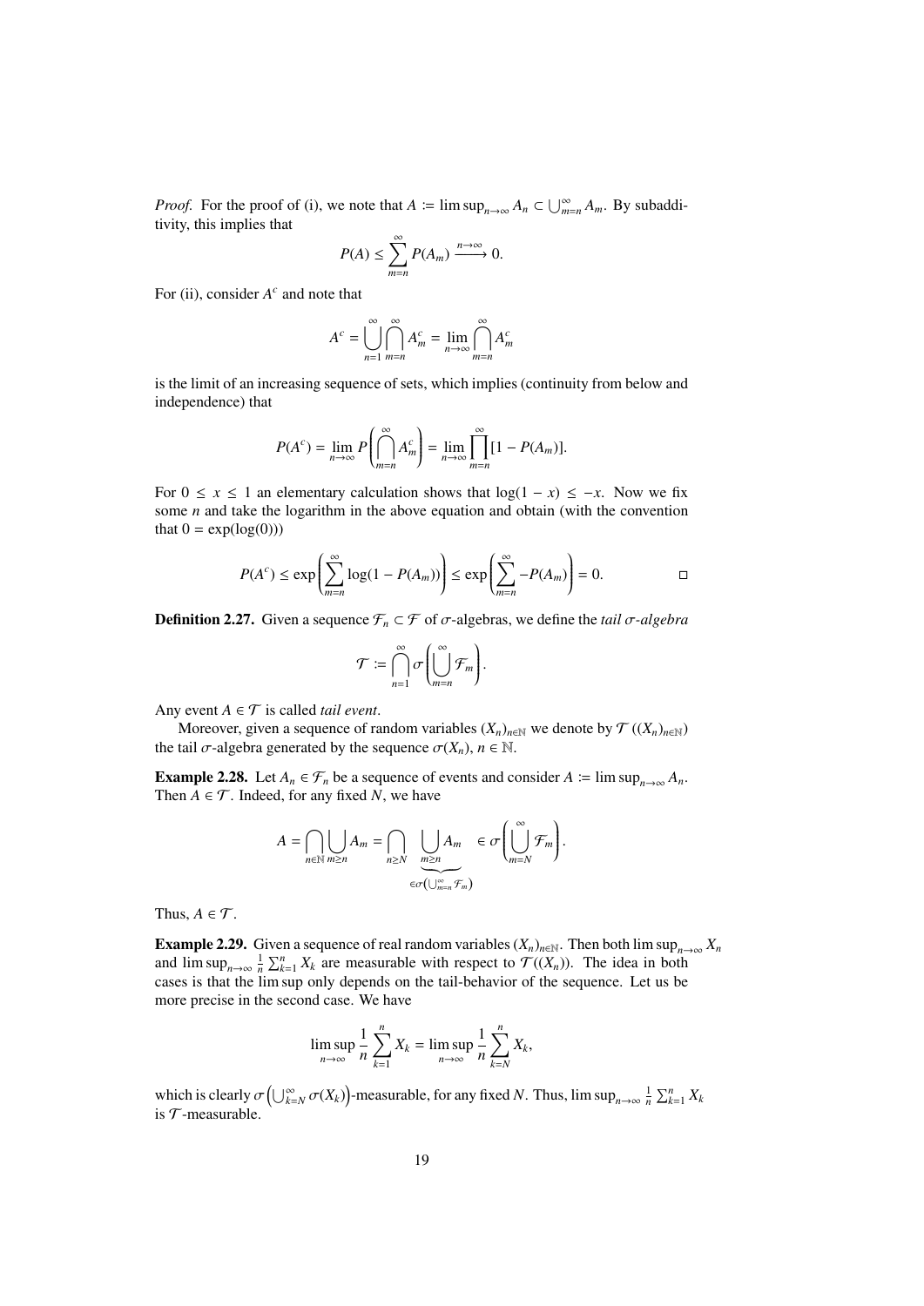*Proof.* For the proof of (i), we note that $A := \limsup_{n\to\infty} A_n \subset \bigcup_{m=n}^{\infty} A_m$. By subadditivity, this implies that

$$P(A) \leq \sum_{m=n}^{\infty} P(A_m) \xrightarrow{n\to\infty} 0.$$

For (ii), consider $A^c$ and note that

$$A^c = \bigcup_{n=1}^{\infty} \bigcap_{m=n}^{\infty} A_m^c = \lim_{n\to\infty} \bigcap_{m=n}^{\infty} A_m^c$$

is the limit of an increasing sequence of sets, which implies (continuity from below and independence) that

$$P(A^c) = \lim_{n\to\infty} P\left(\bigcap_{m=n}^{\infty} A_m^c\right) = \lim_{n\to\infty} \prod_{m=n}^{\infty} [1 - P(A_m)].$$

For $0 \leq x \leq 1$ an elementary calculation shows that $\log(1-x) \leq -x$. Now we fix some $n$ and take the logarithm in the above equation and obtain (with the convention that $0 = \exp(\log(0))$)

$$P(A^c) \leq \exp\left(\sum_{m=n}^{\infty} \log(1 - P(A_m))\right) \leq \exp\left(\sum_{m=n}^{\infty} -P(A_m)\right) = 0. \qquad \square$$

**Definition 2.27.** Given a sequence $\mathcal{F}_n \subset \mathcal{F}$ of $\sigma$-algebras, we define the *tail $\sigma$-algebra*

$$\mathcal{T} := \bigcap_{n=1}^{\infty} \sigma\left(\bigcup_{m=n}^{\infty} \mathcal{F}_m\right).$$

Any event $A \in \mathcal{T}$ is called *tail event*.

Moreover, given a sequence of random variables $(X_n)_{n\in\mathbb{N}}$ we denote by $\mathcal{T}((X_n)_{n\in\mathbb{N}})$ the tail $\sigma$-algebra generated by the sequence $\sigma(X_n)$, $n \in \mathbb{N}$.

**Example 2.28.** Let $A_n \in \mathcal{F}_n$ be a sequence of events and consider $A := \limsup_{n\to\infty} A_n$. Then $A \in \mathcal{T}$. Indeed, for any fixed $N$, we have

$$A = \bigcap_{n\in\mathbb{N}} \bigcup_{m\geq n} A_m = \bigcap_{n\geq N} \underbrace{\bigcup_{m\geq n} A_m}_{\in\sigma\left(\bigcup_{m=n}^{\infty} \mathcal{F}_m\right)} \in \sigma\left(\bigcup_{m=N}^{\infty} \mathcal{F}_m\right).$$

Thus, $A \in \mathcal{T}$.

**Example 2.29.** Given a sequence of real random variables $(X_n)_{n\in\mathbb{N}}$. Then both $\limsup_{n\to\infty} X_n$ and $\limsup_{n\to\infty} \frac{1}{n}\sum_{k=1}^{n} X_k$ are measurable with respect to $\mathcal{T}((X_n))$. The idea in both cases is that the lim sup only depends on the tail-behavior of the sequence. Let us be more precise in the second case. We have

$$\limsup_{n\to\infty} \frac{1}{n}\sum_{k=1}^{n} X_k = \limsup_{n\to\infty} \frac{1}{n}\sum_{k=N}^{n} X_k,$$

which is clearly $\sigma\left(\bigcup_{k=N}^{\infty} \sigma(X_k)\right)$-measurable, for any fixed $N$. Thus, $\limsup_{n\to\infty} \frac{1}{n}\sum_{k=1}^{n} X_k$ is $\mathcal{T}$-measurable.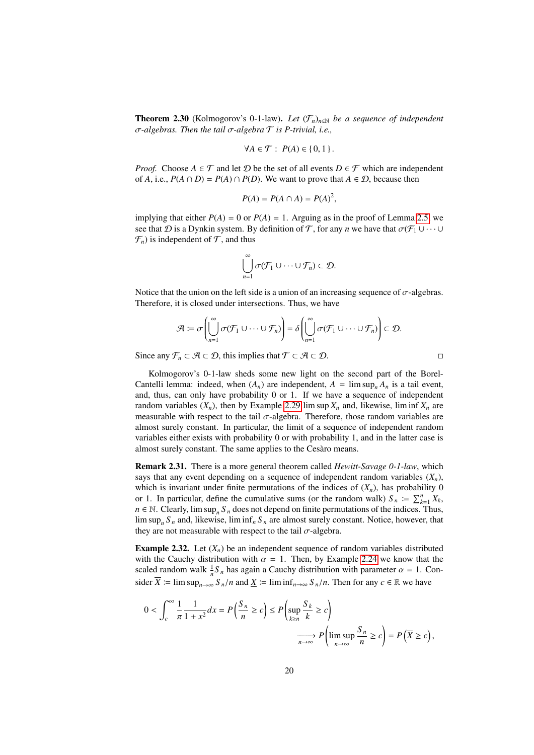**Theorem 2.30** (Kolmogorov's 0-1-law)**.** *Let $(\mathcal{F}_n)_{n\in\mathbb{N}}$ be a sequence of independent $\sigma$-algebras. Then the tail $\sigma$-algebra $\mathcal{T}$ is P-trivial, i.e.,*

$$\forall A \in \mathcal{T} : \ P(A) \in \{0, 1\}.$$

*Proof.* Choose $A \in \mathcal{T}$ and let $\mathcal{D}$ be the set of all events $D \in \mathcal{F}$ which are independent of $A$, i.e., $P(A \cap D) = P(A) \cap P(D)$. We want to prove that $A \in \mathcal{D}$, because then

$$P(A) = P(A \cap A) = P(A)^2,$$

implying that either $P(A) = 0$ or $P(A) = 1$. Arguing as in the proof of Lemma 2.5, we see that $\mathcal{D}$ is a Dynkin system. By definition of $\mathcal{T}$, for any $n$ we have that $\sigma(\mathcal{F}_1 \cup \cdots \cup \mathcal{F}_n)$ is independent of $\mathcal{T}$, and thus

$$\bigcup_{n=1}^{\infty} \sigma(\mathcal{F}_1 \cup \cdots \cup \mathcal{F}_n) \subset \mathcal{D}.$$

Notice that the union on the left side is a union of an increasing sequence of $\sigma$-algebras. Therefore, it is closed under intersections. Thus, we have

$$\mathcal{A} := \sigma\left(\bigcup_{n=1}^{\infty} \sigma(\mathcal{F}_1 \cup \cdots \cup \mathcal{F}_n)\right) = \delta\left(\bigcup_{n=1}^{\infty} \sigma(\mathcal{F}_1 \cup \cdots \cup \mathcal{F}_n)\right) \subset \mathcal{D}.$$

Since any $\mathcal{F}_n \subset \mathcal{A} \subset \mathcal{D}$, this implies that $\mathcal{T} \subset \mathcal{A} \subset \mathcal{D}$. □

Kolmogorov's 0-1-law sheds some new light on the second part of the Borel-Cantelli lemma: indeed, when $(A_n)$ are independent, $A = \limsup_n A_n$ is a tail event, and, thus, can only have probability 0 or 1. If we have a sequence of independent random variables $(X_n)$, then by Example 2.29 $\limsup X_n$ and, likewise, $\liminf X_n$ are measurable with respect to the tail $\sigma$-algebra. Therefore, those random variables are almost surely constant. In particular, the limit of a sequence of independent random variables either exists with probability 0 or with probability 1, and in the latter case is almost surely constant. The same applies to the Cesàro means.

**Remark 2.31.** There is a more general theorem called *Hewitt-Savage 0-1-law*, which says that any event depending on a sequence of independent random variables $(X_n)$, which is invariant under finite permutations of the indices of $(X_n)$, has probability 0 or 1. In particular, define the cumulative sums (or the random walk) $S_n := \sum_{k=1}^{n} X_k$, $n \in \mathbb{N}$. Clearly, $\limsup_n S_n$ does not depend on finite permutations of the indices. Thus, $\limsup_n S_n$ and, likewise, $\liminf_n S_n$ are almost surely constant. Notice, however, that they are not measurable with respect to the tail $\sigma$-algebra.

**Example 2.32.** Let $(X_n)$ be an independent sequence of random variables distributed with the Cauchy distribution with $\alpha = 1$. Then, by Example 2.24 we know that the scaled random walk $\frac{1}{n}S_n$ has again a Cauchy distribution with parameter $\alpha = 1$. Consider $\overline{X} := \limsup_{n\to\infty} S_n/n$ and $\underline{X} := \liminf_{n\to\infty} S_n/n$. Then for any $c \in \mathbb{R}$ we have

$$0 < \int_c^{\infty} \frac{1}{\pi} \frac{1}{1+x^2} dx = P\left(\frac{S_n}{n} \geq c\right) \leq P\left(\sup_{k\geq n} \frac{S_k}{k} \geq c\right) \xrightarrow[n\to\infty]{} P\left(\limsup_{n\to\infty} \frac{S_n}{n} \geq c\right) = P\left(\overline{X} \geq c\right),$$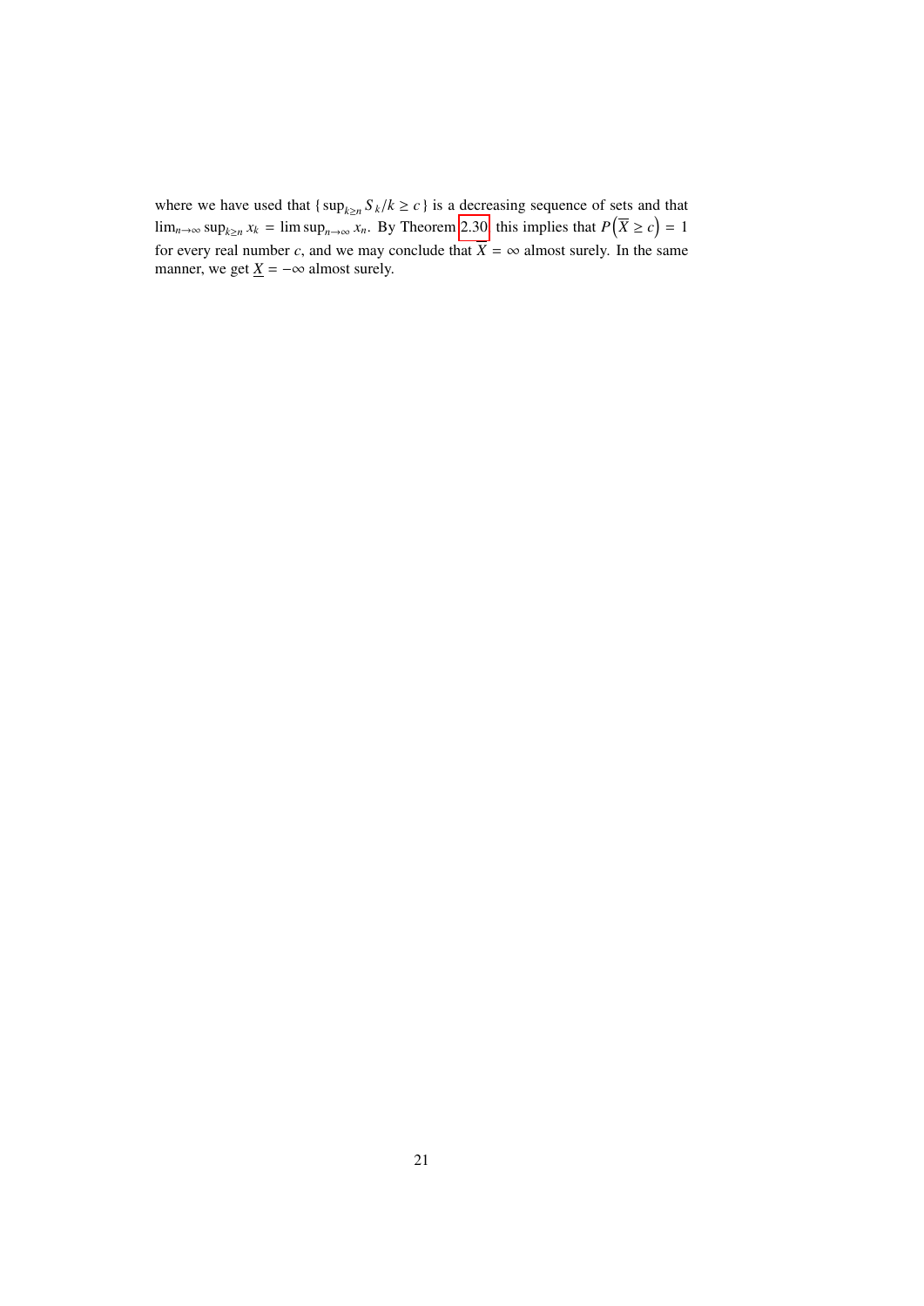where we have used that $\{\sup_{k\geq n} S_k/k \geq c\}$ is a decreasing sequence of sets and that $\lim_{n\to\infty} \sup_{k\geq n} x_k = \limsup_{n\to\infty} x_n$. By Theorem 2.30 this implies that $P\left(\overline{X} \geq c\right) = 1$ for every real number $c$, and we may conclude that $\overline{X} = \infty$ almost surely. In the same manner, we get $\underline{X} = -\infty$ almost surely.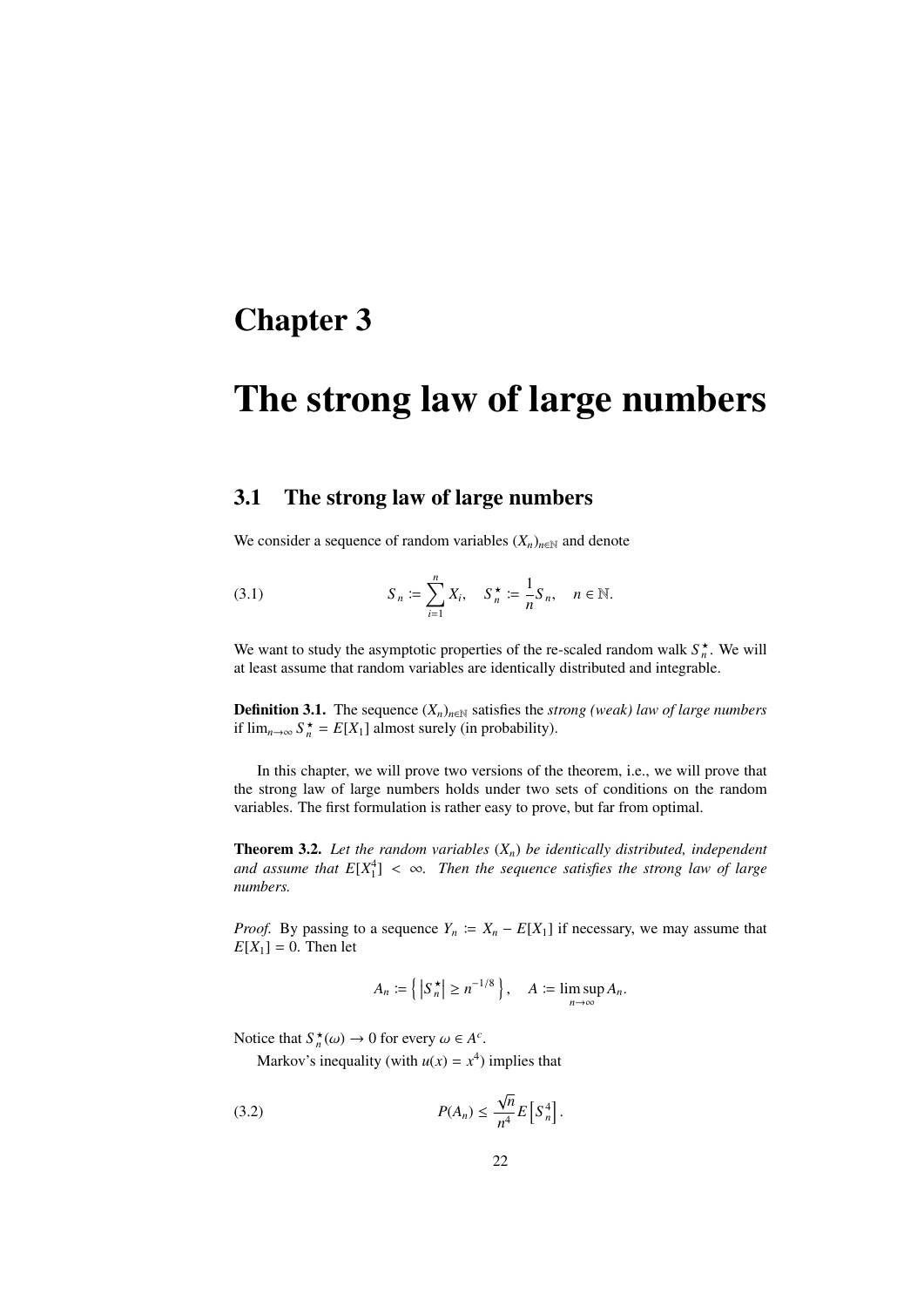# Chapter 3

# The strong law of large numbers

## 3.1 The strong law of large numbers

We consider a sequence of random variables $(X_n)_{n \in \mathbb{N}}$ and denote

$$S_n := \sum_{i=1}^{n} X_i, \quad S_n^\star := \frac{1}{n} S_n, \quad n \in \mathbb{N}. \tag{3.1}$$

We want to study the asymptotic properties of the re-scaled random walk $S_n^\star$. We will at least assume that random variables are identically distributed and integrable.

**Definition 3.1.** The sequence $(X_n)_{n \in \mathbb{N}}$ satisfies the *strong (weak) law of large numbers* if $\lim_{n \to \infty} S_n^\star = E[X_1]$ almost surely (in probability).

In this chapter, we will prove two versions of the theorem, i.e., we will prove that the strong law of large numbers holds under two sets of conditions on the random variables. The first formulation is rather easy to prove, but far from optimal.

**Theorem 3.2.** *Let the random variables $(X_n)$ be identically distributed, independent and assume that $E[X_1^4] < \infty$. Then the sequence satisfies the strong law of large numbers.*

*Proof.* By passing to a sequence $Y_n := X_n - E[X_1]$ if necessary, we may assume that $E[X_1] = 0$. Then let

$$A_n := \left\{ \left| S_n^\star \right| \geq n^{-1/8} \right\}, \quad A := \limsup_{n \to \infty} A_n.$$

Notice that $S_n^\star(\omega) \to 0$ for every $\omega \in A^c$.

Markov's inequality (with $u(x) = x^4$) implies that

$$P(A_n) \leq \frac{\sqrt{n}}{n^4} E\left[ S_n^4 \right]. \tag{3.2}$$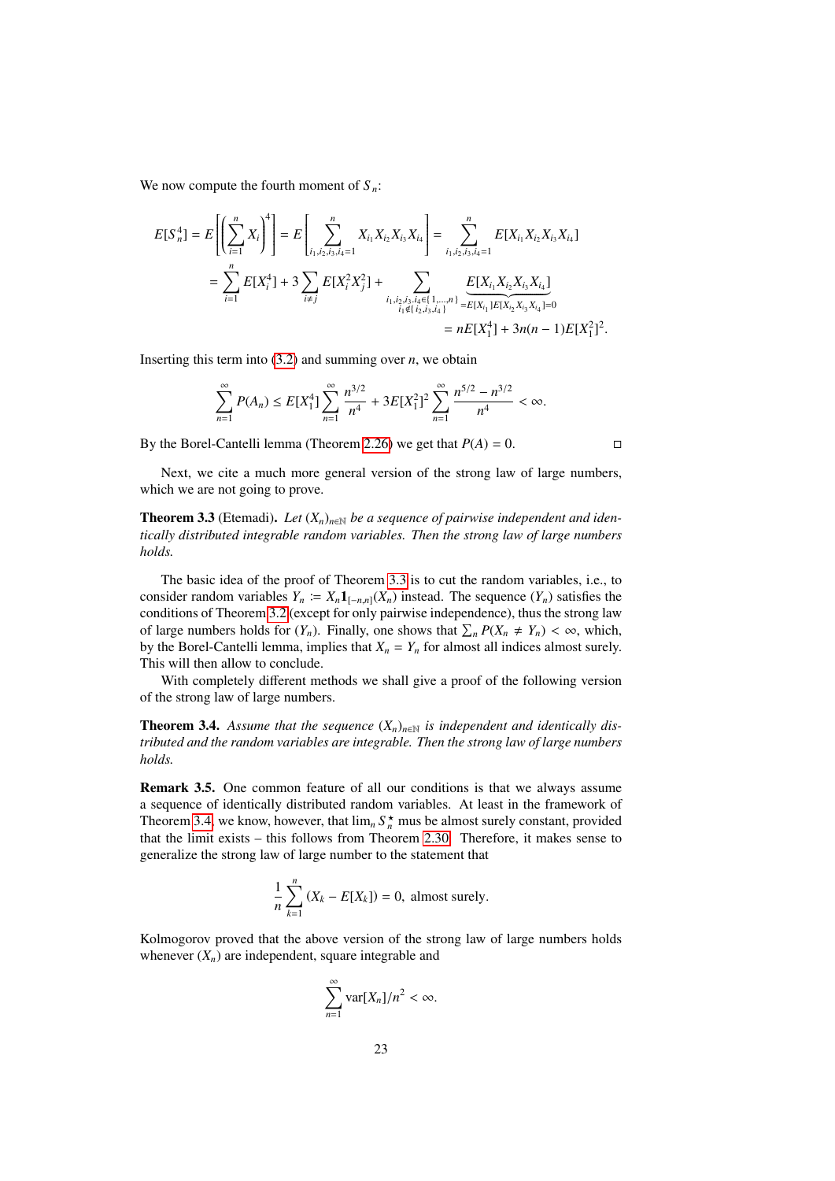We now compute the fourth moment of $S_n$:

$$
\begin{aligned}
E[S_n^4] = E\left[\left(\sum_{i=1}^n X_i\right)^4\right] &= E\left[\sum_{i_1,i_2,i_3,i_4=1}^n X_{i_1}X_{i_2}X_{i_3}X_{i_4}\right] = \sum_{i_1,i_2,i_3,i_4=1}^n E[X_{i_1}X_{i_2}X_{i_3}X_{i_4}] \\
&= \sum_{i=1}^n E[X_i^4] + 3\sum_{i\neq j} E[X_i^2X_j^2] + \sum_{\substack{i_1,i_2,i_3,i_4\in\{1,\dots,n\} \\ i_1\notin\{i_2,i_3,i_4\}}} \underbrace{E[X_{i_1}X_{i_2}X_{i_3}X_{i_4}]}_{=E[X_{i_1}]E[X_{i_2}X_{i_3}X_{i_4}]=0} \\
&= nE[X_1^4] + 3n(n-1)E[X_1^2]^2.
\end{aligned}
$$

Inserting this term into (3.2) and summing over $n$, we obtain

$$
\sum_{n=1}^\infty P(A_n) \leq E[X_1^4]\sum_{n=1}^\infty \frac{n^{3/2}}{n^4} + 3E[X_1^2]^2 \sum_{n=1}^\infty \frac{n^{5/2}-n^{3/2}}{n^4} < \infty.
$$

By the Borel-Cantelli lemma (Theorem 2.26) we get that $P(A) = 0$. □

Next, we cite a much more general version of the strong law of large numbers, which we are not going to prove.

**Theorem 3.3** (Etemadi). *Let $(X_n)_{n\in\mathbb{N}}$ be a sequence of pairwise independent and identically distributed integrable random variables. Then the strong law of large numbers holds.*

The basic idea of the proof of Theorem 3.3 is to cut the random variables, i.e., to consider random variables $Y_n := X_n \mathbf{1}_{[-n,n]}(X_n)$ instead. The sequence $(Y_n)$ satisfies the conditions of Theorem 3.2 (except for only pairwise independence), thus the strong law of large numbers holds for $(Y_n)$. Finally, one shows that $\sum_n P(X_n \neq Y_n) < \infty$, which, by the Borel-Cantelli lemma, implies that $X_n = Y_n$ for almost all indices almost surely. This will then allow to conclude.

With completely different methods we shall give a proof of the following version of the strong law of large numbers.

**Theorem 3.4.** *Assume that the sequence $(X_n)_{n\in\mathbb{N}}$ is independent and identically distributed and the random variables are integrable. Then the strong law of large numbers holds.*

**Remark 3.5.** One common feature of all our conditions is that we always assume a sequence of identically distributed random variables. At least in the framework of Theorem 3.4, we know, however, that $\lim_n S_n^\star$ mus be almost surely constant, provided that the limit exists – this follows from Theorem 2.30. Therefore, it makes sense to generalize the strong law of large number to the statement that

$$
\frac{1}{n}\sum_{k=1}^n (X_k - E[X_k]) = 0, \text{ almost surely.}
$$

Kolmogorov proved that the above version of the strong law of large numbers holds whenever $(X_n)$ are independent, square integrable and

$$
\sum_{n=1}^\infty \operatorname{var}[X_n]/n^2 < \infty.
$$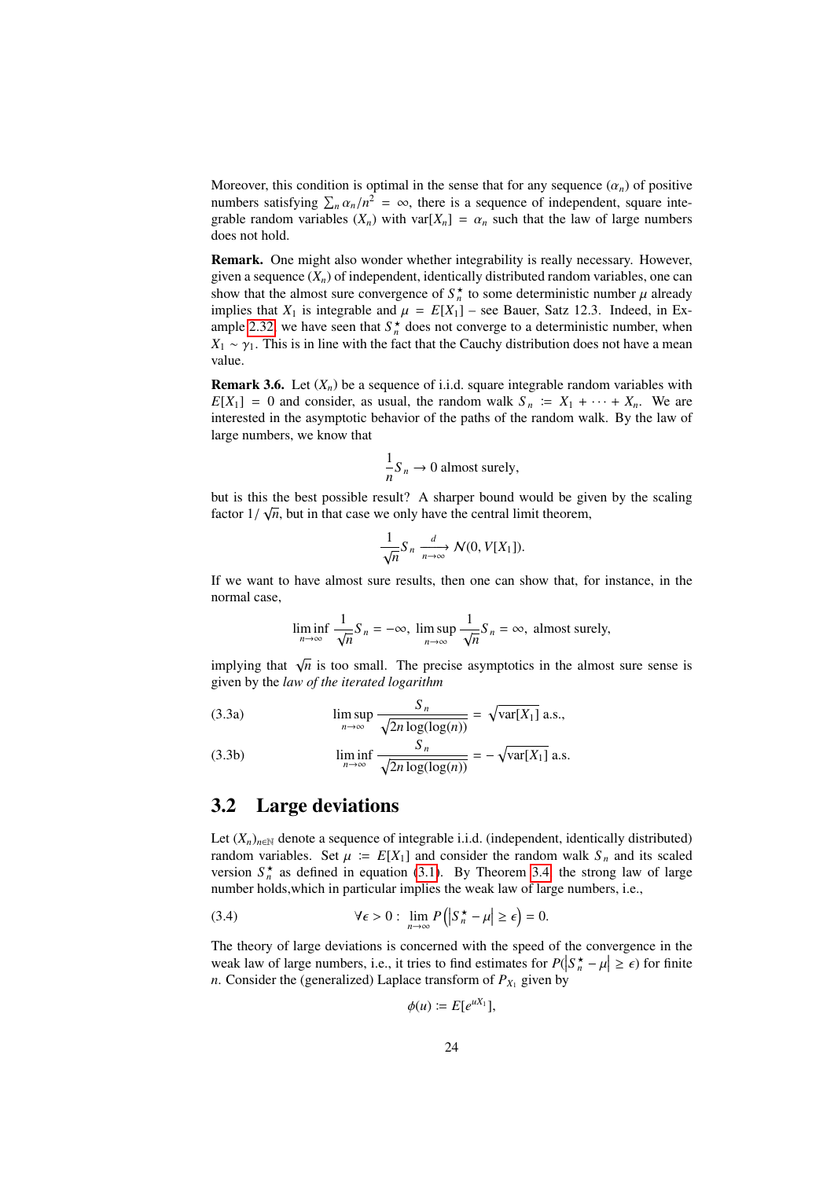Moreover, this condition is optimal in the sense that for any sequence $(\alpha_n)$ of positive numbers satisfying $\sum_n \alpha_n/n^2 = \infty$, there is a sequence of independent, square integrable random variables $(X_n)$ with $\mathrm{var}[X_n] = \alpha_n$ such that the law of large numbers does not hold.

**Remark.** One might also wonder whether integrability is really necessary. However, given a sequence $(X_n)$ of independent, identically distributed random variables, one can show that the almost sure convergence of $S_n^\star$ to some deterministic number $\mu$ already implies that $X_1$ is integrable and $\mu = E[X_1]$ – see Bauer, Satz 12.3. Indeed, in Example 2.32 we have seen that $S_n^\star$ does not converge to a deterministic number, when $X_1 \sim \gamma_1$. This is in line with the fact that the Cauchy distribution does not have a mean value.

**Remark 3.6.** Let $(X_n)$ be a sequence of i.i.d. square integrable random variables with $E[X_1] = 0$ and consider, as usual, the random walk $S_n := X_1 + \cdots + X_n$. We are interested in the asymptotic behavior of the paths of the random walk. By the law of large numbers, we know that

$$\frac{1}{n} S_n \to 0 \text{ almost surely,}$$

but is this the best possible result? A sharper bound would be given by the scaling factor $1/\sqrt{n}$, but in that case we only have the central limit theorem,

$$\frac{1}{\sqrt{n}} S_n \xrightarrow[n\to\infty]{d} \mathcal{N}(0, V[X_1]).$$

If we want to have almost sure results, then one can show that, for instance, in the normal case,

$$\liminf_{n\to\infty} \frac{1}{\sqrt{n}} S_n = -\infty, \ \limsup_{n\to\infty} \frac{1}{\sqrt{n}} S_n = \infty, \text{ almost surely,}$$

implying that $\sqrt{n}$ is too small. The precise asymptotics in the almost sure sense is given by the *law of the iterated logarithm*

$$\limsup_{n\to\infty} \frac{S_n}{\sqrt{2n \log(\log(n))}} = \sqrt{\mathrm{var}[X_1]} \text{ a.s.,} \tag{3.3a}$$

$$\liminf_{n\to\infty} \frac{S_n}{\sqrt{2n \log(\log(n))}} = -\sqrt{\mathrm{var}[X_1]} \text{ a.s.} \tag{3.3b}$$

## 3.2 Large deviations

Let $(X_n)_{n\in\mathbb{N}}$ denote a sequence of integrable i.i.d. (independent, identically distributed) random variables. Set $\mu := E[X_1]$ and consider the random walk $S_n$ and its scaled version $S_n^\star$ as defined in equation (3.1). By Theorem 3.4 the strong law of large number holds,which in particular implies the weak law of large numbers, i.e.,

$$\forall \epsilon > 0 : \lim_{n\to\infty} P\left(\left|S_n^\star - \mu\right| \geq \epsilon\right) = 0. \tag{3.4}$$

The theory of large deviations is concerned with the speed of the convergence in the weak law of large numbers, i.e., it tries to find estimates for $P(\left|S_n^\star - \mu\right| \geq \epsilon)$ for finite $n$. Consider the (generalized) Laplace transform of $P_{X_1}$ given by

$$\phi(u) := E[e^{uX_1}],$$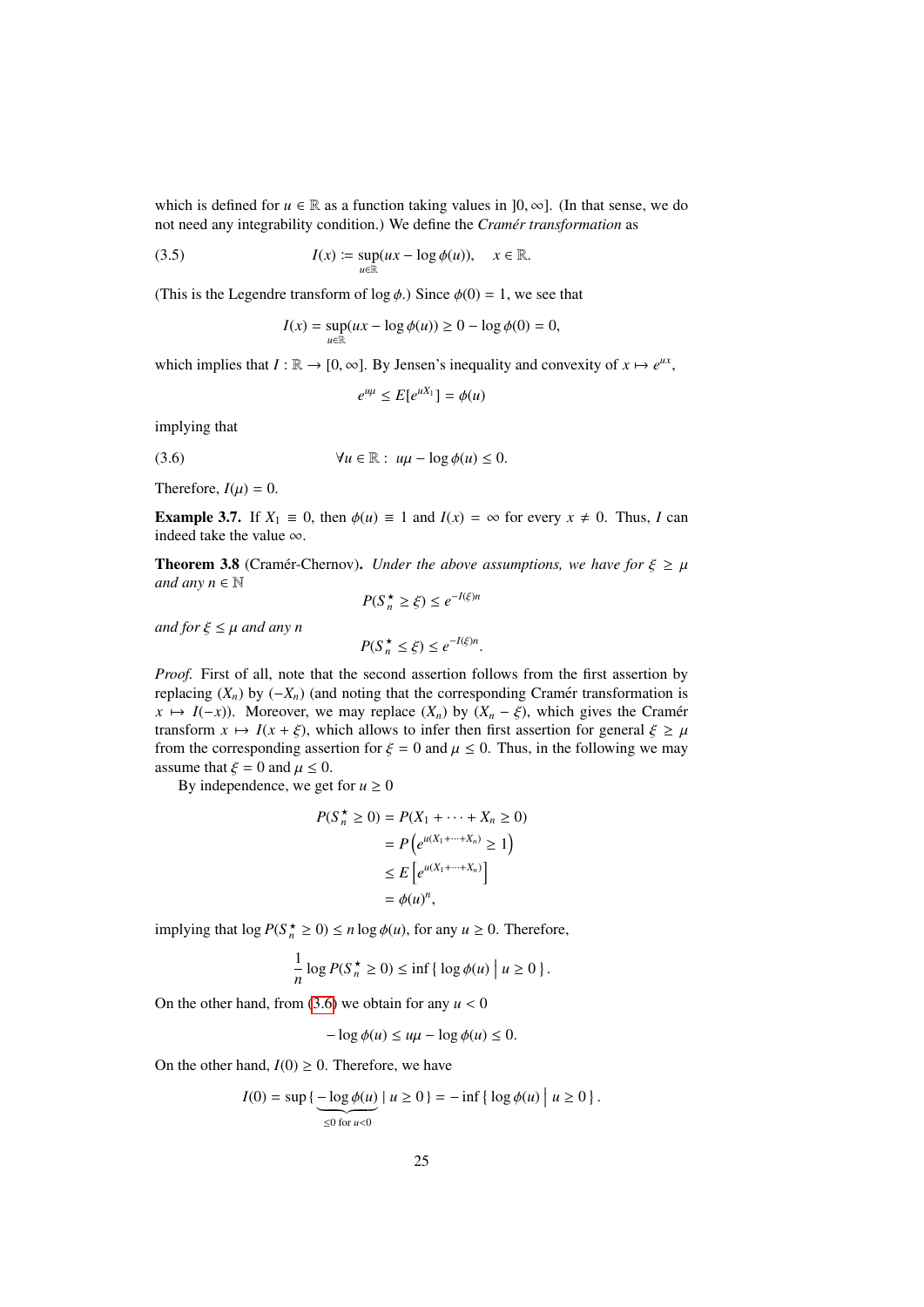which is defined for $u \in \mathbb{R}$ as a function taking values in $]0, \infty]$. (In that sense, we do not need any integrability condition.) We define the *Cramér transformation* as

$$I(x) := \sup_{u \in \mathbb{R}} (ux - \log \phi(u)), \quad x \in \mathbb{R}. \tag{3.5}$$

(This is the Legendre transform of $\log \phi$.) Since $\phi(0) = 1$, we see that

$$I(x) = \sup_{u \in \mathbb{R}} (ux - \log \phi(u)) \geq 0 - \log \phi(0) = 0,$$

which implies that $I : \mathbb{R} \to [0, \infty]$. By Jensen's inequality and convexity of $x \mapsto e^{ux}$,

$$e^{u\mu} \leq E[e^{uX_1}] = \phi(u)$$

implying that

$$\forall u \in \mathbb{R} : \; u\mu - \log \phi(u) \leq 0. \tag{3.6}$$

Therefore, $I(\mu) = 0$.

**Example 3.7.** If $X_1 \equiv 0$, then $\phi(u) \equiv 1$ and $I(x) = \infty$ for every $x \neq 0$. Thus, $I$ can indeed take the value $\infty$.

**Theorem 3.8** (Cramér-Chernov)**.** *Under the above assumptions, we have for $\xi \geq \mu$ and any $n \in \mathbb{N}$*

$$P(S_n^\star \geq \xi) \leq e^{-I(\xi)n}$$

*and for $\xi \leq \mu$ and any $n$*

$$P(S_n^\star \leq \xi) \leq e^{-I(\xi)n}.$$

*Proof.* First of all, note that the second assertion follows from the first assertion by replacing $(X_n)$ by $(-X_n)$ (and noting that the corresponding Cramér transformation is $x \mapsto I(-x)$). Moreover, we may replace $(X_n)$ by $(X_n - \xi)$, which gives the Cramér transform $x \mapsto I(x + \xi)$, which allows to infer then first assertion for general $\xi \geq \mu$ from the corresponding assertion for $\xi = 0$ and $\mu \leq 0$. Thus, in the following we may assume that $\xi = 0$ and $\mu \leq 0$.

By independence, we get for $u \geq 0$

$$\begin{aligned}
P(S_n^\star \geq 0) &= P(X_1 + \cdots + X_n \geq 0) \\
&= P\left(e^{u(X_1 + \cdots + X_n)} \geq 1\right) \\
&\leq E\left[e^{u(X_1 + \cdots + X_n)}\right] \\
&= \phi(u)^n,
\end{aligned}$$

implying that $\log P(S_n^\star \geq 0) \leq n \log \phi(u)$, for any $u \geq 0$. Therefore,

$$\frac{1}{n} \log P(S_n^\star \geq 0) \leq \inf \left\{ \log \phi(u) \;\middle|\; u \geq 0 \right\}.$$

On the other hand, from (3.6) we obtain for any $u < 0$

$$-\log \phi(u) \leq u\mu - \log \phi(u) \leq 0.$$

On the other hand, $I(0) \geq 0$. Therefore, we have

$$I(0) = \sup \{ \underbrace{-\log \phi(u)}_{\leq 0 \text{ for } u<0} \mid u \geq 0 \} = -\inf \left\{ \log \phi(u) \;\middle|\; u \geq 0 \right\}.$$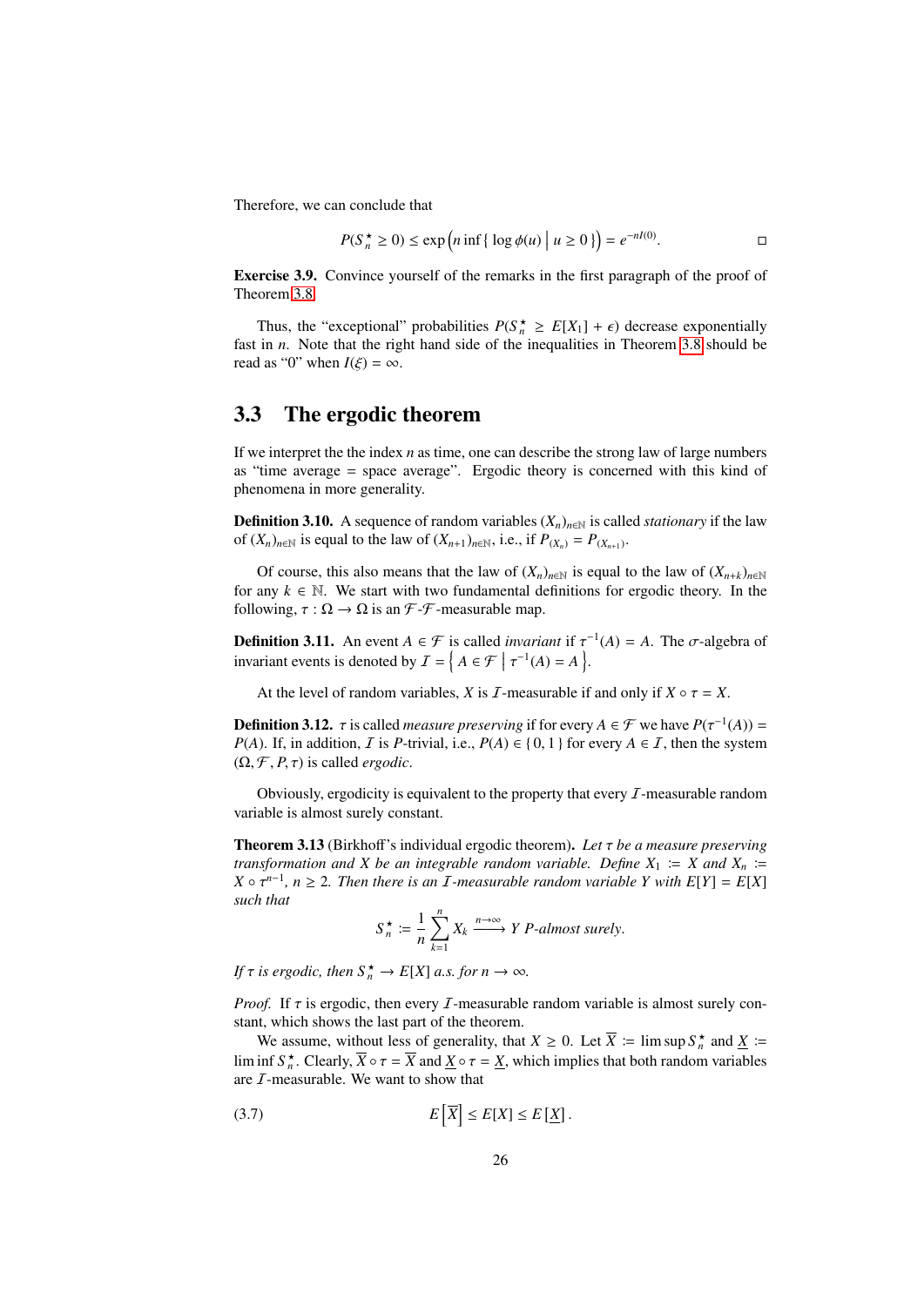Therefore, we can conclude that

$$P(S_n^\star \geq 0) \leq \exp\Big(n \inf \{ \log \phi(u) \mid u \geq 0 \}\Big) = e^{-nI(0)}. \qquad \square$$

**Exercise 3.9.** Convince yourself of the remarks in the first paragraph of the proof of Theorem 3.8.

Thus, the "exceptional" probabilities $P(S_n^\star \geq E[X_1] + \epsilon)$ decrease exponentially fast in $n$. Note that the right hand side of the inequalities in Theorem 3.8 should be read as "0" when $I(\xi) = \infty$.

## 3.3 The ergodic theorem

If we interpret the the index $n$ as time, one can describe the strong law of large numbers as "time average = space average". Ergodic theory is concerned with this kind of phenomena in more generality.

**Definition 3.10.** A sequence of random variables $(X_n)_{n\in\mathbb{N}}$ is called *stationary* if the law of $(X_n)_{n\in\mathbb{N}}$ is equal to the law of $(X_{n+1})_{n\in\mathbb{N}}$, i.e., if $P_{(X_n)} = P_{(X_{n+1})}$.

Of course, this also means that the law of $(X_n)_{n\in\mathbb{N}}$ is equal to the law of $(X_{n+k})_{n\in\mathbb{N}}$ for any $k \in \mathbb{N}$. We start with two fundamental definitions for ergodic theory. In the following, $\tau : \Omega \to \Omega$ is an $\mathcal{F}$-$\mathcal{F}$-measurable map.

**Definition 3.11.** An event $A \in \mathcal{F}$ is called *invariant* if $\tau^{-1}(A) = A$. The $\sigma$-algebra of invariant events is denoted by $\mathcal{I} = \left\{ A \in \mathcal{F} \mid \tau^{-1}(A) = A \right\}$.

At the level of random variables, $X$ is $\mathcal{I}$-measurable if and only if $X \circ \tau = X$.

**Definition 3.12.** $\tau$ is called *measure preserving* if for every $A \in \mathcal{F}$ we have $P(\tau^{-1}(A)) = P(A)$. If, in addition, $\mathcal{I}$ is $P$-trivial, i.e., $P(A) \in \{0, 1\}$ for every $A \in \mathcal{I}$, then the system $(\Omega, \mathcal{F}, P, \tau)$ is called *ergodic*.

Obviously, ergodicity is equivalent to the property that every $\mathcal{I}$-measurable random variable is almost surely constant.

**Theorem 3.13** (Birkhoff's individual ergodic theorem)**.** *Let $\tau$ be a measure preserving transformation and $X$ be an integrable random variable. Define $X_1 \coloneqq X$ and $X_n \coloneqq X \circ \tau^{n-1}$, $n \geq 2$. Then there is an $\mathcal{I}$-measurable random variable $Y$ with $E[Y] = E[X]$ such that*

$$S_n^\star \coloneqq \frac{1}{n}\sum_{k=1}^n X_k \xrightarrow{n\to\infty} Y \text{ } P\text{-almost surely}.$$

*If $\tau$ is ergodic, then $S_n^\star \to E[X]$ a.s. for $n \to \infty$.*

*Proof.* If $\tau$ is ergodic, then every $\mathcal{I}$-measurable random variable is almost surely constant, which shows the last part of the theorem.

We assume, without less of generality, that $X \geq 0$. Let $\overline{X} \coloneqq \limsup S_n^\star$ and $\underline{X} \coloneqq \liminf S_n^\star$. Clearly, $\overline{X} \circ \tau = \overline{X}$ and $\underline{X} \circ \tau = \underline{X}$, which implies that both random variables are $\mathcal{I}$-measurable. We want to show that

$$E\left[\overline{X}\right] \leq E[X] \leq E\left[\underline{X}\right]. \tag{3.7}$$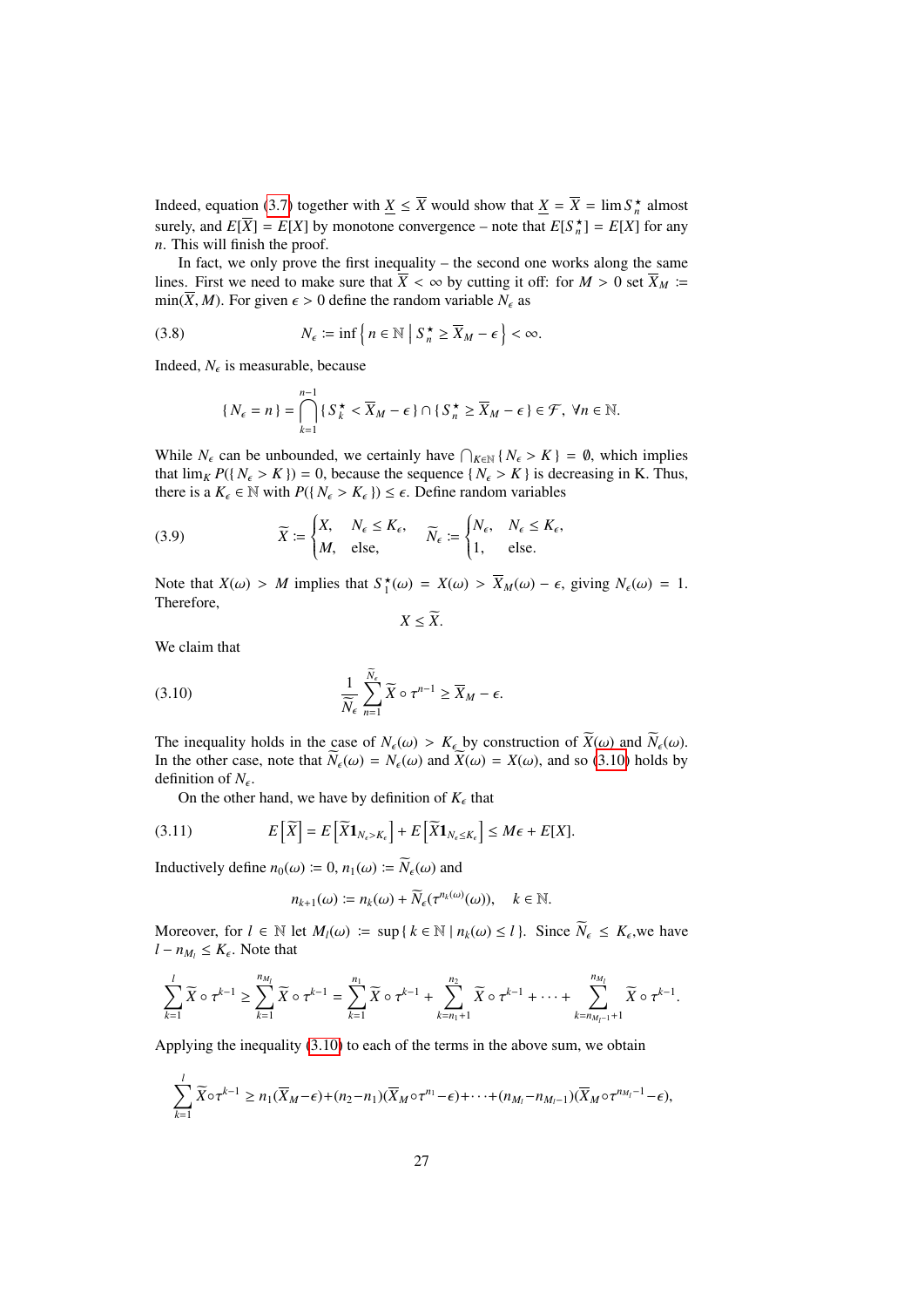Indeed, equation (3.7) together with $\underline{X} \leq \overline{X}$ would show that $\underline{X} = \overline{X} = \lim S_n^\star$ almost surely, and $E[\overline{X}] = E[X]$ by monotone convergence – note that $E[S_n^\star] = E[X]$ for any $n$. This will finish the proof.

In fact, we only prove the first inequality – the second one works along the same lines. First we need to make sure that $\overline{X} < \infty$ by cutting it off: for $M > 0$ set $\overline{X}_M := \min(\overline{X}, M)$. For given $\epsilon > 0$ define the random variable $N_\epsilon$ as

$$N_\epsilon := \inf\left\{ n \in \mathbb{N} \;\middle|\; S_n^\star \geq \overline{X}_M - \epsilon \right\} < \infty. \tag{3.8}$$

Indeed, $N_\epsilon$ is measurable, because

$$\{ N_\epsilon = n \} = \bigcap_{k=1}^{n-1} \{ S_k^\star < \overline{X}_M - \epsilon \} \cap \{ S_n^\star \geq \overline{X}_M - \epsilon \} \in \mathcal{F}, \; \forall n \in \mathbb{N}.$$

While $N_\epsilon$ can be unbounded, we certainly have $\bigcap_{K \in \mathbb{N}} \{ N_\epsilon > K \} = \emptyset$, which implies that $\lim_K P(\{ N_\epsilon > K \}) = 0$, because the sequence $\{ N_\epsilon > K \}$ is decreasing in K. Thus, there is a $K_\epsilon \in \mathbb{N}$ with $P(\{ N_\epsilon > K_\epsilon \}) \leq \epsilon$. Define random variables

$$\widetilde{X} := \begin{cases} X, & N_\epsilon \leq K_\epsilon, \\ M, & \text{else}, \end{cases} \qquad \widetilde{N_\epsilon} := \begin{cases} N_\epsilon, & N_\epsilon \leq K_\epsilon, \\ 1, & \text{else}. \end{cases} \tag{3.9}$$

Note that $X(\omega) > M$ implies that $S_1^\star(\omega) = X(\omega) > \overline{X}_M(\omega) - \epsilon$, giving $N_\epsilon(\omega) = 1$. Therefore,

$$X \leq \widetilde{X}.$$

We claim that

$$\frac{1}{\widetilde{N_\epsilon}} \sum_{n=1}^{\widetilde{N_\epsilon}} \widetilde{X} \circ \tau^{n-1} \geq \overline{X}_M - \epsilon. \tag{3.10}$$

The inequality holds in the case of $N_\epsilon(\omega) > K_\epsilon$ by construction of $\widetilde{X}(\omega)$ and $\widetilde{N_\epsilon}(\omega)$. In the other case, note that $\widetilde{N_\epsilon}(\omega) = N_\epsilon(\omega)$ and $\widetilde{X}(\omega) = X(\omega)$, and so (3.10) holds by definition of $N_\epsilon$.

On the other hand, we have by definition of $K_\epsilon$ that

$$E\left[\widetilde{X}\right] = E\left[\widetilde{X}\mathbf{1}_{N_\epsilon > K_\epsilon}\right] + E\left[\widetilde{X}\mathbf{1}_{N_\epsilon \leq K_\epsilon}\right] \leq M\epsilon + E[X]. \tag{3.11}$$

Inductively define $n_0(\omega) := 0$, $n_1(\omega) := \widetilde{N_\epsilon}(\omega)$ and

$$n_{k+1}(\omega) := n_k(\omega) + \widetilde{N_\epsilon}(\tau^{n_k(\omega)}(\omega)), \quad k \in \mathbb{N}.$$

Moreover, for $l \in \mathbb{N}$ let $M_l(\omega) := \sup\{ k \in \mathbb{N} \mid n_k(\omega) \leq l \}$. Since $\widetilde{N_\epsilon} \leq K_\epsilon$,we have $l - n_{M_l} \leq K_\epsilon$. Note that

$$\sum_{k=1}^{l} \widetilde{X} \circ \tau^{k-1} \geq \sum_{k=1}^{n_{M_l}} \widetilde{X} \circ \tau^{k-1} = \sum_{k=1}^{n_1} \widetilde{X} \circ \tau^{k-1} + \sum_{k=n_1+1}^{n_2} \widetilde{X} \circ \tau^{k-1} + \cdots + \sum_{k=n_{M_l-1}+1}^{n_{M_l}} \widetilde{X} \circ \tau^{k-1}.$$

Applying the inequality (3.10) to each of the terms in the above sum, we obtain

$$\sum_{k=1}^{l} \widetilde{X} \circ \tau^{k-1} \geq n_1(\overline{X}_M - \epsilon) + (n_2 - n_1)(\overline{X}_M \circ \tau^{n_1} - \epsilon) + \cdots + (n_{M_l} - n_{M_l-1})(\overline{X}_M \circ \tau^{n_{M_l}-1} - \epsilon),$$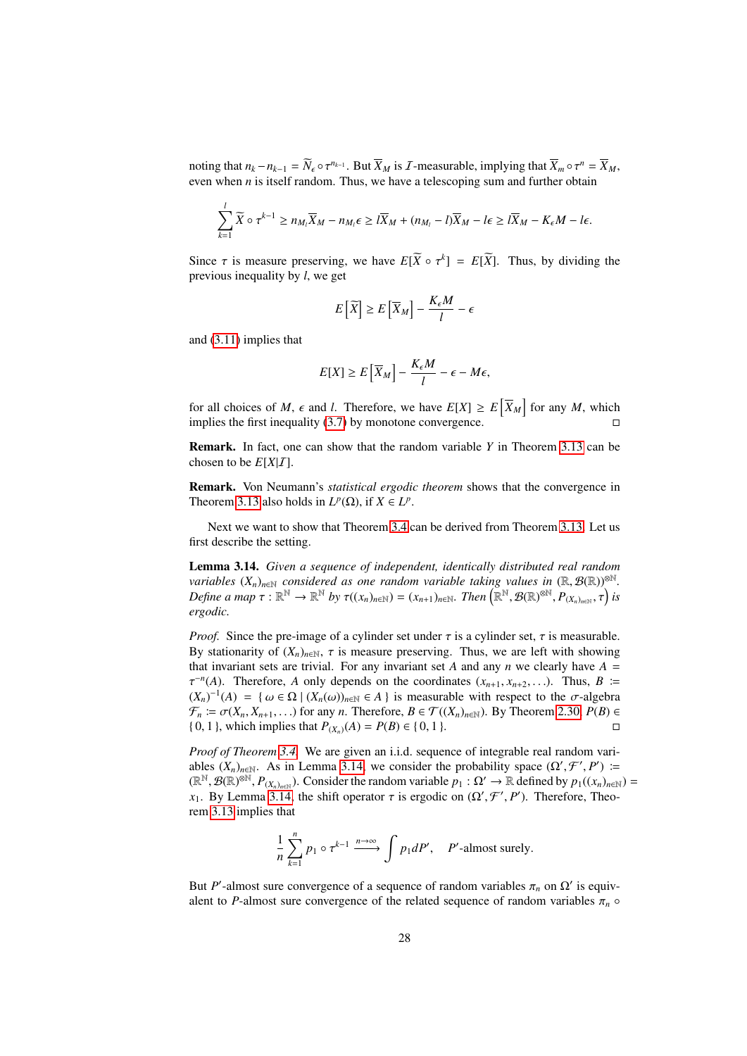noting that $n_k - n_{k-1} = \widetilde{N}_\epsilon \circ \tau^{n_{k-1}}$. But $\overline{X}_M$ is $\mathcal{I}$-measurable, implying that $\overline{X}_m \circ \tau^n = \overline{X}_M$, even when $n$ is itself random. Thus, we have a telescoping sum and further obtain

$$\sum_{k=1}^{l} \widetilde{X} \circ \tau^{k-1} \geq n_{M_l} \overline{X}_M - n_{M_l} \epsilon \geq l \overline{X}_M + (n_{M_l} - l)\overline{X}_M - l\epsilon \geq l\overline{X}_M - K_\epsilon M - l\epsilon.$$

Since $\tau$ is measure preserving, we have $E[\widetilde{X} \circ \tau^k] = E[\widetilde{X}]$. Thus, by dividing the previous inequality by $l$, we get

$$E\left[\widetilde{X}\right] \geq E\left[\overline{X}_M\right] - \frac{K_\epsilon M}{l} - \epsilon$$

and (3.11) implies that

$$E[X] \geq E\left[\overline{X}_M\right] - \frac{K_\epsilon M}{l} - \epsilon - M\epsilon,$$

for all choices of $M$, $\epsilon$ and $l$. Therefore, we have $E[X] \geq E\left[\overline{X}_M\right]$ for any $M$, which implies the first inequality (3.7) by monotone convergence. □

**Remark.** In fact, one can show that the random variable $Y$ in Theorem 3.13 can be chosen to be $E[X|\mathcal{I}]$.

**Remark.** Von Neumann's *statistical ergodic theorem* shows that the convergence in Theorem 3.13 also holds in $L^p(\Omega)$, if $X \in L^p$.

Next we want to show that Theorem 3.4 can be derived from Theorem 3.13. Let us first describe the setting.

**Lemma 3.14.** *Given a sequence of independent, identically distributed real random variables $(X_n)_{n\in\mathbb{N}}$ considered as one random variable taking values in $(\mathbb{R}, \mathcal{B}(\mathbb{R}))^{\otimes\mathbb{N}}$. Define a map $\tau : \mathbb{R}^{\mathbb{N}} \to \mathbb{R}^{\mathbb{N}}$ by $\tau((x_n)_{n\in\mathbb{N}}) = (x_{n+1})_{n\in\mathbb{N}}$. Then $\left(\mathbb{R}^{\mathbb{N}}, \mathcal{B}(\mathbb{R})^{\otimes\mathbb{N}}, P_{(X_n)_{n\in\mathbb{N}}}, \tau\right)$ is ergodic.*

*Proof.* Since the pre-image of a cylinder set under $\tau$ is a cylinder set, $\tau$ is measurable. By stationarity of $(X_n)_{n\in\mathbb{N}}$, $\tau$ is measure preserving. Thus, we are left with showing that invariant sets are trivial. For any invariant set $A$ and any $n$ we clearly have $A = \tau^{-n}(A)$. Therefore, $A$ only depends on the coordinates $(x_{n+1}, x_{n+2}, \ldots)$. Thus, $B := (X_n)^{-1}(A) = \{\, \omega \in \Omega \mid (X_n(\omega))_{n\in\mathbb{N}} \in A \,\}$ is measurable with respect to the $\sigma$-algebra $\mathcal{F}_n := \sigma(X_n, X_{n+1}, \ldots)$ for any $n$. Therefore, $B \in \mathcal{T}((X_n)_{n\in\mathbb{N}})$. By Theorem 2.30, $P(B) \in \{\, 0, 1 \,\}$, which implies that $P_{(X_n)}(A) = P(B) \in \{\, 0, 1 \,\}$. □

*Proof of Theorem 3.4.* We are given an i.i.d. sequence of integrable real random variables $(X_n)_{n\in\mathbb{N}}$. As in Lemma 3.14, we consider the probability space $(\Omega', \mathcal{F}', P') := (\mathbb{R}^{\mathbb{N}}, \mathcal{B}(\mathbb{R})^{\otimes\mathbb{N}}, P_{(X_n)_{n\in\mathbb{N}}})$. Consider the random variable $p_1 : \Omega' \to \mathbb{R}$ defined by $p_1((x_n)_{n\in\mathbb{N}}) = x_1$. By Lemma 3.14, the shift operator $\tau$ is ergodic on $(\Omega', \mathcal{F}', P')$. Therefore, Theorem 3.13 implies that

$$\frac{1}{n}\sum_{k=1}^{n} p_1 \circ \tau^{k-1} \xrightarrow{n\to\infty} \int p_1 dP', \quad P'\text{-almost surely.}$$

But $P'$-almost sure convergence of a sequence of random variables $\pi_n$ on $\Omega'$ is equivalent to $P$-almost sure convergence of the related sequence of random variables $\pi_n \circ$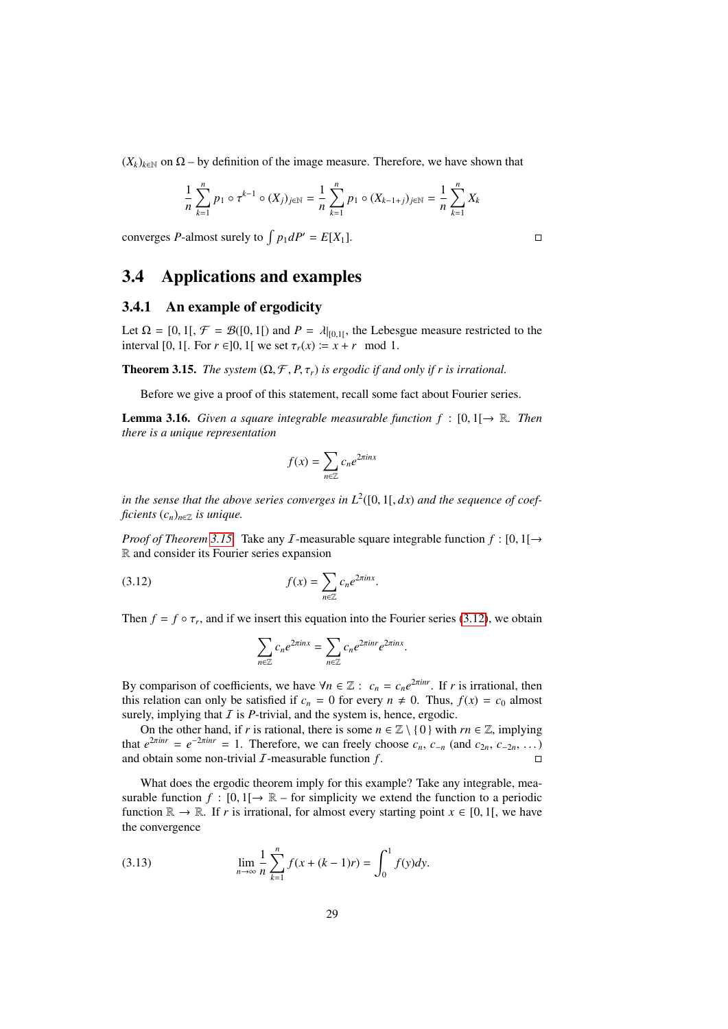$(X_k)_{k\in\mathbb{N}}$ on $\Omega$ – by definition of the image measure. Therefore, we have shown that

$$\frac{1}{n}\sum_{k=1}^{n} p_1 \circ \tau^{k-1} \circ (X_j)_{j\in\mathbb{N}} = \frac{1}{n}\sum_{k=1}^{n} p_1 \circ (X_{k-1+j})_{j\in\mathbb{N}} = \frac{1}{n}\sum_{k=1}^{n} X_k$$

converges $P$-almost surely to $\int p_1 dP' = E[X_1]$. □

## 3.4 Applications and examples

### 3.4.1 An example of ergodicity

Let $\Omega = [0,1[$, $\mathcal{F} = \mathcal{B}([0,1[)$ and $P = \lambda|_{[0,1[}$, the Lebesgue measure restricted to the interval $[0,1[$. For $r \in ]0,1[$ we set $\tau_r(x) := x + r \mod 1$.

**Theorem 3.15.** *The system $(\Omega, \mathcal{F}, P, \tau_r)$ is ergodic if and only if $r$ is irrational.*

Before we give a proof of this statement, recall some fact about Fourier series.

**Lemma 3.16.** *Given a square integrable measurable function $f : [0,1[ \to \mathbb{R}$. Then there is a unique representation*

$$f(x) = \sum_{n\in\mathbb{Z}} c_n e^{2\pi i n x}$$

*in the sense that the above series converges in $L^2([0,1[, dx)$ and the sequence of coefficients $(c_n)_{n\in\mathbb{Z}}$ is unique.*

*Proof of Theorem 3.15.* Take any $\mathcal{I}$-measurable square integrable function $f : [0,1[ \to \mathbb{R}$ and consider its Fourier series expansion

$$f(x) = \sum_{n\in\mathbb{Z}} c_n e^{2\pi i n x}. \tag{3.12}$$

Then $f = f \circ \tau_r$, and if we insert this equation into the Fourier series (3.12), we obtain

$$\sum_{n\in\mathbb{Z}} c_n e^{2\pi i n x} = \sum_{n\in\mathbb{Z}} c_n e^{2\pi i n r} e^{2\pi i n x}.$$

By comparison of coefficients, we have $\forall n \in \mathbb{Z} : \; c_n = c_n e^{2\pi i n r}$. If $r$ is irrational, then this relation can only be satisfied if $c_n = 0$ for every $n \neq 0$. Thus, $f(x) = c_0$ almost surely, implying that $\mathcal{I}$ is $P$-trivial, and the system is, hence, ergodic.

On the other hand, if $r$ is rational, there is some $n \in \mathbb{Z} \setminus \{0\}$ with $rn \in \mathbb{Z}$, implying that $e^{2\pi i n r} = e^{-2\pi i n r} = 1$. Therefore, we can freely choose $c_n$, $c_{-n}$ (and $c_{2n}$, $c_{-2n}$, ...) and obtain some non-trivial $\mathcal{I}$-measurable function $f$. □

What does the ergodic theorem imply for this example? Take any integrable, measurable function $f : [0,1[ \to \mathbb{R}$ – for simplicity we extend the function to a periodic function $\mathbb{R} \to \mathbb{R}$. If $r$ is irrational, for almost every starting point $x \in [0,1[$, we have the convergence

$$\lim_{n\to\infty} \frac{1}{n}\sum_{k=1}^{n} f(x + (k-1)r) = \int_0^1 f(y)dy. \tag{3.13}$$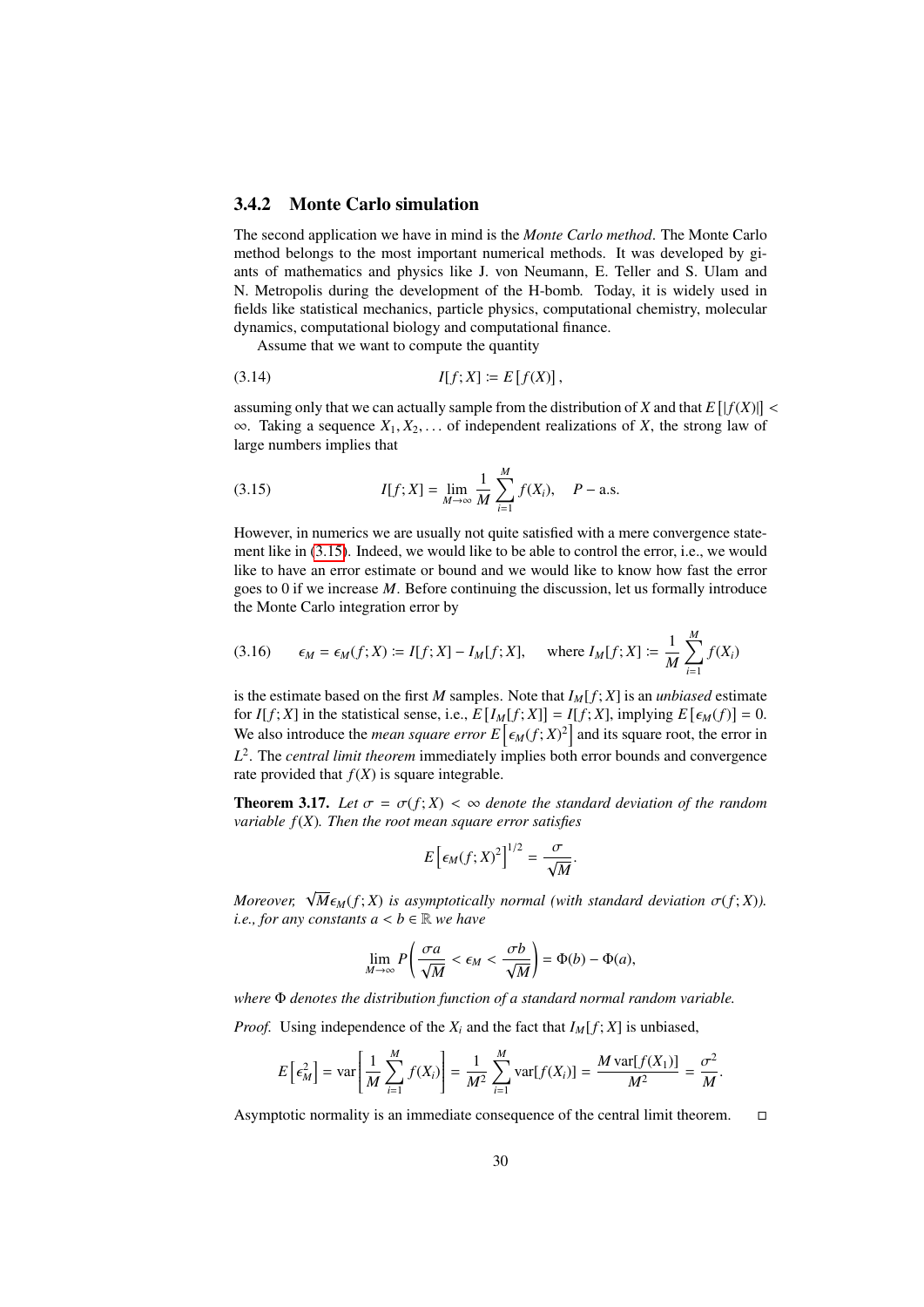### 3.4.2 Monte Carlo simulation

The second application we have in mind is the *Monte Carlo method*. The Monte Carlo method belongs to the most important numerical methods. It was developed by giants of mathematics and physics like J. von Neumann, E. Teller and S. Ulam and N. Metropolis during the development of the H-bomb. Today, it is widely used in fields like statistical mechanics, particle physics, computational chemistry, molecular dynamics, computational biology and computational finance.

Assume that we want to compute the quantity

$$I[f;X] := E\left[f(X)\right], \tag{3.14}$$

assuming only that we can actually sample from the distribution of $X$ and that $E\left[|f(X)|\right] < \infty$. Taking a sequence $X_1, X_2, \ldots$ of independent realizations of $X$, the strong law of large numbers implies that

$$I[f;X] = \lim_{M\to\infty} \frac{1}{M}\sum_{i=1}^{M} f(X_i), \quad P-\text{a.s.} \tag{3.15}$$

However, in numerics we are usually not quite satisfied with a mere convergence statement like in (3.15). Indeed, we would like to be able to control the error, i.e., we would like to have an error estimate or bound and we would like to know how fast the error goes to 0 if we increase $M$. Before continuing the discussion, let us formally introduce the Monte Carlo integration error by

$$\epsilon_M = \epsilon_M(f;X) := I[f;X] - I_M[f;X], \quad \text{where } I_M[f;X] := \frac{1}{M}\sum_{i=1}^{M} f(X_i) \tag{3.16}$$

is the estimate based on the first $M$ samples. Note that $I_M[f;X]$ is an *unbiased* estimate for $I[f;X]$ in the statistical sense, i.e., $E\left[I_M[f;X]\right] = I[f;X]$, implying $E\left[\epsilon_M(f)\right] = 0$. We also introduce the *mean square error* $E\left[\epsilon_M(f;X)^2\right]$ and its square root, the error in $L^2$. The *central limit theorem* immediately implies both error bounds and convergence rate provided that $f(X)$ is square integrable.

**Theorem 3.17.** *Let $\sigma = \sigma(f;X) < \infty$ denote the standard deviation of the random variable $f(X)$. Then the root mean square error satisfies*

$$E\left[\epsilon_M(f;X)^2\right]^{1/2} = \frac{\sigma}{\sqrt{M}}.$$

*Moreover, $\sqrt{M}\epsilon_M(f;X)$ is asymptotically normal (with standard deviation $\sigma(f;X)$). i.e., for any constants $a < b \in \mathbb{R}$ we have*

$$\lim_{M\to\infty} P\left(\frac{\sigma a}{\sqrt{M}} < \epsilon_M < \frac{\sigma b}{\sqrt{M}}\right) = \Phi(b) - \Phi(a),$$

*where $\Phi$ denotes the distribution function of a standard normal random variable.*

*Proof.* Using independence of the $X_i$ and the fact that $I_M[f;X]$ is unbiased,

$$E\left[\epsilon_M^2\right] = \operatorname{var}\left[\frac{1}{M}\sum_{i=1}^{M} f(X_i)\right] = \frac{1}{M^2}\sum_{i=1}^{M}\operatorname{var}[f(X_i)] = \frac{M\operatorname{var}[f(X_1)]}{M^2} = \frac{\sigma^2}{M}.$$

Asymptotic normality is an immediate consequence of the central limit theorem. □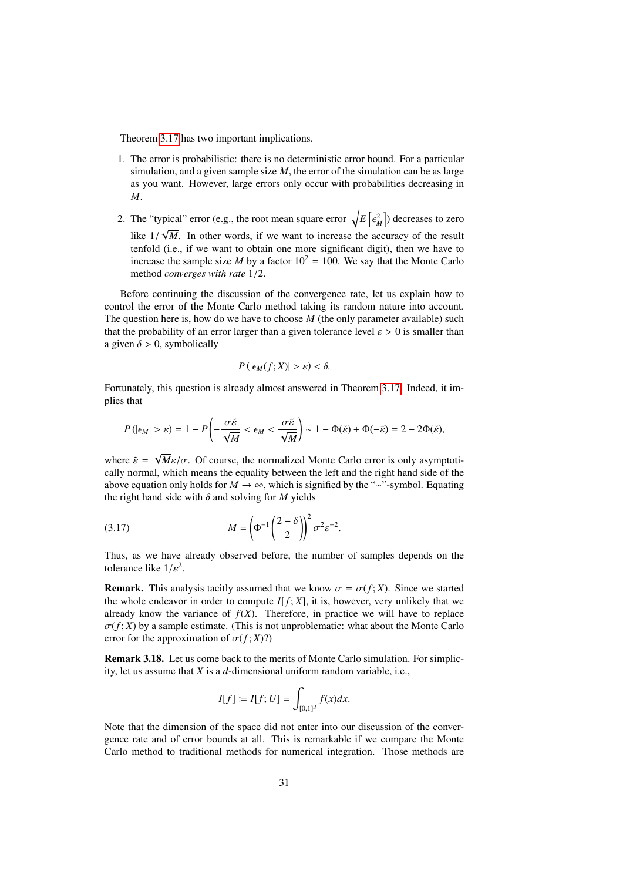Theorem 3.17 has two important implications.

1. The error is probabilistic: there is no deterministic error bound. For a particular simulation, and a given sample size $M$, the error of the simulation can be as large as you want. However, large errors only occur with probabilities decreasing in $M$.
2. The "typical" error (e.g., the root mean square error $\sqrt{E\left[\epsilon_M^2\right]}$) decreases to zero like $1/\sqrt{M}$. In other words, if we want to increase the accuracy of the result tenfold (i.e., if we want to obtain one more significant digit), then we have to increase the sample size $M$ by a factor $10^2 = 100$. We say that the Monte Carlo method *converges with rate* $1/2$.

Before continuing the discussion of the convergence rate, let us explain how to control the error of the Monte Carlo method taking its random nature into account. The question here is, how do we have to choose $M$ (the only parameter available) such that the probability of an error larger than a given tolerance level $\varepsilon > 0$ is smaller than a given $\delta > 0$, symbolically

$$P\left(|\epsilon_M(f;X)| > \varepsilon\right) < \delta.$$

Fortunately, this question is already almost answered in Theorem 3.17. Indeed, it implies that

$$P\left(|\epsilon_M| > \varepsilon\right) = 1 - P\left(-\frac{\sigma\tilde{\varepsilon}}{\sqrt{M}} < \epsilon_M < \frac{\sigma\tilde{\varepsilon}}{\sqrt{M}}\right) \sim 1 - \Phi(\tilde{\varepsilon}) + \Phi(-\tilde{\varepsilon}) = 2 - 2\Phi(\tilde{\varepsilon}),$$

where $\tilde{\varepsilon} = \sqrt{M}\varepsilon/\sigma$. Of course, the normalized Monte Carlo error is only asymptotically normal, which means the equality between the left and the right hand side of the above equation only holds for $M \to \infty$, which is signified by the "$\sim$"-symbol. Equating the right hand side with $\delta$ and solving for $M$ yields

$$M = \left(\Phi^{-1}\left(\frac{2-\delta}{2}\right)\right)^2 \sigma^2 \varepsilon^{-2}. \tag{3.17}$$

Thus, as we have already observed before, the number of samples depends on the tolerance like $1/\varepsilon^2$.

**Remark.** This analysis tacitly assumed that we know $\sigma = \sigma(f;X)$. Since we started the whole endeavor in order to compute $I[f;X]$, it is, however, very unlikely that we already know the variance of $f(X)$. Therefore, in practice we will have to replace $\sigma(f;X)$ by a sample estimate. (This is not unproblematic: what about the Monte Carlo error for the approximation of $\sigma(f;X)$?)

**Remark 3.18.** Let us come back to the merits of Monte Carlo simulation. For simplicity, let us assume that $X$ is a $d$-dimensional uniform random variable, i.e.,

$$I[f] \coloneqq I[f;U] = \int_{[0,1]^d} f(x)dx.$$

Note that the dimension of the space did not enter into our discussion of the convergence rate and of error bounds at all. This is remarkable if we compare the Monte Carlo method to traditional methods for numerical integration. Those methods are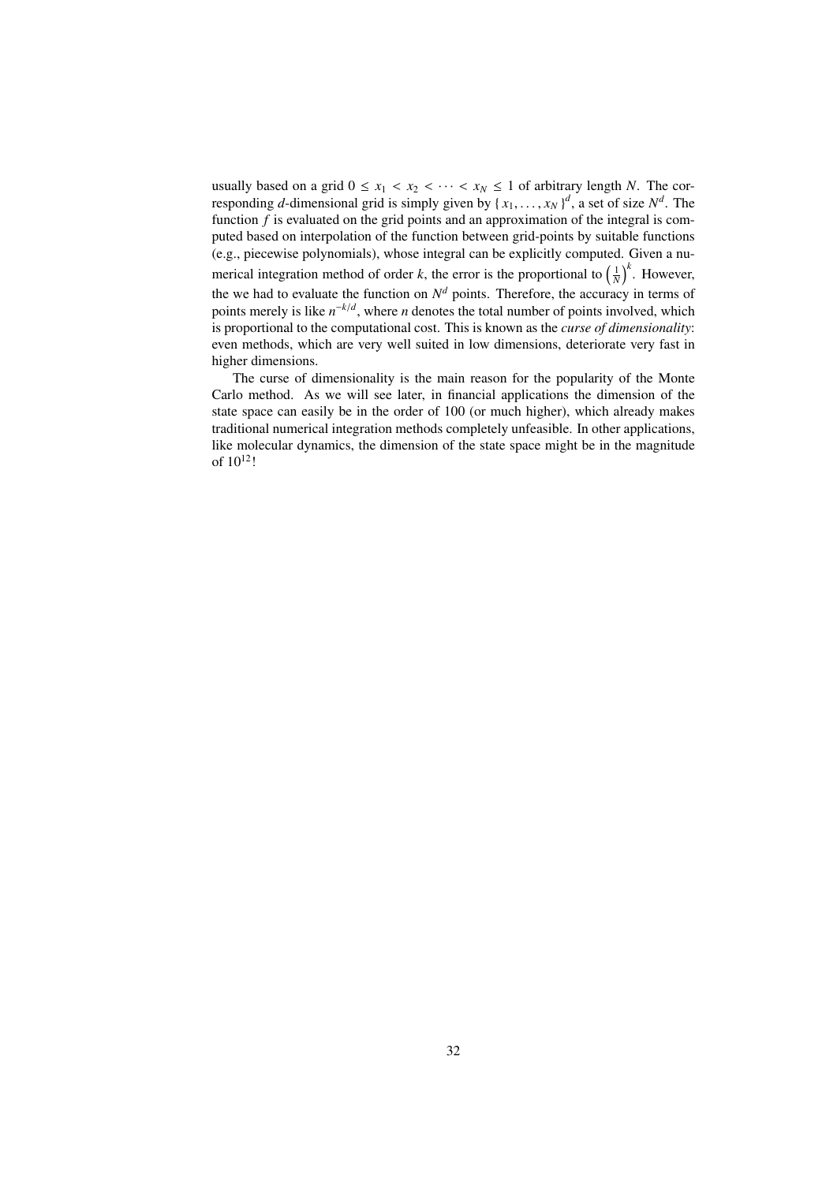usually based on a grid $0 \leq x_1 < x_2 < \cdots < x_N \leq 1$ of arbitrary length $N$. The corresponding $d$-dimensional grid is simply given by $\{ x_1, \ldots, x_N \}^d$, a set of size $N^d$. The function $f$ is evaluated on the grid points and an approximation of the integral is computed based on interpolation of the function between grid-points by suitable functions (e.g., piecewise polynomials), whose integral can be explicitly computed. Given a numerical integration method of order $k$, the error is the proportional to $\left(\frac{1}{N}\right)^k$. However, the we had to evaluate the function on $N^d$ points. Therefore, the accuracy in terms of points merely is like $n^{-k/d}$, where $n$ denotes the total number of points involved, which is proportional to the computational cost. This is known as the *curse of dimensionality*: even methods, which are very well suited in low dimensions, deteriorate very fast in higher dimensions.

The curse of dimensionality is the main reason for the popularity of the Monte Carlo method. As we will see later, in financial applications the dimension of the state space can easily be in the order of 100 (or much higher), which already makes traditional numerical integration methods completely unfeasible. In other applications, like molecular dynamics, the dimension of the state space might be in the magnitude of $10^{12}$!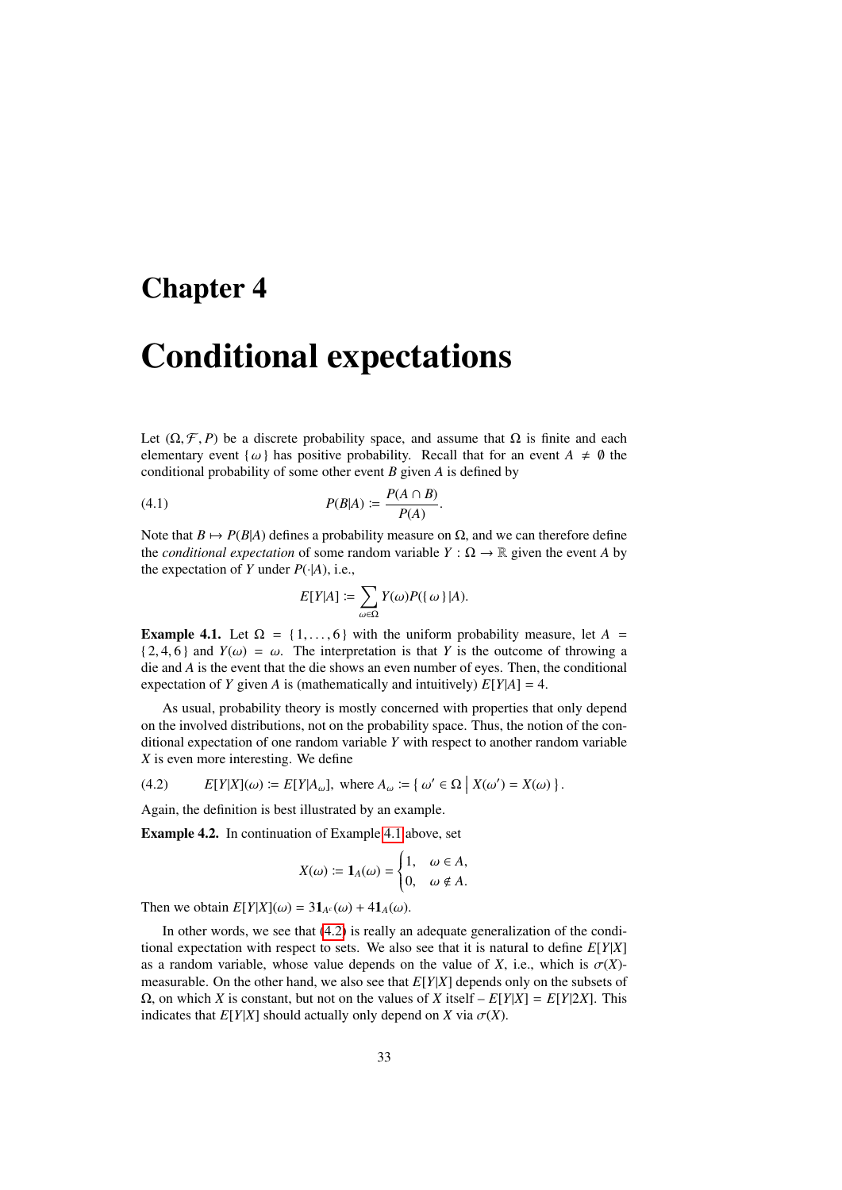# Chapter 4

# Conditional expectations

Let $(\Omega, \mathcal{F}, P)$ be a discrete probability space, and assume that $\Omega$ is finite and each elementary event $\{\omega\}$ has positive probability. Recall that for an event $A \neq \emptyset$ the conditional probability of some other event $B$ given $A$ is defined by

$$P(B|A) \coloneqq \frac{P(A \cap B)}{P(A)}. \tag{4.1}$$

Note that $B \mapsto P(B|A)$ defines a probability measure on $\Omega$, and we can therefore define the *conditional expectation* of some random variable $Y : \Omega \to \mathbb{R}$ given the event $A$ by the expectation of $Y$ under $P(\cdot|A)$, i.e.,

$$E[Y|A] \coloneqq \sum_{\omega \in \Omega} Y(\omega) P(\{\omega\}|A).$$

**Example 4.1.** Let $\Omega = \{1, \ldots, 6\}$ with the uniform probability measure, let $A = \{2, 4, 6\}$ and $Y(\omega) = \omega$. The interpretation is that $Y$ is the outcome of throwing a die and $A$ is the event that the die shows an even number of eyes. Then, the conditional expectation of $Y$ given $A$ is (mathematically and intuitively) $E[Y|A] = 4$.

As usual, probability theory is mostly concerned with properties that only depend on the involved distributions, not on the probability space. Thus, the notion of the conditional expectation of one random variable $Y$ with respect to another random variable $X$ is even more interesting. We define

$$E[Y|X](\omega) \coloneqq E[Y|A_\omega], \text{ where } A_\omega \coloneqq \{\omega' \in \Omega \mid X(\omega') = X(\omega)\}. \tag{4.2}$$

Again, the definition is best illustrated by an example.

**Example 4.2.** In continuation of Example 4.1 above, set

$$X(\omega) \coloneqq \mathbf{1}_A(\omega) = \begin{cases} 1, & \omega \in A, \\ 0, & \omega \notin A. \end{cases}$$

Then we obtain $E[Y|X](\omega) = 3\mathbf{1}_{A^c}(\omega) + 4\mathbf{1}_A(\omega)$.

In other words, we see that (4.2) is really an adequate generalization of the conditional expectation with respect to sets. We also see that it is natural to define $E[Y|X]$ as a random variable, whose value depends on the value of $X$, i.e., which is $\sigma(X)$-measurable. On the other hand, we also see that $E[Y|X]$ depends only on the subsets of $\Omega$, on which $X$ is constant, but not on the values of $X$ itself – $E[Y|X] = E[Y|2X]$. This indicates that $E[Y|X]$ should actually only depend on $X$ via $\sigma(X)$.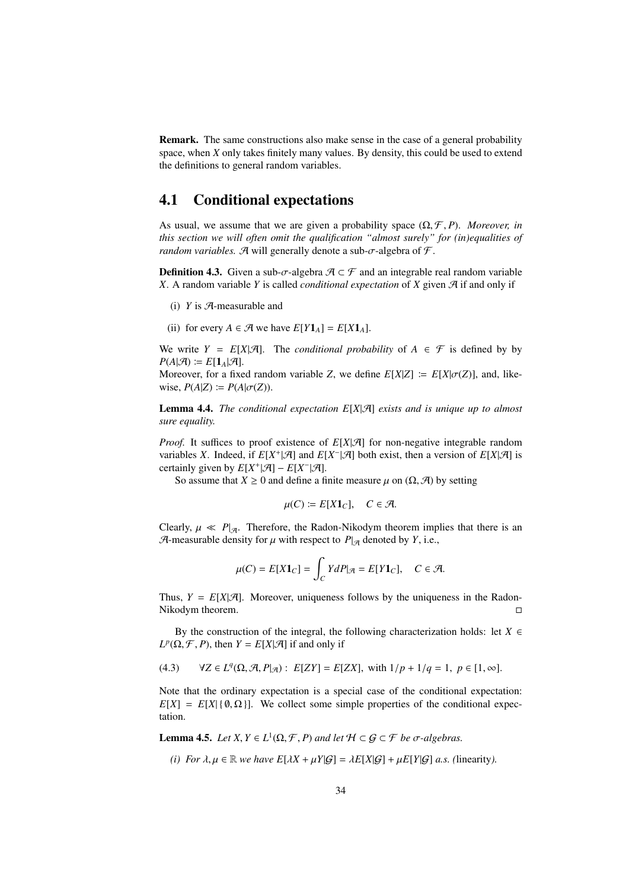**Remark.** The same constructions also make sense in the case of a general probability space, when $X$ only takes finitely many values. By density, this could be used to extend the definitions to general random variables.

## 4.1 Conditional expectations

As usual, we assume that we are given a probability space $(\Omega, \mathcal{F}, P)$. *Moreover, in this section we will often omit the qualification "almost surely" for (in)equalities of random variables.* $\mathcal{A}$ will generally denote a sub-$\sigma$-algebra of $\mathcal{F}$.

**Definition 4.3.** Given a sub-$\sigma$-algebra $\mathcal{A} \subset \mathcal{F}$ and an integrable real random variable $X$. A random variable $Y$ is called *conditional expectation* of $X$ given $\mathcal{A}$ if and only if

(i) $Y$ is $\mathcal{A}$-measurable and

(ii) for every $A \in \mathcal{A}$ we have $E[Y \mathbf{1}_A] = E[X \mathbf{1}_A]$.

We write $Y = E[X|\mathcal{A}]$. The *conditional probability* of $A \in \mathcal{F}$ is defined by by $P(A|\mathcal{A}) := E[\mathbf{1}_A|\mathcal{A}]$.
Moreover, for a fixed random variable $Z$, we define $E[X|Z] := E[X|\sigma(Z)]$, and, likewise, $P(A|Z) := P(A|\sigma(Z))$.

**Lemma 4.4.** *The conditional expectation $E[X|\mathcal{A}]$ exists and is unique up to almost sure equality.*

*Proof.* It suffices to proof existence of $E[X|\mathcal{A}]$ for non-negative integrable random variables $X$. Indeed, if $E[X^+|\mathcal{A}]$ and $E[X^-|\mathcal{A}]$ both exist, then a version of $E[X|\mathcal{A}]$ is certainly given by $E[X^+|\mathcal{A}] - E[X^-|\mathcal{A}]$.

So assume that $X \geq 0$ and define a finite measure $\mu$ on $(\Omega, \mathcal{A})$ by setting

$$\mu(C) := E[X \mathbf{1}_C], \quad C \in \mathcal{A}.$$

Clearly, $\mu \ll P|_{\mathcal{A}}$. Therefore, the Radon-Nikodym theorem implies that there is an $\mathcal{A}$-measurable density for $\mu$ with respect to $P|_{\mathcal{A}}$ denoted by $Y$, i.e.,

$$\mu(C) = E[X \mathbf{1}_C] = \int_C Y dP|_{\mathcal{A}} = E[Y \mathbf{1}_C], \quad C \in \mathcal{A}.$$

Thus, $Y = E[X|\mathcal{A}]$. Moreover, uniqueness follows by the uniqueness in the Radon-Nikodym theorem. $\square$

By the construction of the integral, the following characterization holds: let $X \in L^p(\Omega, \mathcal{F}, P)$, then $Y = E[X|\mathcal{A}]$ if and only if

$$\forall Z \in L^q(\Omega, \mathcal{A}, P|_{\mathcal{A}}) : \ E[ZY] = E[ZX], \text{ with } 1/p + 1/q = 1, \ p \in [1, \infty]. \tag{4.3}$$

Note that the ordinary expectation is a special case of the conditional expectation: $E[X] = E[X|\{\emptyset, \Omega\}]$. We collect some simple properties of the conditional expectation.

**Lemma 4.5.** *Let $X, Y \in L^1(\Omega, \mathcal{F}, P)$ and let $\mathcal{H} \subset \mathcal{G} \subset \mathcal{F}$ be $\sigma$-algebras.*

*(i) For $\lambda, \mu \in \mathbb{R}$ we have $E[\lambda X + \mu Y|\mathcal{G}] = \lambda E[X|\mathcal{G}] + \mu E[Y|\mathcal{G}]$ a.s. (*linearity*).*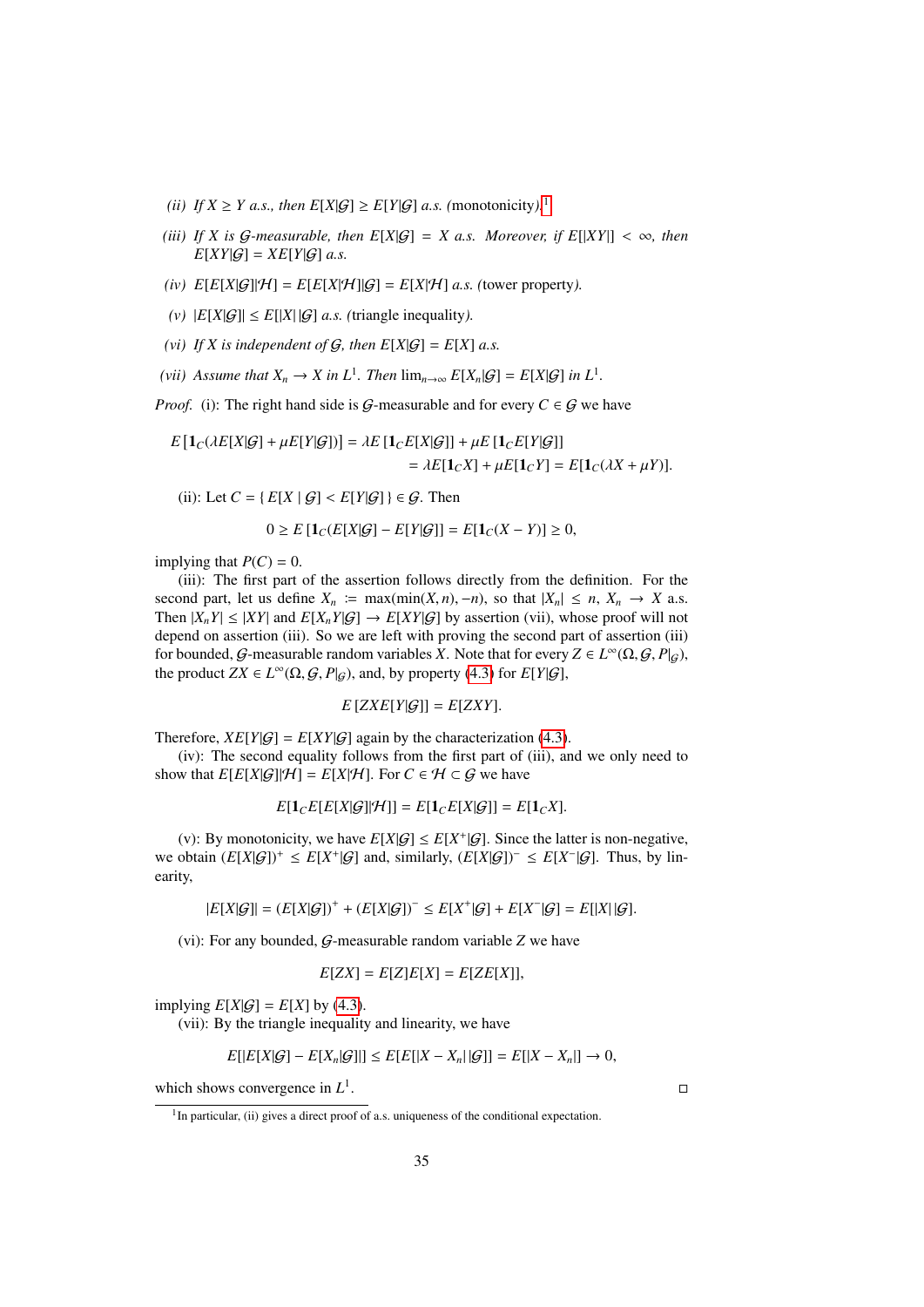*(ii) If $X \geq Y$ a.s., then $E[X|\mathcal{G}] \geq E[Y|\mathcal{G}]$ a.s.* (monotonicity)*.*[1]

*(iii) If $X$ is $\mathcal{G}$-measurable, then $E[X|\mathcal{G}] = X$ a.s. Moreover, if $E[|XY|] < \infty$, then $E[XY|\mathcal{G}] = XE[Y|\mathcal{G}]$ a.s.*

*(iv) $E[E[X|\mathcal{G}]|\mathcal{H}] = E[E[X|\mathcal{H}]|\mathcal{G}] = E[X|\mathcal{H}]$ a.s.* (tower property)*.*

*(v) $|E[X|\mathcal{G}]| \leq E[|X|\,|\mathcal{G}]$ a.s.* (triangle inequality)*.*

*(vi) If $X$ is independent of $\mathcal{G}$, then $E[X|\mathcal{G}] = E[X]$ a.s.*

*(vii) Assume that $X_n \to X$ in $L^1$. Then $\lim_{n\to\infty} E[X_n|\mathcal{G}] = E[X|\mathcal{G}]$ in $L^1$.*

*Proof.* (i): The right hand side is $\mathcal{G}$-measurable and for every $C \in \mathcal{G}$ we have

$$
\begin{aligned}
E\left[\mathbf{1}_C(\lambda E[X|\mathcal{G}] + \mu E[Y|\mathcal{G}])\right] &= \lambda E\left[\mathbf{1}_C E[X|\mathcal{G}]\right] + \mu E\left[\mathbf{1}_C E[Y|\mathcal{G}]\right] \\
&= \lambda E[\mathbf{1}_C X] + \mu E[\mathbf{1}_C Y] = E[\mathbf{1}_C(\lambda X + \mu Y)].
\end{aligned}
$$

(ii): Let $C = \{\, E[X \mid \mathcal{G}] < E[Y|\mathcal{G}] \,\} \in \mathcal{G}$. Then

$$
0 \geq E\left[\mathbf{1}_C(E[X|\mathcal{G}] - E[Y|\mathcal{G}]\right] = E[\mathbf{1}_C(X - Y)] \geq 0,
$$

implying that $P(C) = 0$.

(iii): The first part of the assertion follows directly from the definition. For the second part, let us define $X_n := \max(\min(X, n), -n)$, so that $|X_n| \leq n$, $X_n \to X$ a.s. Then $|X_n Y| \leq |XY|$ and $E[X_n Y|\mathcal{G}] \to E[XY|\mathcal{G}]$ by assertion (vii), whose proof will not depend on assertion (iii). So we are left with proving the second part of assertion (iii) for bounded, $\mathcal{G}$-measurable random variables $X$. Note that for every $Z \in L^\infty(\Omega, \mathcal{G}, P|_\mathcal{G})$, the product $ZX \in L^\infty(\Omega, \mathcal{G}, P|_\mathcal{G})$, and, by property (4.3) for $E[Y|\mathcal{G}]$,

$$
E\left[ZXE[Y|\mathcal{G}]\right] = E[ZXY].
$$

Therefore, $XE[Y|\mathcal{G}] = E[XY|\mathcal{G}]$ again by the characterization (4.3).

(iv): The second equality follows from the first part of (iii), and we only need to show that $E[E[X|\mathcal{G}]|\mathcal{H}] = E[X|\mathcal{H}]$. For $C \in \mathcal{H} \subset \mathcal{G}$ we have

$$
E[\mathbf{1}_C E[E[X|\mathcal{G}]|\mathcal{H}]] = E[\mathbf{1}_C E[X|\mathcal{G}]] = E[\mathbf{1}_C X].
$$

(v): By monotonicity, we have $E[X|\mathcal{G}] \leq E[X^+|\mathcal{G}]$. Since the latter is non-negative, we obtain $(E[X|\mathcal{G}])^+ \leq E[X^+|\mathcal{G}]$ and, similarly, $(E[X|\mathcal{G}])^- \leq E[X^-|\mathcal{G}]$. Thus, by linearity,

$$
|E[X|\mathcal{G}]| = (E[X|\mathcal{G}])^+ + (E[X|\mathcal{G}])^- \leq E[X^+|\mathcal{G}] + E[X^-|\mathcal{G}] = E[|X|\,|\mathcal{G}].
$$

(vi): For any bounded, $\mathcal{G}$-measurable random variable $Z$ we have

$$
E[ZX] = E[Z]E[X] = E[ZE[X]],
$$

implying $E[X|\mathcal{G}] = E[X]$ by (4.3).

(vii): By the triangle inequality and linearity, we have

$$
E[|E[X|\mathcal{G}] - E[X_n|\mathcal{G}]|] \leq E[E[|X - X_n|\,|\mathcal{G}]] = E[|X - X_n|] \to 0,
$$

which shows convergence in $L^1$. □

[1] In particular, (ii) gives a direct proof of a.s. uniqueness of the conditional expectation.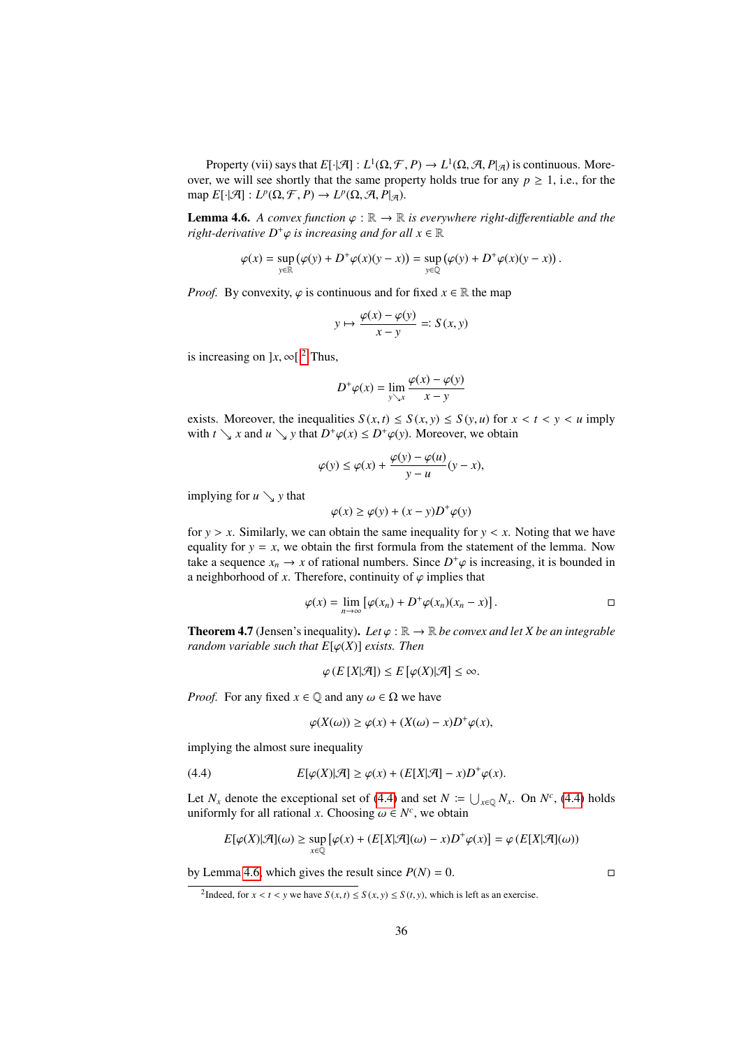Property (vii) says that $E[\cdot|\mathcal{A}] : L^1(\Omega, \mathcal{F}, P) \to L^1(\Omega, \mathcal{A}, P|_{\mathcal{A}})$ is continuous. Moreover, we will see shortly that the same property holds true for any $p \geq 1$, i.e., for the map $E[\cdot|\mathcal{A}] : L^p(\Omega, \mathcal{F}, P) \to L^p(\Omega, \mathcal{A}, P|_{\mathcal{A}})$.

**Lemma 4.6.** *A convex function $\varphi : \mathbb{R} \to \mathbb{R}$ is everywhere right-differentiable and the right-derivative $D^+\varphi$ is increasing and for all $x \in \mathbb{R}$*

$$\varphi(x) = \sup_{y \in \mathbb{R}} \left( \varphi(y) + D^+\varphi(x)(y - x) \right) = \sup_{y \in \mathbb{Q}} \left( \varphi(y) + D^+\varphi(x)(y - x) \right).$$

*Proof.* By convexity, $\varphi$ is continuous and for fixed $x \in \mathbb{R}$ the map

$$y \mapsto \frac{\varphi(x) - \varphi(y)}{x - y} =: S(x, y)$$

is increasing on $]x, \infty[$.[2] Thus,

$$D^+\varphi(x) = \lim_{y \searrow x} \frac{\varphi(x) - \varphi(y)}{x - y}$$

exists. Moreover, the inequalities $S(x, t) \leq S(x, y) \leq S(y, u)$ for $x < t < y < u$ imply with $t \searrow x$ and $u \searrow y$ that $D^+\varphi(x) \leq D^+\varphi(y)$. Moreover, we obtain

$$\varphi(y) \leq \varphi(x) + \frac{\varphi(y) - \varphi(u)}{y - u}(y - x),$$

implying for $u \searrow y$ that

$$\varphi(x) \geq \varphi(y) + (x - y)D^+\varphi(y)$$

for $y > x$. Similarly, we can obtain the same inequality for $y < x$. Noting that we have equality for $y = x$, we obtain the first formula from the statement of the lemma. Now take a sequence $x_n \to x$ of rational numbers. Since $D^+\varphi$ is increasing, it is bounded in a neighborhood of $x$. Therefore, continuity of $\varphi$ implies that

$$\varphi(x) = \lim_{n \to \infty} \left[ \varphi(x_n) + D^+\varphi(x_n)(x_n - x) \right]. \qquad \square$$

**Theorem 4.7** (Jensen's inequality)**.** *Let $\varphi : \mathbb{R} \to \mathbb{R}$ be convex and let $X$ be an integrable random variable such that $E[\varphi(X)]$ exists. Then*

$$\varphi\left(E[X|\mathcal{A}]\right) \leq E\left[\varphi(X)|\mathcal{A}\right] \leq \infty.$$

*Proof.* For any fixed $x \in \mathbb{Q}$ and any $\omega \in \Omega$ we have

$$\varphi(X(\omega)) \geq \varphi(x) + (X(\omega) - x)D^+\varphi(x),$$

implying the almost sure inequality

$$E[\varphi(X)|\mathcal{A}] \geq \varphi(x) + (E[X|\mathcal{A}] - x)D^+\varphi(x). \tag{4.4}$$

Let $N_x$ denote the exceptional set of (4.4) and set $N := \bigcup_{x \in \mathbb{Q}} N_x$. On $N^c$, (4.4) holds uniformly for all rational $x$. Choosing $\omega \in N^c$, we obtain

$$E[\varphi(X)|\mathcal{A}](\omega) \geq \sup_{x \in \mathbb{Q}} \left[ \varphi(x) + (E[X|\mathcal{A}](\omega) - x)D^+\varphi(x) \right] = \varphi\left(E[X|\mathcal{A}](\omega)\right)$$

by Lemma 4.6, which gives the result since $P(N) = 0$. $\square$

[2] Indeed, for $x < t < y$ we have $S(x, t) \leq S(x, y) \leq S(t, y)$, which is left as an exercise.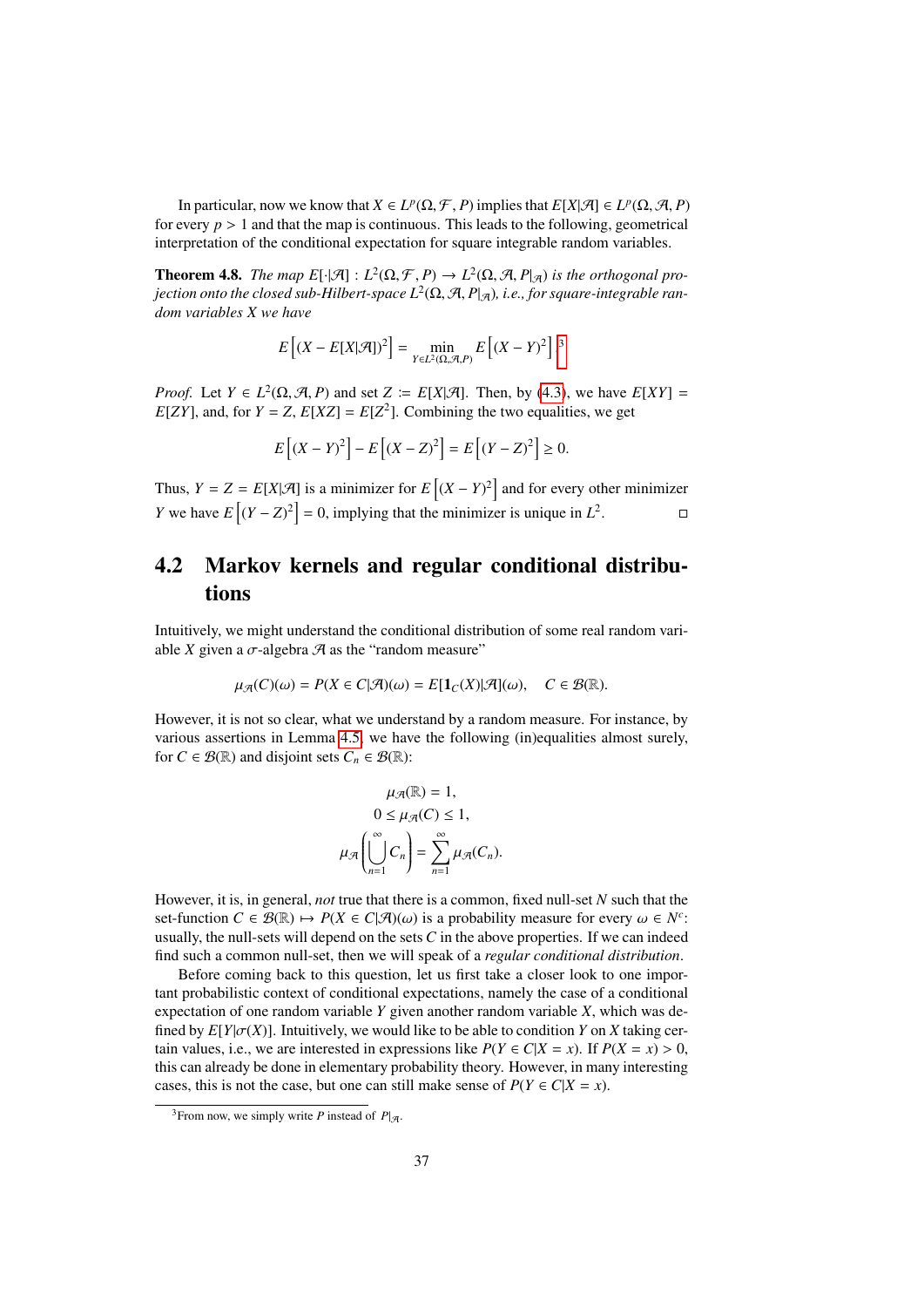In particular, now we know that $X \in L^p(\Omega, \mathcal{F}, P)$ implies that $E[X|\mathcal{A}] \in L^p(\Omega, \mathcal{A}, P)$ for every $p > 1$ and that the map is continuous. This leads to the following, geometrical interpretation of the conditional expectation for square integrable random variables.

**Theorem 4.8.** *The map $E[\cdot|\mathcal{A}] : L^2(\Omega, \mathcal{F}, P) \to L^2(\Omega, \mathcal{A}, P|_{\mathcal{A}})$ is the orthogonal projection onto the closed sub-Hilbert-space $L^2(\Omega, \mathcal{A}, P|_{\mathcal{A}})$, i.e., for square-integrable random variables $X$ we have*

$$E\left[(X - E[X|\mathcal{A}])^2\right] = \min_{Y \in L^2(\Omega,\mathcal{A},P)} E\left[(X - Y)^2\right].^{3}$$

*Proof.* Let $Y \in L^2(\Omega, \mathcal{A}, P)$ and set $Z := E[X|\mathcal{A}]$. Then, by (4.3), we have $E[XY] = E[ZY]$, and, for $Y = Z$, $E[XZ] = E[Z^2]$. Combining the two equalities, we get

$$E\left[(X - Y)^2\right] - E\left[(X - Z)^2\right] = E\left[(Y - Z)^2\right] \geq 0.$$

Thus, $Y = Z = E[X|\mathcal{A}]$ is a minimizer for $E\left[(X - Y)^2\right]$ and for every other minimizer $Y$ we have $E\left[(Y - Z)^2\right] = 0$, implying that the minimizer is unique in $L^2$. □

## 4.2 Markov kernels and regular conditional distributions

Intuitively, we might understand the conditional distribution of some real random variable $X$ given a $\sigma$-algebra $\mathcal{A}$ as the "random measure"

$$\mu_{\mathcal{A}}(C)(\omega) = P(X \in C|\mathcal{A})(\omega) = E[\mathbf{1}_C(X)|\mathcal{A}](\omega), \quad C \in \mathcal{B}(\mathbb{R}).$$

However, it is not so clear, what we understand by a random measure. For instance, by various assertions in Lemma 4.5, we have the following (in)equalities almost surely, for $C \in \mathcal{B}(\mathbb{R})$ and disjoint sets $C_n \in \mathcal{B}(\mathbb{R})$:

$$\mu_{\mathcal{A}}(\mathbb{R}) = 1,$$
$$0 \leq \mu_{\mathcal{A}}(C) \leq 1,$$
$$\mu_{\mathcal{A}}\left(\bigcup_{n=1}^{\infty} C_n\right) = \sum_{n=1}^{\infty} \mu_{\mathcal{A}}(C_n).$$

However, it is, in general, *not* true that there is a common, fixed null-set $N$ such that the set-function $C \in \mathcal{B}(\mathbb{R}) \mapsto P(X \in C|\mathcal{A})(\omega)$ is a probability measure for every $\omega \in N^c$: usually, the null-sets will depend on the sets $C$ in the above properties. If we can indeed find such a common null-set, then we will speak of a *regular conditional distribution*.

Before coming back to this question, let us first take a closer look to one important probabilistic context of conditional expectations, namely the case of a conditional expectation of one random variable $Y$ given another random variable $X$, which was defined by $E[Y|\sigma(X)]$. Intuitively, we would like to be able to condition $Y$ on $X$ taking certain values, i.e., we are interested in expressions like $P(Y \in C|X = x)$. If $P(X = x) > 0$, this can already be done in elementary probability theory. However, in many interesting cases, this is not the case, but one can still make sense of $P(Y \in C|X = x)$.

[3] From now, we simply write $P$ instead of $P|_{\mathcal{A}}$.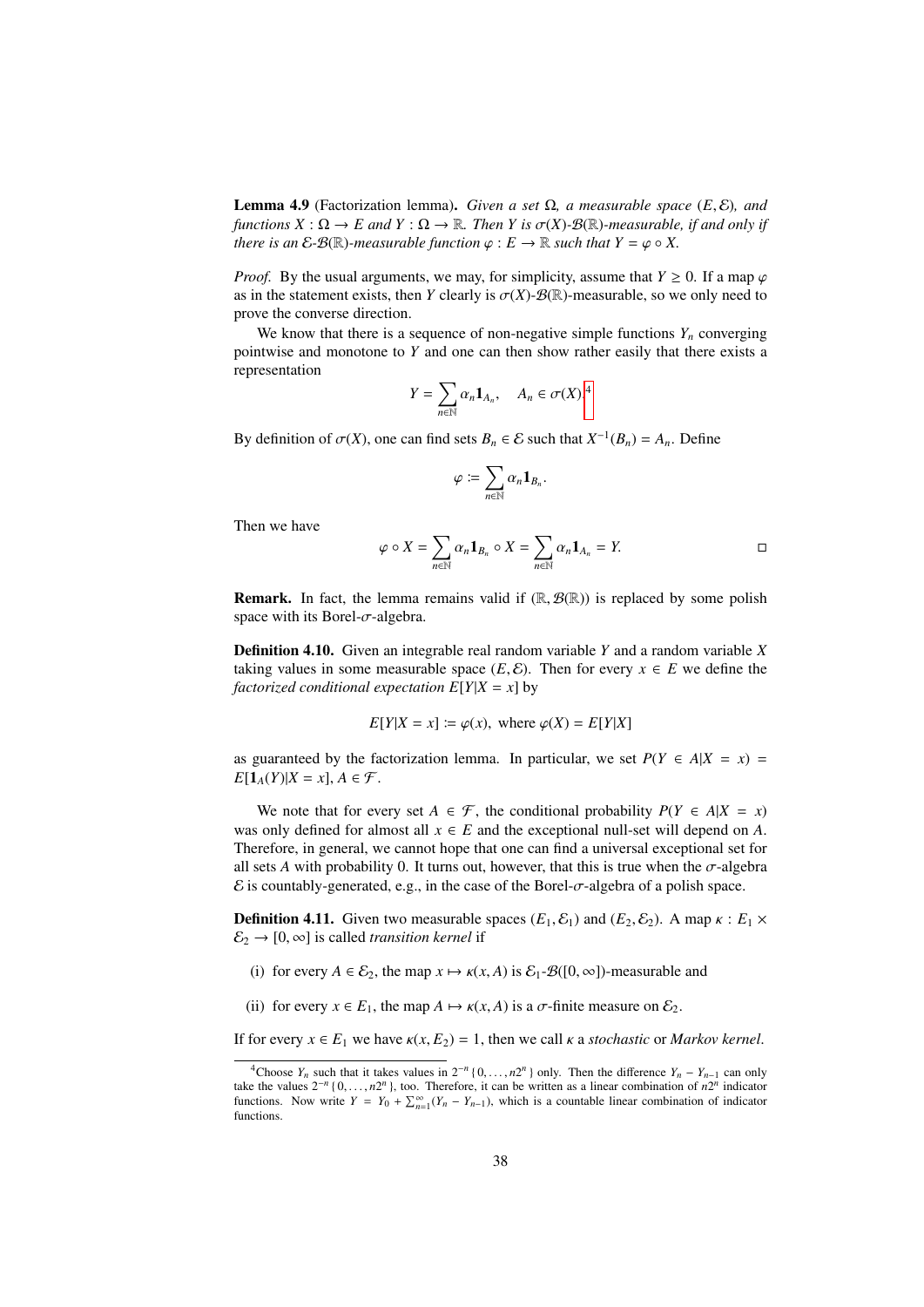**Lemma 4.9** (Factorization lemma)**.** *Given a set $\Omega$, a measurable space $(E, \mathcal{E})$, and functions $X : \Omega \to E$ and $Y : \Omega \to \mathbb{R}$. Then $Y$ is $\sigma(X)$-$\mathcal{B}(\mathbb{R})$-measurable, if and only if there is an $\mathcal{E}$-$\mathcal{B}(\mathbb{R})$-measurable function $\varphi : E \to \mathbb{R}$ such that $Y = \varphi \circ X$.*

*Proof.* By the usual arguments, we may, for simplicity, assume that $Y \geq 0$. If a map $\varphi$ as in the statement exists, then $Y$ clearly is $\sigma(X)$-$\mathcal{B}(\mathbb{R})$-measurable, so we only need to prove the converse direction.

We know that there is a sequence of non-negative simple functions $Y_n$ converging pointwise and monotone to $Y$ and one can then show rather easily that there exists a representation

$$Y = \sum_{n \in \mathbb{N}} \alpha_n \mathbf{1}_{A_n}, \quad A_n \in \sigma(X).^{4}$$

By definition of $\sigma(X)$, one can find sets $B_n \in \mathcal{E}$ such that $X^{-1}(B_n) = A_n$. Define

$$\varphi \coloneqq \sum_{n \in \mathbb{N}} \alpha_n \mathbf{1}_{B_n}.$$

Then we have

$$\varphi \circ X = \sum_{n \in \mathbb{N}} \alpha_n \mathbf{1}_{B_n} \circ X = \sum_{n \in \mathbb{N}} \alpha_n \mathbf{1}_{A_n} = Y. \qquad \square$$

**Remark.** In fact, the lemma remains valid if $(\mathbb{R}, \mathcal{B}(\mathbb{R}))$ is replaced by some polish space with its Borel-$\sigma$-algebra.

**Definition 4.10.** Given an integrable real random variable $Y$ and a random variable $X$ taking values in some measurable space $(E, \mathcal{E})$. Then for every $x \in E$ we define the *factorized conditional expectation* $E[Y|X = x]$ by

$$E[Y|X = x] \coloneqq \varphi(x), \text{ where } \varphi(X) = E[Y|X]$$

as guaranteed by the factorization lemma. In particular, we set $P(Y \in A|X = x) = E[\mathbf{1}_A(Y)|X = x]$, $A \in \mathcal{F}$.

We note that for every set $A \in \mathcal{F}$, the conditional probability $P(Y \in A|X = x)$ was only defined for almost all $x \in E$ and the exceptional null-set will depend on $A$. Therefore, in general, we cannot hope that one can find a universal exceptional set for all sets $A$ with probability 0. It turns out, however, that this is true when the $\sigma$-algebra $\mathcal{E}$ is countably-generated, e.g., in the case of the Borel-$\sigma$-algebra of a polish space.

**Definition 4.11.** Given two measurable spaces $(E_1, \mathcal{E}_1)$ and $(E_2, \mathcal{E}_2)$. A map $\kappa : E_1 \times \mathcal{E}_2 \to [0, \infty]$ is called *transition kernel* if

(i) for every $A \in \mathcal{E}_2$, the map $x \mapsto \kappa(x, A)$ is $\mathcal{E}_1$-$\mathcal{B}([0, \infty])$-measurable and

(ii) for every $x \in E_1$, the map $A \mapsto \kappa(x, A)$ is a $\sigma$-finite measure on $\mathcal{E}_2$.

If for every $x \in E_1$ we have $\kappa(x, E_2) = 1$, then we call $\kappa$ a *stochastic* or *Markov kernel*.

---

[4] Choose $Y_n$ such that it takes values in $2^{-n}\{0, \ldots, n2^n\}$ only. Then the difference $Y_n - Y_{n-1}$ can only take the values $2^{-n}\{0, \ldots, n2^n\}$, too. Therefore, it can be written as a linear combination of $n2^n$ indicator functions. Now write $Y = Y_0 + \sum_{n=1}^{\infty}(Y_n - Y_{n-1})$, which is a countable linear combination of indicator functions.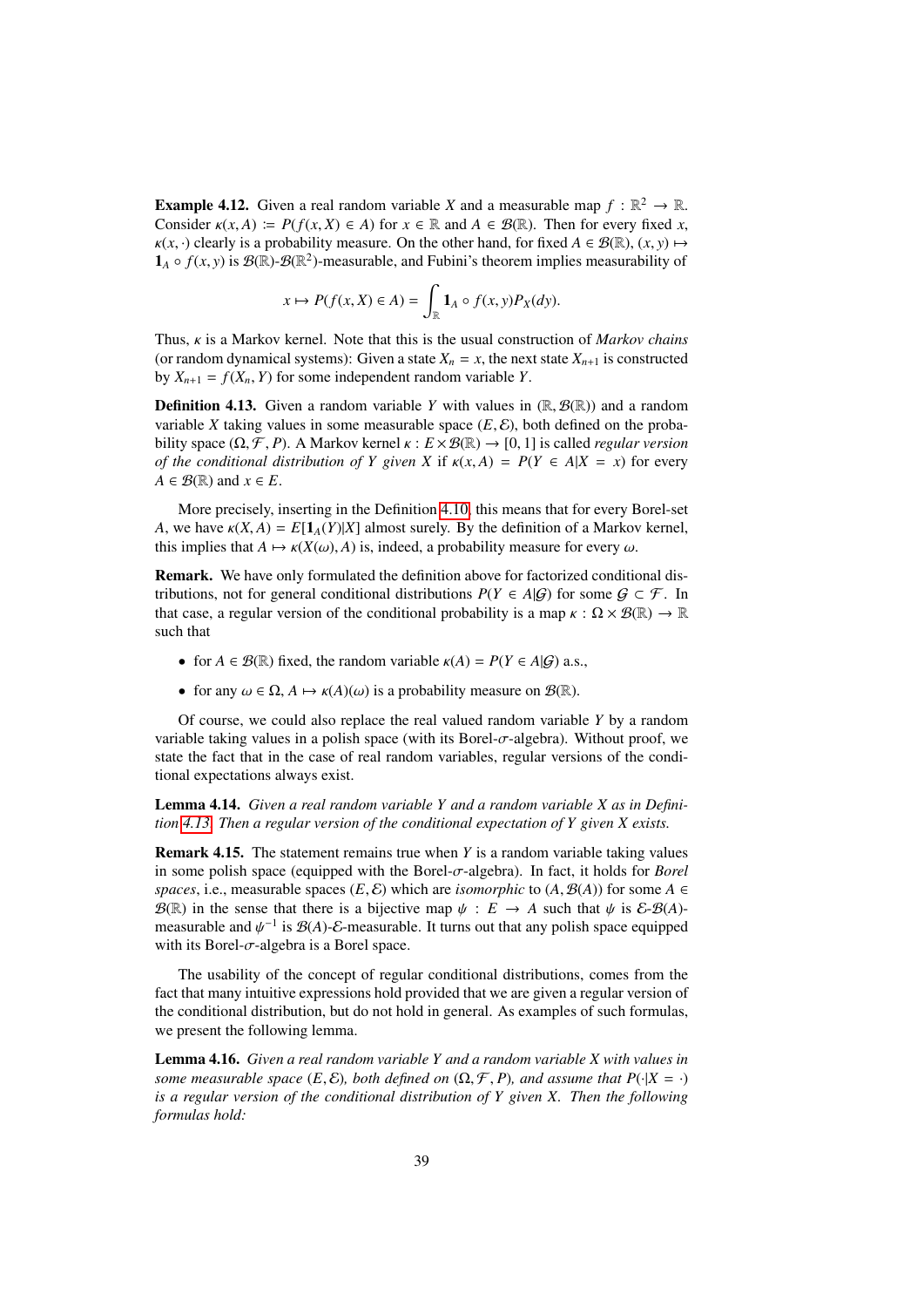**Example 4.12.** Given a real random variable $X$ and a measurable map $f : \mathbb{R}^2 \to \mathbb{R}$. Consider $\kappa(x, A) := P(f(x, X) \in A)$ for $x \in \mathbb{R}$ and $A \in \mathcal{B}(\mathbb{R})$. Then for every fixed $x$, $\kappa(x, \cdot)$ clearly is a probability measure. On the other hand, for fixed $A \in \mathcal{B}(\mathbb{R})$, $(x, y) \mapsto \mathbf{1}_A \circ f(x, y)$ is $\mathcal{B}(\mathbb{R})$-$\mathcal{B}(\mathbb{R}^2)$-measurable, and Fubini's theorem implies measurability of

$$x \mapsto P(f(x, X) \in A) = \int_{\mathbb{R}} \mathbf{1}_A \circ f(x, y) P_X(dy).$$

Thus, $\kappa$ is a Markov kernel. Note that this is the usual construction of *Markov chains* (or random dynamical systems): Given a state $X_n = x$, the next state $X_{n+1}$ is constructed by $X_{n+1} = f(X_n, Y)$ for some independent random variable $Y$.

**Definition 4.13.** Given a random variable $Y$ with values in $(\mathbb{R}, \mathcal{B}(\mathbb{R}))$ and a random variable $X$ taking values in some measurable space $(E, \mathcal{E})$, both defined on the probability space $(\Omega, \mathcal{F}, P)$. A Markov kernel $\kappa : E \times \mathcal{B}(\mathbb{R}) \to [0, 1]$ is called *regular version of the conditional distribution of $Y$ given $X$* if $\kappa(x, A) = P(Y \in A | X = x)$ for every $A \in \mathcal{B}(\mathbb{R})$ and $x \in E$.

More precisely, inserting in the Definition 4.10, this means that for every Borel-set $A$, we have $\kappa(X, A) = E[\mathbf{1}_A(Y)|X]$ almost surely. By the definition of a Markov kernel, this implies that $A \mapsto \kappa(X(\omega), A)$ is, indeed, a probability measure for every $\omega$.

**Remark.** We have only formulated the definition above for factorized conditional distributions, not for general conditional distributions $P(Y \in A|\mathcal{G})$ for some $\mathcal{G} \subset \mathcal{F}$. In that case, a regular version of the conditional probability is a map $\kappa : \Omega \times \mathcal{B}(\mathbb{R}) \to \mathbb{R}$ such that

- for $A \in \mathcal{B}(\mathbb{R})$ fixed, the random variable $\kappa(A) = P(Y \in A|\mathcal{G})$ a.s.,
- for any $\omega \in \Omega$, $A \mapsto \kappa(A)(\omega)$ is a probability measure on $\mathcal{B}(\mathbb{R})$.

Of course, we could also replace the real valued random variable $Y$ by a random variable taking values in a polish space (with its Borel-$\sigma$-algebra). Without proof, we state the fact that in the case of real random variables, regular versions of the conditional expectations always exist.

**Lemma 4.14.** *Given a real random variable $Y$ and a random variable $X$ as in Definition 4.13. Then a regular version of the conditional expectation of $Y$ given $X$ exists.*

**Remark 4.15.** The statement remains true when $Y$ is a random variable taking values in some polish space (equipped with the Borel-$\sigma$-algebra). In fact, it holds for *Borel spaces*, i.e., measurable spaces $(E, \mathcal{E})$ which are *isomorphic* to $(A, \mathcal{B}(A))$ for some $A \in \mathcal{B}(\mathbb{R})$ in the sense that there is a bijective map $\psi : E \to A$ such that $\psi$ is $\mathcal{E}$-$\mathcal{B}(A)$-measurable and $\psi^{-1}$ is $\mathcal{B}(A)$-$\mathcal{E}$-measurable. It turns out that any polish space equipped with its Borel-$\sigma$-algebra is a Borel space.

The usability of the concept of regular conditional distributions, comes from the fact that many intuitive expressions hold provided that we are given a regular version of the conditional distribution, but do not hold in general. As examples of such formulas, we present the following lemma.

**Lemma 4.16.** *Given a real random variable $Y$ and a random variable $X$ with values in some measurable space $(E, \mathcal{E})$, both defined on $(\Omega, \mathcal{F}, P)$, and assume that $P(\cdot|X = \cdot)$ is a regular version of the conditional distribution of $Y$ given $X$. Then the following formulas hold:*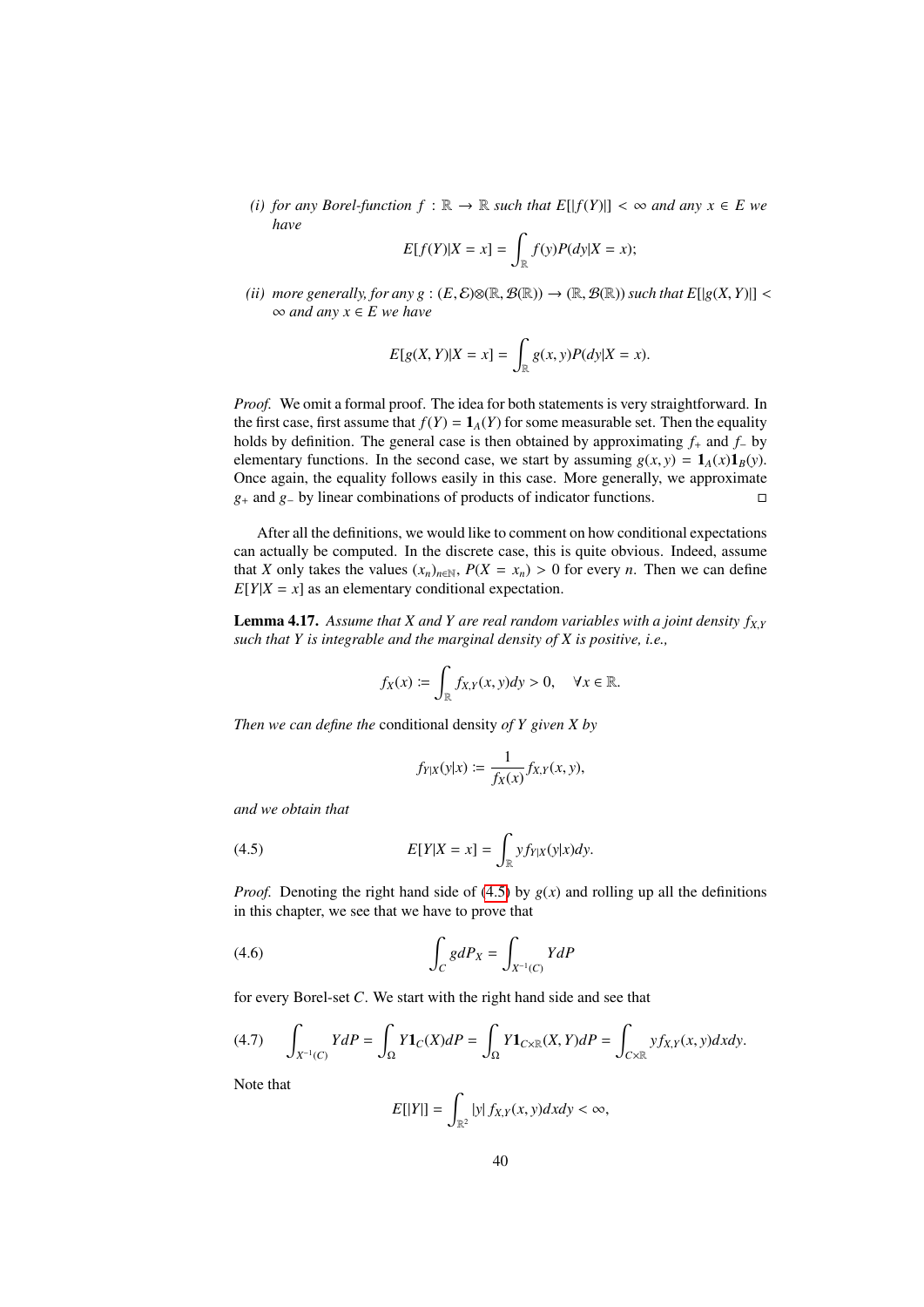*(i) for any Borel-function $f : \mathbb{R} \to \mathbb{R}$ such that $E[|f(Y)|] < \infty$ and any $x \in E$ we have*

$$E[f(Y)|X = x] = \int_{\mathbb{R}} f(y) P(dy|X = x);$$

*(ii) more generally, for any $g : (E, \mathcal{E}) \otimes (\mathbb{R}, \mathcal{B}(\mathbb{R})) \to (\mathbb{R}, \mathcal{B}(\mathbb{R}))$ such that $E[|g(X, Y)|] < \infty$ and any $x \in E$ we have*

$$E[g(X, Y)|X = x] = \int_{\mathbb{R}} g(x, y) P(dy|X = x).$$

*Proof.* We omit a formal proof. The idea for both statements is very straightforward. In the first case, first assume that $f(Y) = \mathbf{1}_A(Y)$ for some measurable set. Then the equality holds by definition. The general case is then obtained by approximating $f_+$ and $f_-$ by elementary functions. In the second case, we start by assuming $g(x, y) = \mathbf{1}_A(x)\mathbf{1}_B(y)$. Once again, the equality follows easily in this case. More generally, we approximate $g_+$ and $g_-$ by linear combinations of products of indicator functions. □

After all the definitions, we would like to comment on how conditional expectations can actually be computed. In the discrete case, this is quite obvious. Indeed, assume that $X$ only takes the values $(x_n)_{n \in \mathbb{N}}$, $P(X = x_n) > 0$ for every $n$. Then we can define $E[Y|X = x]$ as an elementary conditional expectation.

**Lemma 4.17.** *Assume that $X$ and $Y$ are real random variables with a joint density $f_{X,Y}$ such that $Y$ is integrable and the marginal density of $X$ is positive, i.e.,*

$$f_X(x) := \int_{\mathbb{R}} f_{X,Y}(x, y) dy > 0, \quad \forall x \in \mathbb{R}.$$

*Then we can define the* conditional density *of $Y$ given $X$ by*

$$f_{Y|X}(y|x) := \frac{1}{f_X(x)} f_{X,Y}(x, y),$$

*and we obtain that*

$$E[Y|X = x] = \int_{\mathbb{R}} y f_{Y|X}(y|x) dy. \tag{4.5}$$

*Proof.* Denoting the right hand side of (4.5) by $g(x)$ and rolling up all the definitions in this chapter, we see that we have to prove that

$$\int_C g dP_X = \int_{X^{-1}(C)} Y dP \tag{4.6}$$

for every Borel-set $C$. We start with the right hand side and see that

$$\int_{X^{-1}(C)} Y dP = \int_{\Omega} Y \mathbf{1}_C(X) dP = \int_{\Omega} Y \mathbf{1}_{C \times \mathbb{R}}(X, Y) dP = \int_{C \times \mathbb{R}} y f_{X,Y}(x, y) dx dy. \tag{4.7}$$

Note that

$$E[|Y|] = \int_{\mathbb{R}^2} |y| f_{X,Y}(x, y) dx dy < \infty,$$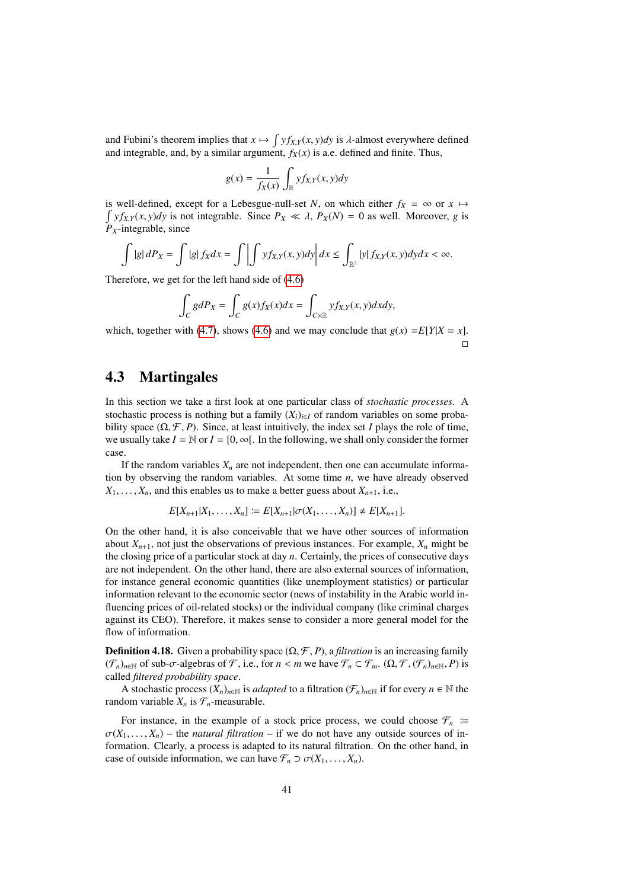and Fubini's theorem implies that $x \mapsto \int y f_{X,Y}(x,y)dy$ is $\lambda$-almost everywhere defined and integrable, and, by a similar argument, $f_X(x)$ is a.e. defined and finite. Thus,

$$g(x) = \frac{1}{f_X(x)} \int_{\mathbb{R}} y f_{X,Y}(x,y)dy$$

is well-defined, except for a Lebesgue-null-set $N$, on which either $f_X = \infty$ or $x \mapsto \int y f_{X,Y}(x,y)dy$ is not integrable. Since $P_X \ll \lambda$, $P_X(N) = 0$ as well. Moreover, $g$ is $P_X$-integrable, since

$$\int |g|\, dP_X = \int |g|\, f_X dx = \int \left| \int y f_{X,Y}(x,y)dy \right| dx \leq \int_{\mathbb{R}^2} |y|\, f_{X,Y}(x,y)dydx < \infty.$$

Therefore, we get for the left hand side of (4.6)

$$\int_C g dP_X = \int_C g(x) f_X(x)dx = \int_{C\times\mathbb{R}} y f_{X,Y}(x,y)dxdy,$$

which, together with (4.7), shows (4.6) and we may conclude that $g(x) = E[Y|X = x]$. □

## 4.3 Martingales

In this section we take a first look at one particular class of *stochastic processes*. A stochastic process is nothing but a family $(X_i)_{i\in I}$ of random variables on some probability space $(\Omega, \mathcal{F}, P)$. Since, at least intuitively, the index set $I$ plays the role of time, we usually take $I = \mathbb{N}$ or $I = [0, \infty[$. In the following, we shall only consider the former case.

If the random variables $X_n$ are not independent, then one can accumulate information by observing the random variables. At some time $n$, we have already observed $X_1, \dots, X_n$, and this enables us to make a better guess about $X_{n+1}$, i.e.,

$$E[X_{n+1}|X_1, \dots, X_n] := E[X_{n+1}|\sigma(X_1, \dots, X_n)] \neq E[X_{n+1}].$$

On the other hand, it is also conceivable that we have other sources of information about $X_{n+1}$, not just the observations of previous instances. For example, $X_n$ might be the closing price of a particular stock at day $n$. Certainly, the prices of consecutive days are not independent. On the other hand, there are also external sources of information, for instance general economic quantities (like unemployment statistics) or particular information relevant to the economic sector (news of instability in the Arabic world influencing prices of oil-related stocks) or the individual company (like criminal charges against its CEO). Therefore, it makes sense to consider a more general model for the flow of information.

**Definition 4.18.** Given a probability space $(\Omega, \mathcal{F}, P)$, a *filtration* is an increasing family $(\mathcal{F}_n)_{n\in\mathbb{N}}$ of sub-$\sigma$-algebras of $\mathcal{F}$, i.e., for $n < m$ we have $\mathcal{F}_n \subset \mathcal{F}_m$. $(\Omega, \mathcal{F}, (\mathcal{F}_n)_{n\in\mathbb{N}}, P)$ is called *filtered probability space*.

A stochastic process $(X_n)_{n\in\mathbb{N}}$ is *adapted* to a filtration $(\mathcal{F}_n)_{n\in\mathbb{N}}$ if for every $n \in \mathbb{N}$ the random variable $X_n$ is $\mathcal{F}_n$-measurable.

For instance, in the example of a stock price process, we could choose $\mathcal{F}_n := \sigma(X_1, \dots, X_n)$ – the *natural filtration* – if we do not have any outside sources of information. Clearly, a process is adapted to its natural filtration. On the other hand, in case of outside information, we can have $\mathcal{F}_n \supset \sigma(X_1, \dots, X_n)$.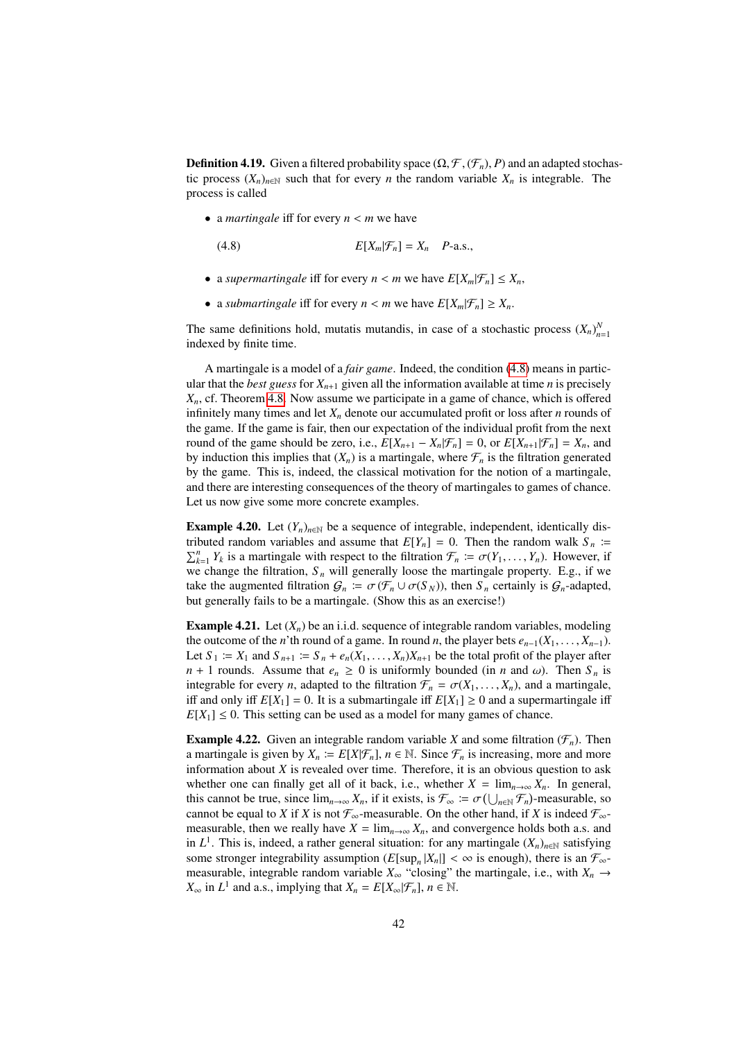**Definition 4.19.** Given a filtered probability space $(\Omega, \mathcal{F}, (\mathcal{F}_n), P)$ and an adapted stochastic process $(X_n)_{n \in \mathbb{N}}$ such that for every $n$ the random variable $X_n$ is integrable. The process is called

- a *martingale* iff for every $n < m$ we have

$$E[X_m | \mathcal{F}_n] = X_n \quad P\text{-a.s.,} \tag{4.8}$$

- a *supermartingale* iff for every $n < m$ we have $E[X_m | \mathcal{F}_n] \leq X_n$,
- a *submartingale* iff for every $n < m$ we have $E[X_m | \mathcal{F}_n] \geq X_n$.

The same definitions hold, mutatis mutandis, in case of a stochastic process $(X_n)_{n=1}^N$ indexed by finite time.

A martingale is a model of a *fair game*. Indeed, the condition (4.8) means in particular that the *best guess* for $X_{n+1}$ given all the information available at time $n$ is precisely $X_n$, cf. Theorem 4.8. Now assume we participate in a game of chance, which is offered infinitely many times and let $X_n$ denote our accumulated profit or loss after $n$ rounds of the game. If the game is fair, then our expectation of the individual profit from the next round of the game should be zero, i.e., $E[X_{n+1} - X_n | \mathcal{F}_n] = 0$, or $E[X_{n+1} | \mathcal{F}_n] = X_n$, and by induction this implies that $(X_n)$ is a martingale, where $\mathcal{F}_n$ is the filtration generated by the game. This is, indeed, the classical motivation for the notion of a martingale, and there are interesting consequences of the theory of martingales to games of chance. Let us now give some more concrete examples.

**Example 4.20.** Let $(Y_n)_{n \in \mathbb{N}}$ be a sequence of integrable, independent, identically distributed random variables and assume that $E[Y_n] = 0$. Then the random walk $S_n := \sum_{k=1}^n Y_k$ is a martingale with respect to the filtration $\mathcal{F}_n := \sigma(Y_1, \ldots, Y_n)$. However, if we change the filtration, $S_n$ will generally loose the martingale property. E.g., if we take the augmented filtration $\mathcal{G}_n := \sigma(\mathcal{F}_n \cup \sigma(S_N))$, then $S_n$ certainly is $\mathcal{G}_n$-adapted, but generally fails to be a martingale. (Show this as an exercise!)

**Example 4.21.** Let $(X_n)$ be an i.i.d. sequence of integrable random variables, modeling the outcome of the $n$'th round of a game. In round $n$, the player bets $e_{n-1}(X_1, \ldots, X_{n-1})$. Let $S_1 := X_1$ and $S_{n+1} := S_n + e_n(X_1, \ldots, X_n) X_{n+1}$ be the total profit of the player after $n+1$ rounds. Assume that $e_n \geq 0$ is uniformly bounded (in $n$ and $\omega$). Then $S_n$ is integrable for every $n$, adapted to the filtration $\mathcal{F}_n = \sigma(X_1, \ldots, X_n)$, and a martingale, iff and only iff $E[X_1] = 0$. It is a submartingale iff $E[X_1] \geq 0$ and a supermartingale iff $E[X_1] \leq 0$. This setting can be used as a model for many games of chance.

**Example 4.22.** Given an integrable random variable $X$ and some filtration $(\mathcal{F}_n)$. Then a martingale is given by $X_n := E[X | \mathcal{F}_n]$, $n \in \mathbb{N}$. Since $\mathcal{F}_n$ is increasing, more and more information about $X$ is revealed over time. Therefore, it is an obvious question to ask whether one can finally get all of it back, i.e., whether $X = \lim_{n \to \infty} X_n$. In general, this cannot be true, since $\lim_{n \to \infty} X_n$, if it exists, is $\mathcal{F}_\infty := \sigma\left(\bigcup_{n \in \mathbb{N}} \mathcal{F}_n\right)$-measurable, so cannot be equal to $X$ if $X$ is not $\mathcal{F}_\infty$-measurable. On the other hand, if $X$ is indeed $\mathcal{F}_\infty$-measurable, then we really have $X = \lim_{n \to \infty} X_n$, and convergence holds both a.s. and in $L^1$. This is, indeed, a rather general situation: for any martingale $(X_n)_{n \in \mathbb{N}}$ satisfying some stronger integrability assumption ($E[\sup_n |X_n|] < \infty$ is enough), there is an $\mathcal{F}_\infty$-measurable, integrable random variable $X_\infty$ "closing" the martingale, i.e., with $X_n \to X_\infty$ in $L^1$ and a.s., implying that $X_n = E[X_\infty | \mathcal{F}_n]$, $n \in \mathbb{N}$.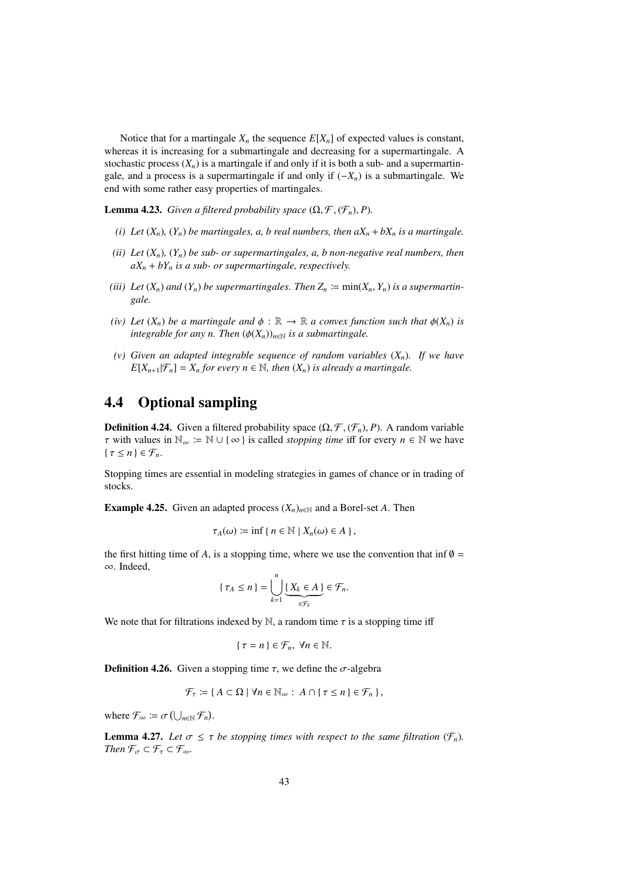Notice that for a martingale $X_n$ the sequence $E[X_n]$ of expected values is constant, whereas it is increasing for a submartingale and decreasing for a supermartingale. A stochastic process $(X_n)$ is a martingale if and only if it is both a sub- and a supermartingale, and a process is a supermartingale if and only if $(-X_n)$ is a submartingale. We end with some rather easy properties of martingales.

**Lemma 4.23.** *Given a filtered probability space $(\Omega, \mathcal{F}, (\mathcal{F}_n), P)$.*

*(i) Let $(X_n)$, $(Y_n)$ be martingales, $a$, $b$ real numbers, then $aX_n + bX_n$ is a martingale.*

*(ii) Let $(X_n)$, $(Y_n)$ be sub- or supermartingales, $a$, $b$ non-negative real numbers, then $aX_n + bY_n$ is a sub- or supermartingale, respectively.*

*(iii) Let $(X_n)$ and $(Y_n)$ be supermartingales. Then $Z_n := \min(X_n, Y_n)$ is a supermartingale.*

*(iv) Let $(X_n)$ be a martingale and $\phi : \mathbb{R} \to \mathbb{R}$ a convex function such that $\phi(X_n)$ is integrable for any $n$. Then $(\phi(X_n))_{n \in \mathbb{N}}$ is a submartingale.*

*(v) Given an adapted integrable sequence of random variables $(X_n)$. If we have $E[X_{n+1} | \mathcal{F}_n] = X_n$ for every $n \in \mathbb{N}$, then $(X_n)$ is already a martingale.*

## 4.4 Optional sampling

**Definition 4.24.** Given a filtered probability space $(\Omega, \mathcal{F}, (\mathcal{F}_n), P)$. A random variable $\tau$ with values in $\mathbb{N}_\infty := \mathbb{N} \cup \{\infty\}$ is called *stopping time* iff for every $n \in \mathbb{N}$ we have $\{\tau \leq n\} \in \mathcal{F}_n$.

Stopping times are essential in modeling strategies in games of chance or in trading of stocks.

**Example 4.25.** Given an adapted process $(X_n)_{n \in \mathbb{N}}$ and a Borel-set $A$. Then

$$\tau_A(\omega) := \inf\{ n \in \mathbb{N} \mid X_n(\omega) \in A \},$$

the first hitting time of $A$, is a stopping time, where we use the convention that $\inf \emptyset = \infty$. Indeed,

$$\{\tau_A \leq n\} = \bigcup_{k=1}^{n} \underbrace{\{X_k \in A\}}_{\in \mathcal{F}_k} \in \mathcal{F}_n.$$

We note that for filtrations indexed by $\mathbb{N}$, a random time $\tau$ is a stopping time iff

$$\{\tau = n\} \in \mathcal{F}_n, \ \forall n \in \mathbb{N}.$$

**Definition 4.26.** Given a stopping time $\tau$, we define the $\sigma$-algebra

$$\mathcal{F}_\tau := \{ A \subset \Omega \mid \forall n \in \mathbb{N}_\infty : \ A \cap \{\tau \leq n\} \in \mathcal{F}_n \},$$

where $\mathcal{F}_\infty := \sigma\left(\bigcup_{n \in \mathbb{N}} \mathcal{F}_n\right)$.

**Lemma 4.27.** *Let $\sigma \leq \tau$ be stopping times with respect to the same filtration $(\mathcal{F}_n)$. Then $\mathcal{F}_\sigma \subset \mathcal{F}_\tau \subset \mathcal{F}_\infty$.*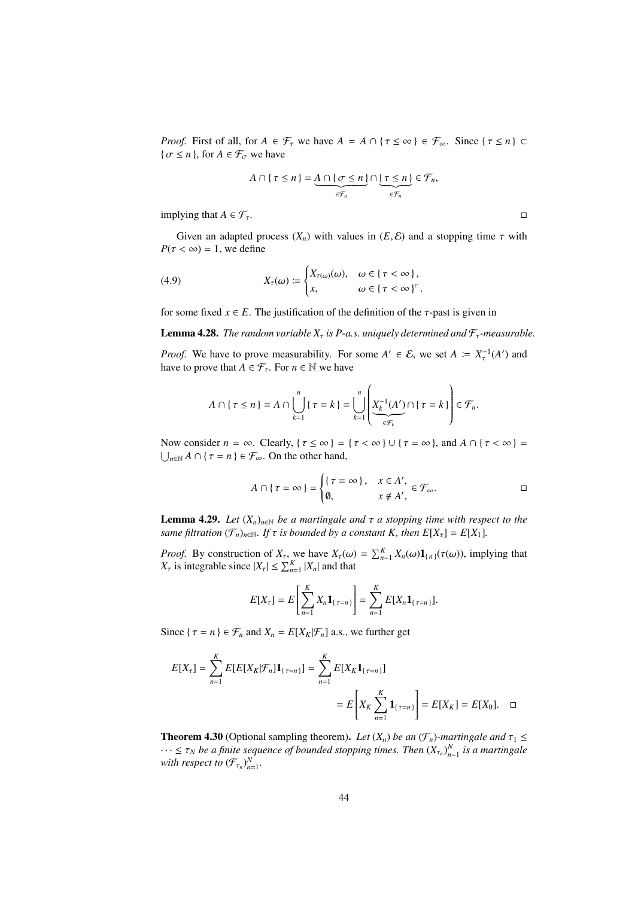*Proof.* First of all, for $A \in \mathcal{F}_\tau$ we have $A = A \cap \{\tau \le \infty\} \in \mathcal{F}_\infty$. Since $\{\tau \le n\} \subset \{\sigma \le n\}$, for $A \in \mathcal{F}_\sigma$ we have

$$A \cap \{\tau \le n\} = \underbrace{A \cap \{\sigma \le n\}}_{\in \mathcal{F}_n} \cap \underbrace{\{\tau \le n\}}_{\in \mathcal{F}_n} \in \mathcal{F}_n,$$

implying that $A \in \mathcal{F}_\tau$. □

Given an adapted process $(X_n)$ with values in $(E, \mathcal{E})$ and a stopping time $\tau$ with $P(\tau < \infty) = 1$, we define

$$X_\tau(\omega) := \begin{cases} X_{\tau(\omega)}(\omega), & \omega \in \{\tau < \infty\}, \\ x, & \omega \in \{\tau < \infty\}^c. \end{cases} \tag{4.9}$$

for some fixed $x \in E$. The justification of the definition of the $\tau$-past is given in

**Lemma 4.28.** *The random variable $X_\tau$ is P-a.s. uniquely determined and $\mathcal{F}_\tau$-measurable.*

*Proof.* We have to prove measurability. For some $A' \in \mathcal{E}$, we set $A := X_\tau^{-1}(A')$ and have to prove that $A \in \mathcal{F}_\tau$. For $n \in \mathbb{N}$ we have

$$A \cap \{\tau \le n\} = A \cap \bigcup_{k=1}^{n} \{\tau = k\} = \bigcup_{k=1}^{n} \left( \underbrace{X_k^{-1}(A')}_{\in \mathcal{F}_k} \cap \{\tau = k\} \right) \in \mathcal{F}_n.$$

Now consider $n = \infty$. Clearly, $\{\tau \le \infty\} = \{\tau < \infty\} \cup \{\tau = \infty\}$, and $A \cap \{\tau < \infty\} = \bigcup_{n \in \mathbb{N}} A \cap \{\tau = n\} \in \mathcal{F}_\infty$. On the other hand,

$$A \cap \{\tau = \infty\} = \begin{cases} \{\tau = \infty\}, & x \in A', \\ \emptyset, & x \notin A', \end{cases} \in \mathcal{F}_\infty.$$

□

**Lemma 4.29.** *Let $(X_n)_{n \in \mathbb{N}}$ be a martingale and $\tau$ a stopping time with respect to the same filtration $(\mathcal{F}_n)_{n \in \mathbb{N}}$. If $\tau$ is bounded by a constant $K$, then $E[X_\tau] = E[X_1]$.*

*Proof.* By construction of $X_\tau$, we have $X_\tau(\omega) = \sum_{n=1}^{K} X_n(\omega) \mathbf{1}_{\{n\}}(\tau(\omega))$, implying that $X_\tau$ is integrable since $|X_\tau| \le \sum_{n=1}^{K} |X_n|$ and that

$$E[X_\tau] = E\left[ \sum_{n=1}^{K} X_n \mathbf{1}_{\{\tau = n\}} \right] = \sum_{n=1}^{K} E[X_n \mathbf{1}_{\{\tau = n\}}].$$

Since $\{\tau = n\} \in \mathcal{F}_n$ and $X_n = E[X_K | \mathcal{F}_n]$ a.s., we further get

$$\begin{aligned} E[X_\tau] = \sum_{n=1}^{K} E[E[X_K|\mathcal{F}_n] \mathbf{1}_{\{\tau = n\}}] &= \sum_{n=1}^{K} E[X_K \mathbf{1}_{\{\tau = n\}}] \\ &= E\left[ X_K \sum_{n=1}^{K} \mathbf{1}_{\{\tau = n\}} \right] = E[X_K] = E[X_0]. \end{aligned}$$

□

**Theorem 4.30** (Optional sampling theorem)**.** *Let $(X_n)$ be an $(\mathcal{F}_n)$-martingale and $\tau_1 \le \cdots \le \tau_N$ be a finite sequence of bounded stopping times. Then $(X_{\tau_n})_{n=1}^{N}$ is a martingale with respect to $(\mathcal{F}_{\tau_n})_{n=1}^{N}$.*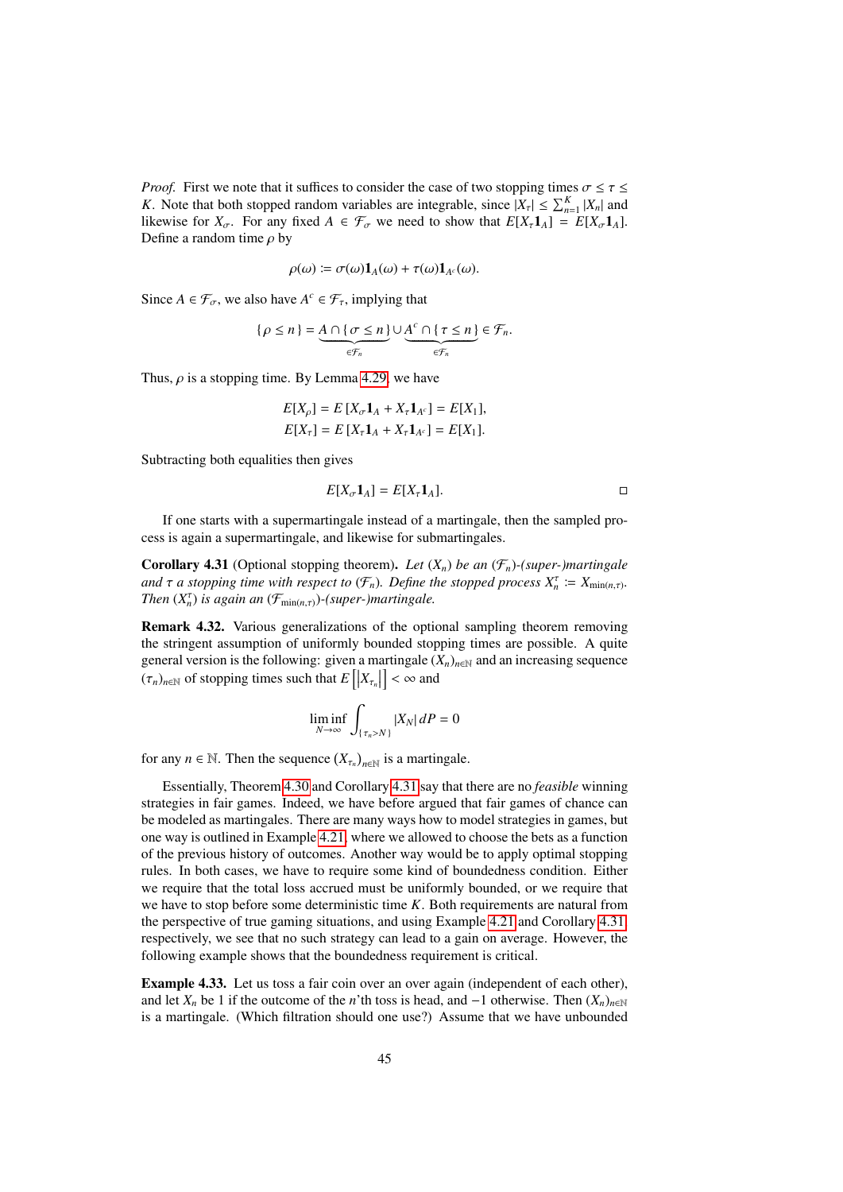*Proof.* First we note that it suffices to consider the case of two stopping times $\sigma \le \tau \le K$. Note that both stopped random variables are integrable, since $|X_\tau| \le \sum_{n=1}^{K} |X_n|$ and likewise for $X_\sigma$. For any fixed $A \in \mathcal{F}_\sigma$ we need to show that $E[X_\tau \mathbf{1}_A] = E[X_\sigma \mathbf{1}_A]$. Define a random time $\rho$ by

$$\rho(\omega) := \sigma(\omega)\mathbf{1}_A(\omega) + \tau(\omega)\mathbf{1}_{A^c}(\omega).$$

Since $A \in \mathcal{F}_\sigma$, we also have $A^c \in \mathcal{F}_\tau$, implying that

$$\{\,\rho \le n\,\} = \underbrace{A \cap \{\,\sigma \le n\,\}}_{\in \mathcal{F}_n} \cup \underbrace{A^c \cap \{\,\tau \le n\,\}}_{\in \mathcal{F}_n} \in \mathcal{F}_n.$$

Thus, $\rho$ is a stopping time. By Lemma 4.29, we have

$$E[X_\rho] = E\left[X_\sigma \mathbf{1}_A + X_\tau \mathbf{1}_{A^c}\right] = E[X_1],$$
$$E[X_\tau] = E\left[X_\tau \mathbf{1}_A + X_\tau \mathbf{1}_{A^c}\right] = E[X_1].$$

Subtracting both equalities then gives

$$E[X_\sigma \mathbf{1}_A] = E[X_\tau \mathbf{1}_A]. \qquad \square$$

If one starts with a supermartingale instead of a martingale, then the sampled process is again a supermartingale, and likewise for submartingales.

**Corollary 4.31** (Optional stopping theorem)**.** *Let $(X_n)$ be an $(\mathcal{F}_n)$-(super-)martingale and $\tau$ a stopping time with respect to $(\mathcal{F}_n)$. Define the stopped process $X_n^\tau := X_{\min(n,\tau)}$. Then $(X_n^\tau)$ is again an $(\mathcal{F}_{\min(n,\tau)})$-(super-)martingale.*

**Remark 4.32.** Various generalizations of the optional sampling theorem removing the stringent assumption of uniformly bounded stopping times are possible. A quite general version is the following: given a martingale $(X_n)_{n\in\mathbb{N}}$ and an increasing sequence $(\tau_n)_{n\in\mathbb{N}}$ of stopping times such that $E\left[\left|X_{\tau_n}\right|\right] < \infty$ and

$$\liminf_{N\to\infty} \int_{\{\,\tau_n > N\,\}} |X_N|\, dP = 0$$

for any $n \in \mathbb{N}$. Then the sequence $\left(X_{\tau_n}\right)_{n\in\mathbb{N}}$ is a martingale.

Essentially, Theorem 4.30 and Corollary 4.31 say that there are no *feasible* winning strategies in fair games. Indeed, we have before argued that fair games of chance can be modeled as martingales. There are many ways how to model strategies in games, but one way is outlined in Example 4.21, where we allowed to choose the bets as a function of the previous history of outcomes. Another way would be to apply optimal stopping rules. In both cases, we have to require some kind of boundedness condition. Either we require that the total loss accrued must be uniformly bounded, or we require that we have to stop before some deterministic time $K$. Both requirements are natural from the perspective of true gaming situations, and using Example 4.21 and Corollary 4.31, respectively, we see that no such strategy can lead to a gain on average. However, the following example shows that the boundedness requirement is critical.

**Example 4.33.** Let us toss a fair coin over an over again (independent of each other), and let $X_n$ be 1 if the outcome of the $n$'th toss is head, and $-1$ otherwise. Then $(X_n)_{n\in\mathbb{N}}$ is a martingale. (Which filtration should one use?) Assume that we have unbounded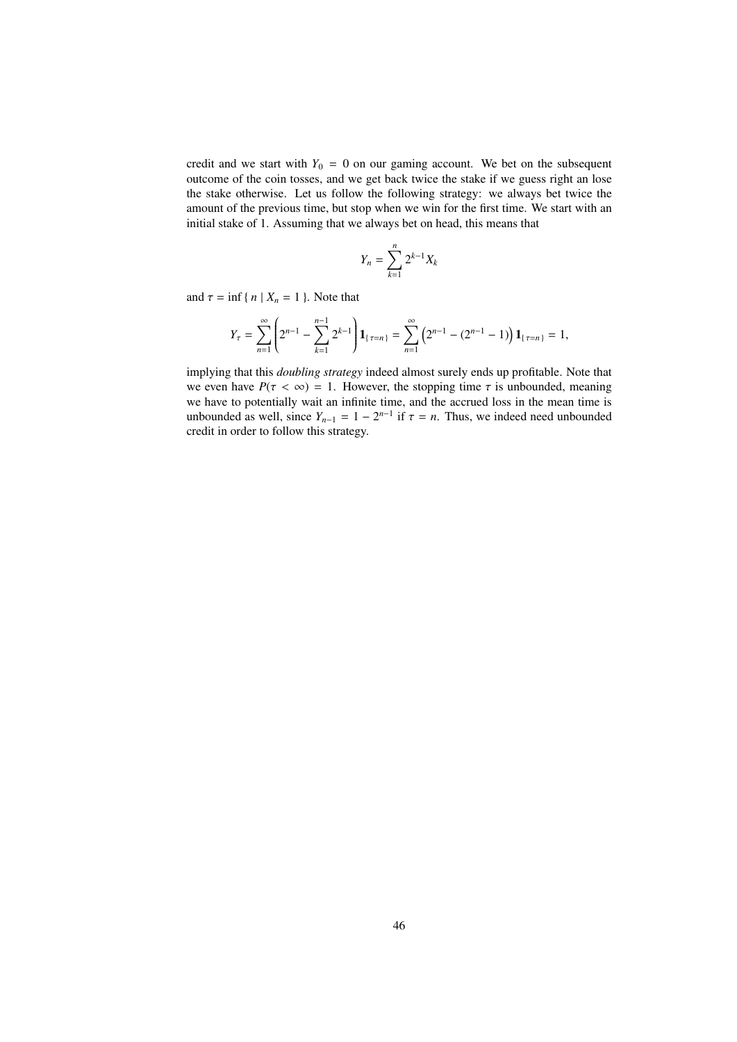credit and we start with $Y_0 = 0$ on our gaming account. We bet on the subsequent outcome of the coin tosses, and we get back twice the stake if we guess right an lose the stake otherwise. Let us follow the following strategy: we always bet twice the amount of the previous time, but stop when we win for the first time. We start with an initial stake of 1. Assuming that we always bet on head, this means that

$$Y_n = \sum_{k=1}^{n} 2^{k-1} X_k$$

and $\tau = \inf \{ n \mid X_n = 1 \}$. Note that

$$Y_\tau = \sum_{n=1}^{\infty} \left( 2^{n-1} - \sum_{k=1}^{n-1} 2^{k-1} \right) \mathbf{1}_{\{\tau = n\}} = \sum_{n=1}^{\infty} \left( 2^{n-1} - (2^{n-1} - 1) \right) \mathbf{1}_{\{\tau = n\}} = 1,$$

implying that this *doubling strategy* indeed almost surely ends up profitable. Note that we even have $P(\tau < \infty) = 1$. However, the stopping time $\tau$ is unbounded, meaning we have to potentially wait an infinite time, and the accrued loss in the mean time is unbounded as well, since $Y_{n-1} = 1 - 2^{n-1}$ if $\tau = n$. Thus, we indeed need unbounded credit in order to follow this strategy.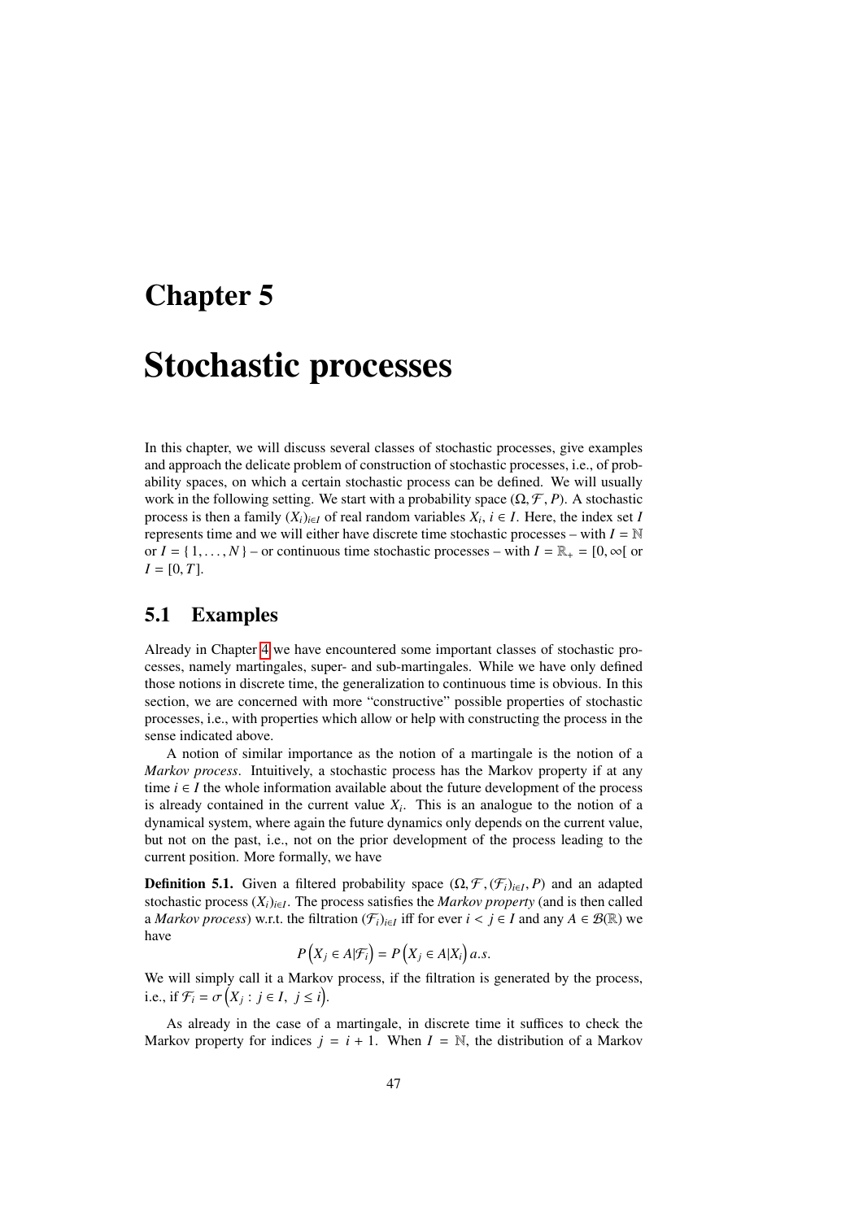# Chapter 5

# Stochastic processes

In this chapter, we will discuss several classes of stochastic processes, give examples and approach the delicate problem of construction of stochastic processes, i.e., of probability spaces, on which a certain stochastic process can be defined. We will usually work in the following setting. We start with a probability space $(\Omega, \mathcal{F}, P)$. A stochastic process is then a family $(X_i)_{i\in I}$ of real random variables $X_i$, $i \in I$. Here, the index set $I$ represents time and we will either have discrete time stochastic processes – with $I = \mathbb{N}$ or $I = \{1, \dots, N\}$ – or continuous time stochastic processes – with $I = \mathbb{R}_+ = [0, \infty[$ or $I = [0, T]$.

## 5.1 Examples

Already in Chapter 4 we have encountered some important classes of stochastic processes, namely martingales, super- and sub-martingales. While we have only defined those notions in discrete time, the generalization to continuous time is obvious. In this section, we are concerned with more "constructive" possible properties of stochastic processes, i.e., with properties which allow or help with constructing the process in the sense indicated above.

A notion of similar importance as the notion of a martingale is the notion of a *Markov process*. Intuitively, a stochastic process has the Markov property if at any time $i \in I$ the whole information available about the future development of the process is already contained in the current value $X_i$. This is an analogue to the notion of a dynamical system, where again the future dynamics only depends on the current value, but not on the past, i.e., not on the prior development of the process leading to the current position. More formally, we have

**Definition 5.1.** Given a filtered probability space $(\Omega, \mathcal{F}, (\mathcal{F}_i)_{i\in I}, P)$ and an adapted stochastic process $(X_i)_{i\in I}$. The process satisfies the *Markov property* (and is then called a *Markov process*) w.r.t. the filtration $(\mathcal{F}_i)_{i\in I}$ iff for ever $i < j \in I$ and any $A \in \mathcal{B}(\mathbb{R})$ we have

$$P\left(X_j \in A | \mathcal{F}_i\right) = P\left(X_j \in A | X_i\right) a.s.$$

We will simply call it a Markov process, if the filtration is generated by the process, i.e., if $\mathcal{F}_i = \sigma\left(X_j : j \in I, \ j \leq i\right)$.

As already in the case of a martingale, in discrete time it suffices to check the Markov property for indices $j = i + 1$. When $I = \mathbb{N}$, the distribution of a Markov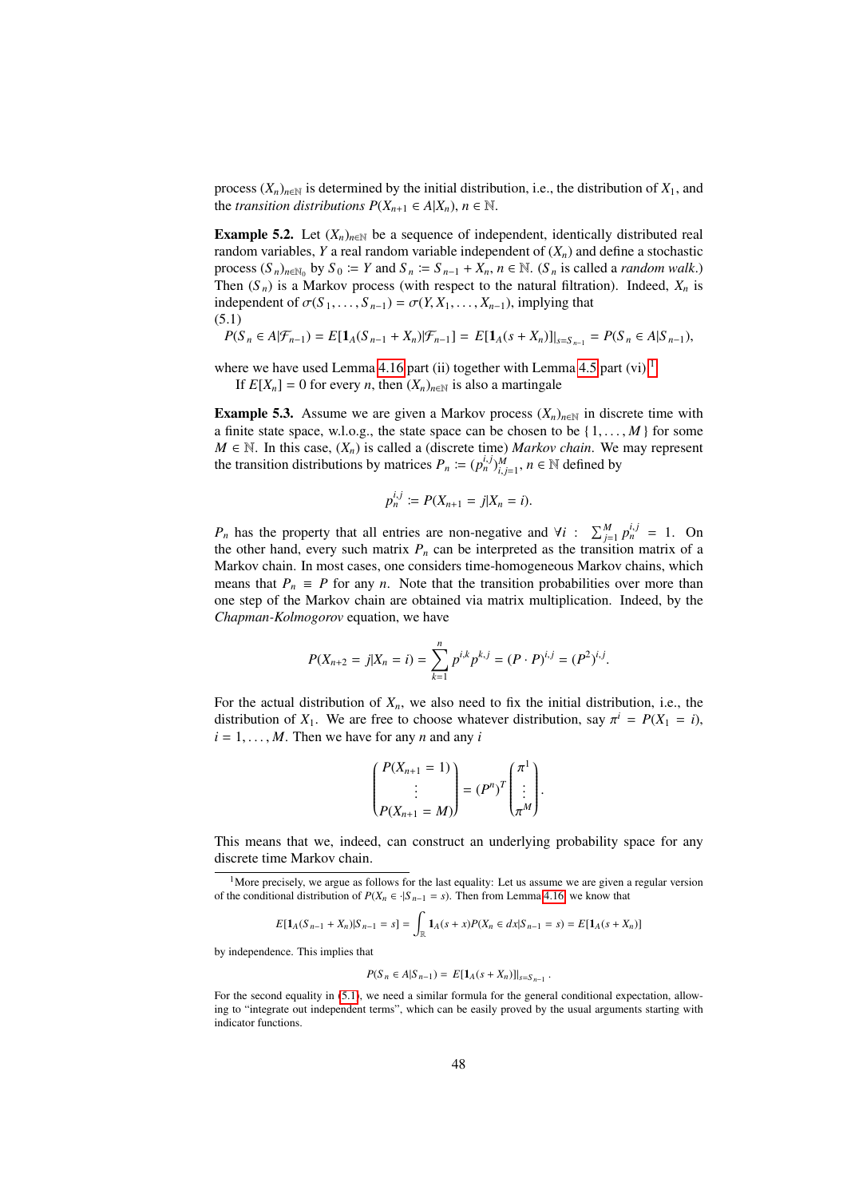process $(X_n)_{n\in\mathbb{N}}$ is determined by the initial distribution, i.e., the distribution of $X_1$, and the *transition distributions* $P(X_{n+1} \in A|X_n)$, $n \in \mathbb{N}$.

**Example 5.2.** Let $(X_n)_{n\in\mathbb{N}}$ be a sequence of independent, identically distributed real random variables, $Y$ a real random variable independent of $(X_n)$ and define a stochastic process $(S_n)_{n\in\mathbb{N}_0}$ by $S_0 := Y$ and $S_n := S_{n-1} + X_n$, $n \in \mathbb{N}$. ($S_n$ is called a *random walk*.) Then $(S_n)$ is a Markov process (with respect to the natural filtration). Indeed, $X_n$ is independent of $\sigma(S_1, \dots, S_{n-1}) = \sigma(Y, X_1, \dots, X_{n-1})$, implying that
(5.1)

$$P(S_n \in A|\mathcal{F}_{n-1}) = E[\mathbf{1}_A(S_{n-1} + X_n)|\mathcal{F}_{n-1}] = E[\mathbf{1}_A(s + X_n)]|_{s=S_{n-1}} = P(S_n \in A|S_{n-1}),$$

where we have used Lemma 4.16 part (ii) together with Lemma 4.5 part (vi).[1]

If $E[X_n] = 0$ for every $n$, then $(X_n)_{n\in\mathbb{N}}$ is also a martingale

**Example 5.3.** Assume we are given a Markov process $(X_n)_{n\in\mathbb{N}}$ in discrete time with a finite state space, w.l.o.g., the state space can be chosen to be $\{1, \dots, M\}$ for some $M \in \mathbb{N}$. In this case, $(X_n)$ is called a (discrete time) *Markov chain*. We may represent the transition distributions by matrices $P_n := (p_n^{i,j})_{i,j=1}^M$, $n \in \mathbb{N}$ defined by

$$p_n^{i,j} := P(X_{n+1} = j|X_n = i).$$

$P_n$ has the property that all entries are non-negative and $\forall i : \sum_{j=1}^M p_n^{i,j} = 1$. On the other hand, every such matrix $P_n$ can be interpreted as the transition matrix of a Markov chain. In most cases, one considers time-homogeneous Markov chains, which means that $P_n \equiv P$ for any $n$. Note that the transition probabilities over more than one step of the Markov chain are obtained via matrix multiplication. Indeed, by the *Chapman-Kolmogorov* equation, we have

$$P(X_{n+2} = j|X_n = i) = \sum_{k=1}^{n} p^{i,k} p^{k,j} = (P \cdot P)^{i,j} = (P^2)^{i,j}.$$

For the actual distribution of $X_n$, we also need to fix the initial distribution, i.e., the distribution of $X_1$. We are free to choose whatever distribution, say $\pi^i = P(X_1 = i)$, $i = 1, \dots, M$. Then we have for any $n$ and any $i$

$$\begin{pmatrix} P(X_{n+1} = 1) \\ \vdots \\ P(X_{n+1} = M) \end{pmatrix} = (P^n)^T \begin{pmatrix} \pi^1 \\ \vdots \\ \pi^M \end{pmatrix}.$$

This means that we, indeed, can construct an underlying probability space for any discrete time Markov chain.

---

[1] More precisely, we argue as follows for the last equality: Let us assume we are given a regular version of the conditional distribution of $P(X_n \in \cdot|S_{n-1} = s)$. Then from Lemma 4.16 we know that

$$E[\mathbf{1}_A(S_{n-1} + X_n)|S_{n-1} = s] = \int_{\mathbb{R}} \mathbf{1}_A(s + x) P(X_n \in dx|S_{n-1} = s) = E[\mathbf{1}_A(s + X_n)]$$

by independence. This implies that

$$P(S_n \in A|S_{n-1}) = E[\mathbf{1}_A(s + X_n)]|_{s=S_{n-1}}.$$

For the second equality in (5.1), we need a similar formula for the general conditional expectation, allowing to "integrate out independent terms", which can be easily proved by the usual arguments starting with indicator functions.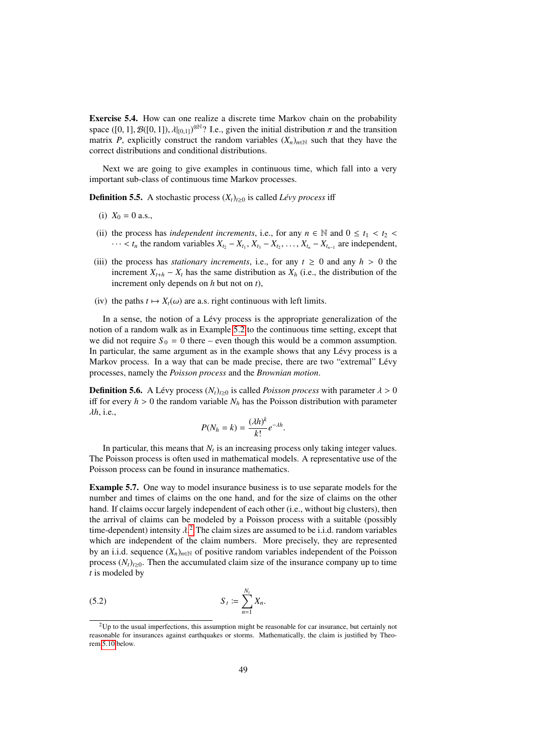**Exercise 5.4.** How can one realize a discrete time Markov chain on the probability space $([0,1], \mathcal{B}([0,1]), \lambda|_{[0,1]})^{\otimes \mathbb{N}}$? I.e., given the initial distribution $\pi$ and the transition matrix $P$, explicitly construct the random variables $(X_n)_{n\in\mathbb{N}}$ such that they have the correct distributions and conditional distributions.

Next we are going to give examples in continuous time, which fall into a very important sub-class of continuous time Markov processes.

**Definition 5.5.** A stochastic process $(X_t)_{t\geq 0}$ is called *Lévy process* iff

(i) $X_0 = 0$ a.s.,

(ii) the process has *independent increments*, i.e., for any $n \in \mathbb{N}$ and $0 \leq t_1 < t_2 < \cdots < t_n$ the random variables $X_{t_2} - X_{t_1}, X_{t_3} - X_{t_2}, \ldots, X_{t_n} - X_{t_{n-1}}$ are independent,

(iii) the process has *stationary increments*, i.e., for any $t \geq 0$ and any $h > 0$ the increment $X_{t+h} - X_t$ has the same distribution as $X_h$ (i.e., the distribution of the increment only depends on $h$ but not on $t$),

(iv) the paths $t \mapsto X_t(\omega)$ are a.s. right continuous with left limits.

In a sense, the notion of a Lévy process is the appropriate generalization of the notion of a random walk as in Example 5.2 to the continuous time setting, except that we did not require $S_0 = 0$ there – even though this would be a common assumption. In particular, the same argument as in the example shows that any Lévy process is a Markov process. In a way that can be made precise, there are two "extremal" Lévy processes, namely the *Poisson process* and the *Brownian motion*.

**Definition 5.6.** A Lévy process $(N_t)_{t\geq 0}$ is called *Poisson process* with parameter $\lambda > 0$ iff for every $h > 0$ the random variable $N_h$ has the Poisson distribution with parameter $\lambda h$, i.e.,

$$P(N_h = k) = \frac{(\lambda h)^k}{k!} e^{-\lambda h}.$$

In particular, this means that $N_t$ is an increasing process only taking integer values. The Poisson process is often used in mathematical models. A representative use of the Poisson process can be found in insurance mathematics.

**Example 5.7.** One way to model insurance business is to use separate models for the number and times of claims on the one hand, and for the size of claims on the other hand. If claims occur largely independent of each other (i.e., without big clusters), then the arrival of claims can be modeled by a Poisson process with a suitable (possibly time-dependent) intensity $\lambda$.[2] The claim sizes are assumed to be i.i.d. random variables which are independent of the claim numbers. More precisely, they are represented by an i.i.d. sequence $(X_n)_{n\in\mathbb{N}}$ of positive random variables independent of the Poisson process $(N_t)_{t\geq 0}$. Then the accumulated claim size of the insurance company up to time $t$ is modeled by

$$S_t := \sum_{n=1}^{N_t} X_n. \tag{5.2}$$

[2] Up to the usual imperfections, this assumption might be reasonable for car insurance, but certainly not reasonable for insurances against earthquakes or storms. Mathematically, the claim is justified by Theorem 5.10 below.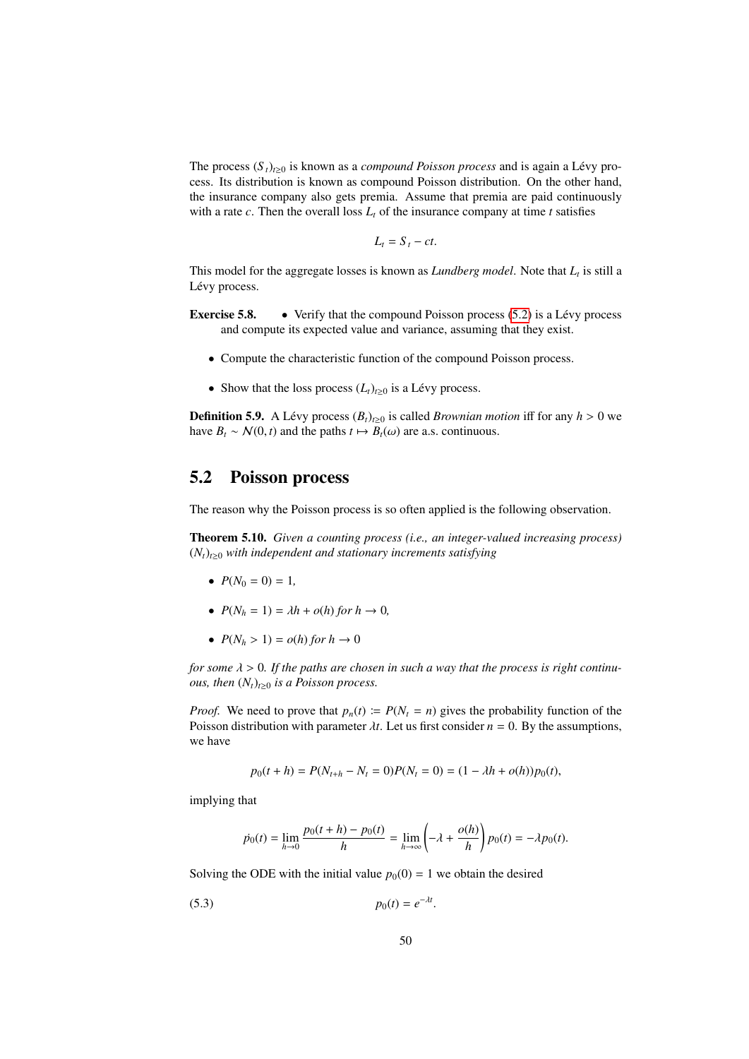The process $(S_t)_{t\geq 0}$ is known as a *compound Poisson process* and is again a Lévy process. Its distribution is known as compound Poisson distribution. On the other hand, the insurance company also gets premia. Assume that premia are paid continuously with a rate $c$. Then the overall loss $L_t$ of the insurance company at time $t$ satisfies

$$L_t = S_t - ct.$$

This model for the aggregate losses is known as *Lundberg model*. Note that $L_t$ is still a Lévy process.

**Exercise 5.8.**

- Verify that the compound Poisson process (5.2) is a Lévy process and compute its expected value and variance, assuming that they exist.
- Compute the characteristic function of the compound Poisson process.
- Show that the loss process $(L_t)_{t\geq 0}$ is a Lévy process.

**Definition 5.9.** A Lévy process $(B_t)_{t\geq 0}$ is called *Brownian motion* iff for any $h > 0$ we have $B_t \sim \mathcal{N}(0, t)$ and the paths $t \mapsto B_t(\omega)$ are a.s. continuous.

## 5.2 Poisson process

The reason why the Poisson process is so often applied is the following observation.

**Theorem 5.10.** *Given a counting process (i.e., an integer-valued increasing process) $(N_t)_{t\geq 0}$ with independent and stationary increments satisfying*

- $P(N_0 = 0) = 1$,
- $P(N_h = 1) = \lambda h + o(h)$ *for* $h \to 0$,
- $P(N_h > 1) = o(h)$ *for* $h \to 0$

*for some $\lambda > 0$. If the paths are chosen in such a way that the process is right continuous, then $(N_t)_{t\geq 0}$ is a Poisson process.*

*Proof.* We need to prove that $p_n(t) := P(N_t = n)$ gives the probability function of the Poisson distribution with parameter $\lambda t$. Let us first consider $n = 0$. By the assumptions, we have

$$p_0(t + h) = P(N_{t+h} - N_t = 0)P(N_t = 0) = (1 - \lambda h + o(h))p_0(t),$$

implying that

$$\dot{p_0}(t) = \lim_{h\to 0} \frac{p_0(t + h) - p_0(t)}{h} = \lim_{h\to\infty} \left(-\lambda + \frac{o(h)}{h}\right) p_0(t) = -\lambda p_0(t).$$

Solving the ODE with the initial value $p_0(0) = 1$ we obtain the desired

$$p_0(t) = e^{-\lambda t}. \tag{5.3}$$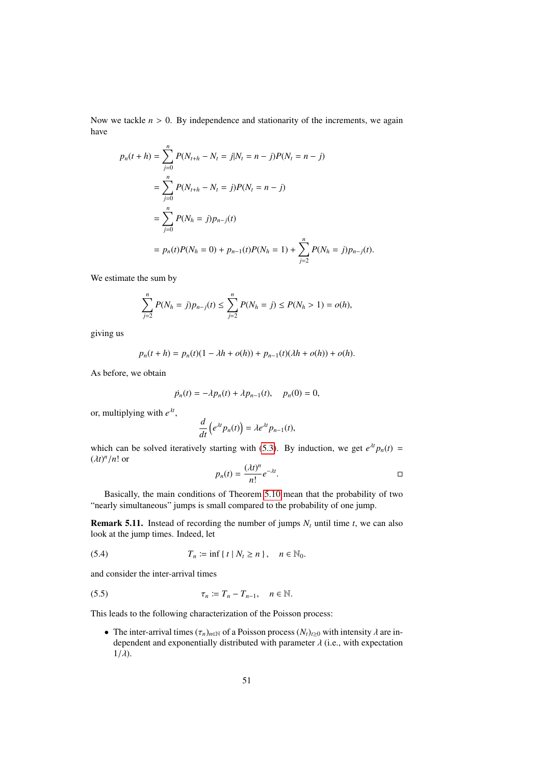Now we tackle $n > 0$. By independence and stationarity of the increments, we again have

$$\begin{aligned}
p_n(t+h) &= \sum_{j=0}^{n} P(N_{t+h} - N_t = j | N_t = n - j) P(N_t = n - j) \\
&= \sum_{j=0}^{n} P(N_{t+h} - N_t = j) P(N_t = n - j) \\
&= \sum_{j=0}^{n} P(N_h = j) p_{n-j}(t) \\
&= p_n(t) P(N_h = 0) + p_{n-1}(t) P(N_h = 1) + \sum_{j=2}^{n} P(N_h = j) p_{n-j}(t).
\end{aligned}$$

We estimate the sum by

$$\sum_{j=2}^{n} P(N_h = j) p_{n-j}(t) \leq \sum_{j=2}^{n} P(N_h = j) \leq P(N_h > 1) = o(h),$$

giving us

$$p_n(t+h) = p_n(t)(1 - \lambda h + o(h)) + p_{n-1}(t)(\lambda h + o(h)) + o(h).$$

As before, we obtain

$$\dot{p}_n(t) = -\lambda p_n(t) + \lambda p_{n-1}(t), \quad p_n(0) = 0,$$

or, multiplying with $e^{\lambda t}$,

$$\frac{d}{dt}\left(e^{\lambda t} p_n(t)\right) = \lambda e^{\lambda t} p_{n-1}(t),$$

which can be solved iteratively starting with (5.3). By induction, we get $e^{\lambda t} p_n(t) = (\lambda t)^n / n!$ or

$$p_n(t) = \frac{(\lambda t)^n}{n!} e^{-\lambda t}. \qquad \square$$

Basically, the main conditions of Theorem 5.10 mean that the probability of two "nearly simultaneous" jumps is small compared to the probability of one jump.

**Remark 5.11.** Instead of recording the number of jumps $N_t$ until time $t$, we can also look at the jump times. Indeed, let

$$T_n := \inf\{\, t \mid N_t \geq n \,\}, \quad n \in \mathbb{N}_0. \tag{5.4}$$

and consider the inter-arrival times

$$\tau_n := T_n - T_{n-1}, \quad n \in \mathbb{N}. \tag{5.5}$$

This leads to the following characterization of the Poisson process:

- The inter-arrival times $(\tau_n)_{n\in\mathbb{N}}$ of a Poisson process $(N_t)_{t\geq 0}$ with intensity $\lambda$ are independent and exponentially distributed with parameter $\lambda$ (i.e., with expectation $1/\lambda$).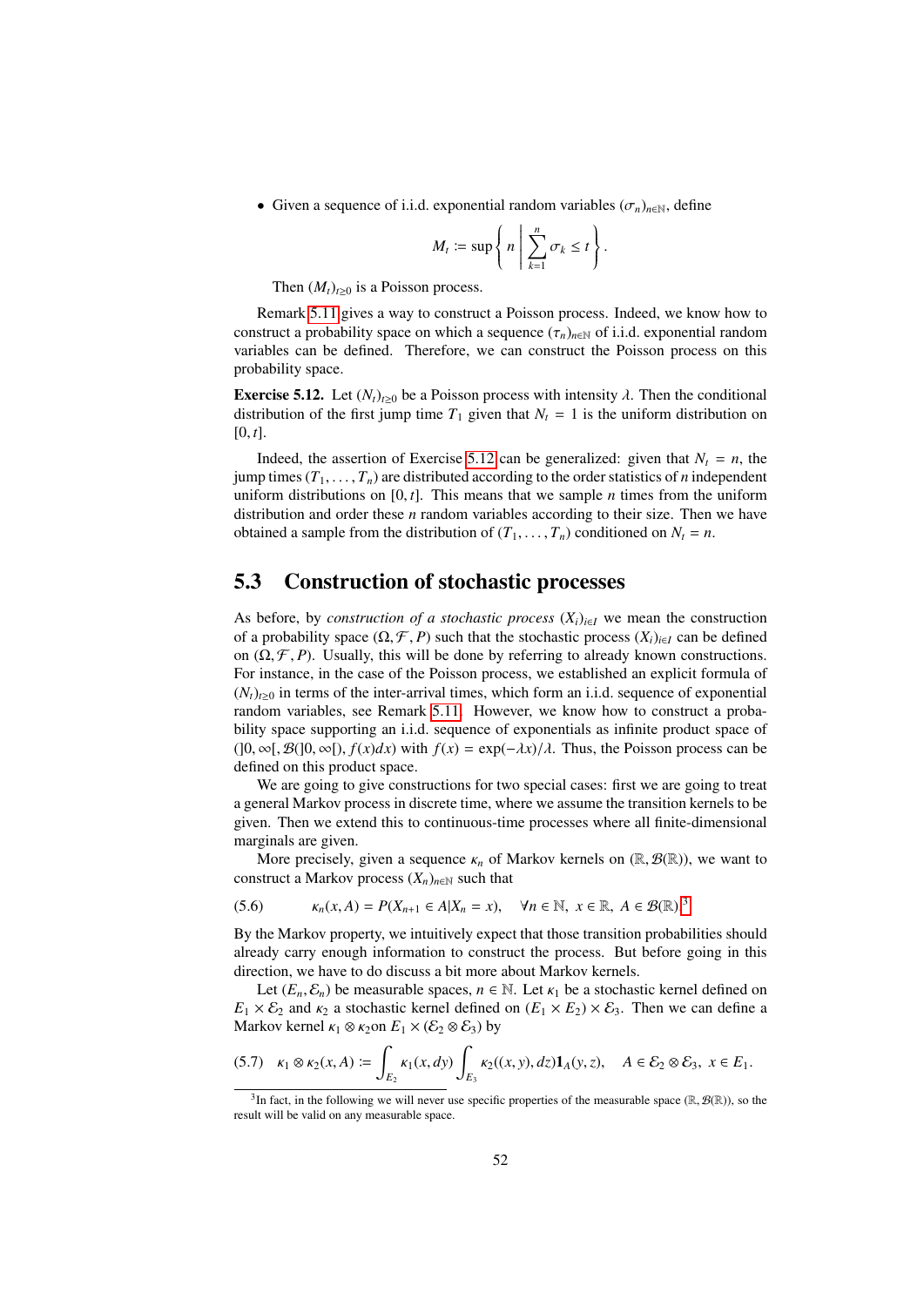- Given a sequence of i.i.d. exponential random variables $(\sigma_n)_{n\in\mathbb{N}}$, define

$$M_t := \sup\left\{ n \,\middle|\, \sum_{k=1}^{n} \sigma_k \le t \right\}.$$

  Then $(M_t)_{t\ge 0}$ is a Poisson process.

Remark 5.11 gives a way to construct a Poisson process. Indeed, we know how to construct a probability space on which a sequence $(\tau_n)_{n\in\mathbb{N}}$ of i.i.d. exponential random variables can be defined. Therefore, we can construct the Poisson process on this probability space.

**Exercise 5.12.** Let $(N_t)_{t\ge 0}$ be a Poisson process with intensity $\lambda$. Then the conditional distribution of the first jump time $T_1$ given that $N_t = 1$ is the uniform distribution on $[0, t]$.

Indeed, the assertion of Exercise 5.12 can be generalized: given that $N_t = n$, the jump times $(T_1, \dots, T_n)$ are distributed according to the order statistics of $n$ independent uniform distributions on $[0, t]$. This means that we sample $n$ times from the uniform distribution and order these $n$ random variables according to their size. Then we have obtained a sample from the distribution of $(T_1, \dots, T_n)$ conditioned on $N_t = n$.

## 5.3 Construction of stochastic processes

As before, by *construction of a stochastic process* $(X_i)_{i\in I}$ we mean the construction of a probability space $(\Omega, \mathcal{F}, P)$ such that the stochastic process $(X_i)_{i\in I}$ can be defined on $(\Omega, \mathcal{F}, P)$. Usually, this will be done by referring to already known constructions. For instance, in the case of the Poisson process, we established an explicit formula of $(N_t)_{t\ge 0}$ in terms of the inter-arrival times, which form an i.i.d. sequence of exponential random variables, see Remark 5.11. However, we know how to construct a probability space supporting an i.i.d. sequence of exponentials as infinite product space of $(]0, \infty[, \mathcal{B}(]0, \infty[), f(x)dx)$ with $f(x) = \exp(-\lambda x)/\lambda$. Thus, the Poisson process can be defined on this product space.

We are going to give constructions for two special cases: first we are going to treat a general Markov process in discrete time, where we assume the transition kernels to be given. Then we extend this to continuous-time processes where all finite-dimensional marginals are given.

More precisely, given a sequence $\kappa_n$ of Markov kernels on $(\mathbb{R}, \mathcal{B}(\mathbb{R}))$, we want to construct a Markov process $(X_n)_{n\in\mathbb{N}}$ such that

$$\kappa_n(x, A) = P(X_{n+1} \in A | X_n = x), \quad \forall n \in \mathbb{N},\ x \in \mathbb{R},\ A \in \mathcal{B}(\mathbb{R}).\text{[3]} \tag{5.6}$$

By the Markov property, we intuitively expect that those transition probabilities should already carry enough information to construct the process. But before going in this direction, we have to do discuss a bit more about Markov kernels.

Let $(E_n, \mathcal{E}_n)$ be measurable spaces, $n \in \mathbb{N}$. Let $\kappa_1$ be a stochastic kernel defined on $E_1 \times \mathcal{E}_2$ and $\kappa_2$ a stochastic kernel defined on $(E_1 \times E_2) \times \mathcal{E}_3$. Then we can define a Markov kernel $\kappa_1 \otimes \kappa_2$on $E_1 \times (\mathcal{E}_2 \otimes \mathcal{E}_3)$ by

$$\kappa_1 \otimes \kappa_2(x, A) := \int_{E_2} \kappa_1(x, dy) \int_{E_3} \kappa_2((x, y), dz) \mathbf{1}_A(y, z), \quad A \in \mathcal{E}_2 \otimes \mathcal{E}_3,\ x \in E_1. \tag{5.7}$$

[3] In fact, in the following we will never use specific properties of the measurable space $(\mathbb{R}, \mathcal{B}(\mathbb{R}))$, so the result will be valid on any measurable space.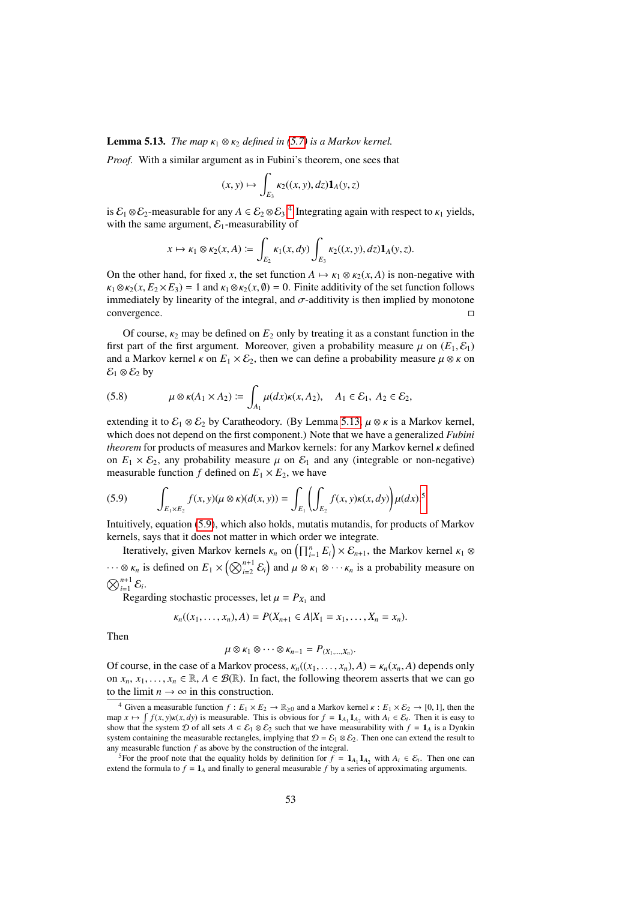**Lemma 5.13.** *The map $\kappa_1 \otimes \kappa_2$ defined in (5.7) is a Markov kernel.*

*Proof.* With a similar argument as in Fubini's theorem, one sees that

$$(x, y) \mapsto \int_{E_3} \kappa_2((x, y), dz) \mathbf{1}_A(y, z)$$

is $\mathcal{E}_1 \otimes \mathcal{E}_2$-measurable for any $A \in \mathcal{E}_2 \otimes \mathcal{E}_3$.[4] Integrating again with respect to $\kappa_1$ yields, with the same argument, $\mathcal{E}_1$-measurability of

$$x \mapsto \kappa_1 \otimes \kappa_2(x, A) := \int_{E_2} \kappa_1(x, dy) \int_{E_3} \kappa_2((x, y), dz) \mathbf{1}_A(y, z).$$

On the other hand, for fixed $x$, the set function $A \mapsto \kappa_1 \otimes \kappa_2(x, A)$ is non-negative with $\kappa_1 \otimes \kappa_2(x, E_2 \times E_3) = 1$ and $\kappa_1 \otimes \kappa_2(x, \emptyset) = 0$. Finite additivity of the set function follows immediately by linearity of the integral, and $\sigma$-additivity is then implied by monotone convergence. □

Of course, $\kappa_2$ may be defined on $E_2$ only by treating it as a constant function in the first part of the first argument. Moreover, given a probability measure $\mu$ on $(E_1, \mathcal{E}_1)$ and a Markov kernel $\kappa$ on $E_1 \times \mathcal{E}_2$, then we can define a probability measure $\mu \otimes \kappa$ on $\mathcal{E}_1 \otimes \mathcal{E}_2$ by

$$\mu \otimes \kappa(A_1 \times A_2) := \int_{A_1} \mu(dx) \kappa(x, A_2), \quad A_1 \in \mathcal{E}_1,\ A_2 \in \mathcal{E}_2, \tag{5.8}$$

extending it to $\mathcal{E}_1 \otimes \mathcal{E}_2$ by Caratheodory. (By Lemma 5.13, $\mu \otimes \kappa$ is a Markov kernel, which does not depend on the first component.) Note that we have a generalized *Fubini theorem* for products of measures and Markov kernels: for any Markov kernel $\kappa$ defined on $E_1 \times \mathcal{E}_2$, any probability measure $\mu$ on $\mathcal{E}_1$ and any (integrable or non-negative) measurable function $f$ defined on $E_1 \times E_2$, we have

$$\int_{E_1 \times E_2} f(x, y) (\mu \otimes \kappa)(d(x, y)) = \int_{E_1} \left( \int_{E_2} f(x, y) \kappa(x, dy) \right) \mu(dx).\text{[5]} \tag{5.9}$$

Intuitively, equation (5.9), which also holds, mutatis mutandis, for products of Markov kernels, says that it does not matter in which order we integrate.

Iteratively, given Markov kernels $\kappa_n$ on $\left(\prod_{i=1}^{n} E_i\right) \times \mathcal{E}_{n+1}$, the Markov kernel $\kappa_1 \otimes \cdots \otimes \kappa_n$ is defined on $E_1 \times \left(\bigotimes_{i=2}^{n+1} \mathcal{E}_i\right)$ and $\mu \otimes \kappa_1 \otimes \cdots \kappa_n$ is a probability measure on $\bigotimes_{i=1}^{n+1} \mathcal{E}_i$.

Regarding stochastic processes, let $\mu = P_{X_1}$ and

$$\kappa_n((x_1, \ldots, x_n), A) = P(X_{n+1} \in A | X_1 = x_1, \ldots, X_n = x_n).$$

Then

$$\mu \otimes \kappa_1 \otimes \cdots \otimes \kappa_{n-1} = P_{(X_1, \ldots, X_n)}.$$

Of course, in the case of a Markov process, $\kappa_n((x_1, \ldots, x_n), A) = \kappa_n(x_n, A)$ depends only on $x_n$, $x_1, \ldots, x_n \in \mathbb{R}$, $A \in \mathcal{B}(\mathbb{R})$. In fact, the following theorem asserts that we can go to the limit $n \to \infty$ in this construction.

---

[4] Given a measurable function $f : E_1 \times E_2 \to \mathbb{R}_{\geq 0}$ and a Markov kernel $\kappa : E_1 \times \mathcal{E}_2 \to [0, 1]$, then the map $x \mapsto \int f(x, y) \kappa(x, dy)$ is measurable. This is obvious for $f = \mathbf{1}_{A_1} \mathbf{1}_{A_2}$ with $A_i \in \mathcal{E}_i$. Then it is easy to show that the system $\mathcal{D}$ of all sets $A \in \mathcal{E}_1 \otimes \mathcal{E}_2$ such that we have measurability with $f = \mathbf{1}_A$ is a Dynkin system containing the measurable rectangles, implying that $\mathcal{D} = \mathcal{E}_1 \otimes \mathcal{E}_2$. Then one can extend the result to any measurable function $f$ as above by the construction of the integral.

[5] For the proof note that the equality holds by definition for $f = \mathbf{1}_{A_1} \mathbf{1}_{A_2}$ with $A_i \in \mathcal{E}_i$. Then one can extend the formula to $f = \mathbf{1}_A$ and finally to general measurable $f$ by a series of approximating arguments.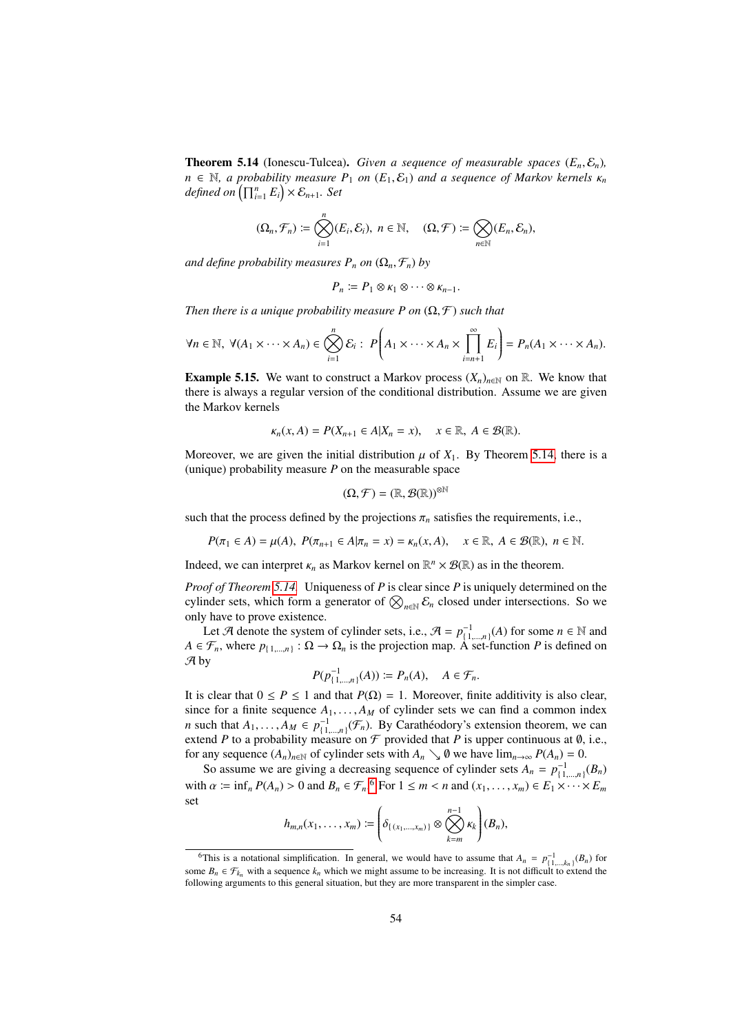**Theorem 5.14** (Ionescu-Tulcea)**.** *Given a sequence of measurable spaces $(E_n, \mathcal{E}_n)$, $n \in \mathbb{N}$, a probability measure $P_1$ on $(E_1, \mathcal{E}_1)$ and a sequence of Markov kernels $\kappa_n$ defined on $\left(\prod_{i=1}^n E_i\right) \times \mathcal{E}_{n+1}$. Set*

$$(\Omega_n, \mathcal{F}_n) := \bigotimes_{i=1}^n (E_i, \mathcal{E}_i),\ n \in \mathbb{N}, \quad (\Omega, \mathcal{F}) := \bigotimes_{n\in\mathbb{N}} (E_n, \mathcal{E}_n),$$

*and define probability measures $P_n$ on $(\Omega_n, \mathcal{F}_n)$ by*

$$P_n := P_1 \otimes \kappa_1 \otimes \cdots \otimes \kappa_{n-1}.$$

*Then there is a unique probability measure $P$ on $(\Omega, \mathcal{F})$ such that*

$$\forall n \in \mathbb{N},\ \forall (A_1 \times \cdots \times A_n) \in \bigotimes_{i=1}^n \mathcal{E}_i : \ P\left(A_1 \times \cdots \times A_n \times \prod_{i=n+1}^\infty E_i\right) = P_n(A_1 \times \cdots \times A_n).$$

**Example 5.15.** We want to construct a Markov process $(X_n)_{n\in\mathbb{N}}$ on $\mathbb{R}$. We know that there is always a regular version of the conditional distribution. Assume we are given the Markov kernels

$$\kappa_n(x, A) = P(X_{n+1} \in A | X_n = x), \quad x \in \mathbb{R},\ A \in \mathcal{B}(\mathbb{R}).$$

Moreover, we are given the initial distribution $\mu$ of $X_1$. By Theorem 5.14, there is a (unique) probability measure $P$ on the measurable space

$$(\Omega, \mathcal{F}) = (\mathbb{R}, \mathcal{B}(\mathbb{R}))^{\otimes\mathbb{N}}$$

such that the process defined by the projections $\pi_n$ satisfies the requirements, i.e.,

$$P(\pi_1 \in A) = \mu(A),\ P(\pi_{n+1} \in A | \pi_n = x) = \kappa_n(x, A), \quad x \in \mathbb{R},\ A \in \mathcal{B}(\mathbb{R}),\ n \in \mathbb{N}.$$

Indeed, we can interpret $\kappa_n$ as Markov kernel on $\mathbb{R}^n \times \mathcal{B}(\mathbb{R})$ as in the theorem.

*Proof of Theorem 5.14.* Uniqueness of $P$ is clear since $P$ is uniquely determined on the cylinder sets, which form a generator of $\bigotimes_{n\in\mathbb{N}} \mathcal{E}_n$ closed under intersections. So we only have to prove existence.

Let $\mathcal{A}$ denote the system of cylinder sets, i.e., $\mathcal{A} = p^{-1}_{\{1,\ldots,n\}}(A)$ for some $n \in \mathbb{N}$ and $A \in \mathcal{F}_n$, where $p_{\{1,\ldots,n\}} : \Omega \to \Omega_n$ is the projection map. A set-function $P$ is defined on $\mathcal{A}$ by

$$P(p^{-1}_{\{1,\ldots,n\}}(A)) := P_n(A), \quad A \in \mathcal{F}_n.$$

It is clear that $0 \le P \le 1$ and that $P(\Omega) = 1$. Moreover, finite additivity is also clear, since for a finite sequence $A_1, \ldots, A_M$ of cylinder sets we can find a common index $n$ such that $A_1, \ldots, A_M \in p^{-1}_{\{1,\ldots,n\}}(\mathcal{F}_n)$. By Carathéodory's extension theorem, we can extend $P$ to a probability measure on $\mathcal{F}$ provided that $P$ is upper continuous at $\emptyset$, i.e., for any sequence $(A_n)_{n\in\mathbb{N}}$ of cylinder sets with $A_n \searrow \emptyset$ we have $\lim_{n\to\infty} P(A_n) = 0$.

So assume we are giving a decreasing sequence of cylinder sets $A_n = p^{-1}_{\{1,\ldots,n\}}(B_n)$ with $\alpha := \inf_n P(A_n) > 0$ and $B_n \in \mathcal{F}_n$.[6] For $1 \le m < n$ and $(x_1, \ldots, x_m) \in E_1 \times \cdots \times E_m$ set

$$h_{m,n}(x_1, \ldots, x_m) := \left(\delta_{\{(x_1,\ldots,x_m)\}} \otimes \bigotimes_{k=m}^{n-1} \kappa_k\right)(B_n),$$

---

[6] This is a notational simplification. In general, we would have to assume that $A_n = p^{-1}_{\{1,\ldots,k_n\}}(B_n)$ for some $B_n \in \mathcal{F}_{k_n}$ with a sequence $k_n$ which we might assume to be increasing. It is not difficult to extend the following arguments to this general situation, but they are more transparent in the simpler case.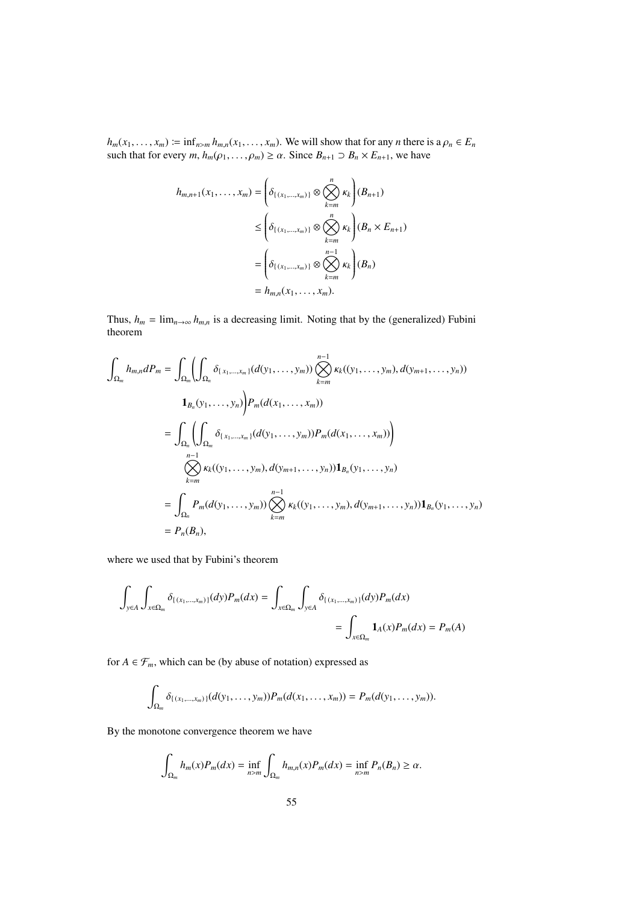$h_m(x_1, \ldots, x_m) \coloneqq \inf_{n>m} h_{m,n}(x_1, \ldots, x_m)$. We will show that for any $n$ there is a $\rho_n \in E_n$ such that for every $m$, $h_m(\rho_1, \ldots, \rho_m) \geq \alpha$. Since $B_{n+1} \supset B_n \times E_{n+1}$, we have

$$
\begin{aligned}
h_{m,n+1}(x_1, \ldots, x_m) &= \left( \delta_{\{(x_1,\ldots,x_m)\}} \otimes \bigotimes_{k=m}^{n} \kappa_k \right)(B_{n+1}) \\
&\leq \left( \delta_{\{(x_1,\ldots,x_m)\}} \otimes \bigotimes_{k=m}^{n} \kappa_k \right)(B_n \times E_{n+1}) \\
&= \left( \delta_{\{(x_1,\ldots,x_m)\}} \otimes \bigotimes_{k=m}^{n-1} \kappa_k \right)(B_n) \\
&= h_{m,n}(x_1, \ldots, x_m).
\end{aligned}
$$

Thus, $h_m = \lim_{n\to\infty} h_{m,n}$ is a decreasing limit. Noting that by the (generalized) Fubini theorem

$$
\begin{aligned}
\int_{\Omega_m} h_{m,n} dP_m &= \int_{\Omega_m} \bigg( \int_{\Omega_n} \delta_{\{x_1,\ldots,x_m\}}(d(y_1, \ldots, y_m)) \bigotimes_{k=m}^{n-1} \kappa_k((y_1, \ldots, y_m), d(y_{m+1}, \ldots, y_n)) \\
&\qquad \mathbf{1}_{B_n}(y_1, \ldots, y_n) \bigg) P_m(d(x_1, \ldots, x_m)) \\
&= \int_{\Omega_n} \left( \int_{\Omega_m} \delta_{\{x_1,\ldots,x_m\}}(d(y_1, \ldots, y_m)) P_m(d(x_1, \ldots, x_m)) \right) \\
&\qquad \bigotimes_{k=m}^{n-1} \kappa_k((y_1, \ldots, y_m), d(y_{m+1}, \ldots, y_n)) \mathbf{1}_{B_n}(y_1, \ldots, y_n) \\
&= \int_{\Omega_n} P_m(d(y_1, \ldots, y_m)) \bigotimes_{k=m}^{n-1} \kappa_k((y_1, \ldots, y_m), d(y_{m+1}, \ldots, y_n)) \mathbf{1}_{B_n}(y_1, \ldots, y_n) \\
&= P_n(B_n),
\end{aligned}
$$

where we used that by Fubini's theorem

$$
\begin{aligned}
\int_{y\in A} \int_{x\in\Omega_m} \delta_{\{(x_1,\ldots,x_m)\}}(dy) P_m(dx) &= \int_{x\in\Omega_m} \int_{y\in A} \delta_{\{(x_1,\ldots,x_m)\}}(dy) P_m(dx) \\
&= \int_{x\in\Omega_m} \mathbf{1}_A(x) P_m(dx) = P_m(A)
\end{aligned}
$$

for $A \in \mathcal{F}_m$, which can be (by abuse of notation) expressed as

$$
\int_{\Omega_m} \delta_{\{(x_1,\ldots,x_m)\}}(d(y_1, \ldots, y_m)) P_m(d(x_1, \ldots, x_m)) = P_m(d(y_1, \ldots, y_m)).
$$

By the monotone convergence theorem we have

$$
\int_{\Omega_m} h_m(x) P_m(dx) = \inf_{n>m} \int_{\Omega_m} h_{m,n}(x) P_m(dx) = \inf_{n>m} P_n(B_n) \geq \alpha.
$$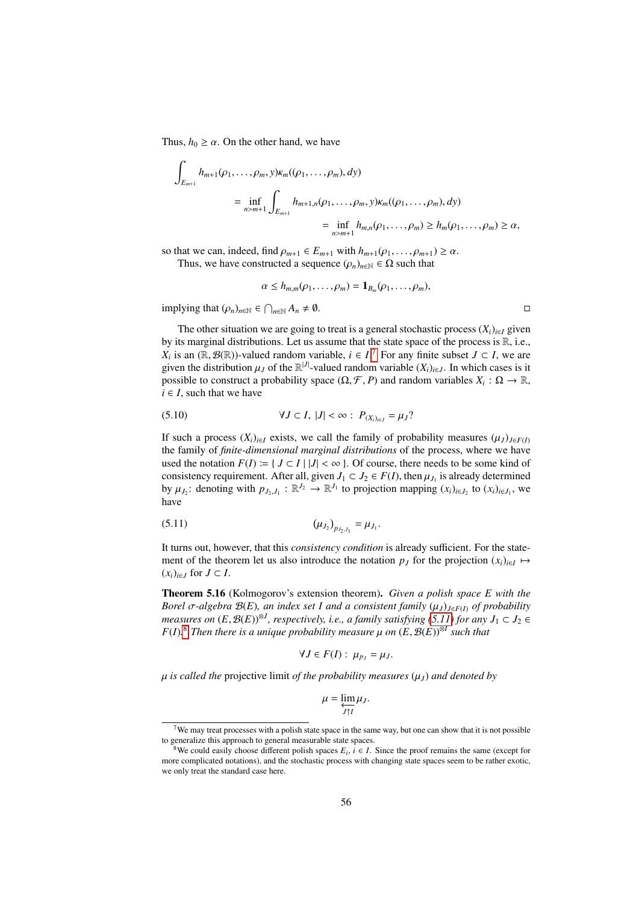Thus, $h_0 \geq \alpha$. On the other hand, we have

$$\int_{E_{m+1}} h_{m+1}(\rho_1, \dots, \rho_m, y) \kappa_m((\rho_1, \dots, \rho_m), dy)$$
$$= \inf_{n > m+1} \int_{E_{m+1}} h_{m+1,n}(\rho_1, \dots, \rho_m, y) \kappa_m((\rho_1, \dots, \rho_m), dy)$$
$$= \inf_{n > m+1} h_{m,n}(\rho_1, \dots, \rho_m) \geq h_m(\rho_1, \dots, \rho_m) \geq \alpha,$$

so that we can, indeed, find $\rho_{m+1} \in E_{m+1}$ with $h_{m+1}(\rho_1, \dots, \rho_{m+1}) \geq \alpha$.

Thus, we have constructed a sequence $(\rho_n)_{n \in \mathbb{N}} \in \Omega$ such that

$$\alpha \leq h_{m,m}(\rho_1, \dots, \rho_m) = \mathbf{1}_{B_m}(\rho_1, \dots, \rho_m),$$

implying that $(\rho_n)_{n \in \mathbb{N}} \in \bigcap_{n \in \mathbb{N}} A_n \neq \emptyset$. □

The other situation we are going to treat is a general stochastic process $(X_i)_{i \in I}$ given by its marginal distributions. Let us assume that the state space of the process is $\mathbb{R}$, i.e., $X_i$ is an $(\mathbb{R}, \mathcal{B}(\mathbb{R}))$-valued random variable, $i \in I$.[7] For any finite subset $J \subset I$, we are given the distribution $\mu_J$ of the $\mathbb{R}^{|J|}$-valued random variable $(X_i)_{i \in J}$. In which cases is it possible to construct a probability space $(\Omega, \mathcal{F}, P)$ and random variables $X_i : \Omega \to \mathbb{R}$, $i \in I$, such that we have

$$\forall J \subset I, \ |J| < \infty : \ P_{(X_i)_{i \in J}} = \mu_J? \tag{5.10}$$

If such a process $(X_i)_{i \in I}$ exists, we call the family of probability measures $(\mu_J)_{J \in F(I)}$ the family of *finite-dimensional marginal distributions* of the process, where we have used the notation $F(I) := \{ J \subset I \mid |J| < \infty \}$. Of course, there needs to be some kind of consistency requirement. After all, given $J_1 \subset J_2 \in F(I)$, then $\mu_{J_1}$ is already determined by $\mu_{J_2}$: denoting with $p_{J_2, J_1} : \mathbb{R}^{J_2} \to \mathbb{R}^{J_1}$ to projection mapping $(x_i)_{i \in J_2}$ to $(x_i)_{i \in J_1}$, we have

$$(\mu_{J_2})_{p_{J_2, J_1}} = \mu_{J_1}. \tag{5.11}$$

It turns out, however, that this *consistency condition* is already sufficient. For the statement of the theorem let us also introduce the notation $p_J$ for the projection $(x_i)_{i \in I} \mapsto (x_i)_{i \in J}$ for $J \subset I$.

**Theorem 5.16** (Kolmogorov's extension theorem). *Given a polish space $E$ with the Borel $\sigma$-algebra $\mathcal{B}(E)$, an index set $I$ and a consistent family $(\mu_J)_{J \in F(I)}$ of probability measures on $(E, \mathcal{B}(E))^{\otimes J}$, respectively, i.e., a family satisfying (5.11) for any $J_1 \subset J_2 \in F(I)$.*[8] *Then there is a unique probability measure $\mu$ on $(E, \mathcal{B}(E))^{\otimes I}$ such that*

$$\forall J \in F(I) : \ \mu_{p_J} = \mu_J.$$

*$\mu$ is called the* projective limit *of the probability measures $(\mu_J)$ and denoted by*

$$\mu = \varprojlim_{J \uparrow I} \mu_J.$$

---

[7] We may treat processes with a polish state space in the same way, but one can show that it is not possible to generalize this approach to general measurable state spaces.

[8] We could easily choose different polish spaces $E_i$, $i \in I$. Since the proof remains the same (except for more complicated notations), and the stochastic process with changing state spaces seem to be rather exotic, we only treat the standard case here.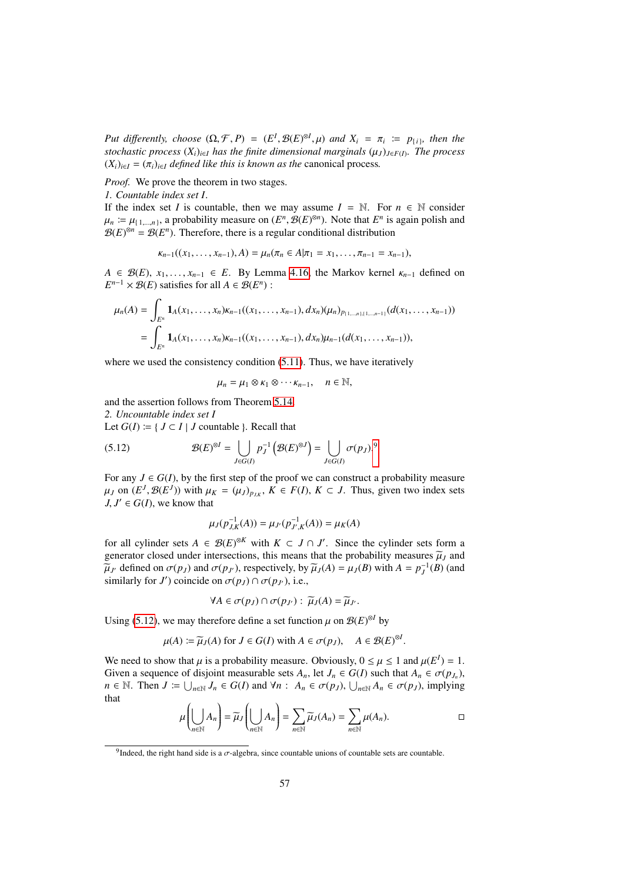*Put differently, choose* $(\Omega, \mathcal{F}, P) = (E^I, \mathcal{B}(E)^{\otimes I}, \mu)$ *and* $X_i = \pi_i := p_{\{i\}}$*, then the stochastic process* $(X_i)_{i\in I}$ *has the finite dimensional marginals* $(\mu_J)_{J\in F(I)}$*. The process* $(X_i)_{i\in I} = (\pi_i)_{i\in I}$ *defined like this is known as the* canonical process*.*

*Proof.* We prove the theorem in two stages.

*1. Countable index set I.*

If the index set $I$ is countable, then we may assume $I = \mathbb{N}$. For $n \in \mathbb{N}$ consider $\mu_n := \mu_{\{1,\dots,n\}}$, a probability measure on $(E^n, \mathcal{B}(E)^{\otimes n})$. Note that $E^n$ is again polish and $\mathcal{B}(E)^{\otimes n} = \mathcal{B}(E^n)$. Therefore, there is a regular conditional distribution

$$\kappa_{n-1}((x_1, \dots, x_{n-1}), A) = \mu_n(\pi_n \in A | \pi_1 = x_1, \dots, \pi_{n-1} = x_{n-1}),$$

$A \in \mathcal{B}(E)$, $x_1, \dots, x_{n-1} \in E$. By Lemma 4.16, the Markov kernel $\kappa_{n-1}$ defined on $E^{n-1} \times \mathcal{B}(E)$ satisfies for all $A \in \mathcal{B}(E^n)$ :

$$\begin{aligned}
\mu_n(A) &= \int_{E^n} \mathbf{1}_A(x_1, \dots, x_n) \kappa_{n-1}((x_1, \dots, x_{n-1}), dx_n)(\mu_n)_{p_{\{1,\dots,n\},\{1,\dots,n-1\}}}(d(x_1, \dots, x_{n-1})) \\
&= \int_{E^n} \mathbf{1}_A(x_1, \dots, x_n) \kappa_{n-1}((x_1, \dots, x_{n-1}), dx_n) \mu_{n-1}(d(x_1, \dots, x_{n-1})),
\end{aligned}$$

where we used the consistency condition (5.11). Thus, we have iteratively

$$\mu_n = \mu_1 \otimes \kappa_1 \otimes \cdots \kappa_{n-1}, \quad n \in \mathbb{N},$$

and the assertion follows from Theorem 5.14.

*2. Uncountable index set I*

Let $G(I) := \{ J \subset I \mid J \text{ countable} \}$. Recall that

$$\mathcal{B}(E)^{\otimes I} = \bigcup_{J \in G(I)} p_J^{-1}\left(\mathcal{B}(E)^{\otimes J}\right) = \bigcup_{J \in G(I)} \sigma(p_J).[9] \tag{5.12}$$

For any $J \in G(I)$, by the first step of the proof we can construct a probability measure $\mu_J$ on $(E^J, \mathcal{B}(E^J))$ with $\mu_K = (\mu_J)_{p_{J,K}}$, $K \in F(I)$, $K \subset J$. Thus, given two index sets $J, J' \in G(I)$, we know that

$$\mu_J(p_{J,K}^{-1}(A)) = \mu_{J'}(p_{J',K}^{-1}(A)) = \mu_K(A)$$

for all cylinder sets $A \in \mathcal{B}(E)^{\otimes K}$ with $K \subset J \cap J'$. Since the cylinder sets form a generator closed under intersections, this means that the probability measures $\widetilde{\mu}_J$ and $\widetilde{\mu}_{J'}$ defined on $\sigma(p_J)$ and $\sigma(p_{J'})$, respectively, by $\widetilde{\mu}_J(A) = \mu_J(B)$ with $A = p_J^{-1}(B)$ (and similarly for $J'$) coincide on $\sigma(p_J) \cap \sigma(p_{J'})$, i.e.,

$$\forall A \in \sigma(p_J) \cap \sigma(p_{J'}) : \widetilde{\mu}_J(A) = \widetilde{\mu}_{J'}.$$

Using (5.12), we may therefore define a set function $\mu$ on $\mathcal{B}(E)^{\otimes I}$ by

$$\mu(A) := \widetilde{\mu}_J(A) \text{ for } J \in G(I) \text{ with } A \in \sigma(p_J), \quad A \in \mathcal{B}(E)^{\otimes I}.$$

We need to show that $\mu$ is a probability measure. Obviously, $0 \le \mu \le 1$ and $\mu(E^I) = 1$. Given a sequence of disjoint measurable sets $A_n$, let $J_n \in G(I)$ such that $A_n \in \sigma(p_{J_n})$, $n \in \mathbb{N}$. Then $J := \bigcup_{n\in\mathbb{N}} J_n \in G(I)$ and $\forall n : A_n \in \sigma(p_J)$, $\bigcup_{n\in\mathbb{N}} A_n \in \sigma(p_J)$, implying that

$$\mu\left(\bigcup_{n\in\mathbb{N}} A_n\right) = \widetilde{\mu}_J\left(\bigcup_{n\in\mathbb{N}} A_n\right) = \sum_{n\in\mathbb{N}} \widetilde{\mu}_J(A_n) = \sum_{n\in\mathbb{N}} \mu(A_n).$$

□

[9] Indeed, the right hand side is a $\sigma$-algebra, since countable unions of countable sets are countable.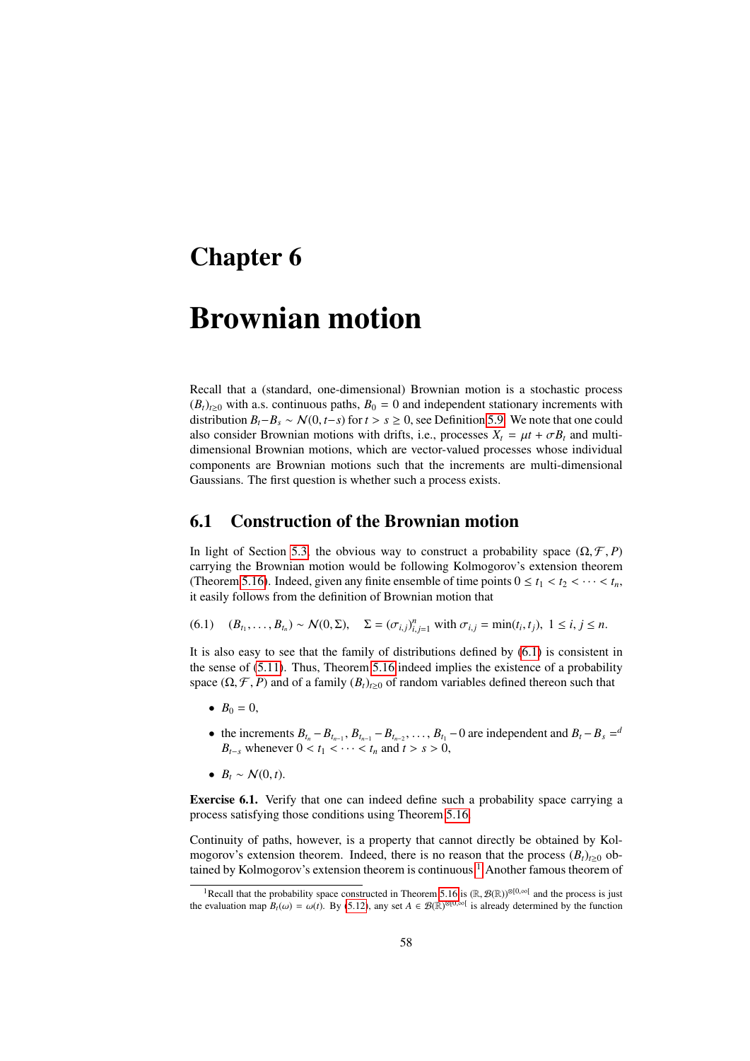# Chapter 6

# Brownian motion

Recall that a (standard, one-dimensional) Brownian motion is a stochastic process $(B_t)_{t\geq 0}$ with a.s. continuous paths, $B_0 = 0$ and independent stationary increments with distribution $B_t - B_s \sim \mathcal{N}(0, t-s)$ for $t > s \geq 0$, see Definition 5.9. We note that one could also consider Brownian motions with drifts, i.e., processes $X_t = \mu t + \sigma B_t$ and multi-dimensional Brownian motions, which are vector-valued processes whose individual components are Brownian motions such that the increments are multi-dimensional Gaussians. The first question is whether such a process exists.

## 6.1 Construction of the Brownian motion

In light of Section 5.3, the obvious way to construct a probability space $(\Omega, \mathcal{F}, P)$ carrying the Brownian motion would be following Kolmogorov's extension theorem (Theorem 5.16). Indeed, given any finite ensemble of time points $0 \leq t_1 < t_2 < \cdots < t_n$, it easily follows from the definition of Brownian motion that

$$(B_{t_1}, \ldots, B_{t_n}) \sim \mathcal{N}(0, \Sigma), \quad \Sigma = (\sigma_{i,j})_{i,j=1}^n \text{ with } \sigma_{i,j} = \min(t_i, t_j), \ 1 \leq i, j \leq n. \tag{6.1}$$

It is also easy to see that the family of distributions defined by (6.1) is consistent in the sense of (5.11). Thus, Theorem 5.16 indeed implies the existence of a probability space $(\Omega, \mathcal{F}, P)$ and of a family $(B_t)_{t\geq 0}$ of random variables defined thereon such that

- $B_0 = 0$,
- the increments $B_{t_n} - B_{t_{n-1}}, B_{t_{n-1}} - B_{t_{n-2}}, \ldots, B_{t_1} - 0$ are independent and $B_t - B_s =^d B_{t-s}$ whenever $0 < t_1 < \cdots < t_n$ and $t > s > 0$,
- $B_t \sim \mathcal{N}(0, t)$.

**Exercise 6.1.** Verify that one can indeed define such a probability space carrying a process satisfying those conditions using Theorem 5.16.

Continuity of paths, however, is a property that cannot directly be obtained by Kolmogorov's extension theorem. Indeed, there is no reason that the process $(B_t)_{t\geq 0}$ obtained by Kolmogorov's extension theorem is continuous.[1] Another famous theorem of

[1] Recall that the probability space constructed in Theorem 5.16 is $(\mathbb{R}, \mathcal{B}(\mathbb{R}))^{\otimes[0,\infty[}$ and the process is just the evaluation map $B_t(\omega) = \omega(t)$. By (5.12), any set $A \in \mathcal{B}(\mathbb{R})^{\otimes[0,\infty[}$ is already determined by the function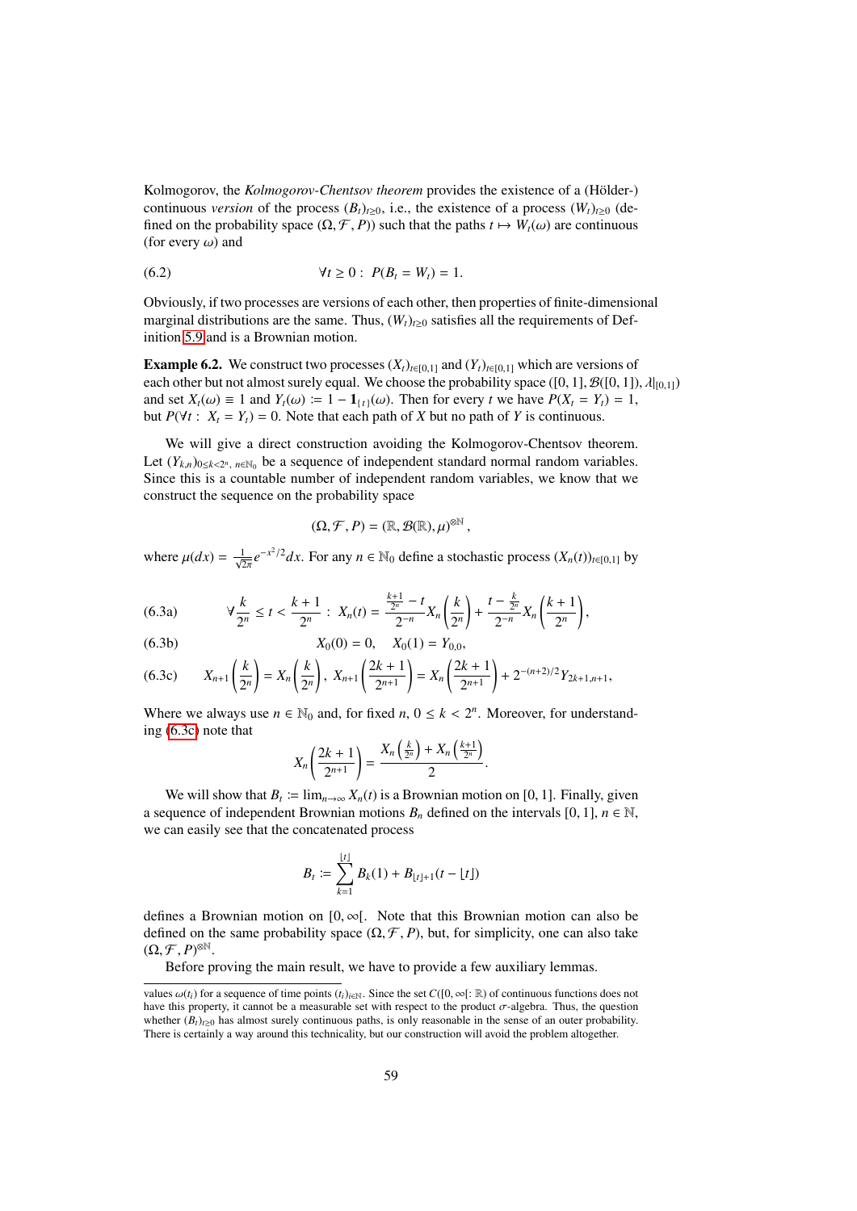Kolmogorov, the *Kolmogorov-Chentsov theorem* provides the existence of a (Hölder-) continuous *version* of the process $(B_t)_{t\geq 0}$, i.e., the existence of a process $(W_t)_{t\geq 0}$ (defined on the probability space $(\Omega, \mathcal{F}, P)$) such that the paths $t \mapsto W_t(\omega)$ are continuous (for every $\omega$) and

$$\forall t \geq 0: \ P(B_t = W_t) = 1. \tag{6.2}$$

Obviously, if two processes are versions of each other, then properties of finite-dimensional marginal distributions are the same. Thus, $(W_t)_{t\geq 0}$ satisfies all the requirements of Definition 5.9 and is a Brownian motion.

**Example 6.2.** We construct two processes $(X_t)_{t\in[0,1]}$ and $(Y_t)_{t\in[0,1]}$ which are versions of each other but not almost surely equal. We choose the probability space $([0,1], \mathcal{B}([0,1]), \lambda|_{[0,1]})$ and set $X_t(\omega) \equiv 1$ and $Y_t(\omega) := 1 - \mathbf{1}_{\{t\}}(\omega)$. Then for every $t$ we have $P(X_t = Y_t) = 1$, but $P(\forall t: \ X_t = Y_t) = 0$. Note that each path of $X$ but no path of $Y$ is continuous.

We will give a direct construction avoiding the Kolmogorov-Chentsov theorem. Let $(Y_{k,n})_{0\leq k<2^n,\, n\in\mathbb{N}_0}$ be a sequence of independent standard normal random variables. Since this is a countable number of independent random variables, we know that we construct the sequence on the probability space

$$(\Omega, \mathcal{F}, P) = (\mathbb{R}, \mathcal{B}(\mathbb{R}), \mu)^{\otimes\mathbb{N}},$$

where $\mu(dx) = \frac{1}{\sqrt{2\pi}} e^{-x^2/2} dx$. For any $n \in \mathbb{N}_0$ define a stochastic process $(X_n(t))_{t\in[0,1]}$ by

$$\forall \frac{k}{2^n} \leq t < \frac{k+1}{2^n}: \ X_n(t) = \frac{\frac{k+1}{2^n} - t}{2^{-n}} X_n\left(\frac{k}{2^n}\right) + \frac{t - \frac{k}{2^n}}{2^{-n}} X_n\left(\frac{k+1}{2^n}\right), \tag{6.3a}$$

$$X_0(0) = 0, \quad X_0(1) = Y_{0,0}, \tag{6.3b}$$

$$X_{n+1}\left(\frac{k}{2^n}\right) = X_n\left(\frac{k}{2^n}\right), \ X_{n+1}\left(\frac{2k+1}{2^{n+1}}\right) = X_n\left(\frac{2k+1}{2^{n+1}}\right) + 2^{-(n+2)/2} Y_{2k+1,n+1}, \tag{6.3c}$$

Where we always use $n \in \mathbb{N}_0$ and, for fixed $n$, $0 \leq k < 2^n$. Moreover, for understanding (6.3c) note that

$$X_n\left(\frac{2k+1}{2^{n+1}}\right) = \frac{X_n\left(\frac{k}{2^n}\right) + X_n\left(\frac{k+1}{2^n}\right)}{2}.$$

We will show that $B_t := \lim_{n\to\infty} X_n(t)$ is a Brownian motion on $[0,1]$. Finally, given a sequence of independent Brownian motions $B_n$ defined on the intervals $[0,1]$, $n \in \mathbb{N}$, we can easily see that the concatenated process

$$B_t := \sum_{k=1}^{\lfloor t\rfloor} B_k(1) + B_{\lfloor t\rfloor+1}(t - \lfloor t\rfloor)$$

defines a Brownian motion on $[0, \infty[$. Note that this Brownian motion can also be defined on the same probability space $(\Omega, \mathcal{F}, P)$, but, for simplicity, one can also take $(\Omega, \mathcal{F}, P)^{\otimes\mathbb{N}}$.

Before proving the main result, we have to provide a few auxiliary lemmas.

values $\omega(t_i)$ for a sequence of time points $(t_i)_{i\in\mathbb{N}}$. Since the set $C([0,\infty[: \mathbb{R})$ of continuous functions does not have this property, it cannot be a measurable set with respect to the product $\sigma$-algebra. Thus, the question whether $(B_t)_{t\geq 0}$ has almost surely continuous paths, is only reasonable in the sense of an outer probability. There is certainly a way around this technicality, but our construction will avoid the problem altogether.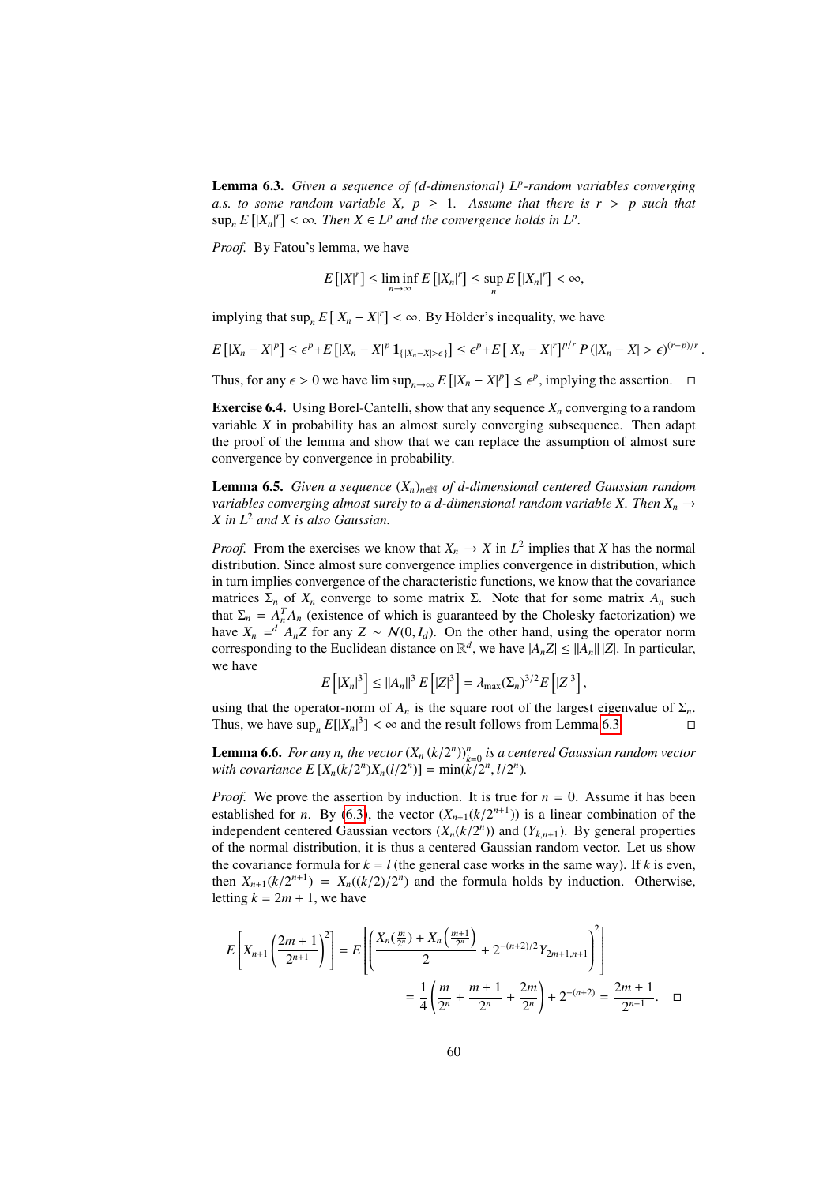**Lemma 6.3.** *Given a sequence of (d-dimensional) $L^p$-random variables converging a.s. to some random variable $X$, $p \geq 1$. Assume that there is $r > p$ such that $\sup_n E[|X_n|^r] < \infty$. Then $X \in L^p$ and the convergence holds in $L^p$.*

*Proof.* By Fatou's lemma, we have

$$E[|X|^r] \leq \liminf_{n\to\infty} E[|X_n|^r] \leq \sup_n E[|X_n|^r] < \infty,$$

implying that $\sup_n E[|X_n - X|^r] < \infty$. By Hölder's inequality, we have

$$E[|X_n - X|^p] \leq \epsilon^p + E\left[|X_n - X|^p \mathbf{1}_{\{|X_n - X| > \epsilon\}}\right] \leq \epsilon^p + E[|X_n - X|^r]^{p/r} P(|X_n - X| > \epsilon)^{(r-p)/r}.$$

Thus, for any $\epsilon > 0$ we have $\limsup_{n\to\infty} E[|X_n - X|^p] \leq \epsilon^p$, implying the assertion. □

**Exercise 6.4.** Using Borel-Cantelli, show that any sequence $X_n$ converging to a random variable $X$ in probability has an almost surely converging subsequence. Then adapt the proof of the lemma and show that we can replace the assumption of almost sure convergence by convergence in probability.

**Lemma 6.5.** *Given a sequence $(X_n)_{n\in\mathbb{N}}$ of d-dimensional centered Gaussian random variables converging almost surely to a d-dimensional random variable $X$. Then $X_n \to X$ in $L^2$ and $X$ is also Gaussian.*

*Proof.* From the exercises we know that $X_n \to X$ in $L^2$ implies that $X$ has the normal distribution. Since almost sure convergence implies convergence in distribution, which in turn implies convergence of the characteristic functions, we know that the covariance matrices $\Sigma_n$ of $X_n$ converge to some matrix $\Sigma$. Note that for some matrix $A_n$ such that $\Sigma_n = A_n^T A_n$ (existence of which is guaranteed by the Cholesky factorization) we have $X_n =^d A_n Z$ for any $Z \sim \mathcal{N}(0, I_d)$. On the other hand, using the operator norm corresponding to the Euclidean distance on $\mathbb{R}^d$, we have $|A_n Z| \leq \|A_n\| |Z|$. In particular, we have

$$E\left[|X_n|^3\right] \leq \|A_n\|^3 E\left[|Z|^3\right] = \lambda_{\max}(\Sigma_n)^{3/2} E\left[|Z|^3\right],$$

using that the operator-norm of $A_n$ is the square root of the largest eigenvalue of $\Sigma_n$. Thus, we have $\sup_n E[|X_n|^3] < \infty$ and the result follows from Lemma 6.3. □

**Lemma 6.6.** *For any $n$, the vector $(X_n(k/2^n))_{k=0}^n$ is a centered Gaussian random vector with covariance $E[X_n(k/2^n)X_n(l/2^n)] = \min(k/2^n, l/2^n)$.*

*Proof.* We prove the assertion by induction. It is true for $n = 0$. Assume it has been established for $n$. By (6.3), the vector $(X_{n+1}(k/2^{n+1}))$ is a linear combination of the independent centered Gaussian vectors $(X_n(k/2^n))$ and $(Y_{k,n+1})$. By general properties of the normal distribution, it is thus a centered Gaussian random vector. Let us show the covariance formula for $k = l$ (the general case works in the same way). If $k$ is even, then $X_{n+1}(k/2^{n+1}) = X_n((k/2)/2^n)$ and the formula holds by induction. Otherwise, letting $k = 2m + 1$, we have

$$E\left[X_{n+1}\left(\frac{2m+1}{2^{n+1}}\right)^2\right] = E\left[\left(\frac{X_n\left(\frac{m}{2^n}\right) + X_n\left(\frac{m+1}{2^n}\right)}{2} + 2^{-(n+2)/2} Y_{2m+1,n+1}\right)^2\right]$$

$$= \frac{1}{4}\left(\frac{m}{2^n} + \frac{m+1}{2^n} + \frac{2m}{2^n}\right) + 2^{-(n+2)} = \frac{2m+1}{2^{n+1}}. \qquad \square$$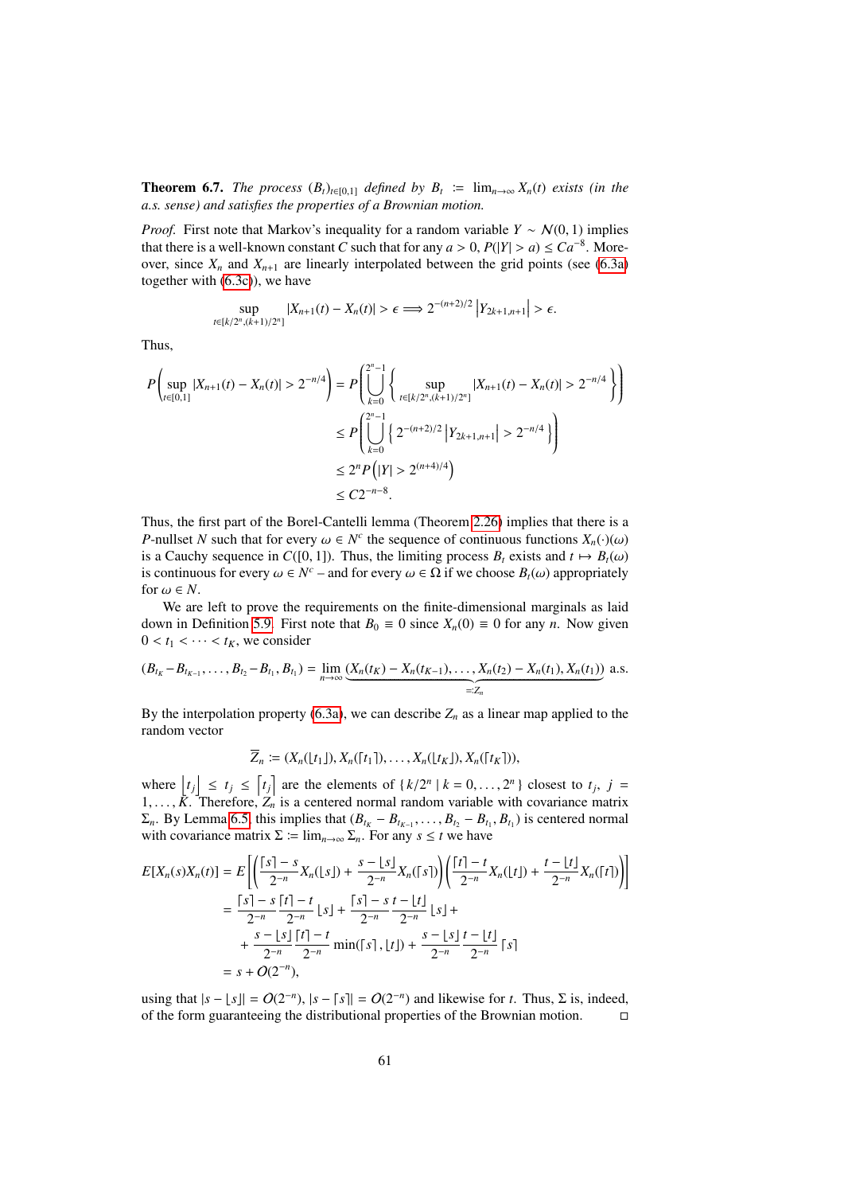**Theorem 6.7.** *The process $(B_t)_{t\in[0,1]}$ defined by $B_t := \lim_{n\to\infty} X_n(t)$ exists (in the a.s. sense) and satisfies the properties of a Brownian motion.*

*Proof.* First note that Markov's inequality for a random variable $Y \sim \mathcal{N}(0,1)$ implies that there is a well-known constant $C$ such that for any $a > 0$, $P(|Y| > a) \le Ca^{-8}$. Moreover, since $X_n$ and $X_{n+1}$ are linearly interpolated between the grid points (see (6.3a) together with (6.3c)), we have

$$\sup_{t\in[k/2^n,(k+1)/2^n]} |X_{n+1}(t) - X_n(t)| > \epsilon \Longrightarrow 2^{-(n+2)/2}\left|Y_{2k+1,n+1}\right| > \epsilon.$$

Thus,

$$\begin{aligned}
P\left(\sup_{t\in[0,1]} |X_{n+1}(t) - X_n(t)| > 2^{-n/4}\right) &= P\left(\bigcup_{k=0}^{2^n-1}\left\{\sup_{t\in[k/2^n,(k+1)/2^n]} |X_{n+1}(t) - X_n(t)| > 2^{-n/4}\right\}\right)\\
&\le P\left(\bigcup_{k=0}^{2^n-1}\left\{2^{-(n+2)/2}\left|Y_{2k+1,n+1}\right| > 2^{-n/4}\right\}\right)\\
&\le 2^n P\left(|Y| > 2^{(n+4)/4}\right)\\
&\le C2^{-n-8}.
\end{aligned}$$

Thus, the first part of the Borel-Cantelli lemma (Theorem 2.26) implies that there is a $P$-nullset $N$ such that for every $\omega \in N^c$ the sequence of continuous functions $X_n(\cdot)(\omega)$ is a Cauchy sequence in $C([0,1])$. Thus, the limiting process $B_t$ exists and $t \mapsto B_t(\omega)$ is continuous for every $\omega \in N^c$ – and for every $\omega \in \Omega$ if we choose $B_t(\omega)$ appropriately for $\omega \in N$.

We are left to prove the requirements on the finite-dimensional marginals as laid down in Definition 5.9. First note that $B_0 \equiv 0$ since $X_n(0) \equiv 0$ for any $n$. Now given $0 < t_1 < \cdots < t_K$, we consider

$$(B_{t_K} - B_{t_{K-1}}, \ldots, B_{t_2} - B_{t_1}, B_{t_1}) = \lim_{n\to\infty} \underbrace{(X_n(t_K) - X_n(t_{K-1}), \ldots, X_n(t_2) - X_n(t_1), X_n(t_1))}_{=:Z_n} \text{ a.s.}$$

By the interpolation property (6.3a), we can describe $Z_n$ as a linear map applied to the random vector

$$\overline{Z}_n := (X_n(\lfloor t_1\rfloor), X_n(\lceil t_1\rceil), \ldots, X_n(\lfloor t_K\rfloor), X_n(\lceil t_K\rceil)),$$

where $\lfloor t_j \rfloor \le t_j \le \lceil t_j \rceil$ are the elements of $\{\, k/2^n \mid k = 0, \ldots, 2^n \,\}$ closest to $t_j$, $j = 1, \ldots, K$. Therefore, $Z_n$ is a centered normal random variable with covariance matrix $\Sigma_n$. By Lemma 6.5 this implies that $(B_{t_K} - B_{t_{K-1}}, \ldots, B_{t_2} - B_{t_1}, B_{t_1})$ is centered normal with covariance matrix $\Sigma := \lim_{n\to\infty} \Sigma_n$. For any $s \le t$ we have

$$\begin{aligned}
E[X_n(s)X_n(t)] &= E\left[\left(\frac{\lceil s\rceil - s}{2^{-n}} X_n(\lfloor s\rfloor) + \frac{s - \lfloor s\rfloor}{2^{-n}} X_n(\lceil s\rceil)\right)\left(\frac{\lceil t\rceil - t}{2^{-n}} X_n(\lfloor t\rfloor) + \frac{t - \lfloor t\rfloor}{2^{-n}} X_n(\lceil t\rceil)\right)\right]\\
&= \frac{\lceil s\rceil - s}{2^{-n}}\frac{\lceil t\rceil - t}{2^{-n}}\lfloor s\rfloor + \frac{\lceil s\rceil - s}{2^{-n}}\frac{t - \lfloor t\rfloor}{2^{-n}}\lfloor s\rfloor +\\
&\quad + \frac{s - \lfloor s\rfloor}{2^{-n}}\frac{\lceil t\rceil - t}{2^{-n}}\min(\lceil s\rceil, \lfloor t\rfloor) + \frac{s - \lfloor s\rfloor}{2^{-n}}\frac{t - \lfloor t\rfloor}{2^{-n}}\lceil s\rceil\\
&= s + O(2^{-n}),
\end{aligned}$$

using that $|s - \lfloor s\rfloor| = O(2^{-n})$, $|s - \lceil s\rceil| = O(2^{-n})$ and likewise for $t$. Thus, $\Sigma$ is, indeed, of the form guaranteeing the distributional properties of the Brownian motion. $\square$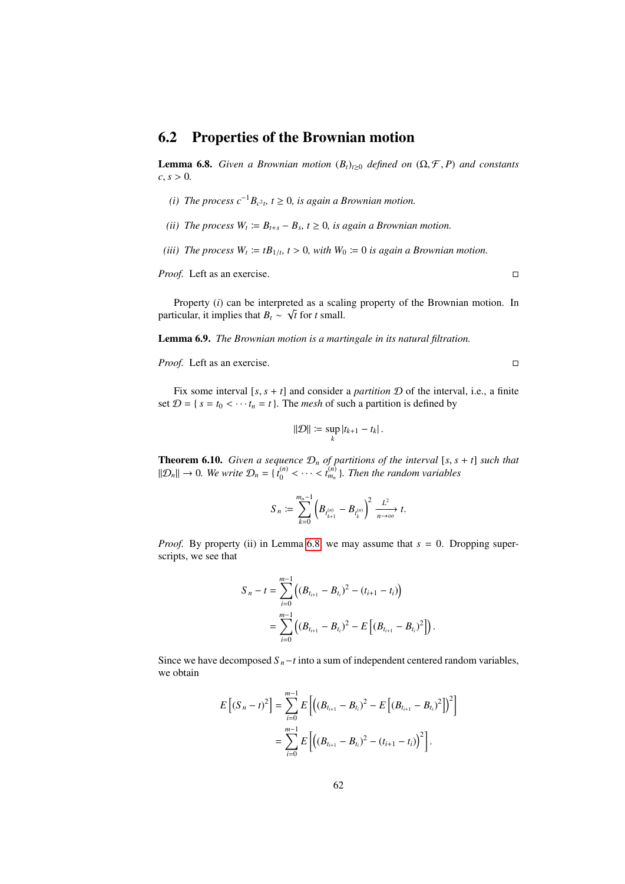## 6.2 Properties of the Brownian motion

**Lemma 6.8.** *Given a Brownian motion $(B_t)_{t\geq 0}$ defined on $(\Omega, \mathcal{F}, P)$ and constants $c, s > 0$.*

*(i) The process $c^{-1}B_{c^2t}$, $t \geq 0$, is again a Brownian motion.*

*(ii) The process $W_t := B_{t+s} - B_s$, $t \geq 0$, is again a Brownian motion.*

*(iii) The process $W_t := tB_{1/t}$, $t > 0$, with $W_0 := 0$ is again a Brownian motion.*

*Proof.* Left as an exercise. □

Property $(i)$ can be interpreted as a scaling property of the Brownian motion. In particular, it implies that $B_t \sim \sqrt{t}$ for $t$ small.

**Lemma 6.9.** *The Brownian motion is a martingale in its natural filtration.*

*Proof.* Left as an exercise. □

Fix some interval $[s, s+t]$ and consider a *partition* $\mathcal{D}$ of the interval, i.e., a finite set $\mathcal{D} = \{ s = t_0 < \cdots t_n = t\}$. The *mesh* of such a partition is defined by

$$\|\mathcal{D}\| := \sup_k |t_{k+1} - t_k|.$$

**Theorem 6.10.** *Given a sequence $\mathcal{D}_n$ of partitions of the interval $[s, s+t]$ such that $\|\mathcal{D}_n\| \to 0$. We write $\mathcal{D}_n = \{ t_0^{(n)} < \cdots < t_{m_n}^{(n)} \}$. Then the random variables*

$$S_n := \sum_{k=0}^{m_n - 1} \left( B_{t_{k+1}^{(n)}} - B_{t_k^{(n)}} \right)^2 \xrightarrow[n\to\infty]{L^2} t.$$

*Proof.* By property (ii) in Lemma 6.8 we may assume that $s = 0$. Dropping superscripts, we see that

$$\begin{aligned}
S_n - t &= \sum_{i=0}^{m-1} \left( (B_{t_{i+1}} - B_{t_i})^2 - (t_{i+1} - t_i) \right) \\
&= \sum_{i=0}^{m-1} \left( (B_{t_{i+1}} - B_{t_i})^2 - E\left[ (B_{t_{i+1}} - B_{t_i})^2 \right] \right).
\end{aligned}$$

Since we have decomposed $S_n - t$ into a sum of independent centered random variables, we obtain

$$\begin{aligned}
E\left[ (S_n - t)^2 \right] &= \sum_{i=0}^{m-1} E\left[ \left( (B_{t_{i+1}} - B_{t_i})^2 - E\left[ (B_{t_{i+1}} - B_{t_i})^2 \right] \right)^2 \right] \\
&= \sum_{i=0}^{m-1} E\left[ \left( (B_{t_{i+1}} - B_{t_i})^2 - (t_{i+1} - t_i) \right)^2 \right].
\end{aligned}$$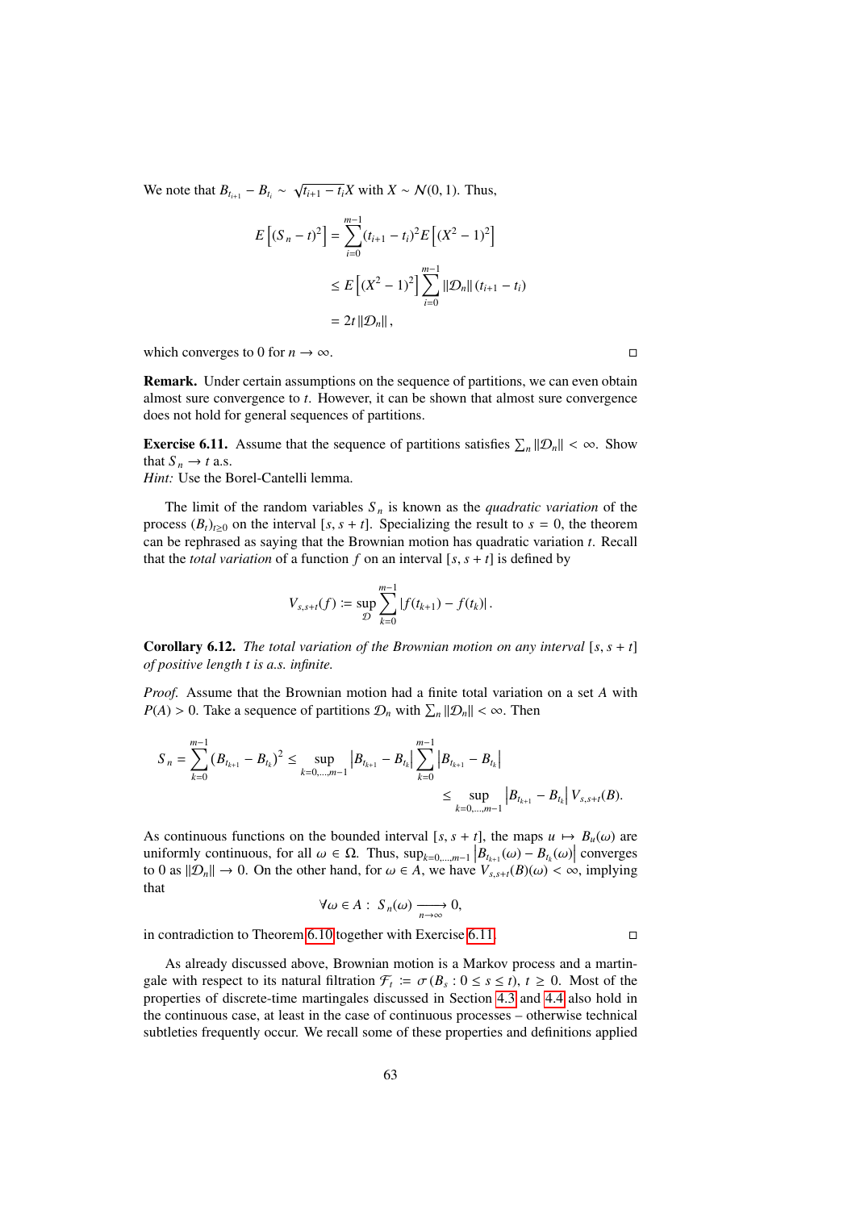We note that $B_{t_{i+1}} - B_{t_i} \sim \sqrt{t_{i+1} - t_i} X$ with $X \sim \mathcal{N}(0, 1)$. Thus,

$$
\begin{aligned}
E\left[(S_n - t)^2\right] &= \sum_{i=0}^{m-1} (t_{i+1} - t_i)^2 E\left[(X^2 - 1)^2\right] \\
&\leq E\left[(X^2 - 1)^2\right] \sum_{i=0}^{m-1} \|\mathcal{D}_n\| (t_{i+1} - t_i) \\
&= 2t \|\mathcal{D}_n\|,
\end{aligned}
$$

which converges to 0 for $n \to \infty$. □

**Remark.** Under certain assumptions on the sequence of partitions, we can even obtain almost sure convergence to $t$. However, it can be shown that almost sure convergence does not hold for general sequences of partitions.

**Exercise 6.11.** Assume that the sequence of partitions satisfies $\sum_n \|\mathcal{D}_n\| < \infty$. Show that $S_n \to t$ a.s.
*Hint:* Use the Borel-Cantelli lemma.

The limit of the random variables $S_n$ is known as the *quadratic variation* of the process $(B_t)_{t \geq 0}$ on the interval $[s, s+t]$. Specializing the result to $s = 0$, the theorem can be rephrased as saying that the Brownian motion has quadratic variation $t$. Recall that the *total variation* of a function $f$ on an interval $[s, s+t]$ is defined by

$$
V_{s,s+t}(f) := \sup_{\mathcal{D}} \sum_{k=0}^{m-1} |f(t_{k+1}) - f(t_k)|.
$$

**Corollary 6.12.** *The total variation of the Brownian motion on any interval $[s, s+t]$ of positive length $t$ is a.s. infinite.*

*Proof.* Assume that the Brownian motion had a finite total variation on a set $A$ with $P(A) > 0$. Take a sequence of partitions $\mathcal{D}_n$ with $\sum_n \|\mathcal{D}_n\| < \infty$. Then

$$
\begin{aligned}
S_n = \sum_{k=0}^{m-1} (B_{t_{k+1}} - B_{t_k})^2 &\leq \sup_{k=0,\dots,m-1} \left|B_{t_{k+1}} - B_{t_k}\right| \sum_{k=0}^{m-1} \left|B_{t_{k+1}} - B_{t_k}\right| \\
&\leq \sup_{k=0,\dots,m-1} \left|B_{t_{k+1}} - B_{t_k}\right| V_{s,s+t}(B).
\end{aligned}
$$

As continuous functions on the bounded interval $[s, s+t]$, the maps $u \mapsto B_u(\omega)$ are uniformly continuous, for all $\omega \in \Omega$. Thus, $\sup_{k=0,\dots,m-1} \left|B_{t_{k+1}}(\omega) - B_{t_k}(\omega)\right|$ converges to 0 as $\|\mathcal{D}_n\| \to 0$. On the other hand, for $\omega \in A$, we have $V_{s,s+t}(B)(\omega) < \infty$, implying that

$$
\forall \omega \in A : \; S_n(\omega) \xrightarrow[n \to \infty]{} 0,
$$

in contradiction to Theorem 6.10 together with Exercise 6.11. □

As already discussed above, Brownian motion is a Markov process and a martingale with respect to its natural filtration $\mathcal{F}_t := \sigma(B_s : 0 \leq s \leq t)$, $t \geq 0$. Most of the properties of discrete-time martingales discussed in Section 4.3 and 4.4 also hold in the continuous case, at least in the case of continuous processes – otherwise technical subtleties frequently occur. We recall some of these properties and definitions applied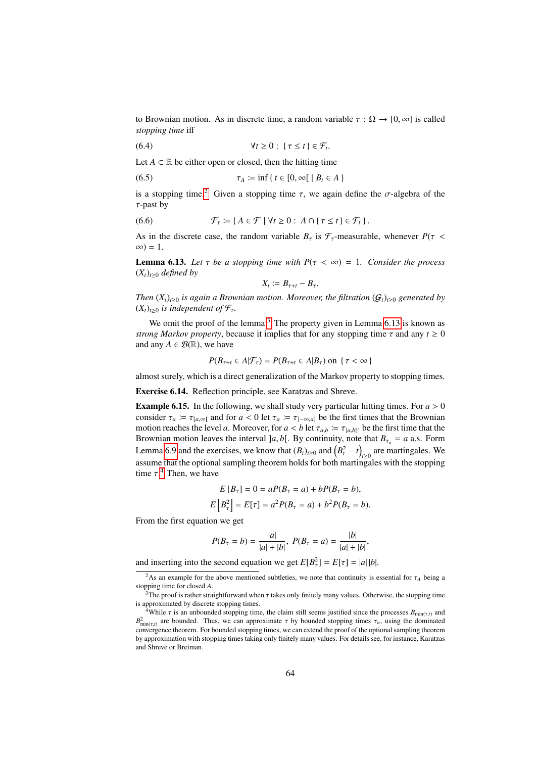to Brownian motion. As in discrete time, a random variable $\tau : \Omega \to [0, \infty]$ is called *stopping time* iff

$$\forall t \geq 0 : \{ \tau \leq t \} \in \mathcal{F}_t. \tag{6.4}$$

Let $A \subset \mathbb{R}$ be either open or closed, then the hitting time

$$\tau_A := \inf \{ t \in [0, \infty[ \mid B_t \in A \} \tag{6.5}$$

is a stopping time.[2] Given a stopping time $\tau$, we again define the $\sigma$-algebra of the $\tau$-past by

$$\mathcal{F}_\tau := \{ A \in \mathcal{F} \mid \forall t \geq 0 : A \cap \{ \tau \leq t \} \in \mathcal{F}_t \}. \tag{6.6}$$

As in the discrete case, the random variable $B_\tau$ is $\mathcal{F}_\tau$-measurable, whenever $P(\tau < \infty) = 1$.

**Lemma 6.13.** *Let $\tau$ be a stopping time with $P(\tau < \infty) = 1$. Consider the process $(X_t)_{t \geq 0}$ defined by*

$$X_t := B_{\tau+t} - B_\tau.$$

*Then $(X_t)_{t \geq 0}$ is again a Brownian motion. Moreover, the filtration $(\mathcal{G}_t)_{t \geq 0}$ generated by $(X_t)_{t \geq 0}$ is independent of $\mathcal{F}_\tau$.*

We omit the proof of the lemma.[3] The property given in Lemma 6.13 is known as *strong Markov property*, because it implies that for any stopping time $\tau$ and any $t \geq 0$ and any $A \in \mathcal{B}(\mathbb{R})$, we have

$$P(B_{\tau+t} \in A | \mathcal{F}_\tau) = P(B_{\tau+t} \in A | B_\tau) \text{ on } \{ \tau < \infty \}$$

almost surely, which is a direct generalization of the Markov property to stopping times.

**Exercise 6.14.** Reflection principle, see Karatzas and Shreve.

**Example 6.15.** In the following, we shall study very particular hitting times. For $a > 0$ consider $\tau_a := \tau_{[a,\infty[}$ and for $a < 0$ let $\tau_a := \tau_{]-\infty,a]}$ be the first times that the Brownian motion reaches the level $a$. Moreover, for $a < b$ let $\tau_{a,b} := \tau_{]a,b[^c}$ be the first time that the Brownian motion leaves the interval $]a, b[$. By continuity, note that $B_{\tau_a} = a$ a.s. Form Lemma 6.9 and the exercises, we know that $(B_t)_{t \geq 0}$ and $\left(B_t^2 - t\right)_{t \geq 0}$ are martingales. We assume that the optional sampling theorem holds for both martingales with the stopping time $\tau$.[4] Then, we have

$$E\left[B_\tau\right] = 0 = aP(B_\tau = a) + bP(B_\tau = b),$$
$$E\left[B_\tau^2\right] = E[\tau] = a^2 P(B_\tau = a) + b^2 P(B_\tau = b).$$

From the first equation we get

$$P(B_\tau = b) = \frac{|a|}{|a| + |b|}, \; P(B_\tau = a) = \frac{|b|}{|a| + |b|},$$

and inserting into the second equation we get $E[B_\tau^2] = E[\tau] = |a|\,|b|$.

---

[2] As an example for the above mentioned subtleties, we note that continuity is essential for $\tau_A$ being a stopping time for closed $A$.

[3] The proof is rather straightforward when $\tau$ takes only finitely many values. Otherwise, the stopping time is approximated by discrete stopping times.

[4] While $\tau$ is an unbounded stopping time, the claim still seems justified since the processes $B_{\min(\tau,t)}$ and $B^2_{\min(\tau,t)}$ are bounded. Thus, we can approximate $\tau$ by bounded stopping times $\tau_n$, using the dominated convergence theorem. For bounded stopping times, we can extend the proof of the optional sampling theorem by approximation with stopping times taking only finitely many values. For details see, for instance, Karatzas and Shreve or Breiman.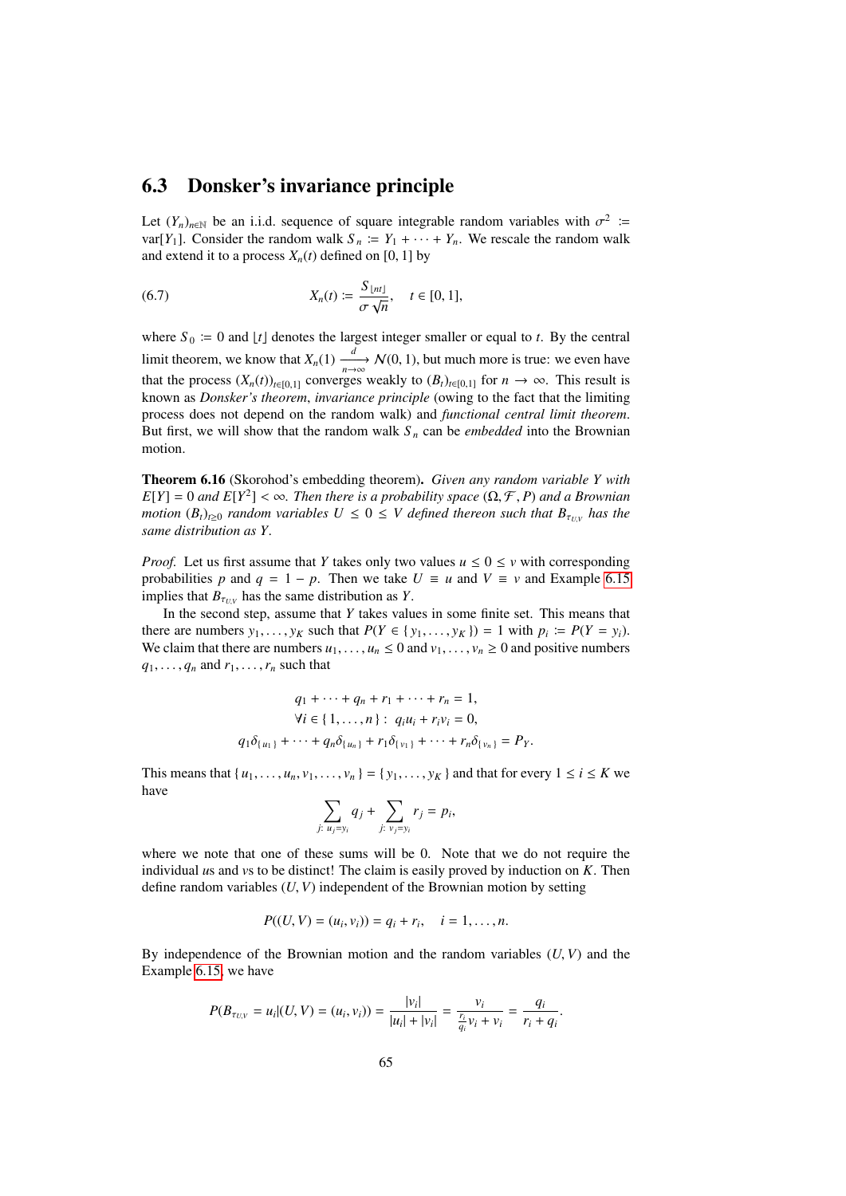## 6.3 Donsker's invariance principle

Let $(Y_n)_{n\in\mathbb{N}}$ be an i.i.d. sequence of square integrable random variables with $\sigma^2 := \mathrm{var}[Y_1]$. Consider the random walk $S_n := Y_1 + \cdots + Y_n$. We rescale the random walk and extend it to a process $X_n(t)$ defined on $[0,1]$ by

$$X_n(t) := \frac{S_{\lfloor nt \rfloor}}{\sigma\sqrt{n}}, \quad t \in [0,1], \tag{6.7}$$

where $S_0 := 0$ and $\lfloor t \rfloor$ denotes the largest integer smaller or equal to $t$. By the central limit theorem, we know that $X_n(1) \xrightarrow[n\to\infty]{d} \mathcal{N}(0,1)$, but much more is true: we even have that the process $(X_n(t))_{t\in[0,1]}$ converges weakly to $(B_t)_{t\in[0,1]}$ for $n \to \infty$. This result is known as *Donsker's theorem*, *invariance principle* (owing to the fact that the limiting process does not depend on the random walk) and *functional central limit theorem*. But first, we will show that the random walk $S_n$ can be *embedded* into the Brownian motion.

**Theorem 6.16** (Skorohod's embedding theorem)**.** *Given any random variable $Y$ with $E[Y] = 0$ and $E[Y^2] < \infty$. Then there is a probability space $(\Omega, \mathcal{F}, P)$ and a Brownian motion $(B_t)_{t\geq 0}$ random variables $U \leq 0 \leq V$ defined thereon such that $B_{\tau_{U,V}}$ has the same distribution as $Y$.*

*Proof.* Let us first assume that $Y$ takes only two values $u \leq 0 \leq v$ with corresponding probabilities $p$ and $q = 1 - p$. Then we take $U \equiv u$ and $V \equiv v$ and Example 6.15 implies that $B_{\tau_{U,V}}$ has the same distribution as $Y$.

In the second step, assume that $Y$ takes values in some finite set. This means that there are numbers $y_1, \ldots, y_K$ such that $P(Y \in \{y_1, \ldots, y_K\}) = 1$ with $p_i := P(Y = y_i)$. We claim that there are numbers $u_1, \ldots, u_n \leq 0$ and $v_1, \ldots, v_n \geq 0$ and positive numbers $q_1, \ldots, q_n$ and $r_1, \ldots, r_n$ such that

$$q_1 + \cdots + q_n + r_1 + \cdots + r_n = 1,$$
$$\forall i \in \{1, \ldots, n\}: \; q_i u_i + r_i v_i = 0,$$
$$q_1\delta_{\{u_1\}} + \cdots + q_n\delta_{\{u_n\}} + r_1\delta_{\{v_1\}} + \cdots + r_n\delta_{\{v_n\}} = P_Y.$$

This means that $\{u_1, \ldots, u_n, v_1, \ldots, v_n\} = \{y_1, \ldots, y_K\}$ and that for every $1 \leq i \leq K$ we have

$$\sum_{j:\, u_j = y_i} q_j + \sum_{j:\, v_j = y_i} r_j = p_i,$$

where we note that one of these sums will be 0. Note that we do not require the individual $u$s and $v$s to be distinct! The claim is easily proved by induction on $K$. Then define random variables $(U, V)$ independent of the Brownian motion by setting

$$P((U,V) = (u_i, v_i)) = q_i + r_i, \quad i = 1, \ldots, n.$$

By independence of the Brownian motion and the random variables $(U, V)$ and the Example 6.15, we have

$$P(B_{\tau_{U,V}} = u_i | (U,V) = (u_i, v_i)) = \frac{|v_i|}{|u_i| + |v_i|} = \frac{v_i}{\frac{r_i}{q_i}v_i + v_i} = \frac{q_i}{r_i + q_i}.$$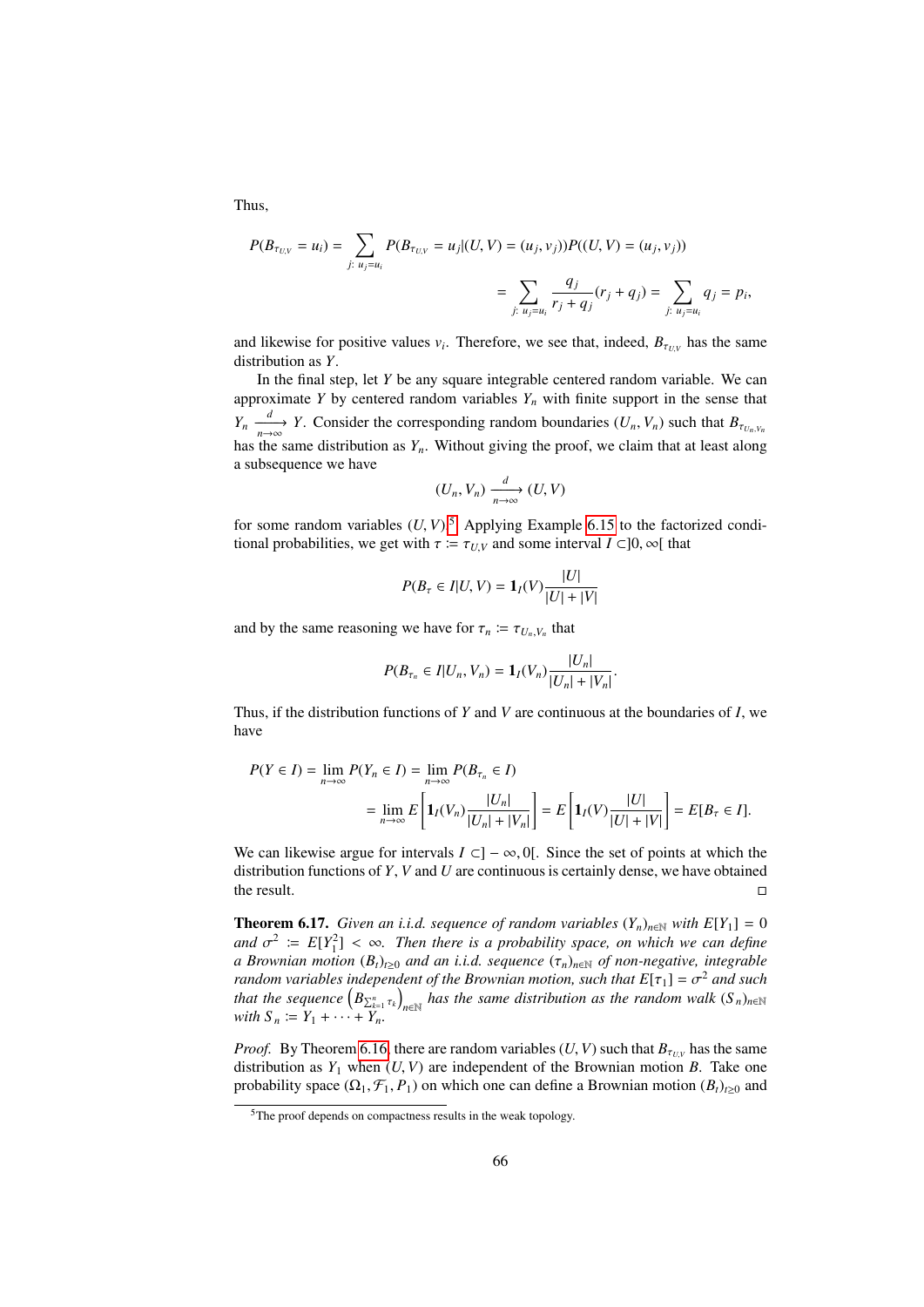Thus,

$$P(B_{\tau_{U,V}} = u_i) = \sum_{j:\ u_j = u_i} P(B_{\tau_{U,V}} = u_j | (U,V) = (u_j, v_j)) P((U,V) = (u_j, v_j))$$

$$= \sum_{j:\ u_j = u_i} \frac{q_j}{r_j + q_j}(r_j + q_j) = \sum_{j:\ u_j = u_i} q_j = p_i,$$

and likewise for positive values $v_i$. Therefore, we see that, indeed, $B_{\tau_{U,V}}$ has the same distribution as $Y$.

In the final step, let $Y$ be any square integrable centered random variable. We can approximate $Y$ by centered random variables $Y_n$ with finite support in the sense that $Y_n \xrightarrow[n\to\infty]{d} Y$. Consider the corresponding random boundaries $(U_n, V_n)$ such that $B_{\tau_{U_n,V_n}}$ has the same distribution as $Y_n$. Without giving the proof, we claim that at least along a subsequence we have

$$(U_n, V_n) \xrightarrow[n\to\infty]{d} (U, V)$$

for some random variables $(U, V)$.[5] Applying Example 6.15 to the factorized conditional probabilities, we get with $\tau := \tau_{U,V}$ and some interval $I \subset ]0, \infty[$ that

$$P(B_\tau \in I | U, V) = \mathbf{1}_I(V) \frac{|U|}{|U| + |V|}$$

and by the same reasoning we have for $\tau_n := \tau_{U_n,V_n}$ that

$$P(B_{\tau_n} \in I | U_n, V_n) = \mathbf{1}_I(V_n) \frac{|U_n|}{|U_n| + |V_n|}.$$

Thus, if the distribution functions of $Y$ and $V$ are continuous at the boundaries of $I$, we have

$$P(Y \in I) = \lim_{n\to\infty} P(Y_n \in I) = \lim_{n\to\infty} P(B_{\tau_n} \in I)$$

$$= \lim_{n\to\infty} E\left[\mathbf{1}_I(V_n) \frac{|U_n|}{|U_n| + |V_n|}\right] = E\left[\mathbf{1}_I(V) \frac{|U|}{|U| + |V|}\right] = E[B_\tau \in I].$$

We can likewise argue for intervals $I \subset ]-\infty, 0[$. Since the set of points at which the distribution functions of $Y$, $V$ and $U$ are continuous is certainly dense, we have obtained the result. □

**Theorem 6.17.** *Given an i.i.d. sequence of random variables $(Y_n)_{n\in\mathbb{N}}$ with $E[Y_1] = 0$ and $\sigma^2 := E[Y_1^2] < \infty$. Then there is a probability space, on which we can define a Brownian motion $(B_t)_{t\geq 0}$ and an i.i.d. sequence $(\tau_n)_{n\in\mathbb{N}}$ of non-negative, integrable random variables independent of the Brownian motion, such that $E[\tau_1] = \sigma^2$ and such that the sequence $\left(B_{\sum_{k=1}^n \tau_k}\right)_{n\in\mathbb{N}}$ has the same distribution as the random walk $(S_n)_{n\in\mathbb{N}}$ with $S_n := Y_1 + \cdots + Y_n$.*

*Proof.* By Theorem 6.16, there are random variables $(U, V)$ such that $B_{\tau_{U,V}}$ has the same distribution as $Y_1$ when $(U, V)$ are independent of the Brownian motion $B$. Take one probability space $(\Omega_1, \mathcal{F}_1, P_1)$ on which one can define a Brownian motion $(B_t)_{t\geq 0}$ and

[5] The proof depends on compactness results in the weak topology.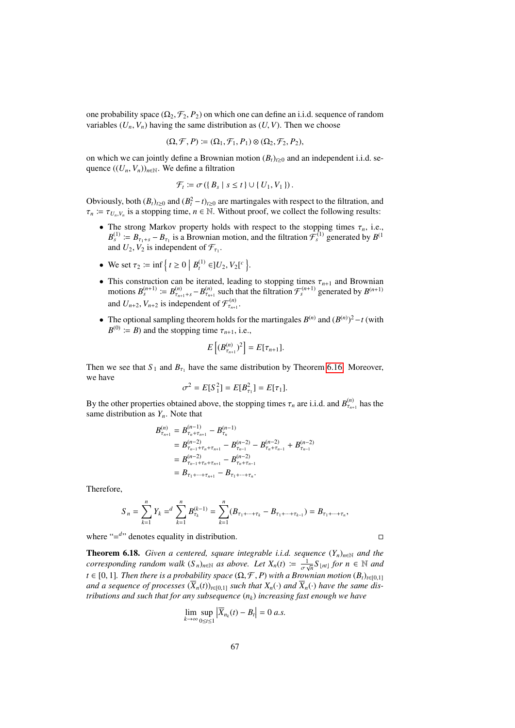one probability space $(\Omega_2, \mathcal{F}_2, P_2)$ on which one can define an i.i.d. sequence of random variables $(U_n, V_n)$ having the same distribution as $(U, V)$. Then we choose

$$(\Omega, \mathcal{F}, P) \coloneqq (\Omega_1, \mathcal{F}_1, P_1) \otimes (\Omega_2, \mathcal{F}_2, P_2),$$

on which we can jointly define a Brownian motion $(B_t)_{t\geq 0}$ and an independent i.i.d. sequence $((U_n, V_n))_{n\in\mathbb{N}}$. We define a filtration

$$\mathcal{F}_t \coloneqq \sigma\left(\{ B_s \mid s \leq t \} \cup \{ U_1, V_1 \}\right).$$

Obviously, both $(B_t)_{t\geq 0}$ and $(B_t^2 - t)_{t\geq 0}$ are martingales with respect to the filtration, and $\tau_n \coloneqq \tau_{U_n,V_n}$ is a stopping time, $n \in \mathbb{N}$. Without proof, we collect the following results:

- The strong Markov property holds with respect to the stopping times $\tau_n$, i.e., $B_s^{(1)} \coloneqq B_{\tau_1+s} - B_{\tau_1}$ is a Brownian motion, and the filtration $\mathcal{F}_s^{(1)}$ generated by $B^{(1}$ and $U_2, V_2$ is independent of $\mathcal{F}_{\tau_1}$.
- We set $\tau_2 \coloneqq \inf\left\{ t \geq 0 \;\middle|\; B_t^{(1)} \in ]U_2, V_2[^c \right\}$.
- This construction can be iterated, leading to stopping times $\tau_{n+1}$ and Brownian motions $B_s^{(n+1)} \coloneqq B^{(n)}_{\tau_{n+1}+s} - B^{(n)}_{\tau_{n+1}}$ such that the filtration $\mathcal{F}_s^{(n+1)}$ generated by $B^{(n+1)}$ and $U_{n+2}, V_{n+2}$ is independent of $\mathcal{F}^{(n)}_{\tau_{n+1}}$.
- The optional sampling theorem holds for the martingales $B^{(n)}$ and $(B^{(n)})^2 - t$ (with $B^{(0)} \coloneqq B$) and the stopping time $\tau_{n+1}$, i.e.,

$$E\left[(B^{(n)}_{\tau_{n+1}})^2\right] = E[\tau_{n+1}].$$

Then we see that $S_1$ and $B_{\tau_1}$ have the same distribution by Theorem 6.16. Moreover, we have

$$\sigma^2 = E[S_1^2] = E[B_{\tau_1}^2] = E[\tau_1].$$

By the other properties obtained above, the stopping times $\tau_n$ are i.i.d. and $B^{(n)}_{\tau_{n+1}}$ has the same distribution as $Y_n$. Note that

$$\begin{aligned}
B^{(n)}_{\tau_{n+1}} &= B^{(n-1)}_{\tau_n+\tau_{n+1}} - B^{(n-1)}_{\tau_n} \\
&= B^{(n-2)}_{\tau_{n-1}+\tau_n+\tau_{n+1}} - B^{(n-2)}_{\tau_{n-1}} - B^{(n-2)}_{\tau_n+\tau_{n-1}} + B^{(n-2)}_{\tau_{n-1}} \\
&= B^{(n-2)}_{\tau_{n-1}+\tau_n+\tau_{n+1}} - B^{(n-2)}_{\tau_n+\tau_{n-1}} \\
&= B_{\tau_1+\cdots+\tau_{n+1}} - B_{\tau_1+\cdots+\tau_n}.
\end{aligned}$$

Therefore,

$$S_n = \sum_{k=1}^n Y_k =^d \sum_{k=1}^n B^{(k-1)}_{\tau_k} = \sum_{k=1}^n (B_{\tau_1+\cdots+\tau_k} - B_{\tau_1+\cdots+\tau_{k-1}}) = B_{\tau_1+\cdots+\tau_n},$$

where "$=^d$" denotes equality in distribution. □

**Theorem 6.18.** *Given a centered, square integrable i.i.d. sequence $(Y_n)_{n\in\mathbb{N}}$ and the corresponding random walk $(S_n)_{n\in\mathbb{N}}$ as above. Let $X_n(t) \coloneqq \frac{1}{\sigma\sqrt{n}} S_{\lfloor nt \rfloor}$ for $n \in \mathbb{N}$ and $t \in [0,1]$. Then there is a probability space $(\Omega, \mathcal{F}, P)$ with a Brownian motion $(B_t)_{t\in[0,1]}$ and a sequence of processes $(\overline{X}_n(t))_{t\in[0,1]}$ such that $X_n(\cdot)$ and $\overline{X}_n(\cdot)$ have the same distributions and such that for any subsequence $(n_k)$ increasing fast enough we have*

$$\lim_{k\to\infty} \sup_{0\leq t\leq 1} \left|\overline{X}_{n_k}(t) - B_t\right| = 0 \text{ a.s.}$$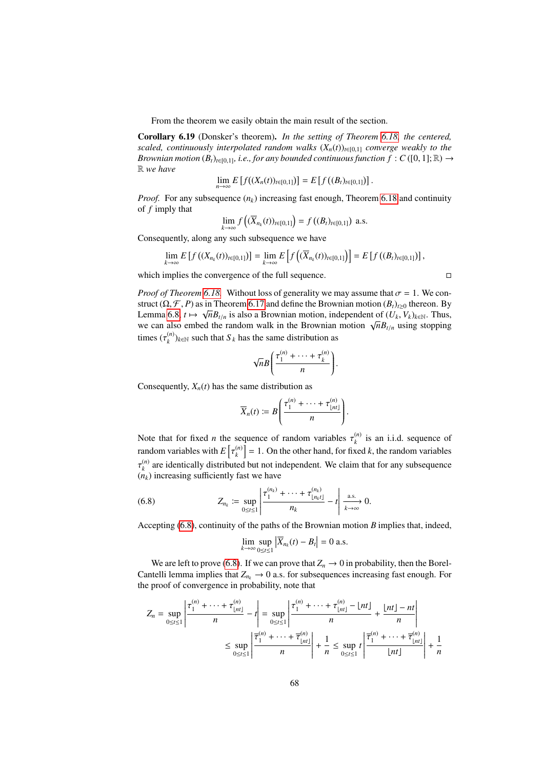From the theorem we easily obtain the main result of the section.

**Corollary 6.19** (Donsker's theorem)**.** *In the setting of Theorem 6.18 the centered, scaled, continuously interpolated random walks $(X_n(t))_{t\in[0,1]}$ converge weakly to the Brownian motion $(B_t)_{t\in[0,1]}$, i.e., for any bounded continuous function $f : C([0,1];\mathbb{R}) \to \mathbb{R}$ we have*

$$\lim_{n\to\infty} E\left[f((X_n(t))_{t\in[0,1]})\right] = E\left[f\left((B_t)_{t\in[0,1]}\right)\right].$$

*Proof.* For any subsequence $(n_k)$ increasing fast enough, Theorem 6.18 and continuity of $f$ imply that

$$\lim_{k\to\infty} f\left((\overline{X}_{n_k}(t))_{t\in[0,1]}\right) = f\left((B_t)_{t\in[0,1]}\right) \text{ a.s.}$$

Consequently, along any such subsequence we have

$$\lim_{k\to\infty} E\left[f\left((X_{n_k}(t))_{t\in[0,1]}\right)\right] = \lim_{k\to\infty} E\left[f\left((\overline{X}_{n_k}(t))_{t\in[0,1]}\right)\right] = E\left[f\left((B_t)_{t\in[0,1]}\right)\right],$$

which implies the convergence of the full sequence. □

*Proof of Theorem 6.18.* Without loss of generality we may assume that $\sigma = 1$. We construct $(\Omega, \mathcal{F}, P)$ as in Theorem 6.17 and define the Brownian motion $(B_t)_{t\geq 0}$ thereon. By Lemma 6.8, $t \mapsto \sqrt{n} B_{t/n}$ is also a Brownian motion, independent of $(U_k, V_k)_{k\in\mathbb{N}}$. Thus, we can also embed the random walk in the Brownian motion $\sqrt{n}B_{t/n}$ using stopping times $(\tau_k^{(n)})_{k\in\mathbb{N}}$ such that $S_k$ has the same distribution as

$$\sqrt{n} B\left(\frac{\tau_1^{(n)} + \cdots + \tau_k^{(n)}}{n}\right).$$

Consequently, $X_n(t)$ has the same distribution as

$$\overline{X}_n(t) := B\left(\frac{\tau_1^{(n)} + \cdots + \tau_{\lfloor nt \rfloor}^{(n)}}{n}\right).$$

Note that for fixed $n$ the sequence of random variables $\tau_k^{(n)}$ is an i.i.d. sequence of random variables with $E\left[\tau_k^{(n)}\right] = 1$. On the other hand, for fixed $k$, the random variables $\tau_k^{(n)}$ are identically distributed but not independent. We claim that for any subsequence $(n_k)$ increasing sufficiently fast we have

$$Z_{n_k} := \sup_{0\leq t\leq 1} \left| \frac{\tau_1^{(n_k)} + \cdots + \tau_{\lfloor n_k t \rfloor}^{(n_k)}}{n_k} - t \right| \xrightarrow[k\to\infty]{\text{a.s.}} 0. \tag{6.8}$$

Accepting (6.8), continuity of the paths of the Brownian motion $B$ implies that, indeed,

$$\lim_{k\to\infty} \sup_{0\leq t\leq 1} \left| \overline{X}_{n_k}(t) - B_t \right| = 0 \text{ a.s.}$$

We are left to prove (6.8). If we can prove that $Z_n \to 0$ in probability, then the Borel-Cantelli lemma implies that $Z_{n_k} \to 0$ a.s. for subsequences increasing fast enough. For the proof of convergence in probability, note that

$$\begin{aligned}
Z_n = \sup_{0\leq t\leq 1} \left| \frac{\tau_1^{(n)} + \cdots + \tau_{\lfloor nt \rfloor}^{(n)}}{n} - t \right| &= \sup_{0\leq t\leq 1} \left| \frac{\tau_1^{(n)} + \cdots + \tau_{\lfloor nt \rfloor}^{(n)} - \lfloor nt \rfloor}{n} + \frac{\lfloor nt \rfloor - nt}{n} \right| \\
&\leq \sup_{0\leq t\leq 1} \left| \frac{\overline{\tau}_1^{(n)} + \cdots + \overline{\tau}_{\lfloor nt \rfloor}^{(n)}}{n} \right| + \frac{1}{n} \leq \sup_{0\leq t\leq 1} t \left| \frac{\overline{\tau}_1^{(n)} + \cdots + \overline{\tau}_{\lfloor nt \rfloor}^{(n)}}{\lfloor nt \rfloor} \right| + \frac{1}{n}
\end{aligned}$$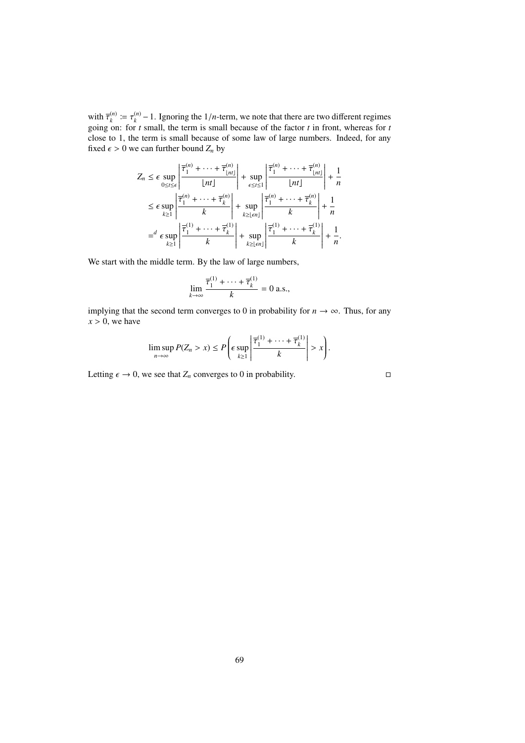with $\overline{\tau}_k^{(n)} := \tau_k^{(n)} - 1$. Ignoring the $1/n$-term, we note that there are two different regimes going on: for $t$ small, the term is small because of the factor $t$ in front, whereas for $t$ close to 1, the term is small because of some law of large numbers. Indeed, for any fixed $\epsilon > 0$ we can further bound $Z_n$ by

$$
\begin{aligned}
Z_n &\leq \epsilon \sup_{0 \leq t \leq \epsilon} \left| \frac{\overline{\tau}_1^{(n)} + \cdots + \overline{\tau}_{\lfloor nt \rfloor}^{(n)}}{\lfloor nt \rfloor} \right| + \sup_{\epsilon \leq t \leq 1} \left| \frac{\overline{\tau}_1^{(n)} + \cdots + \overline{\tau}_{\lfloor nt \rfloor}^{(n)}}{\lfloor nt \rfloor} \right| + \frac{1}{n} \\
&\leq \epsilon \sup_{k \geq 1} \left| \frac{\overline{\tau}_1^{(n)} + \cdots + \overline{\tau}_k^{(n)}}{k} \right| + \sup_{k \geq \lfloor \epsilon n \rfloor} \left| \frac{\overline{\tau}_1^{(n)} + \cdots + \overline{\tau}_k^{(n)}}{k} \right| + \frac{1}{n} \\
&=^d \epsilon \sup_{k \geq 1} \left| \frac{\overline{\tau}_1^{(1)} + \cdots + \overline{\tau}_k^{(1)}}{k} \right| + \sup_{k \geq \lfloor \epsilon n \rfloor} \left| \frac{\overline{\tau}_1^{(1)} + \cdots + \overline{\tau}_k^{(1)}}{k} \right| + \frac{1}{n}.
\end{aligned}
$$

We start with the middle term. By the law of large numbers,

$$
\lim_{k \to \infty} \frac{\overline{\tau}_1^{(1)} + \cdots + \overline{\tau}_k^{(1)}}{k} = 0 \text{ a.s.},
$$

implying that the second term converges to 0 in probability for $n \to \infty$. Thus, for any $x > 0$, we have

$$
\limsup_{n \to \infty} P(Z_n > x) \leq P\left( \epsilon \sup_{k \geq 1} \left| \frac{\overline{\tau}_1^{(1)} + \cdots + \overline{\tau}_k^{(1)}}{k} \right| > x \right).
$$

Letting $\epsilon \to 0$, we see that $Z_n$ converges to 0 in probability. □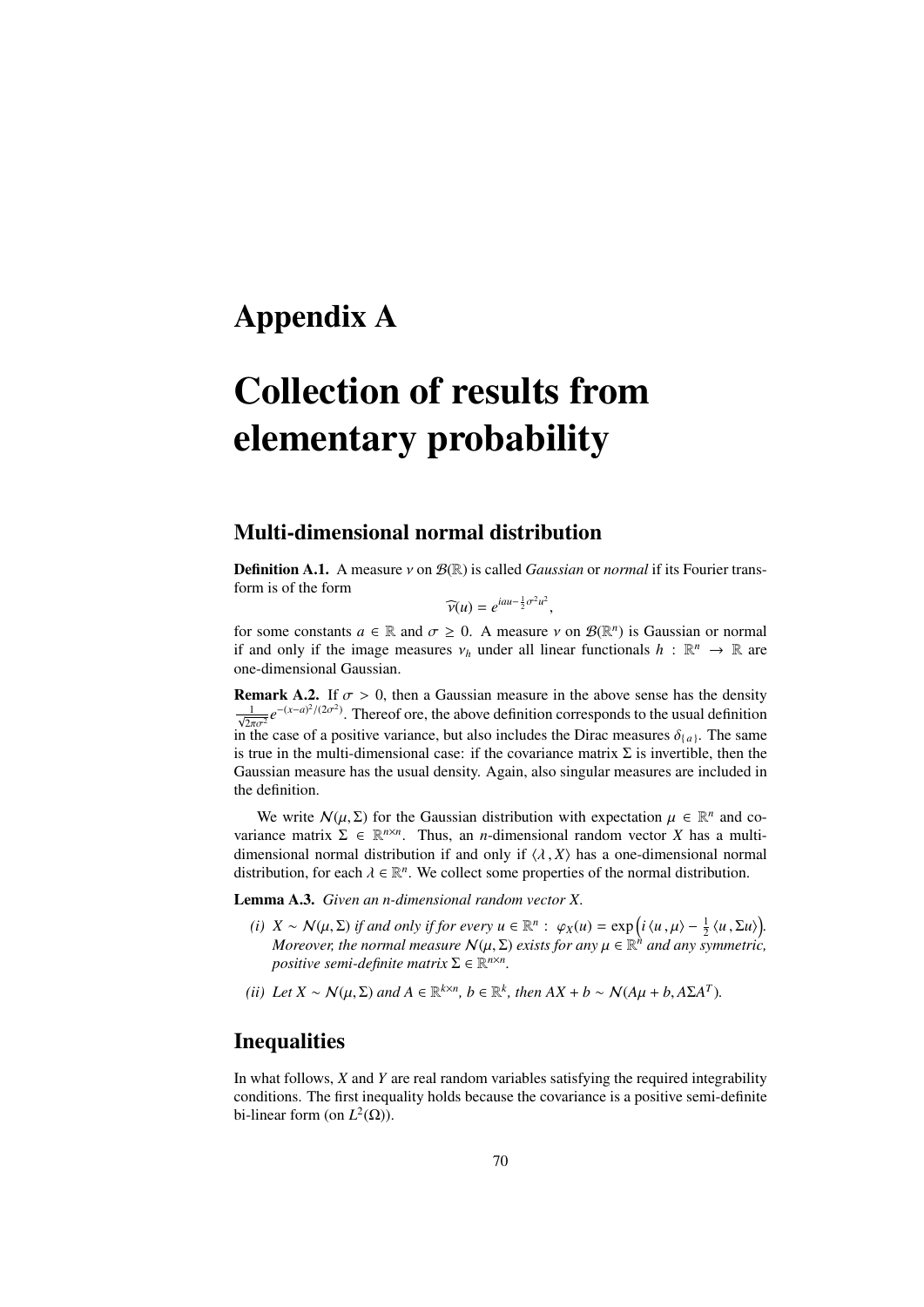# Appendix A

# Collection of results from elementary probability

## Multi-dimensional normal distribution

**Definition A.1.** A measure $\nu$ on $\mathcal{B}(\mathbb{R})$ is called *Gaussian* or *normal* if its Fourier transform is of the form

$$\widehat{\nu}(u) = e^{iau - \frac{1}{2}\sigma^2 u^2},$$

for some constants $a \in \mathbb{R}$ and $\sigma \geq 0$. A measure $\nu$ on $\mathcal{B}(\mathbb{R}^n)$ is Gaussian or normal if and only if the image measures $\nu_h$ under all linear functionals $h : \mathbb{R}^n \to \mathbb{R}$ are one-dimensional Gaussian.

**Remark A.2.** If $\sigma > 0$, then a Gaussian measure in the above sense has the density $\frac{1}{\sqrt{2\pi\sigma^2}} e^{-(x-a)^2/(2\sigma^2)}$. Thereof ore, the above definition corresponds to the usual definition in the case of a positive variance, but also includes the Dirac measures $\delta_{\{a\}}$. The same is true in the multi-dimensional case: if the covariance matrix $\Sigma$ is invertible, then the Gaussian measure has the usual density. Again, also singular measures are included in the definition.

We write $\mathcal{N}(\mu, \Sigma)$ for the Gaussian distribution with expectation $\mu \in \mathbb{R}^n$ and covariance matrix $\Sigma \in \mathbb{R}^{n \times n}$. Thus, an $n$-dimensional random vector $X$ has a multi-dimensional normal distribution if and only if $\langle \lambda , X \rangle$ has a one-dimensional normal distribution, for each $\lambda \in \mathbb{R}^n$. We collect some properties of the normal distribution.

**Lemma A.3.** *Given an n-dimensional random vector X.*

*(i)* $X \sim \mathcal{N}(\mu, \Sigma)$ *if and only if for every* $u \in \mathbb{R}^n : \ \varphi_X(u) = \exp\left(i \langle u , \mu \rangle - \frac{1}{2} \langle u , \Sigma u \rangle\right)$. *Moreover, the normal measure* $\mathcal{N}(\mu, \Sigma)$ *exists for any* $\mu \in \mathbb{R}^n$ *and any symmetric, positive semi-definite matrix* $\Sigma \in \mathbb{R}^{n \times n}$.

*(ii) Let* $X \sim \mathcal{N}(\mu, \Sigma)$ *and* $A \in \mathbb{R}^{k \times n}$, $b \in \mathbb{R}^k$, *then* $AX + b \sim \mathcal{N}(A\mu + b, A\Sigma A^T)$.

## Inequalities

In what follows, $X$ and $Y$ are real random variables satisfying the required integrability conditions. The first inequality holds because the covariance is a positive semi-definite bi-linear form (on $L^2(\Omega)$).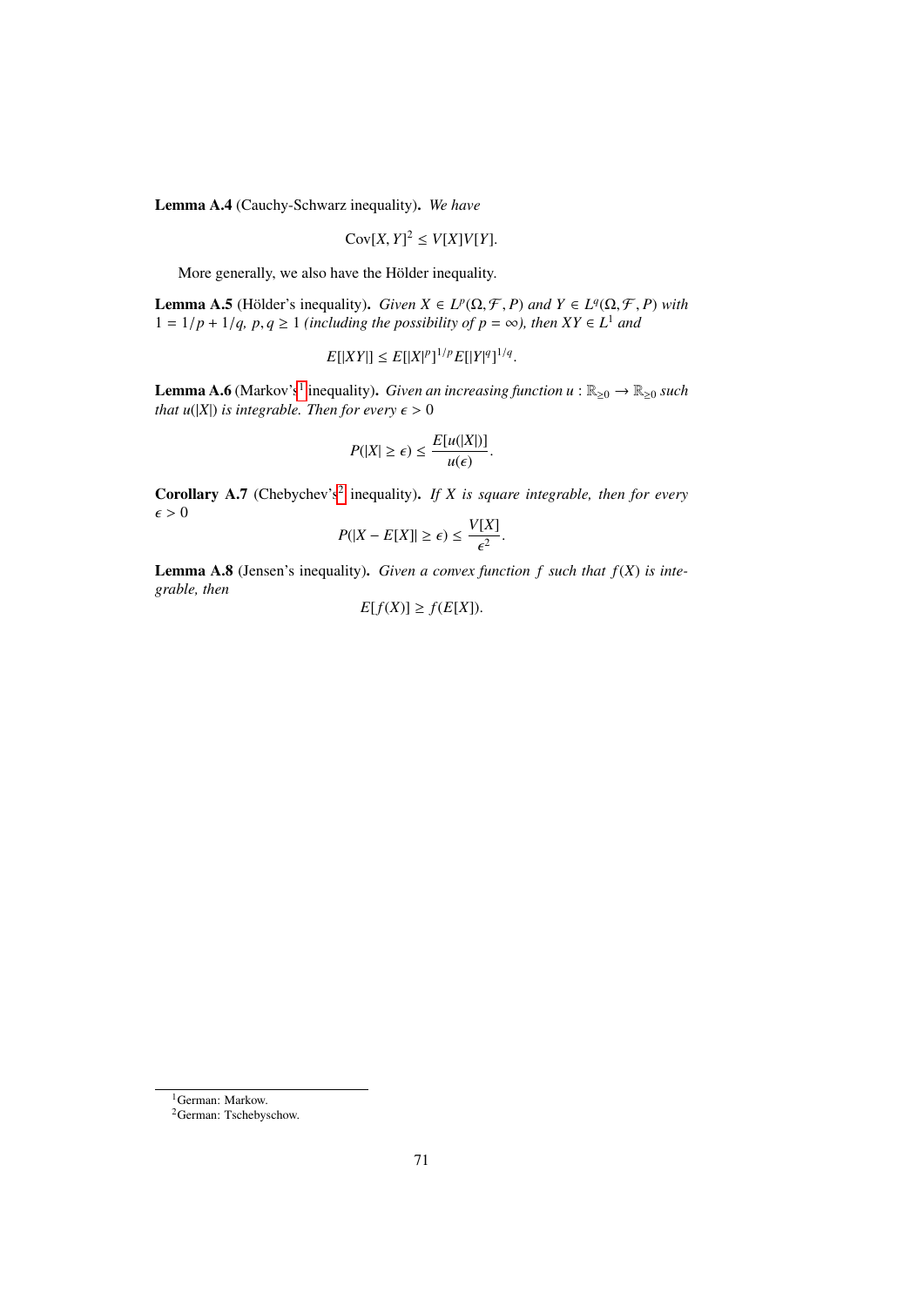**Lemma A.4** (Cauchy-Schwarz inequality)**.** *We have*

$$\mathrm{Cov}[X,Y]^2 \leq V[X]V[Y].$$

More generally, we also have the Hölder inequality.

**Lemma A.5** (Hölder's inequality)**.** *Given $X \in L^p(\Omega, \mathcal{F}, P)$ and $Y \in L^q(\Omega, \mathcal{F}, P)$ with $1 = 1/p + 1/q$, $p, q \geq 1$ (including the possibility of $p = \infty$), then $XY \in L^1$ and*

$$E[|XY|] \leq E[|X|^p]^{1/p} E[|Y|^q]^{1/q}.$$

**Lemma A.6** (Markov's[1] inequality)**.** *Given an increasing function $u : \mathbb{R}_{\geq 0} \to \mathbb{R}_{\geq 0}$ such that $u(|X|)$ is integrable. Then for every $\epsilon > 0$*

$$P(|X| \geq \epsilon) \leq \frac{E[u(|X|)]}{u(\epsilon)}.$$

**Corollary A.7** (Chebychev's[2] inequality)**.** *If $X$ is square integrable, then for every $\epsilon > 0$*

$$P(|X - E[X]| \geq \epsilon) \leq \frac{V[X]}{\epsilon^2}.$$

**Lemma A.8** (Jensen's inequality)**.** *Given a convex function $f$ such that $f(X)$ is integrable, then*

$$E[f(X)] \geq f(E[X]).$$

---

[1] German: Markow.

[2] German: Tschebyschow.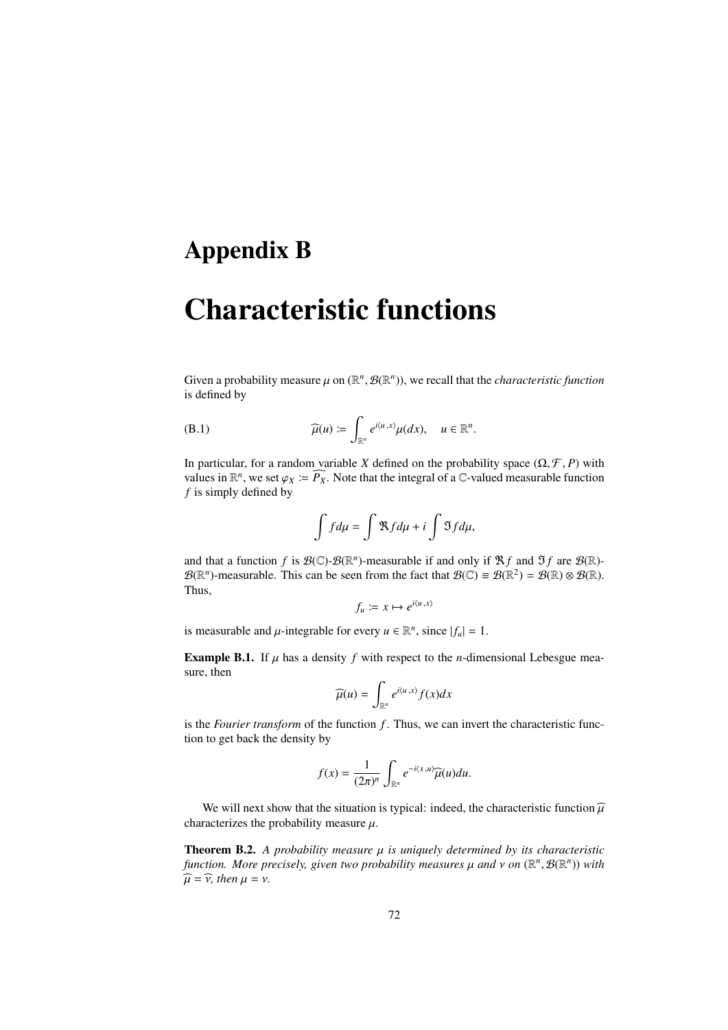# Appendix B

# Characteristic functions

Given a probability measure $\mu$ on $(\mathbb{R}^n, \mathcal{B}(\mathbb{R}^n))$, we recall that the *characteristic function* is defined by

$$\widehat{\mu}(u) := \int_{\mathbb{R}^n} e^{i\langle u, x\rangle} \mu(dx), \quad u \in \mathbb{R}^n. \tag{B.1}$$

In particular, for a random variable $X$ defined on the probability space $(\Omega, \mathcal{F}, P)$ with values in $\mathbb{R}^n$, we set $\varphi_X := \widehat{P_X}$. Note that the integral of a $\mathbb{C}$-valued measurable function $f$ is simply defined by

$$\int f d\mu = \int \Re f d\mu + i \int \Im f d\mu,$$

and that a function $f$ is $\mathcal{B}(\mathbb{C})$-$\mathcal{B}(\mathbb{R}^n)$-measurable if and only if $\Re f$ and $\Im f$ are $\mathcal{B}(\mathbb{R})$-$\mathcal{B}(\mathbb{R}^n)$-measurable. This can be seen from the fact that $\mathcal{B}(\mathbb{C}) \equiv \mathcal{B}(\mathbb{R}^2) = \mathcal{B}(\mathbb{R}) \otimes \mathcal{B}(\mathbb{R})$. Thus,

$$f_u := x \mapsto e^{i\langle u, x\rangle}$$

is measurable and $\mu$-integrable for every $u \in \mathbb{R}^n$, since $|f_u| = 1$.

**Example B.1.** If $\mu$ has a density $f$ with respect to the $n$-dimensional Lebesgue measure, then

$$\widehat{\mu}(u) = \int_{\mathbb{R}^n} e^{i\langle u, x\rangle} f(x) dx$$

is the *Fourier transform* of the function $f$. Thus, we can invert the characteristic function to get back the density by

$$f(x) = \frac{1}{(2\pi)^n} \int_{\mathbb{R}^n} e^{-i\langle x, u\rangle} \widehat{\mu}(u) du.$$

We will next show that the situation is typical: indeed, the characteristic function $\widehat{\mu}$ characterizes the probability measure $\mu$.

**Theorem B.2.** *A probability measure $\mu$ is uniquely determined by its characteristic function. More precisely, given two probability measures $\mu$ and $\nu$ on $(\mathbb{R}^n, \mathcal{B}(\mathbb{R}^n))$ with $\widehat{\mu} = \widehat{\nu}$, then $\mu = \nu$.*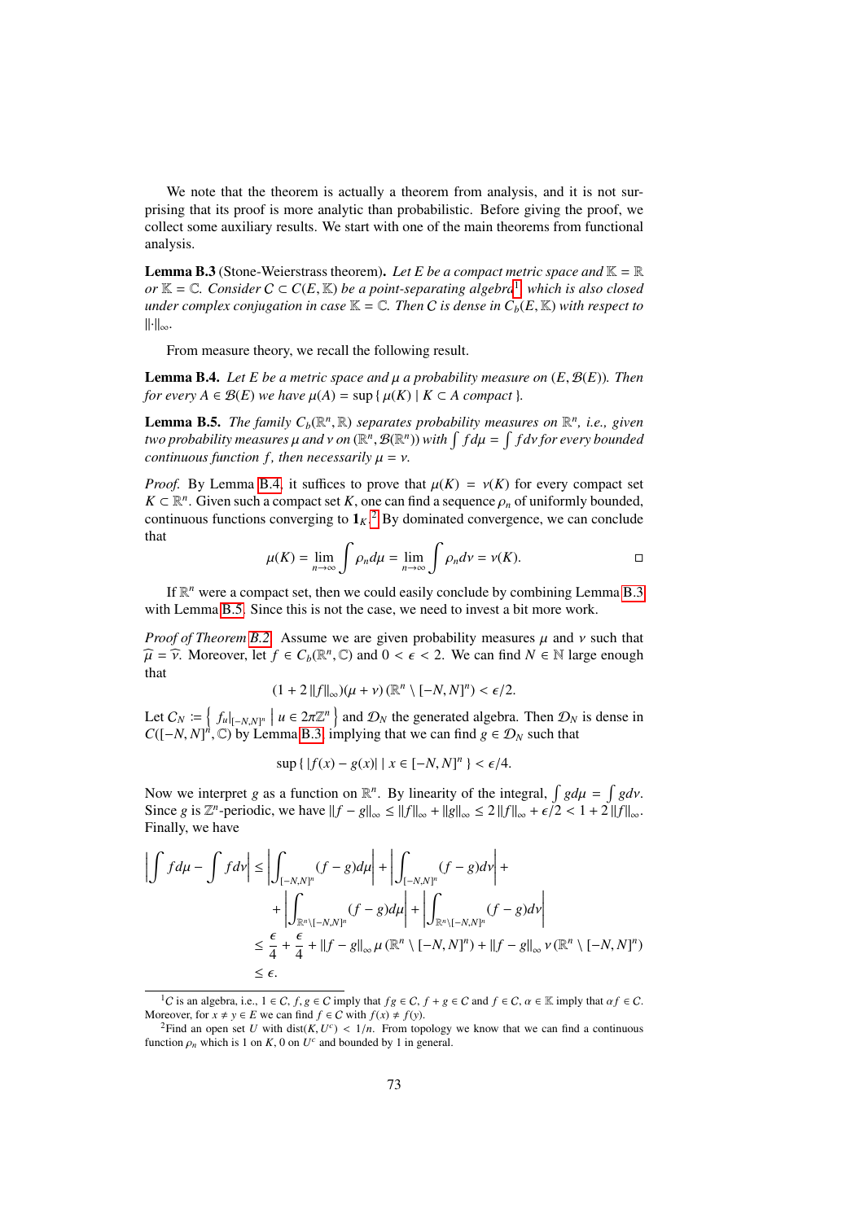We note that the theorem is actually a theorem from analysis, and it is not surprising that its proof is more analytic than probabilistic. Before giving the proof, we collect some auxiliary results. We start with one of the main theorems from functional analysis.

**Lemma B.3** (Stone-Weierstrass theorem)**.** *Let $E$ be a compact metric space and $\mathbb{K} = \mathbb{R}$ or $\mathbb{K} = \mathbb{C}$. Consider $C \subset C(E, \mathbb{K})$ be a point-separating algebra*[1]*, which is also closed under complex conjugation in case $\mathbb{K} = \mathbb{C}$. Then $C$ is dense in $C_b(E, \mathbb{K})$ with respect to $\|\cdot\|_\infty$.*

From measure theory, we recall the following result.

**Lemma B.4.** *Let $E$ be a metric space and $\mu$ a probability measure on $(E, \mathcal{B}(E))$. Then for every $A \in \mathcal{B}(E)$ we have $\mu(A) = \sup\{\, \mu(K) \mid K \subset A \text{ compact} \,\}$.*

**Lemma B.5.** *The family $C_b(\mathbb{R}^n, \mathbb{R})$ separates probability measures on $\mathbb{R}^n$, i.e., given two probability measures $\mu$ and $\nu$ on $(\mathbb{R}^n, \mathcal{B}(\mathbb{R}^n))$ with $\int f d\mu = \int f d\nu$ for every bounded continuous function $f$, then necessarily $\mu = \nu$.*

*Proof.* By Lemma B.4, it suffices to prove that $\mu(K) = \nu(K)$ for every compact set $K \subset \mathbb{R}^n$. Given such a compact set $K$, one can find a sequence $\rho_n$ of uniformly bounded, continuous functions converging to $\mathbf{1}_K$.[2] By dominated convergence, we can conclude that

$$\mu(K) = \lim_{n\to\infty} \int \rho_n d\mu = \lim_{n\to\infty} \int \rho_n d\nu = \nu(K). \qquad \square$$

If $\mathbb{R}^n$ were a compact set, then we could easily conclude by combining Lemma B.3 with Lemma B.5. Since this is not the case, we need to invest a bit more work.

*Proof of Theorem B.2.* Assume we are given probability measures $\mu$ and $\nu$ such that $\widehat{\mu} = \widehat{\nu}$. Moreover, let $f \in C_b(\mathbb{R}^n, \mathbb{C})$ and $0 < \epsilon < 2$. We can find $N \in \mathbb{N}$ large enough that

$$(1 + 2\,\|f\|_\infty)(\mu + \nu)\,(\mathbb{R}^n \setminus [-N, N]^n) < \epsilon/2.$$

Let $C_N := \left\{\, f_u|_{[-N,N]^n} \;\middle|\; u \in 2\pi\mathbb{Z}^n \,\right\}$ and $\mathcal{D}_N$ the generated algebra. Then $\mathcal{D}_N$ is dense in $C([-N, N]^n, \mathbb{C})$ by Lemma B.3, implying that we can find $g \in \mathcal{D}_N$ such that

$$\sup\{\, |f(x) - g(x)| \mid x \in [-N, N]^n \,\} < \epsilon/4.$$

Now we interpret $g$ as a function on $\mathbb{R}^n$. By linearity of the integral, $\int g d\mu = \int g d\nu$. Since $g$ is $\mathbb{Z}^n$-periodic, we have $\|f - g\|_\infty \le \|f\|_\infty + \|g\|_\infty \le 2\,\|f\|_\infty + \epsilon/2 < 1 + 2\,\|f\|_\infty$. Finally, we have

$$\begin{aligned}
\left| \int f d\mu - \int f d\nu \right| &\le \left| \int_{[-N,N]^n} (f - g) d\mu \right| + \left| \int_{[-N,N]^n} (f - g) d\nu \right| + \\
&\quad + \left| \int_{\mathbb{R}^n \setminus [-N,N]^n} (f - g) d\mu \right| + \left| \int_{\mathbb{R}^n \setminus [-N,N]^n} (f - g) d\nu \right| \\
&\le \frac{\epsilon}{4} + \frac{\epsilon}{4} + \|f - g\|_\infty\, \mu\,(\mathbb{R}^n \setminus [-N, N]^n) + \|f - g\|_\infty\, \nu\,(\mathbb{R}^n \setminus [-N, N]^n) \\
&\le \epsilon.
\end{aligned}$$

---

[1] $C$ is an algebra, i.e., $1 \in C$, $f, g \in C$ imply that $fg \in C$, $f + g \in C$ and $f \in C$, $\alpha \in \mathbb{K}$ imply that $\alpha f \in C$. Moreover, for $x \neq y \in E$ we can find $f \in C$ with $f(x) \neq f(y)$.

[2] Find an open set $U$ with $\operatorname{dist}(K, U^c) < 1/n$. From topology we know that we can find a continuous function $\rho_n$ which is 1 on $K$, 0 on $U^c$ and bounded by 1 in general.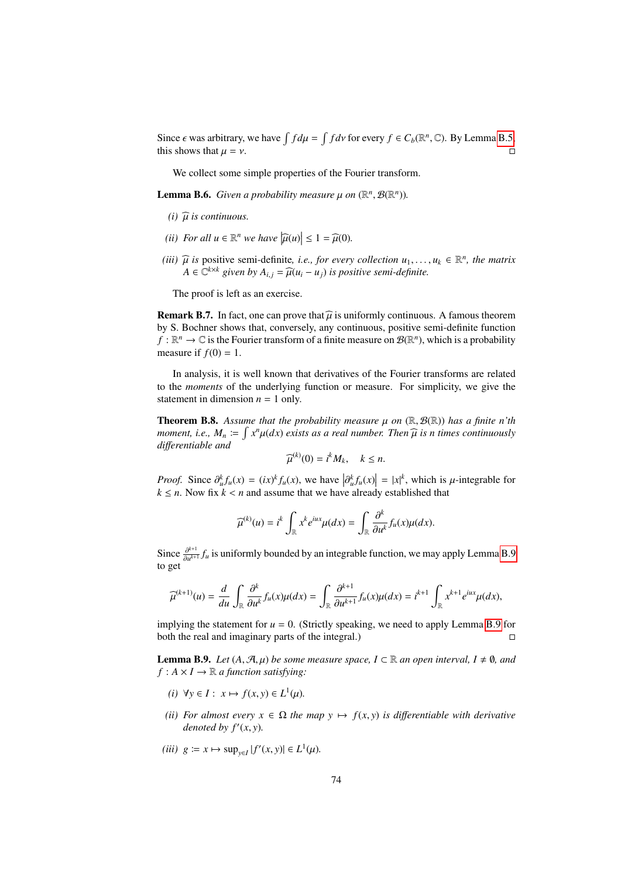Since $\epsilon$ was arbitrary, we have $\int f d\mu = \int f d\nu$ for every $f \in C_b(\mathbb{R}^n, \mathbb{C})$. By Lemma B.5 this shows that $\mu = \nu$. □

We collect some simple properties of the Fourier transform.

**Lemma B.6.** *Given a probability measure $\mu$ on $(\mathbb{R}^n, \mathcal{B}(\mathbb{R}^n))$.*

*(i) $\widehat{\mu}$ is continuous.*

*(ii) For all $u \in \mathbb{R}^n$ we have $\left|\widehat{\mu}(u)\right| \leq 1 = \widehat{\mu}(0)$.*

*(iii) $\widehat{\mu}$ is* positive semi-definite*, i.e., for every collection $u_1, \dots, u_k \in \mathbb{R}^n$, the matrix $A \in \mathbb{C}^{k \times k}$ given by $A_{i,j} = \widehat{\mu}(u_i - u_j)$ is positive semi-definite.*

The proof is left as an exercise.

**Remark B.7.** In fact, one can prove that $\widehat{\mu}$ is uniformly continuous. A famous theorem by S. Bochner shows that, conversely, any continuous, positive semi-definite function $f : \mathbb{R}^n \to \mathbb{C}$ is the Fourier transform of a finite measure on $\mathcal{B}(\mathbb{R}^n)$, which is a probability measure if $f(0) = 1$.

In analysis, it is well known that derivatives of the Fourier transforms are related to the *moments* of the underlying function or measure. For simplicity, we give the statement in dimension $n = 1$ only.

**Theorem B.8.** *Assume that the probability measure $\mu$ on $(\mathbb{R}, \mathcal{B}(\mathbb{R}))$ has a finite n'th moment, i.e., $M_n := \int x^n \mu(dx)$ exists as a real number. Then $\widehat{\mu}$ is $n$ times continuously differentiable and*

$$\widehat{\mu}^{(k)}(0) = i^k M_k, \quad k \leq n.$$

*Proof.* Since $\partial_u^k f_u(x) = (ix)^k f_u(x)$, we have $\left|\partial_u^k f_u(x)\right| = |x|^k$, which is $\mu$-integrable for $k \leq n$. Now fix $k < n$ and assume that we have already established that

$$\widehat{\mu}^{(k)}(u) = i^k \int_{\mathbb{R}} x^k e^{iux} \mu(dx) = \int_{\mathbb{R}} \frac{\partial^k}{\partial u^k} f_u(x) \mu(dx).$$

Since $\frac{\partial^{k+1}}{\partial u^{k+1}} f_u$ is uniformly bounded by an integrable function, we may apply Lemma B.9 to get

$$\widehat{\mu}^{(k+1)}(u) = \frac{d}{du} \int_{\mathbb{R}} \frac{\partial^k}{\partial u^k} f_u(x) \mu(dx) = \int_{\mathbb{R}} \frac{\partial^{k+1}}{\partial u^{k+1}} f_u(x) \mu(dx) = i^{k+1} \int_{\mathbb{R}} x^{k+1} e^{iux} \mu(dx),$$

implying the statement for $u = 0$. (Strictly speaking, we need to apply Lemma B.9 for both the real and imaginary parts of the integral.) □

**Lemma B.9.** *Let $(A, \mathcal{A}, \mu)$ be some measure space, $I \subset \mathbb{R}$ an open interval, $I \neq \emptyset$, and $f : A \times I \to \mathbb{R}$ a function satisfying:*

*(i) $\forall y \in I : \; x \mapsto f(x, y) \in L^1(\mu)$.*

*(ii) For almost every $x \in \Omega$ the map $y \mapsto f(x, y)$ is differentiable with derivative denoted by $f'(x, y)$.*

*(iii) $g := x \mapsto \sup_{y \in I} |f'(x, y)| \in L^1(\mu)$.*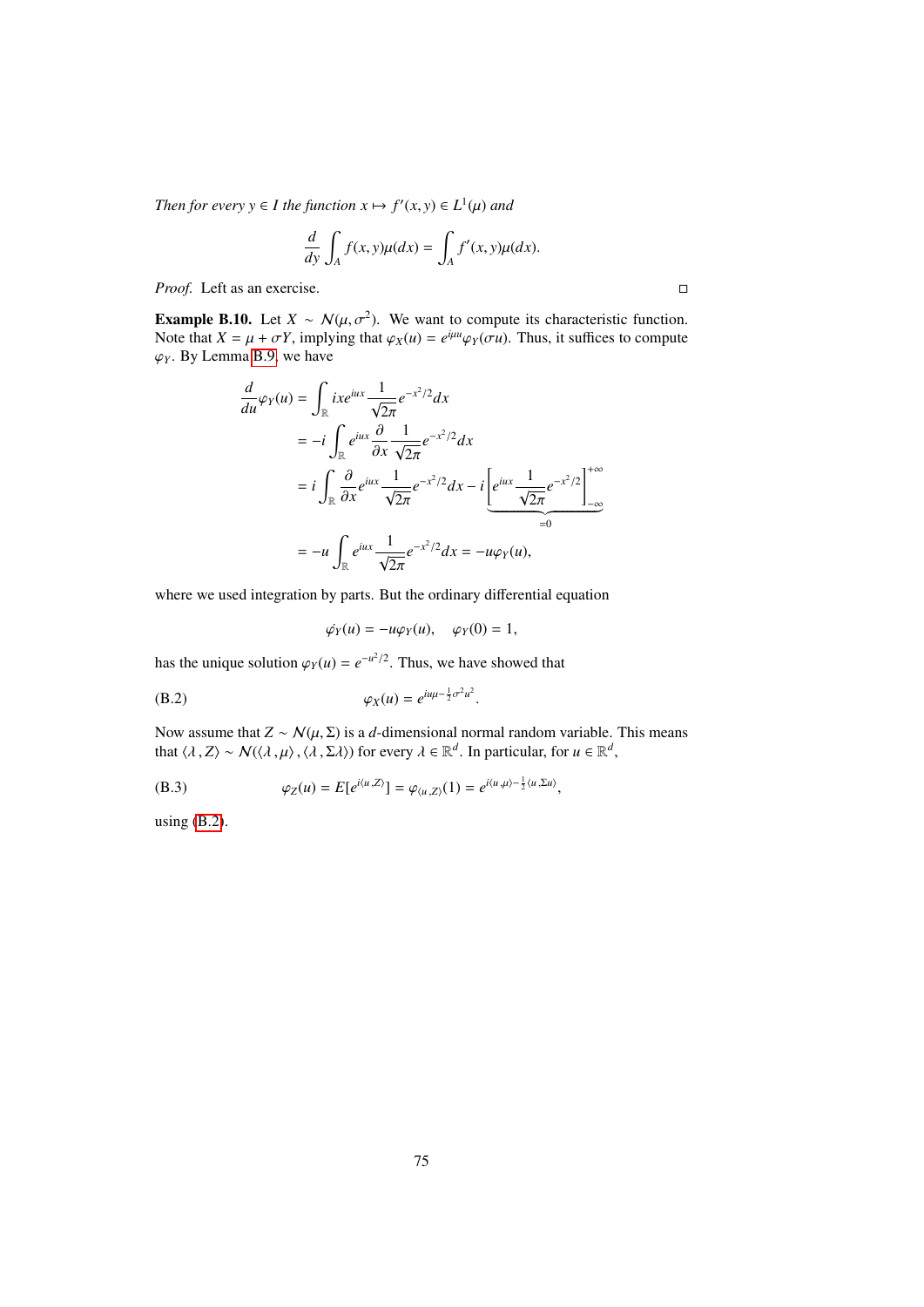*Then for every $y \in I$ the function $x \mapsto f'(x,y) \in L^1(\mu)$ and*

$$\frac{d}{dy}\int_A f(x,y)\mu(dx) = \int_A f'(x,y)\mu(dx).$$

*Proof.* Left as an exercise. □

**Example B.10.** Let $X \sim \mathcal{N}(\mu, \sigma^2)$. We want to compute its characteristic function. Note that $X = \mu + \sigma Y$, implying that $\varphi_X(u) = e^{i\mu u}\varphi_Y(\sigma u)$. Thus, it suffices to compute $\varphi_Y$. By Lemma B.9, we have

$$\begin{aligned}
\frac{d}{du}\varphi_Y(u) &= \int_{\mathbb{R}} ixe^{iux}\frac{1}{\sqrt{2\pi}}e^{-x^2/2}dx \\
&= -i\int_{\mathbb{R}} e^{iux}\frac{\partial}{\partial x}\frac{1}{\sqrt{2\pi}}e^{-x^2/2}dx \\
&= i\int_{\mathbb{R}} \frac{\partial}{\partial x}e^{iux}\frac{1}{\sqrt{2\pi}}e^{-x^2/2}dx - i\underbrace{\left[e^{iux}\frac{1}{\sqrt{2\pi}}e^{-x^2/2}\right]_{-\infty}^{+\infty}}_{=0} \\
&= -u\int_{\mathbb{R}} e^{iux}\frac{1}{\sqrt{2\pi}}e^{-x^2/2}dx = -u\varphi_Y(u),
\end{aligned}$$

where we used integration by parts. But the ordinary differential equation

$$\dot{\varphi}_Y(u) = -u\varphi_Y(u), \quad \varphi_Y(0) = 1,$$

has the unique solution $\varphi_Y(u) = e^{-u^2/2}$. Thus, we have showed that

$$\varphi_X(u) = e^{iu\mu - \frac{1}{2}\sigma^2 u^2}. \tag{B.2}$$

Now assume that $Z \sim \mathcal{N}(\mu, \Sigma)$ is a $d$-dimensional normal random variable. This means that $\langle \lambda, Z\rangle \sim \mathcal{N}(\langle \lambda, \mu\rangle, \langle \lambda, \Sigma\lambda\rangle)$ for every $\lambda \in \mathbb{R}^d$. In particular, for $u \in \mathbb{R}^d$,

$$\varphi_Z(u) = E[e^{i\langle u, Z\rangle}] = \varphi_{\langle u, Z\rangle}(1) = e^{i\langle u, \mu\rangle - \frac{1}{2}\langle u, \Sigma u\rangle}, \tag{B.3}$$

using (B.2).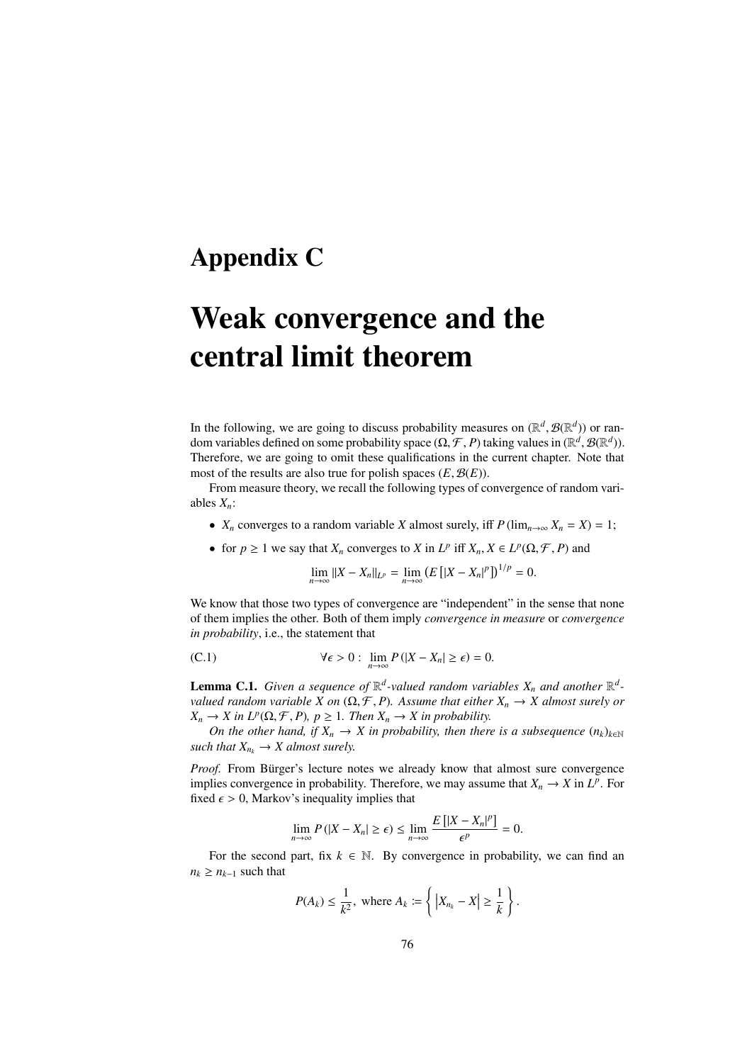# Appendix C

# Weak convergence and the central limit theorem

In the following, we are going to discuss probability measures on $(\mathbb{R}^d, \mathcal{B}(\mathbb{R}^d))$ or random variables defined on some probability space $(\Omega, \mathcal{F}, P)$ taking values in $(\mathbb{R}^d, \mathcal{B}(\mathbb{R}^d))$. Therefore, we are going to omit these qualifications in the current chapter. Note that most of the results are also true for polish spaces $(E, \mathcal{B}(E))$.

From measure theory, we recall the following types of convergence of random variables $X_n$:

- $X_n$ converges to a random variable $X$ almost surely, iff $P(\lim_{n\to\infty} X_n = X) = 1$;
- for $p \geq 1$ we say that $X_n$ converges to $X$ in $L^p$ iff $X_n, X \in L^p(\Omega, \mathcal{F}, P)$ and

$$\lim_{n\to\infty} \|X - X_n\|_{L^p} = \lim_{n\to\infty} \left(E\left[|X - X_n|^p\right]\right)^{1/p} = 0.$$

We know that those two types of convergence are "independent" in the sense that none of them implies the other. Both of them imply *convergence in measure* or *convergence in probability*, i.e., the statement that

$$\forall \epsilon > 0 : \lim_{n\to\infty} P(|X - X_n| \geq \epsilon) = 0. \tag{C.1}$$

**Lemma C.1.** *Given a sequence of $\mathbb{R}^d$-valued random variables $X_n$ and another $\mathbb{R}^d$-valued random variable $X$ on $(\Omega, \mathcal{F}, P)$. Assume that either $X_n \to X$ almost surely or $X_n \to X$ in $L^p(\Omega, \mathcal{F}, P)$, $p \geq 1$. Then $X_n \to X$ in probability.*

*On the other hand, if $X_n \to X$ in probability, then there is a subsequence $(n_k)_{k\in\mathbb{N}}$ such that $X_{n_k} \to X$ almost surely.*

*Proof.* From Bürger's lecture notes we already know that almost sure convergence implies convergence in probability. Therefore, we may assume that $X_n \to X$ in $L^p$. For fixed $\epsilon > 0$, Markov's inequality implies that

$$\lim_{n\to\infty} P(|X - X_n| \geq \epsilon) \leq \lim_{n\to\infty} \frac{E\left[|X - X_n|^p\right]}{\epsilon^p} = 0.$$

For the second part, fix $k \in \mathbb{N}$. By convergence in probability, we can find an $n_k \geq n_{k-1}$ such that

$$P(A_k) \leq \frac{1}{k^2}, \text{ where } A_k := \left\{ \left|X_{n_k} - X\right| \geq \frac{1}{k} \right\}.$$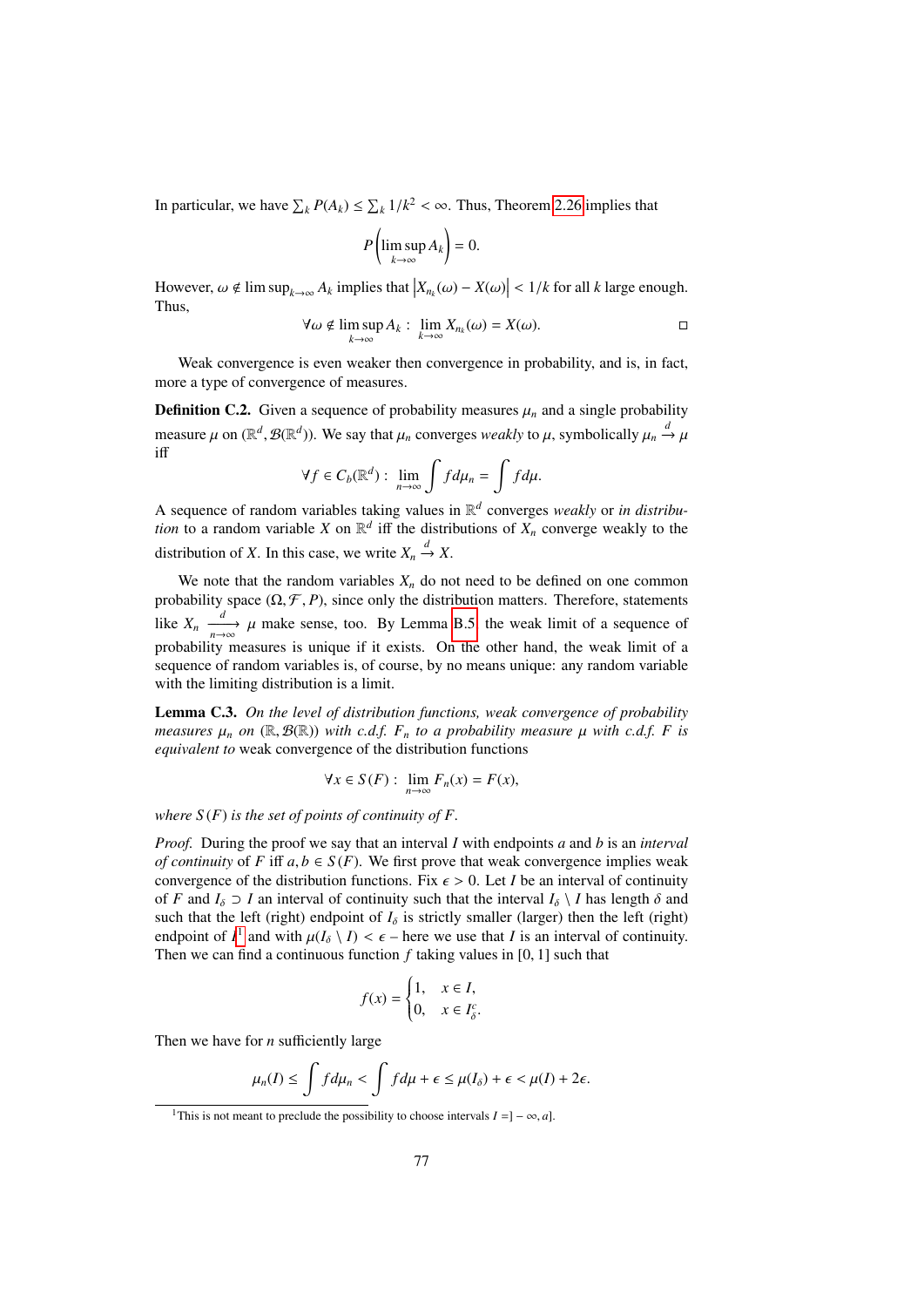In particular, we have $\sum_k P(A_k) \le \sum_k 1/k^2 < \infty$. Thus, Theorem 2.26 implies that

$$P\left(\limsup_{k\to\infty} A_k\right) = 0.$$

However, $\omega \notin \limsup_{k\to\infty} A_k$ implies that $\left|X_{n_k}(\omega) - X(\omega)\right| < 1/k$ for all $k$ large enough. Thus,

$$\forall \omega \notin \limsup_{k\to\infty} A_k : \lim_{k\to\infty} X_{n_k}(\omega) = X(\omega).$$

□

Weak convergence is even weaker then convergence in probability, and is, in fact, more a type of convergence of measures.

**Definition C.2.** Given a sequence of probability measures $\mu_n$ and a single probability measure $\mu$ on $(\mathbb{R}^d, \mathcal{B}(\mathbb{R}^d))$. We say that $\mu_n$ converges *weakly* to $\mu$, symbolically $\mu_n \xrightarrow{d} \mu$ iff

$$\forall f \in C_b(\mathbb{R}^d) : \lim_{n\to\infty} \int f d\mu_n = \int f d\mu.$$

A sequence of random variables taking values in $\mathbb{R}^d$ converges *weakly* or *in distribution* to a random variable $X$ on $\mathbb{R}^d$ iff the distributions of $X_n$ converge weakly to the distribution of $X$. In this case, we write $X_n \xrightarrow{d} X$.

We note that the random variables $X_n$ do not need to be defined on one common probability space $(\Omega, \mathcal{F}, P)$, since only the distribution matters. Therefore, statements like $X_n \xrightarrow[n\to\infty]{d} \mu$ make sense, too. By Lemma B.5 the weak limit of a sequence of probability measures is unique if it exists. On the other hand, the weak limit of a sequence of random variables is, of course, by no means unique: any random variable with the limiting distribution is a limit.

**Lemma C.3.** *On the level of distribution functions, weak convergence of probability measures $\mu_n$ on $(\mathbb{R}, \mathcal{B}(\mathbb{R}))$ with c.d.f. $F_n$ to a probability measure $\mu$ with c.d.f. $F$ is equivalent to* weak convergence of the distribution functions

$$\forall x \in S(F) : \lim_{n\to\infty} F_n(x) = F(x),$$

*where $S(F)$ is the set of points of continuity of $F$.*

*Proof.* During the proof we say that an interval $I$ with endpoints $a$ and $b$ is an *interval of continuity* of $F$ iff $a, b \in S(F)$. We first prove that weak convergence implies weak convergence of the distribution functions. Fix $\epsilon > 0$. Let $I$ be an interval of continuity of $F$ and $I_\delta \supset I$ an interval of continuity such that the interval $I_\delta \setminus I$ has length $\delta$ and such that the left (right) endpoint of $I_\delta$ is strictly smaller (larger) then the left (right) endpoint of $I$[1] and with $\mu(I_\delta \setminus I) < \epsilon$ – here we use that $I$ is an interval of continuity. Then we can find a continuous function $f$ taking values in $[0, 1]$ such that

$$f(x) = \begin{cases} 1, & x \in I, \\ 0, & x \in I_\delta^c. \end{cases}$$

Then we have for $n$ sufficiently large

$$\mu_n(I) \le \int f d\mu_n < \int f d\mu + \epsilon \le \mu(I_\delta) + \epsilon < \mu(I) + 2\epsilon.$$

[1] This is not meant to preclude the possibility to choose intervals $I = ]-\infty, a]$.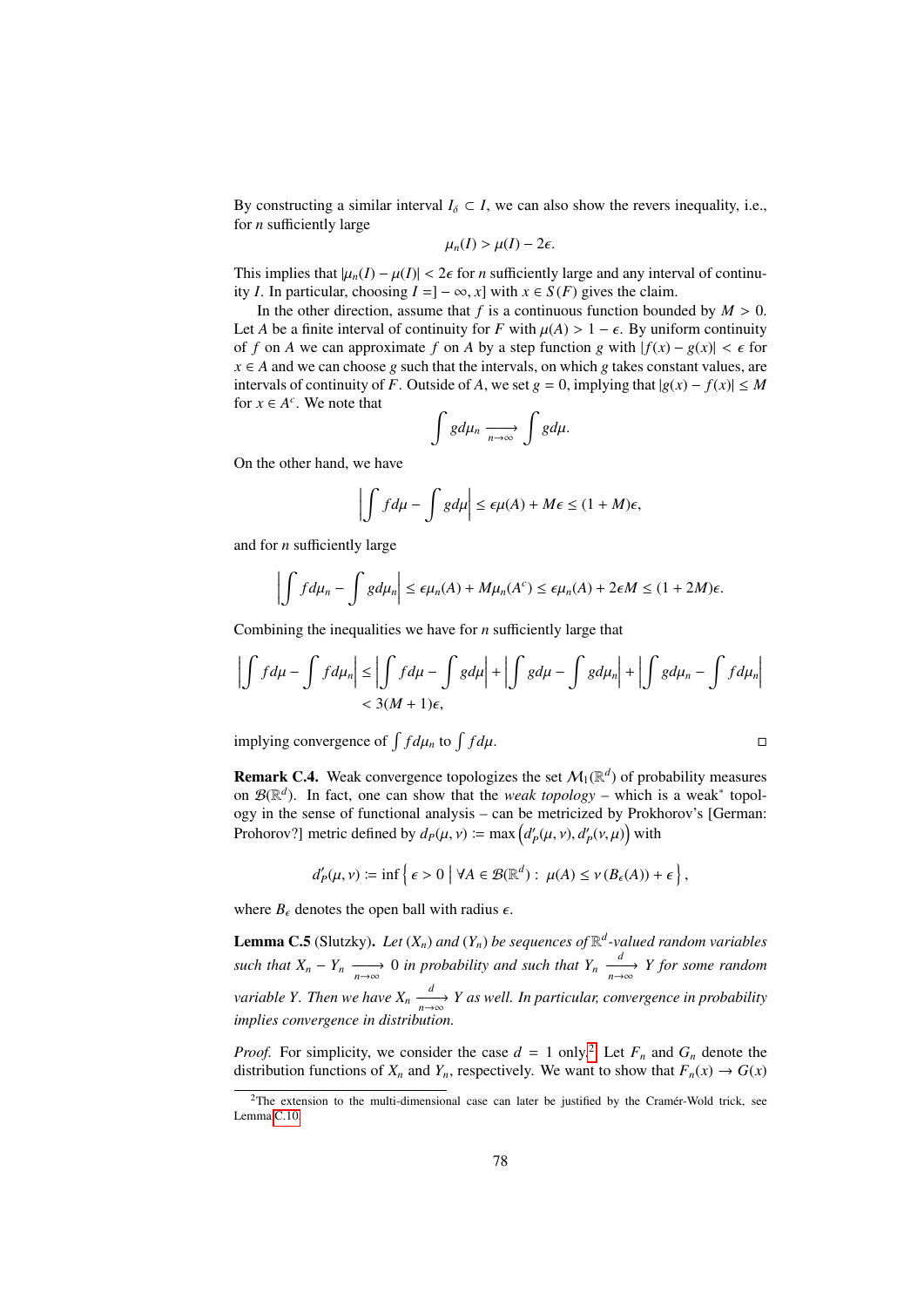By constructing a similar interval $I_\delta \subset I$, we can also show the revers inequality, i.e., for $n$ sufficiently large

$$\mu_n(I) > \mu(I) - 2\epsilon.$$

This implies that $|\mu_n(I) - \mu(I)| < 2\epsilon$ for $n$ sufficiently large and any interval of continuity $I$. In particular, choosing $I = ]-\infty, x]$ with $x \in S(F)$ gives the claim.

In the other direction, assume that $f$ is a continuous function bounded by $M > 0$. Let $A$ be a finite interval of continuity for $F$ with $\mu(A) > 1 - \epsilon$. By uniform continuity of $f$ on $A$ we can approximate $f$ on $A$ by a step function $g$ with $|f(x) - g(x)| < \epsilon$ for $x \in A$ and we can choose $g$ such that the intervals, on which $g$ takes constant values, are intervals of continuity of $F$. Outside of $A$, we set $g = 0$, implying that $|g(x) - f(x)| \leq M$ for $x \in A^c$. We note that

$$\int g d\mu_n \xrightarrow[n\to\infty]{} \int g d\mu.$$

On the other hand, we have

$$\left| \int f d\mu - \int g d\mu \right| \leq \epsilon \mu(A) + M\epsilon \leq (1 + M)\epsilon,$$

and for $n$ sufficiently large

$$\left| \int f d\mu_n - \int g d\mu_n \right| \leq \epsilon \mu_n(A) + M\mu_n(A^c) \leq \epsilon \mu_n(A) + 2\epsilon M \leq (1 + 2M)\epsilon.$$

Combining the inequalities we have for $n$ sufficiently large that

$$\begin{aligned}\left| \int f d\mu - \int f d\mu_n \right| &\leq \left| \int f d\mu - \int g d\mu \right| + \left| \int g d\mu - \int g d\mu_n \right| + \left| \int g d\mu_n - \int f d\mu_n \right| \\ &< 3(M + 1)\epsilon,\end{aligned}$$

implying convergence of $\int f d\mu_n$ to $\int f d\mu$. □

**Remark C.4.** Weak convergence topologizes the set $\mathcal{M}_1(\mathbb{R}^d)$ of probability measures on $\mathcal{B}(\mathbb{R}^d)$. In fact, one can show that the *weak topology* – which is a weak* topology in the sense of functional analysis – can be metricized by Prokhorov's [German: Prohorov?] metric defined by $d_P(\mu, \nu) := \max\left(d'_P(\mu, \nu), d'_P(\nu, \mu)\right)$ with

$$d'_P(\mu, \nu) := \inf\left\{ \epsilon > 0 \;\middle|\; \forall A \in \mathcal{B}(\mathbb{R}^d) : \; \mu(A) \leq \nu\left(B_\epsilon(A)\right) + \epsilon \right\},$$

where $B_\epsilon$ denotes the open ball with radius $\epsilon$.

**Lemma C.5** (Slutzky). *Let $(X_n)$ and $(Y_n)$ be sequences of $\mathbb{R}^d$-valued random variables such that $X_n - Y_n \xrightarrow[n\to\infty]{} 0$ in probability and such that $Y_n \xrightarrow[n\to\infty]{d} Y$ for some random variable $Y$. Then we have $X_n \xrightarrow[n\to\infty]{d} Y$ as well. In particular, convergence in probability implies convergence in distribution.*

*Proof.* For simplicity, we consider the case $d = 1$ only.[2] Let $F_n$ and $G_n$ denote the distribution functions of $X_n$ and $Y_n$, respectively. We want to show that $F_n(x) \to G(x)$

[2] The extension to the multi-dimensional case can later be justified by the Cramér-Wold trick, see Lemma C.10.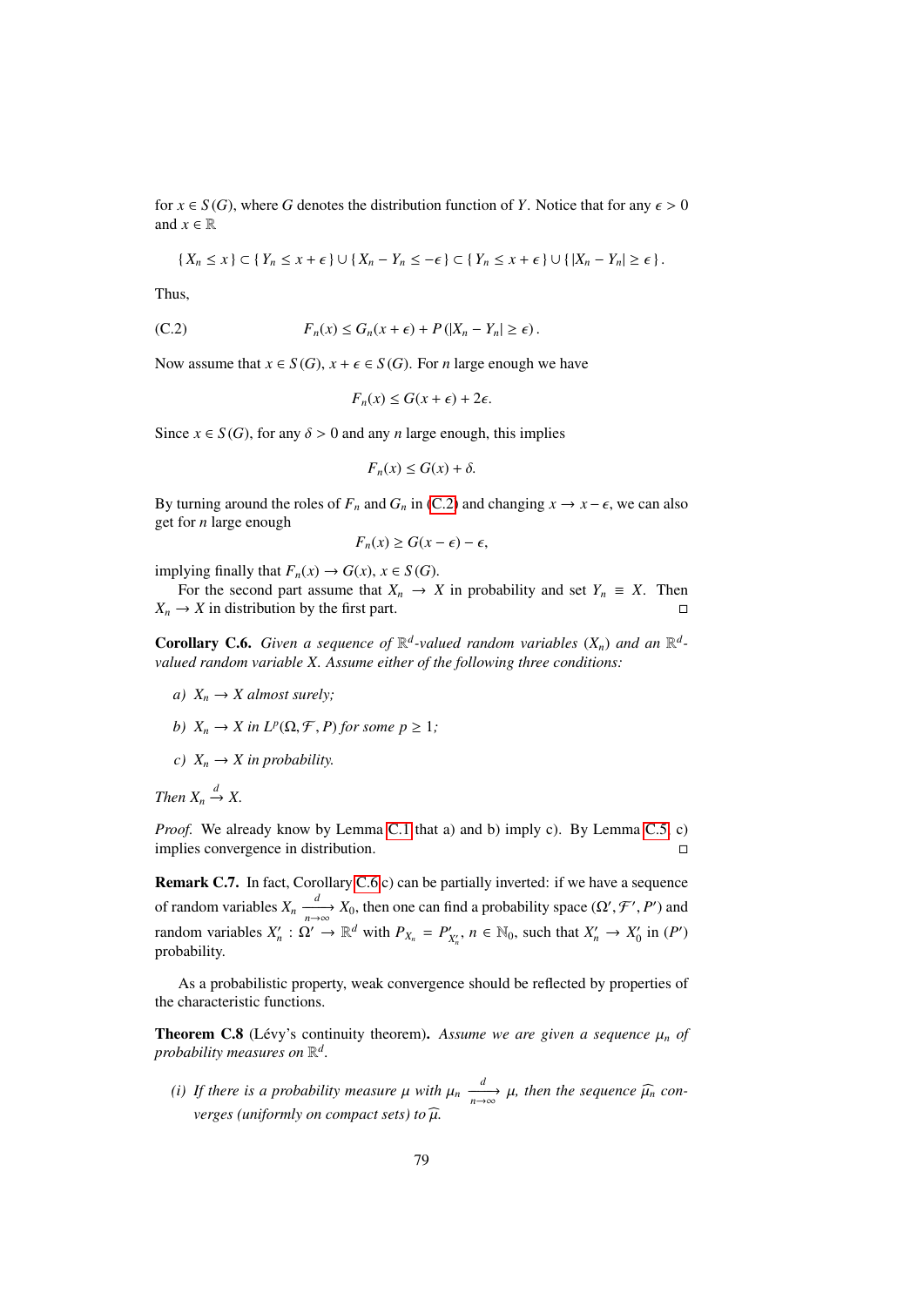for $x \in S(G)$, where $G$ denotes the distribution function of $Y$. Notice that for any $\epsilon > 0$ and $x \in \mathbb{R}$

$$\{X_n \le x\} \subset \{Y_n \le x + \epsilon\} \cup \{X_n - Y_n \le -\epsilon\} \subset \{Y_n \le x + \epsilon\} \cup \{|X_n - Y_n| \ge \epsilon\}.$$

Thus,

$$F_n(x) \le G_n(x + \epsilon) + P(|X_n - Y_n| \ge \epsilon). \tag{C.2}$$

Now assume that $x \in S(G)$, $x + \epsilon \in S(G)$. For $n$ large enough we have

$$F_n(x) \le G(x + \epsilon) + 2\epsilon.$$

Since $x \in S(G)$, for any $\delta > 0$ and any $n$ large enough, this implies

$$F_n(x) \le G(x) + \delta.$$

By turning around the roles of $F_n$ and $G_n$ in (C.2) and changing $x \to x - \epsilon$, we can also get for $n$ large enough

$$F_n(x) \ge G(x - \epsilon) - \epsilon,$$

implying finally that $F_n(x) \to G(x)$, $x \in S(G)$.

For the second part assume that $X_n \to X$ in probability and set $Y_n \equiv X$. Then $X_n \to X$ in distribution by the first part. □

**Corollary C.6.** *Given a sequence of $\mathbb{R}^d$-valued random variables $(X_n)$ and an $\mathbb{R}^d$-valued random variable $X$. Assume either of the following three conditions:*

*a) $X_n \to X$ almost surely;*

*b) $X_n \to X$ in $L^p(\Omega, \mathcal{F}, P)$ for some $p \ge 1$;*

*c) $X_n \to X$ in probability.*

*Then $X_n \xrightarrow{d} X$.*

*Proof.* We already know by Lemma C.1 that a) and b) imply c). By Lemma C.5, c) implies convergence in distribution. □

**Remark C.7.** In fact, Corollary C.6 c) can be partially inverted: if we have a sequence of random variables $X_n \xrightarrow[n\to\infty]{d} X_0$, then one can find a probability space $(\Omega', \mathcal{F}', P')$ and random variables $X'_n : \Omega' \to \mathbb{R}^d$ with $P_{X_n} = P'_{X'_n}$, $n \in \mathbb{N}_0$, such that $X'_n \to X'_0$ in $(P')$ probability.

As a probabilistic property, weak convergence should be reflected by properties of the characteristic functions.

**Theorem C.8** (Lévy's continuity theorem)**.** *Assume we are given a sequence $\mu_n$ of probability measures on $\mathbb{R}^d$.*

*(i) If there is a probability measure $\mu$ with $\mu_n \xrightarrow[n\to\infty]{d} \mu$, then the sequence $\widehat{\mu_n}$ converges (uniformly on compact sets) to $\widehat{\mu}$.*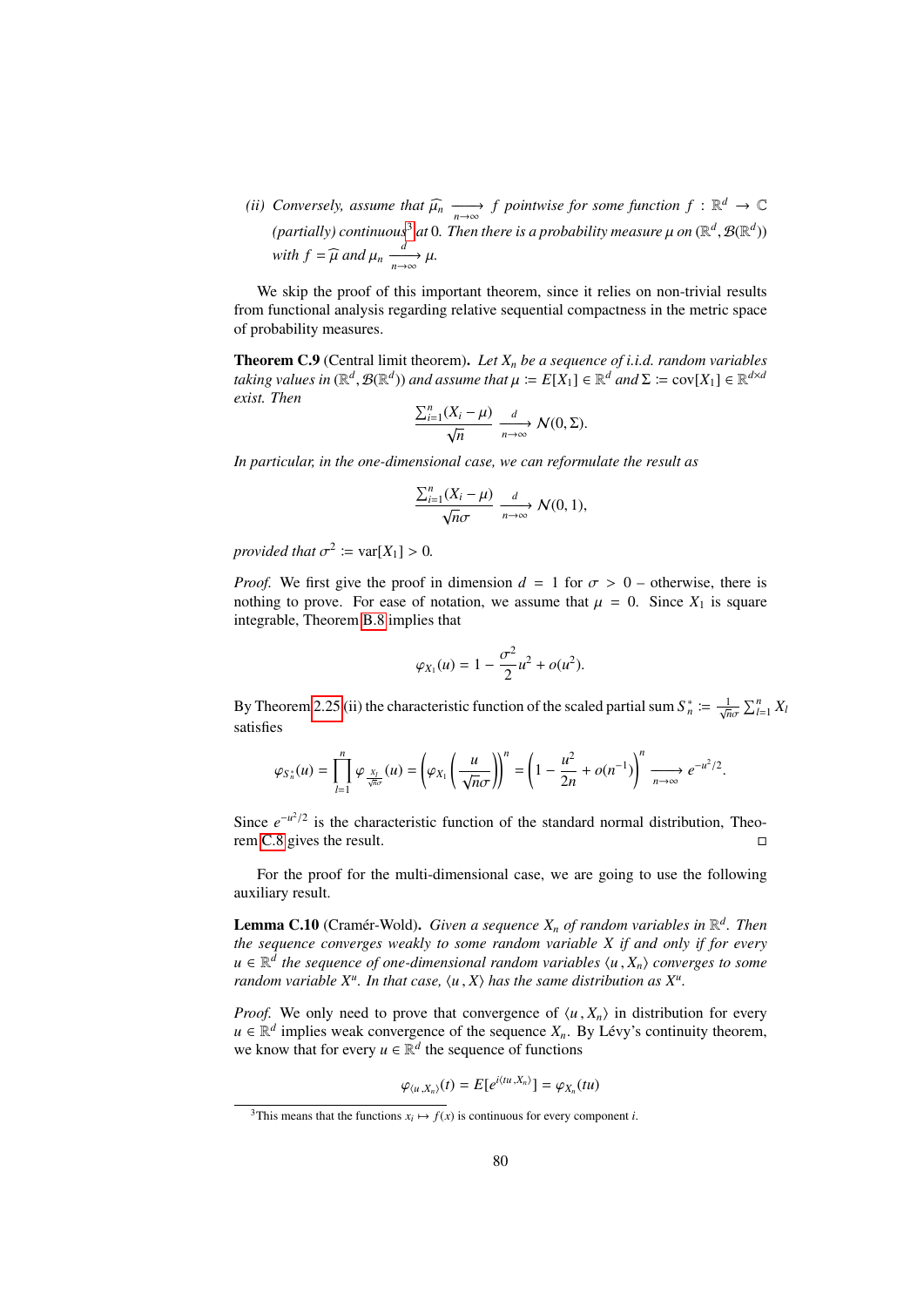*(ii) Conversely, assume that $\widehat{\mu}_n \xrightarrow[n\to\infty]{} f$ pointwise for some function $f : \mathbb{R}^d \to \mathbb{C}$ (partially) continuous*[3] *at 0. Then there is a probability measure $\mu$ on $(\mathbb{R}^d, \mathcal{B}(\mathbb{R}^d))$ with $f = \widehat{\mu}$ and $\mu_n \xrightarrow[n\to\infty]{d} \mu$.*

We skip the proof of this important theorem, since it relies on non-trivial results from functional analysis regarding relative sequential compactness in the metric space of probability measures.

**Theorem C.9** (Central limit theorem)**.** *Let $X_n$ be a sequence of i.i.d. random variables taking values in $(\mathbb{R}^d, \mathcal{B}(\mathbb{R}^d))$ and assume that $\mu := E[X_1] \in \mathbb{R}^d$ and $\Sigma := \operatorname{cov}[X_1] \in \mathbb{R}^{d\times d}$ exist. Then*

$$\frac{\sum_{i=1}^n (X_i - \mu)}{\sqrt{n}} \xrightarrow[n\to\infty]{d} \mathcal{N}(0, \Sigma).$$

*In particular, in the one-dimensional case, we can reformulate the result as*

$$\frac{\sum_{i=1}^n (X_i - \mu)}{\sqrt{n}\sigma} \xrightarrow[n\to\infty]{d} \mathcal{N}(0, 1),$$

*provided that $\sigma^2 := \operatorname{var}[X_1] > 0$.*

*Proof.* We first give the proof in dimension $d = 1$ for $\sigma > 0$ – otherwise, there is nothing to prove. For ease of notation, we assume that $\mu = 0$. Since $X_1$ is square integrable, Theorem B.8 implies that

$$\varphi_{X_1}(u) = 1 - \frac{\sigma^2}{2}u^2 + o(u^2).$$

By Theorem 2.25 (ii) the characteristic function of the scaled partial sum $S_n^* := \frac{1}{\sqrt{n}\sigma}\sum_{l=1}^n X_l$ satisfies

$$\varphi_{S_n^*}(u) = \prod_{l=1}^n \varphi_{\frac{X_l}{\sqrt{n}\sigma}}(u) = \left(\varphi_{X_1}\left(\frac{u}{\sqrt{n}\sigma}\right)\right)^n = \left(1 - \frac{u^2}{2n} + o(n^{-1})\right)^n \xrightarrow[n\to\infty]{} e^{-u^2/2}.$$

Since $e^{-u^2/2}$ is the characteristic function of the standard normal distribution, Theorem C.8 gives the result. □

For the proof for the multi-dimensional case, we are going to use the following auxiliary result.

**Lemma C.10** (Cramér-Wold)**.** *Given a sequence $X_n$ of random variables in $\mathbb{R}^d$. Then the sequence converges weakly to some random variable $X$ if and only if for every $u \in \mathbb{R}^d$ the sequence of one-dimensional random variables $\langle u, X_n\rangle$ converges to some random variable $X^u$. In that case, $\langle u, X\rangle$ has the same distribution as $X^u$.*

*Proof.* We only need to prove that convergence of $\langle u, X_n\rangle$ in distribution for every $u \in \mathbb{R}^d$ implies weak convergence of the sequence $X_n$. By Lévy's continuity theorem, we know that for every $u \in \mathbb{R}^d$ the sequence of functions

$$\varphi_{\langle u, X_n\rangle}(t) = E[e^{i\langle tu, X_n\rangle}] = \varphi_{X_n}(tu)$$

[3] This means that the functions $x_i \mapsto f(x)$ is continuous for every component $i$.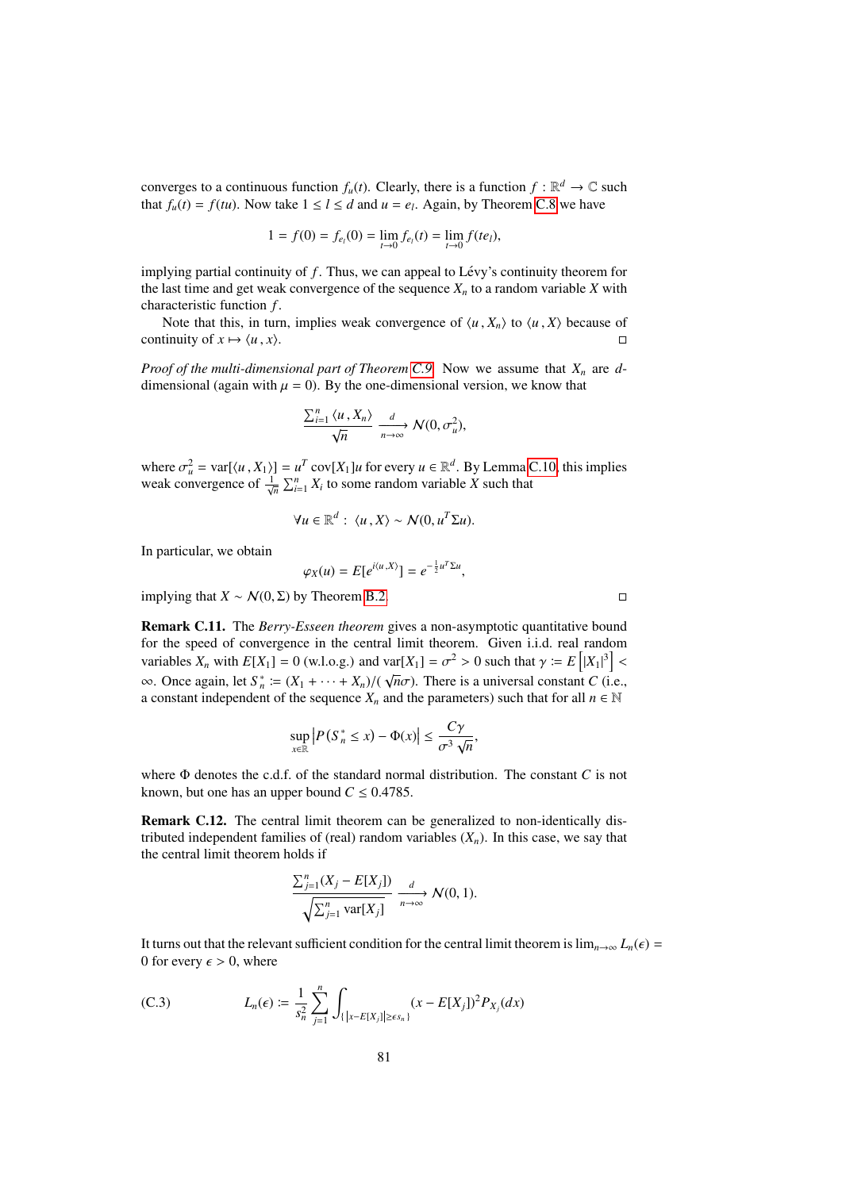converges to a continuous function $f_u(t)$. Clearly, there is a function $f : \mathbb{R}^d \to \mathbb{C}$ such that $f_u(t) = f(tu)$. Now take $1 \le l \le d$ and $u = e_l$. Again, by Theorem C.8 we have

$$1 = f(0) = f_{e_l}(0) = \lim_{t\to 0} f_{e_l}(t) = \lim_{t\to 0} f(te_l),$$

implying partial continuity of $f$. Thus, we can appeal to Lévy's continuity theorem for the last time and get weak convergence of the sequence $X_n$ to a random variable $X$ with characteristic function $f$.

Note that this, in turn, implies weak convergence of $\langle u, X_n \rangle$ to $\langle u, X \rangle$ because of continuity of $x \mapsto \langle u, x \rangle$. □

*Proof of the multi-dimensional part of Theorem C.9.* Now we assume that $X_n$ are $d$-dimensional (again with $\mu = 0$). By the one-dimensional version, we know that

$$\frac{\sum_{i=1}^n \langle u, X_n \rangle}{\sqrt{n}} \xrightarrow[n\to\infty]{d} \mathcal{N}(0, \sigma_u^2),$$

where $\sigma_u^2 = \operatorname{var}[\langle u, X_1 \rangle] = u^T \operatorname{cov}[X_1] u$ for every $u \in \mathbb{R}^d$. By Lemma C.10, this implies weak convergence of $\frac{1}{\sqrt{n}} \sum_{i=1}^n X_i$ to some random variable $X$ such that

$$\forall u \in \mathbb{R}^d : \langle u, X \rangle \sim \mathcal{N}(0, u^T \Sigma u).$$

In particular, we obtain

$$\varphi_X(u) = E[e^{i\langle u, X \rangle}] = e^{-\frac{1}{2} u^T \Sigma u},$$

implying that $X \sim \mathcal{N}(0, \Sigma)$ by Theorem B.2. □

**Remark C.11.** The *Berry-Esseen theorem* gives a non-asymptotic quantitative bound for the speed of convergence in the central limit theorem. Given i.i.d. real random variables $X_n$ with $E[X_1] = 0$ (w.l.o.g.) and $\operatorname{var}[X_1] = \sigma^2 > 0$ such that $\gamma := E\left[|X_1|^3\right] < \infty$. Once again, let $S_n^* := (X_1 + \cdots + X_n)/(\sqrt{n}\sigma)$. There is a universal constant $C$ (i.e., a constant independent of the sequence $X_n$ and the parameters) such that for all $n \in \mathbb{N}$

$$\sup_{x\in\mathbb{R}} \left| P(S_n^* \le x) - \Phi(x) \right| \le \frac{C\gamma}{\sigma^3 \sqrt{n}},$$

where $\Phi$ denotes the c.d.f. of the standard normal distribution. The constant $C$ is not known, but one has an upper bound $C \le 0.4785$.

**Remark C.12.** The central limit theorem can be generalized to non-identically distributed independent families of (real) random variables $(X_n)$. In this case, we say that the central limit theorem holds if

$$\frac{\sum_{j=1}^n (X_j - E[X_j])}{\sqrt{\sum_{j=1}^n \operatorname{var}[X_j]}} \xrightarrow[n\to\infty]{d} \mathcal{N}(0, 1).$$

It turns out that the relevant sufficient condition for the central limit theorem is $\lim_{n\to\infty} L_n(\epsilon) = 0$ for every $\epsilon > 0$, where

$$L_n(\epsilon) := \frac{1}{s_n^2} \sum_{j=1}^n \int_{\{|x - E[X_j]| \ge \epsilon s_n\}} (x - E[X_j])^2 P_{X_j}(dx) \tag{C.3}$$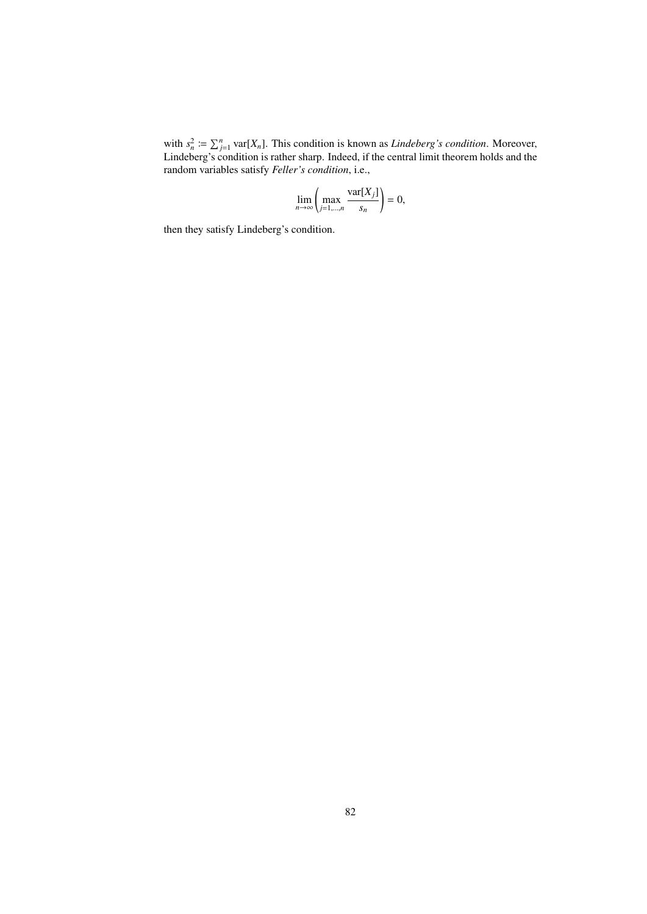with $s_n^2 \coloneqq \sum_{j=1}^n \text{var}[X_n]$. This condition is known as *Lindeberg's condition*. Moreover, Lindeberg's condition is rather sharp. Indeed, if the central limit theorem holds and the random variables satisfy *Feller's condition*, i.e.,

$$\lim_{n\to\infty} \left( \max_{j=1,\dots,n} \frac{\text{var}[X_j]}{s_n} \right) = 0,$$

then they satisfy Lindeberg's condition.